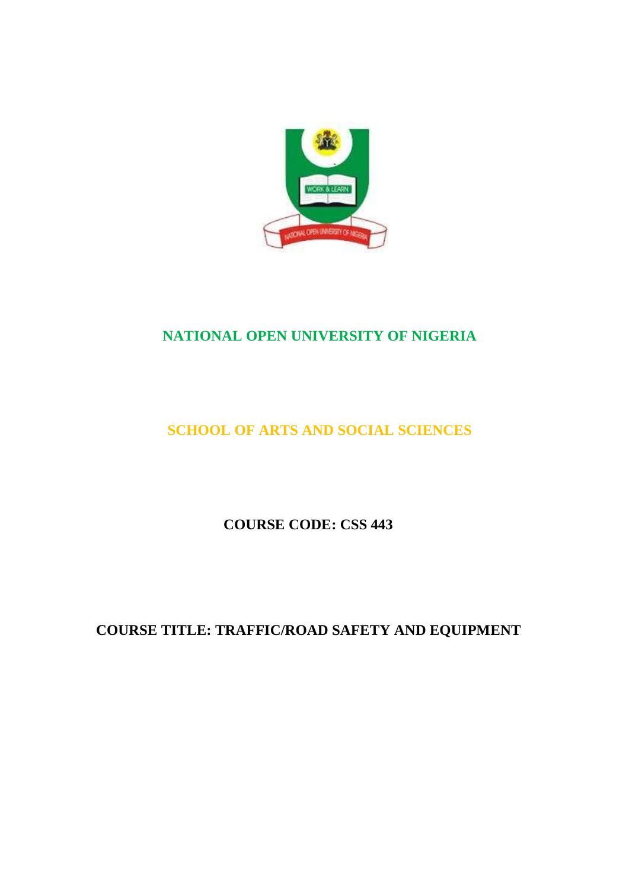# NATIONAL OPEN UNIVERSITY OF NIGERIA

## SCHOOL OF ARTS AND SOCIAL SCIENCES

**COURSE CODE: CSS 443**

**COURSE TITLE: TRAFFIC/ROAD SAFETY AND EQUIPMENT**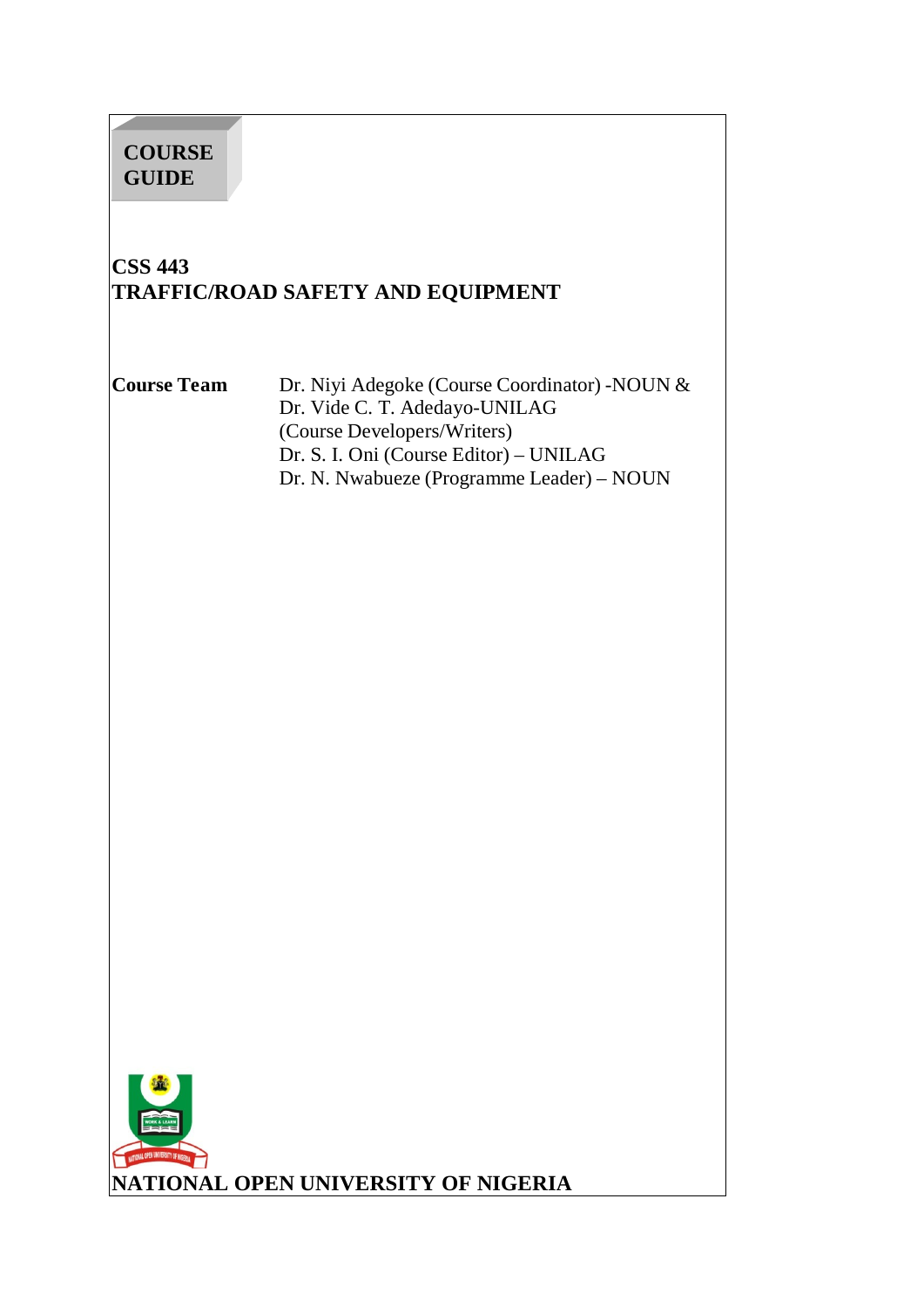**COURSE GUIDE**

# CSS 443
# TRAFFIC/ROAD SAFETY AND EQUIPMENT

**Course Team**

Dr. Niyi Adegoke (Course Coordinator) -NOUN &
Dr. Vide C. T. Adedayo-UNILAG
(Course Developers/Writers)
Dr. S. I. Oni (Course Editor) – UNILAG
Dr. N. Nwabueze (Programme Leader) – NOUN

**NATIONAL OPEN UNIVERSITY OF NIGERIA**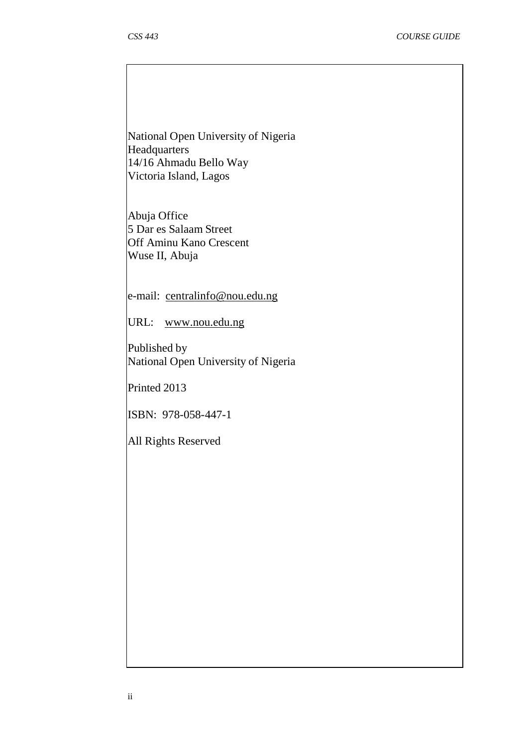National Open University of Nigeria
Headquarters
14/16 Ahmadu Bello Way
Victoria Island, Lagos

Abuja Office
5 Dar es Salaam Street
Off Aminu Kano Crescent
Wuse II, Abuja

e-mail: centralinfo@nou.edu.ng

URL: www.nou.edu.ng

Published by
National Open University of Nigeria

Printed 2013

ISBN: 978-058-447-1

All Rights Reserved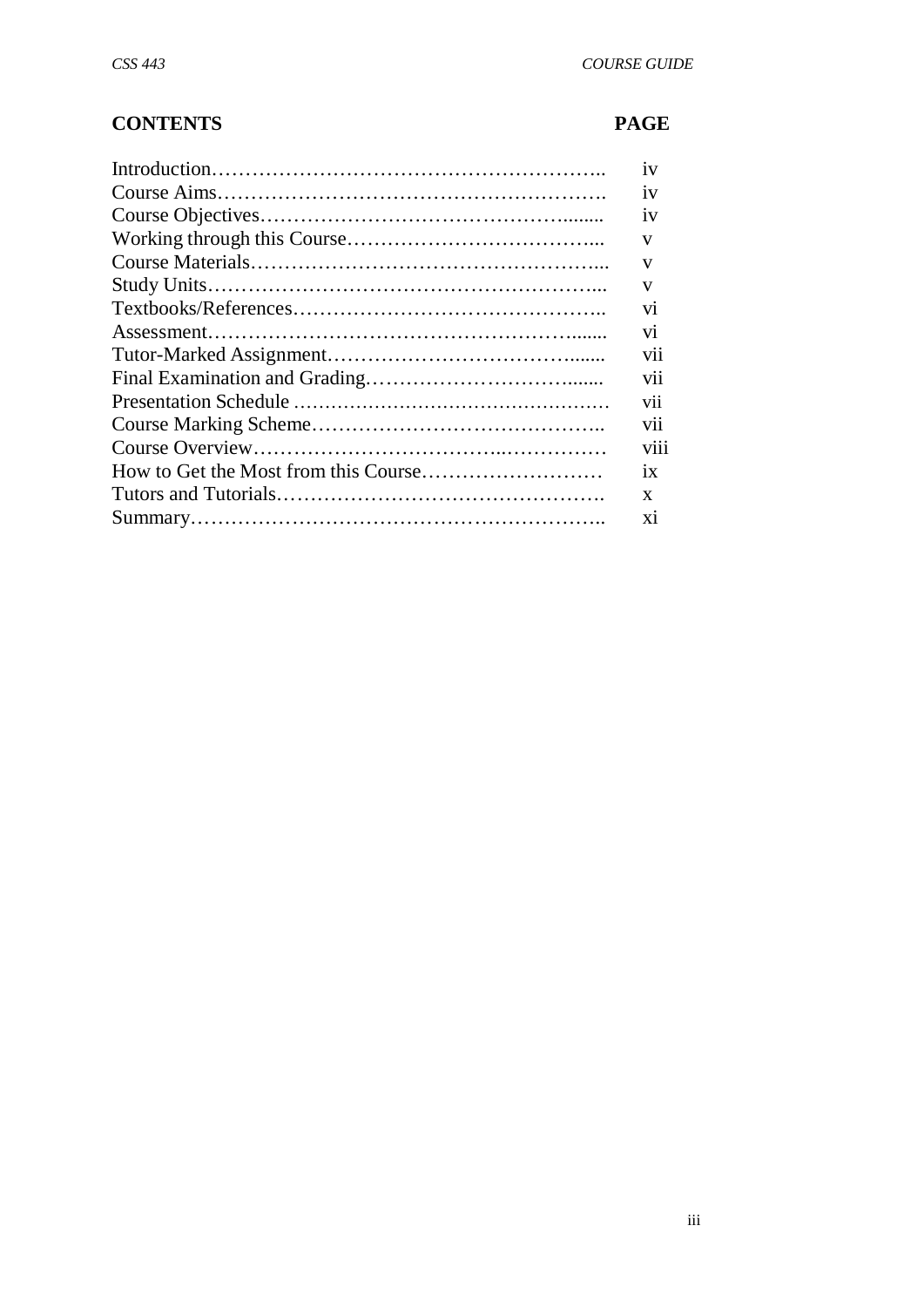| CONTENTS | PAGE |
|---|---|
| Introduction | iv |
| Course Aims | iv |
| Course Objectives | iv |
| Working through this Course | v |
| Course Materials | v |
| Study Units | v |
| Textbooks/References | vi |
| Assessment | vi |
| Tutor-Marked Assignment | vii |
| Final Examination and Grading | vii |
| Presentation Schedule | vii |
| Course Marking Scheme | vii |
| Course Overview | viii |
| How to Get the Most from this Course | ix |
| Tutors and Tutorials | x |
| Summary | xi |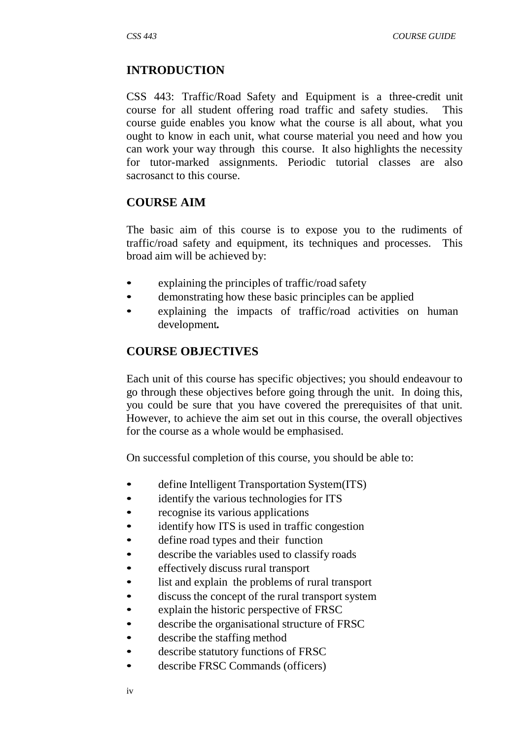## INTRODUCTION

CSS 443: Traffic/Road Safety and Equipment is a three-credit unit course for all student offering road traffic and safety studies. This course guide enables you know what the course is all about, what you ought to know in each unit, what course material you need and how you can work your way through this course. It also highlights the necessity for tutor-marked assignments. Periodic tutorial classes are also sacrosanct to this course.

## COURSE AIM

The basic aim of this course is to expose you to the rudiments of traffic/road safety and equipment, its techniques and processes. This broad aim will be achieved by:

- explaining the principles of traffic/road safety
- demonstrating how these basic principles can be applied
- explaining the impacts of traffic/road activities on human development*.*

## COURSE OBJECTIVES

Each unit of this course has specific objectives; you should endeavour to go through these objectives before going through the unit. In doing this, you could be sure that you have covered the prerequisites of that unit. However, to achieve the aim set out in this course, the overall objectives for the course as a whole would be emphasised.

On successful completion of this course, you should be able to:

- define Intelligent Transportation System(ITS)
- identify the various technologies for ITS
- recognise its various applications
- identify how ITS is used in traffic congestion
- define road types and their function
- describe the variables used to classify roads
- effectively discuss rural transport
- list and explain the problems of rural transport
- discuss the concept of the rural transport system
- explain the historic perspective of FRSC
- describe the organisational structure of FRSC
- describe the staffing method
- describe statutory functions of FRSC
- describe FRSC Commands (officers)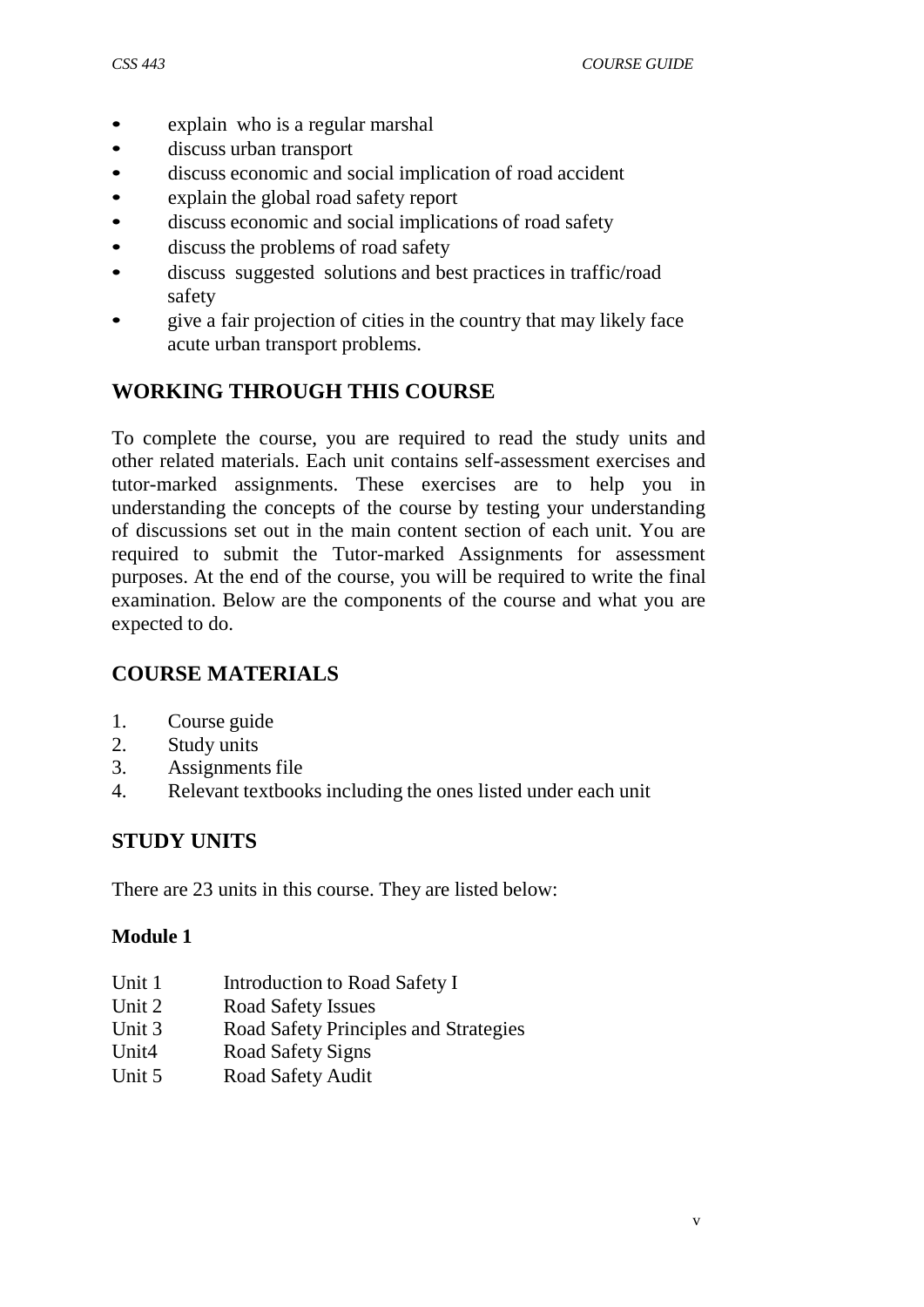- explain who is a regular marshal
- discuss urban transport
- discuss economic and social implication of road accident
- explain the global road safety report
- discuss economic and social implications of road safety
- discuss the problems of road safety
- discuss suggested solutions and best practices in traffic/road safety
- give a fair projection of cities in the country that may likely face acute urban transport problems.

## WORKING THROUGH THIS COURSE

To complete the course, you are required to read the study units and other related materials. Each unit contains self-assessment exercises and tutor-marked assignments. These exercises are to help you in understanding the concepts of the course by testing your understanding of discussions set out in the main content section of each unit. You are required to submit the Tutor-marked Assignments for assessment purposes. At the end of the course, you will be required to write the final examination. Below are the components of the course and what you are expected to do.

## COURSE MATERIALS

1. Course guide
2. Study units
3. Assignments file
4. Relevant textbooks including the ones listed under each unit

## STUDY UNITS

There are 23 units in this course. They are listed below:

**Module 1**

Unit 1 Introduction to Road Safety I
Unit 2 Road Safety Issues
Unit 3 Road Safety Principles and Strategies
Unit4 Road Safety Signs
Unit 5 Road Safety Audit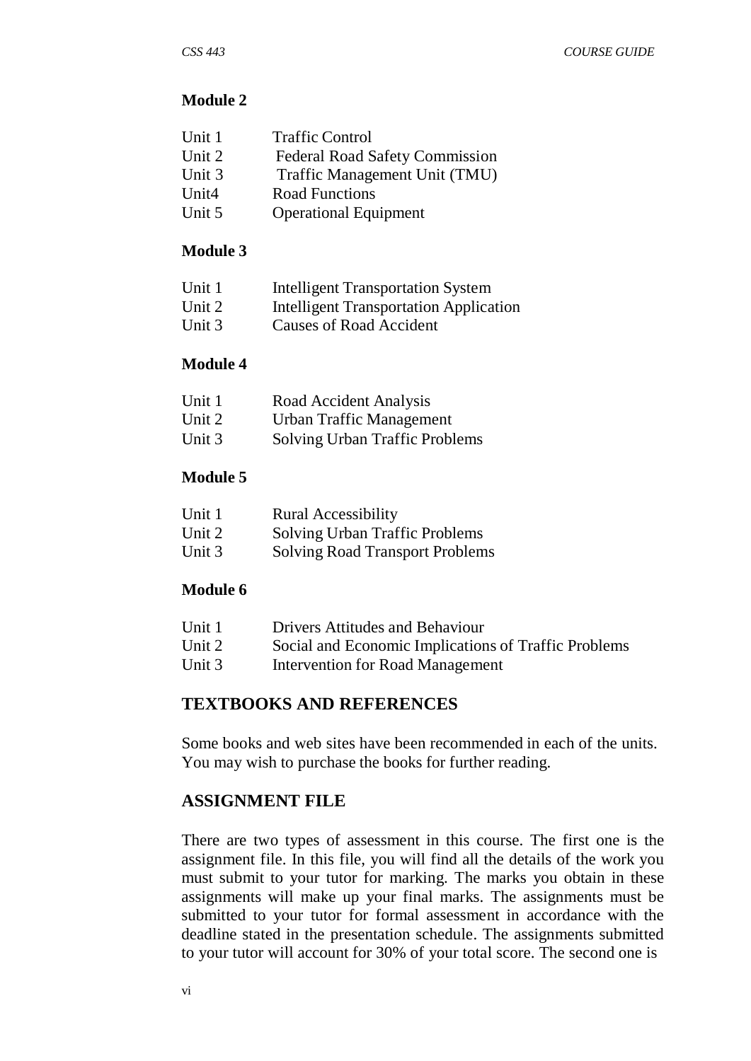**Module 2**

| | |
|---|---|
| Unit 1 | Traffic Control |
| Unit 2 | Federal Road Safety Commission |
| Unit 3 | Traffic Management Unit (TMU) |
| Unit4 | Road Functions |
| Unit 5 | Operational Equipment |

**Module 3**

| | |
|---|---|
| Unit 1 | Intelligent Transportation System |
| Unit 2 | Intelligent Transportation Application |
| Unit 3 | Causes of Road Accident |

**Module 4**

| | |
|---|---|
| Unit 1 | Road Accident Analysis |
| Unit 2 | Urban Traffic Management |
| Unit 3 | Solving Urban Traffic Problems |

**Module 5**

| | |
|---|---|
| Unit 1 | Rural Accessibility |
| Unit 2 | Solving Urban Traffic Problems |
| Unit 3 | Solving Road Transport Problems |

**Module 6**

| | |
|---|---|
| Unit 1 | Drivers Attitudes and Behaviour |
| Unit 2 | Social and Economic Implications of Traffic Problems |
| Unit 3 | Intervention for Road Management |

## TEXTBOOKS AND REFERENCES

Some books and web sites have been recommended in each of the units. You may wish to purchase the books for further reading.

## ASSIGNMENT FILE

There are two types of assessment in this course. The first one is the assignment file. In this file, you will find all the details of the work you must submit to your tutor for marking. The marks you obtain in these assignments will make up your final marks. The assignments must be submitted to your tutor for formal assessment in accordance with the deadline stated in the presentation schedule. The assignments submitted to your tutor will account for 30% of your total score. The second one is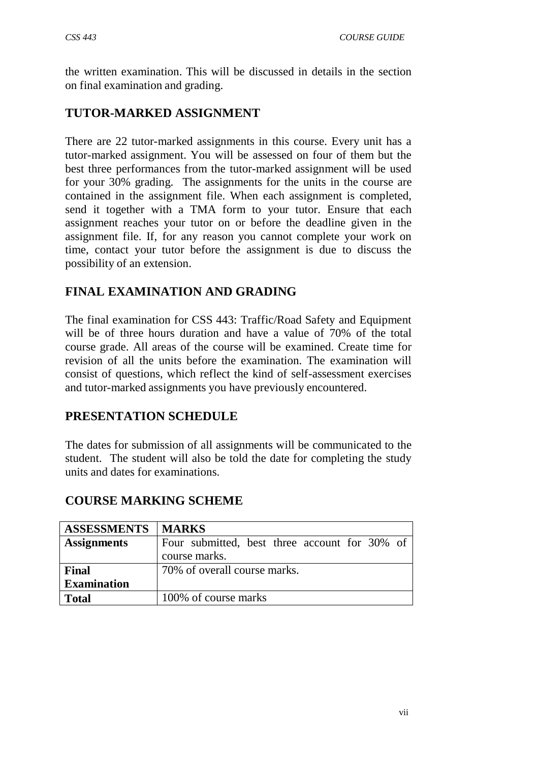the written examination. This will be discussed in details in the section on final examination and grading.

## TUTOR-MARKED ASSIGNMENT

There are 22 tutor-marked assignments in this course. Every unit has a tutor-marked assignment. You will be assessed on four of them but the best three performances from the tutor-marked assignment will be used for your 30% grading. The assignments for the units in the course are contained in the assignment file. When each assignment is completed, send it together with a TMA form to your tutor. Ensure that each assignment reaches your tutor on or before the deadline given in the assignment file. If, for any reason you cannot complete your work on time, contact your tutor before the assignment is due to discuss the possibility of an extension.

## FINAL EXAMINATION AND GRADING

The final examination for CSS 443: Traffic/Road Safety and Equipment will be of three hours duration and have a value of 70% of the total course grade. All areas of the course will be examined. Create time for revision of all the units before the examination. The examination will consist of questions, which reflect the kind of self-assessment exercises and tutor-marked assignments you have previously encountered.

## PRESENTATION SCHEDULE

The dates for submission of all assignments will be communicated to the student. The student will also be told the date for completing the study units and dates for examinations.

## COURSE MARKING SCHEME

| ASSESSMENTS | MARKS |
|---|---|
| **Assignments** | Four submitted, best three account for 30% of course marks. |
| **Final Examination** | 70% of overall course marks. |
| **Total** | 100% of course marks |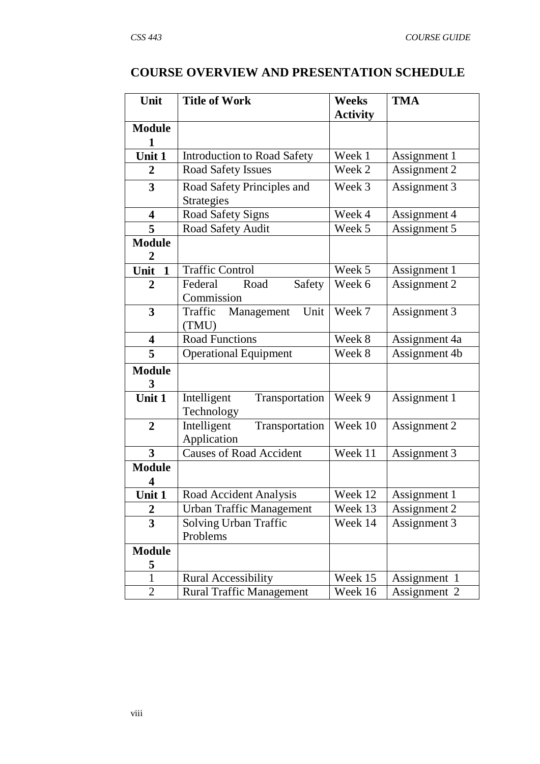## COURSE OVERVIEW AND PRESENTATION SCHEDULE

| Unit | Title of Work | Weeks Activity | TMA |
|---|---|---|---|
| **Module 1** | | | |
| **Unit 1** | Introduction to Road Safety | Week 1 | Assignment 1 |
| **2** | Road Safety Issues | Week 2 | Assignment 2 |
| **3** | Road Safety Principles and Strategies | Week 3 | Assignment 3 |
| **4** | Road Safety Signs | Week 4 | Assignment 4 |
| **5** | Road Safety Audit | Week 5 | Assignment 5 |
| **Module 2** | | | |
| **Unit 1** | Traffic Control | Week 5 | Assignment 1 |
| **2** | Federal Road Safety Commission | Week 6 | Assignment 2 |
| **3** | Traffic Management Unit (TMU) | Week 7 | Assignment 3 |
| **4** | Road Functions | Week 8 | Assignment 4a |
| **5** | Operational Equipment | Week 8 | Assignment 4b |
| **Module 3** | | | |
| **Unit 1** | Intelligent Transportation Technology | Week 9 | Assignment 1 |
| **2** | Intelligent Transportation Application | Week 10 | Assignment 2 |
| **3** | Causes of Road Accident | Week 11 | Assignment 3 |
| **Module 4** | | | |
| **Unit 1** | Road Accident Analysis | Week 12 | Assignment 1 |
| **2** | Urban Traffic Management | Week 13 | Assignment 2 |
| **3** | Solving Urban Traffic Problems | Week 14 | Assignment 3 |
| **Module 5** | | | |
| 1 | Rural Accessibility | Week 15 | Assignment 1 |
| 2 | Rural Traffic Management | Week 16 | Assignment 2 |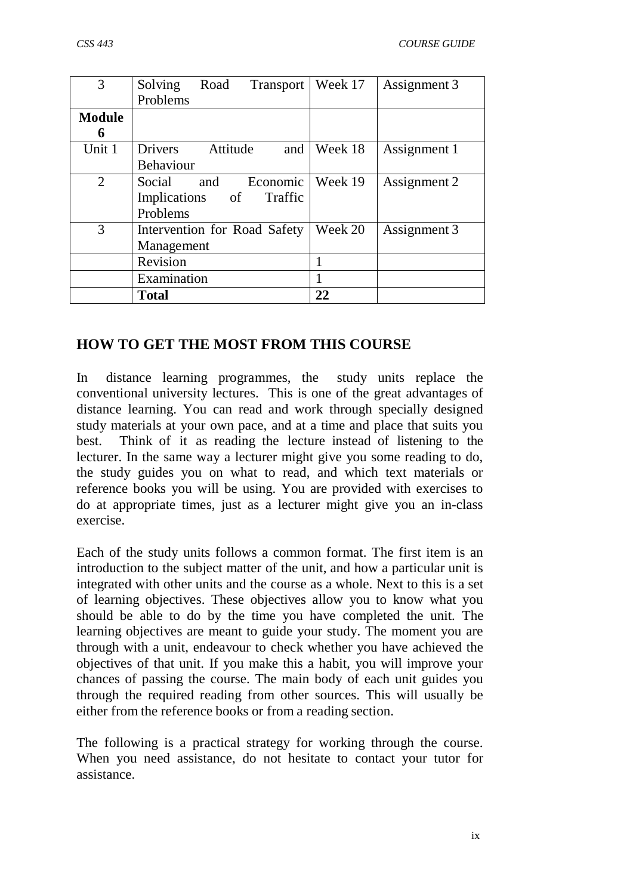| | | | |
|---|---|---|---|
| 3 | Solving Road Transport Problems | Week 17 | Assignment 3 |
| **Module 6** | | | |
| Unit 1 | Drivers Attitude and Behaviour | Week 18 | Assignment 1 |
| 2 | Social and Economic Implications of Traffic Problems | Week 19 | Assignment 2 |
| 3 | Intervention for Road Safety Management | Week 20 | Assignment 3 |
| | Revision | 1 | |
| | Examination | 1 | |
| | **Total** | **22** | |

## HOW TO GET THE MOST FROM THIS COURSE

In distance learning programmes, the study units replace the conventional university lectures. This is one of the great advantages of distance learning. You can read and work through specially designed study materials at your own pace, and at a time and place that suits you best. Think of it as reading the lecture instead of listening to the lecturer. In the same way a lecturer might give you some reading to do, the study guides you on what to read, and which text materials or reference books you will be using. You are provided with exercises to do at appropriate times, just as a lecturer might give you an in-class exercise.

Each of the study units follows a common format. The first item is an introduction to the subject matter of the unit, and how a particular unit is integrated with other units and the course as a whole. Next to this is a set of learning objectives. These objectives allow you to know what you should be able to do by the time you have completed the unit. The learning objectives are meant to guide your study. The moment you are through with a unit, endeavour to check whether you have achieved the objectives of that unit. If you make this a habit, you will improve your chances of passing the course. The main body of each unit guides you through the required reading from other sources. This will usually be either from the reference books or from a reading section.

The following is a practical strategy for working through the course. When you need assistance, do not hesitate to contact your tutor for assistance.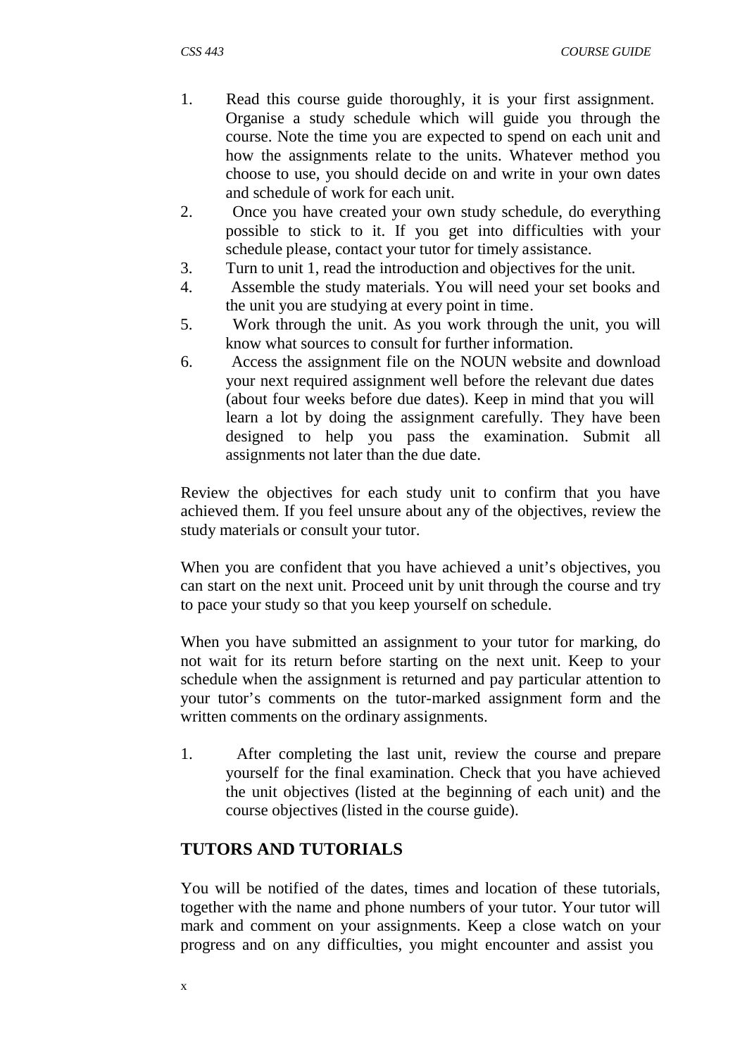1. Read this course guide thoroughly, it is your first assignment. Organise a study schedule which will guide you through the course. Note the time you are expected to spend on each unit and how the assignments relate to the units. Whatever method you choose to use, you should decide on and write in your own dates and schedule of work for each unit.
2. Once you have created your own study schedule, do everything possible to stick to it. If you get into difficulties with your schedule please, contact your tutor for timely assistance.
3. Turn to unit 1, read the introduction and objectives for the unit.
4. Assemble the study materials. You will need your set books and the unit you are studying at every point in time.
5. Work through the unit. As you work through the unit, you will know what sources to consult for further information.
6. Access the assignment file on the NOUN website and download your next required assignment well before the relevant due dates (about four weeks before due dates). Keep in mind that you will learn a lot by doing the assignment carefully. They have been designed to help you pass the examination. Submit all assignments not later than the due date.

Review the objectives for each study unit to confirm that you have achieved them. If you feel unsure about any of the objectives, review the study materials or consult your tutor.

When you are confident that you have achieved a unit's objectives, you can start on the next unit. Proceed unit by unit through the course and try to pace your study so that you keep yourself on schedule.

When you have submitted an assignment to your tutor for marking, do not wait for its return before starting on the next unit. Keep to your schedule when the assignment is returned and pay particular attention to your tutor's comments on the tutor-marked assignment form and the written comments on the ordinary assignments.

1. After completing the last unit, review the course and prepare yourself for the final examination. Check that you have achieved the unit objectives (listed at the beginning of each unit) and the course objectives (listed in the course guide).

## TUTORS AND TUTORIALS

You will be notified of the dates, times and location of these tutorials, together with the name and phone numbers of your tutor. Your tutor will mark and comment on your assignments. Keep a close watch on your progress and on any difficulties, you might encounter and assist you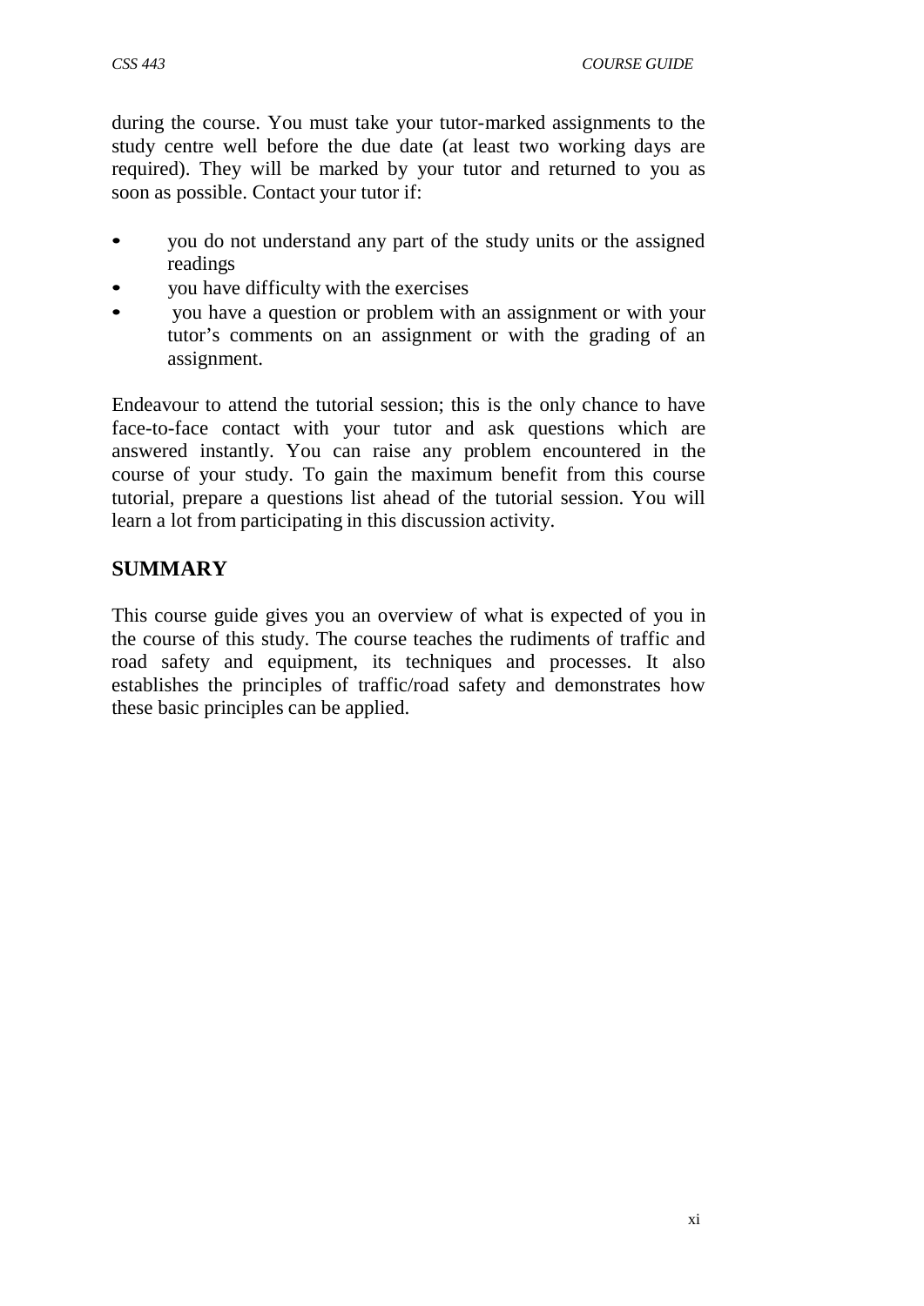during the course. You must take your tutor-marked assignments to the study centre well before the due date (at least two working days are required). They will be marked by your tutor and returned to you as soon as possible. Contact your tutor if:

- you do not understand any part of the study units or the assigned readings
- you have difficulty with the exercises
- you have a question or problem with an assignment or with your tutor's comments on an assignment or with the grading of an assignment.

Endeavour to attend the tutorial session; this is the only chance to have face-to-face contact with your tutor and ask questions which are answered instantly. You can raise any problem encountered in the course of your study. To gain the maximum benefit from this course tutorial, prepare a questions list ahead of the tutorial session. You will learn a lot from participating in this discussion activity.

## SUMMARY

This course guide gives you an overview of what is expected of you in the course of this study. The course teaches the rudiments of traffic and road safety and equipment, its techniques and processes. It also establishes the principles of traffic/road safety and demonstrates how these basic principles can be applied.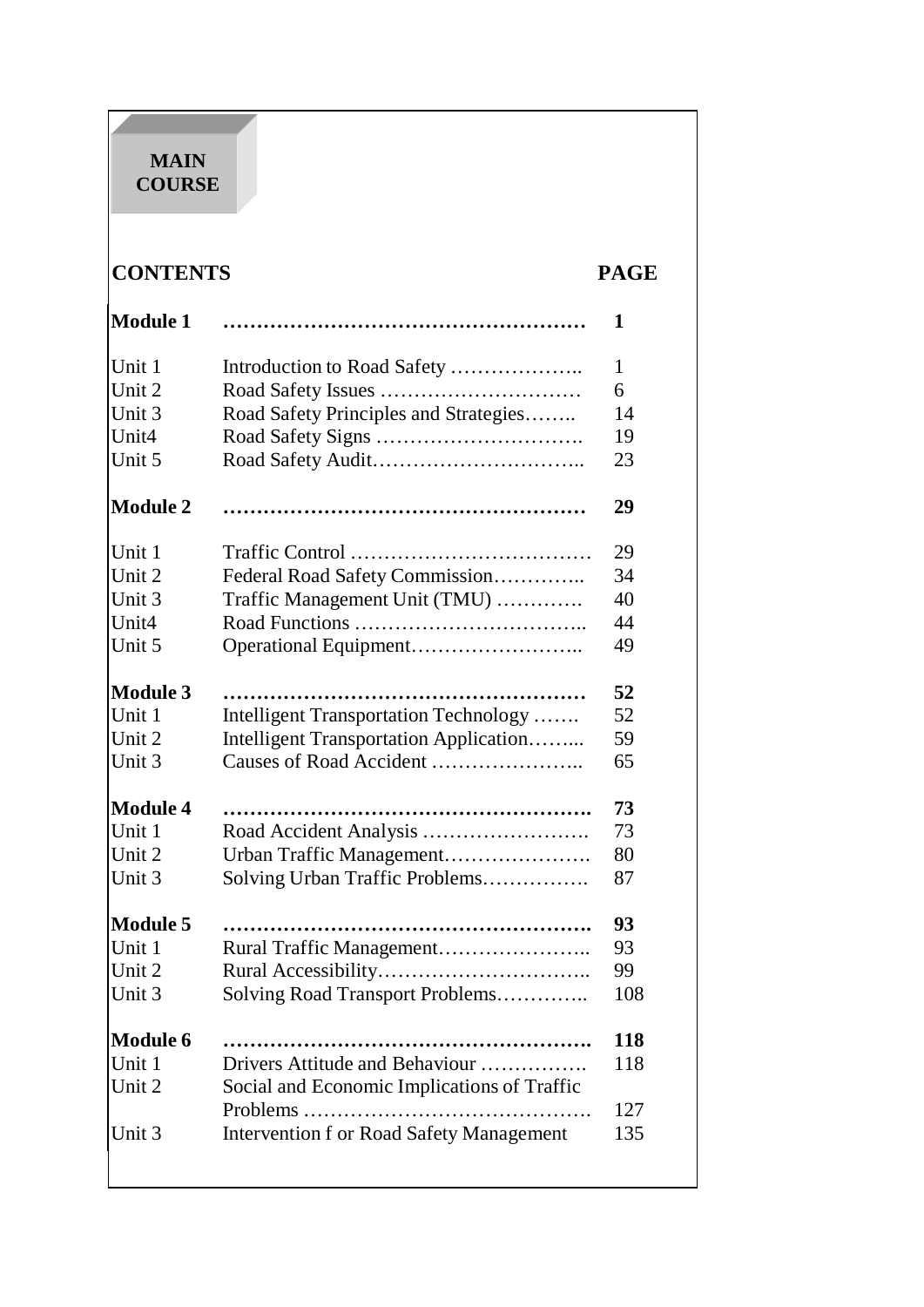**MAIN COURSE**

| CONTENTS | | PAGE |
|---|---|---|
| **Module 1** | **……………………………………………** | **1** |
| Unit 1 | Introduction to Road Safety ……………….. | 1 |
| Unit 2 | Road Safety Issues ………………………… | 6 |
| Unit 3 | Road Safety Principles and Strategies…….. | 14 |
| Unit4 | Road Safety Signs …………………………. | 19 |
| Unit 5 | Road Safety Audit………………………….. | 23 |
| **Module 2** | **……………………………………………** | **29** |
| Unit 1 | Traffic Control ……………………………… | 29 |
| Unit 2 | Federal Road Safety Commission………….. | 34 |
| Unit 3 | Traffic Management Unit (TMU) …………. | 40 |
| Unit4 | Road Functions …………………………….. | 44 |
| Unit 5 | Operational Equipment…………………….. | 49 |
| **Module 3** | **……………………………………………** | **52** |
| Unit 1 | Intelligent Transportation Technology ……. | 52 |
| Unit 2 | Intelligent Transportation Application……... | 59 |
| Unit 3 | Causes of Road Accident ………………….. | 65 |
| **Module 4** | **…………………………………………….** | **73** |
| Unit 1 | Road Accident Analysis ……………………. | 73 |
| Unit 2 | Urban Traffic Management…………………. | 80 |
| Unit 3 | Solving Urban Traffic Problems……………. | 87 |
| **Module 5** | **…………………………………………….** | **93** |
| Unit 1 | Rural Traffic Management………………….. | 93 |
| Unit 2 | Rural Accessibility………………………….. | 99 |
| Unit 3 | Solving Road Transport Problems………….. | 108 |
| **Module 6** | **…………………………………………….** | **118** |
| Unit 1 | Drivers Attitude and Behaviour ……………. | 118 |
| Unit 2 | Social and Economic Implications of Traffic Problems ……………………………………. | 127 |
| Unit 3 | Intervention f or Road Safety Management | 135 |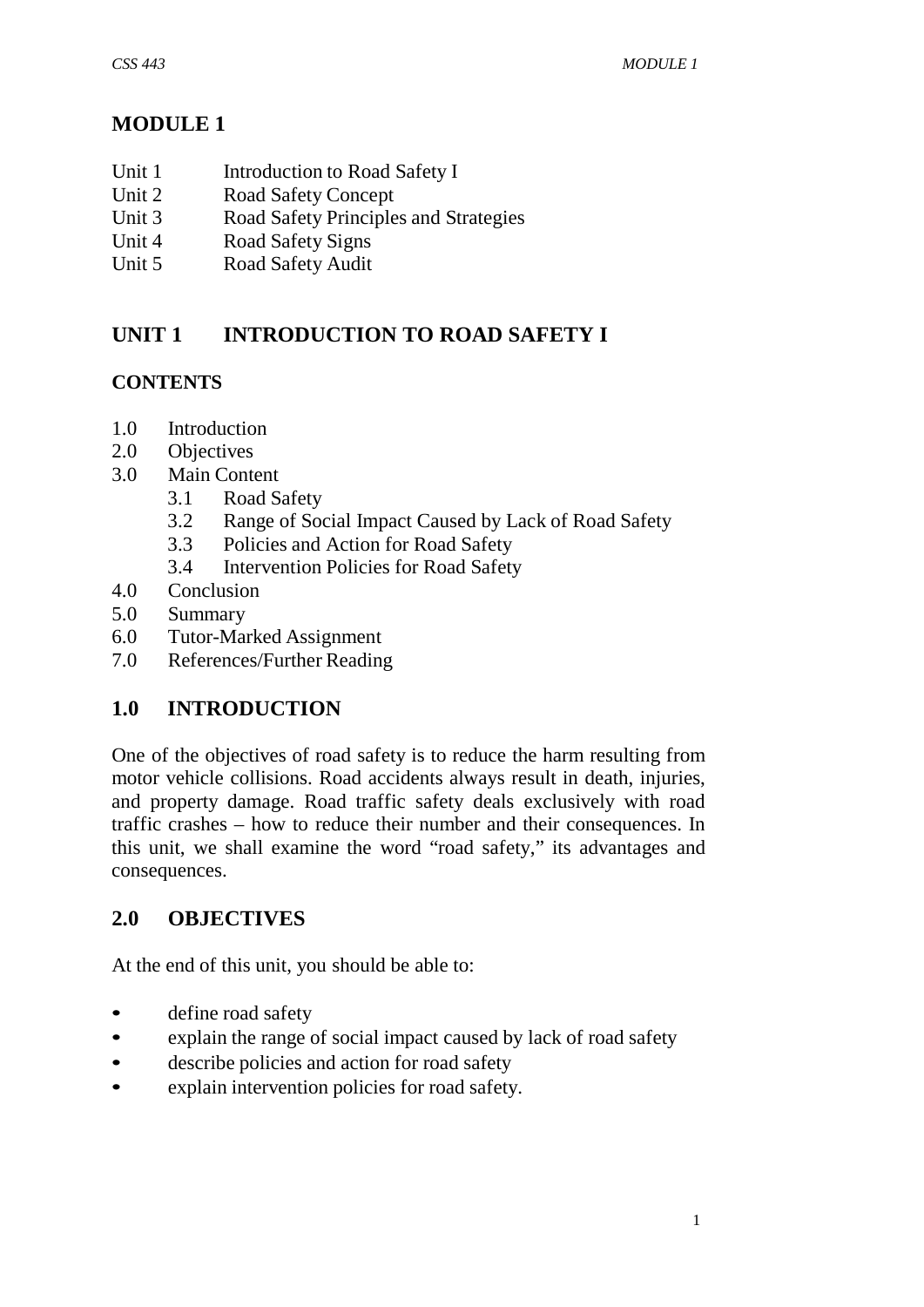# MODULE 1

Unit 1 Introduction to Road Safety I
Unit 2 Road Safety Concept
Unit 3 Road Safety Principles and Strategies
Unit 4 Road Safety Signs
Unit 5 Road Safety Audit

## UNIT 1 INTRODUCTION TO ROAD SAFETY I

### CONTENTS

1.0 Introduction
2.0 Objectives
3.0 Main Content
  3.1 Road Safety
  3.2 Range of Social Impact Caused by Lack of Road Safety
  3.3 Policies and Action for Road Safety
  3.4 Intervention Policies for Road Safety
4.0 Conclusion
5.0 Summary
6.0 Tutor-Marked Assignment
7.0 References/Further Reading

## 1.0 INTRODUCTION

One of the objectives of road safety is to reduce the harm resulting from motor vehicle collisions. Road accidents always result in death, injuries, and property damage. Road traffic safety deals exclusively with road traffic crashes – how to reduce their number and their consequences. In this unit, we shall examine the word "road safety," its advantages and consequences.

## 2.0 OBJECTIVES

At the end of this unit, you should be able to:

- define road safety
- explain the range of social impact caused by lack of road safety
- describe policies and action for road safety
- explain intervention policies for road safety.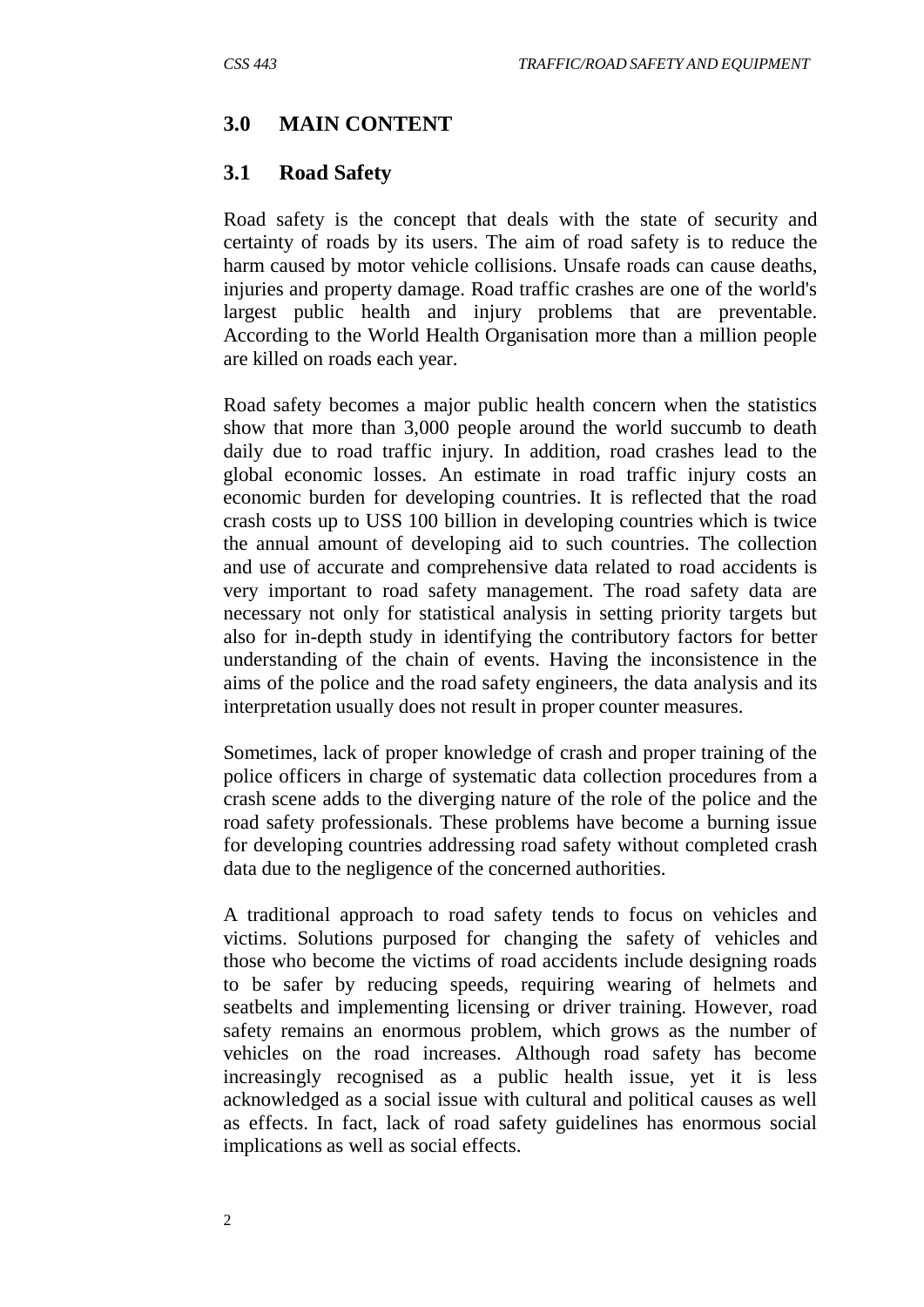## 3.0 MAIN CONTENT

### 3.1 Road Safety

Road safety is the concept that deals with the state of security and certainty of roads by its users. The aim of road safety is to reduce the harm caused by motor vehicle collisions. Unsafe roads can cause deaths, injuries and property damage. Road traffic crashes are one of the world's largest public health and injury problems that are preventable. According to the World Health Organisation more than a million people are killed on roads each year.

Road safety becomes a major public health concern when the statistics show that more than 3,000 people around the world succumb to death daily due to road traffic injury. In addition, road crashes lead to the global economic losses. An estimate in road traffic injury costs an economic burden for developing countries. It is reflected that the road crash costs up to USS 100 billion in developing countries which is twice the annual amount of developing aid to such countries. The collection and use of accurate and comprehensive data related to road accidents is very important to road safety management. The road safety data are necessary not only for statistical analysis in setting priority targets but also for in-depth study in identifying the contributory factors for better understanding of the chain of events. Having the inconsistence in the aims of the police and the road safety engineers, the data analysis and its interpretation usually does not result in proper counter measures.

Sometimes, lack of proper knowledge of crash and proper training of the police officers in charge of systematic data collection procedures from a crash scene adds to the diverging nature of the role of the police and the road safety professionals. These problems have become a burning issue for developing countries addressing road safety without completed crash data due to the negligence of the concerned authorities.

A traditional approach to road safety tends to focus on vehicles and victims. Solutions purposed for changing the safety of vehicles and those who become the victims of road accidents include designing roads to be safer by reducing speeds, requiring wearing of helmets and seatbelts and implementing licensing or driver training. However, road safety remains an enormous problem, which grows as the number of vehicles on the road increases. Although road safety has become increasingly recognised as a public health issue, yet it is less acknowledged as a social issue with cultural and political causes as well as effects. In fact, lack of road safety guidelines has enormous social implications as well as social effects.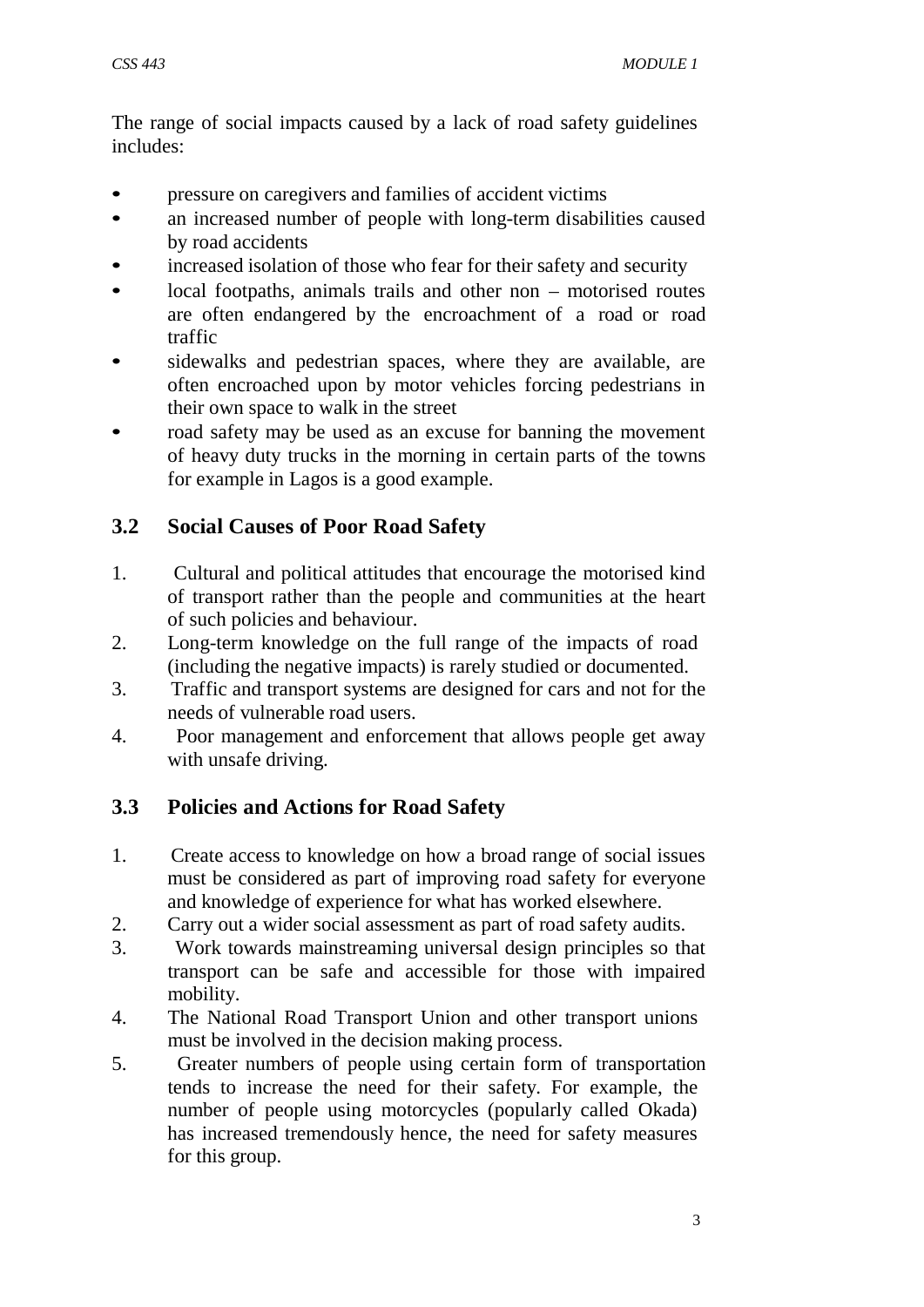The range of social impacts caused by a lack of road safety guidelines includes:

- pressure on caregivers and families of accident victims
- an increased number of people with long-term disabilities caused by road accidents
- increased isolation of those who fear for their safety and security
- local footpaths, animals trails and other non – motorised routes are often endangered by the encroachment of a road or road traffic
- sidewalks and pedestrian spaces, where they are available, are often encroached upon by motor vehicles forcing pedestrians in their own space to walk in the street
- road safety may be used as an excuse for banning the movement of heavy duty trucks in the morning in certain parts of the towns for example in Lagos is a good example.

## 3.2 Social Causes of Poor Road Safety

1. Cultural and political attitudes that encourage the motorised kind of transport rather than the people and communities at the heart of such policies and behaviour.
2. Long-term knowledge on the full range of the impacts of road (including the negative impacts) is rarely studied or documented.
3. Traffic and transport systems are designed for cars and not for the needs of vulnerable road users.
4. Poor management and enforcement that allows people get away with unsafe driving.

## 3.3 Policies and Actions for Road Safety

1. Create access to knowledge on how a broad range of social issues must be considered as part of improving road safety for everyone and knowledge of experience for what has worked elsewhere.
2. Carry out a wider social assessment as part of road safety audits.
3. Work towards mainstreaming universal design principles so that transport can be safe and accessible for those with impaired mobility.
4. The National Road Transport Union and other transport unions must be involved in the decision making process.
5. Greater numbers of people using certain form of transportation tends to increase the need for their safety. For example, the number of people using motorcycles (popularly called Okada) has increased tremendously hence, the need for safety measures for this group.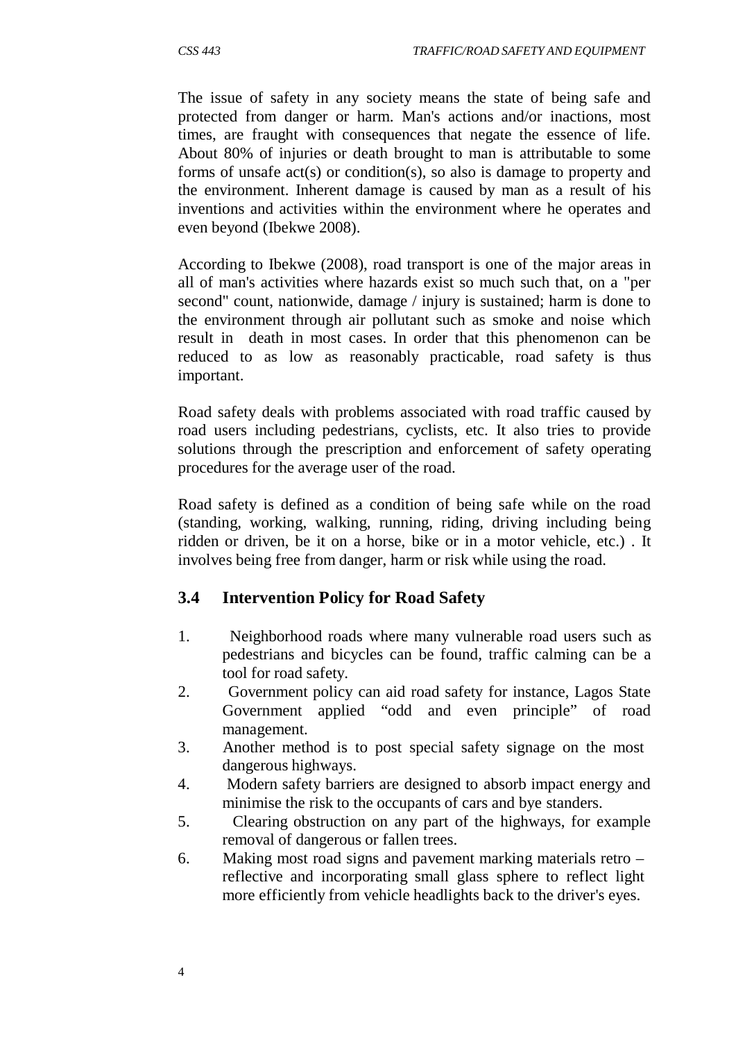The issue of safety in any society means the state of being safe and protected from danger or harm. Man's actions and/or inactions, most times, are fraught with consequences that negate the essence of life. About 80% of injuries or death brought to man is attributable to some forms of unsafe act(s) or condition(s), so also is damage to property and the environment. Inherent damage is caused by man as a result of his inventions and activities within the environment where he operates and even beyond (Ibekwe 2008).

According to Ibekwe (2008), road transport is one of the major areas in all of man's activities where hazards exist so much such that, on a "per second" count, nationwide, damage / injury is sustained; harm is done to the environment through air pollutant such as smoke and noise which result in death in most cases. In order that this phenomenon can be reduced to as low as reasonably practicable, road safety is thus important.

Road safety deals with problems associated with road traffic caused by road users including pedestrians, cyclists, etc. It also tries to provide solutions through the prescription and enforcement of safety operating procedures for the average user of the road.

Road safety is defined as a condition of being safe while on the road (standing, working, walking, running, riding, driving including being ridden or driven, be it on a horse, bike or in a motor vehicle, etc.) . It involves being free from danger, harm or risk while using the road.

## 3.4 Intervention Policy for Road Safety

1. Neighborhood roads where many vulnerable road users such as pedestrians and bicycles can be found, traffic calming can be a tool for road safety.
2. Government policy can aid road safety for instance, Lagos State Government applied “odd and even principle” of road management.
3. Another method is to post special safety signage on the most dangerous highways.
4. Modern safety barriers are designed to absorb impact energy and minimise the risk to the occupants of cars and bye standers.
5. Clearing obstruction on any part of the highways, for example removal of dangerous or fallen trees.
6. Making most road signs and pavement marking materials retro – reflective and incorporating small glass sphere to reflect light more efficiently from vehicle headlights back to the driver's eyes.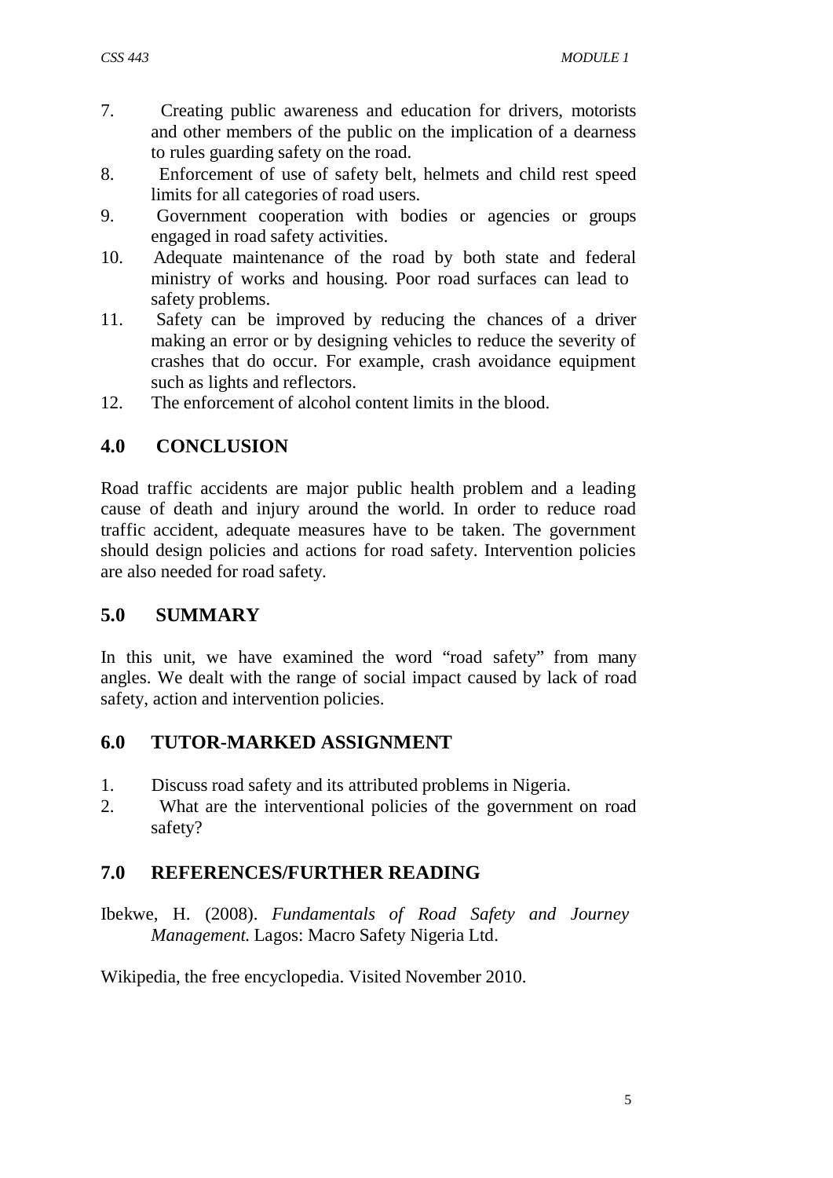7. Creating public awareness and education for drivers, motorists and other members of the public on the implication of a dearness to rules guarding safety on the road.
8. Enforcement of use of safety belt, helmets and child rest speed limits for all categories of road users.
9. Government cooperation with bodies or agencies or groups engaged in road safety activities.
10. Adequate maintenance of the road by both state and federal ministry of works and housing. Poor road surfaces can lead to safety problems.
11. Safety can be improved by reducing the chances of a driver making an error or by designing vehicles to reduce the severity of crashes that do occur. For example, crash avoidance equipment such as lights and reflectors.
12. The enforcement of alcohol content limits in the blood.

## 4.0 CONCLUSION

Road traffic accidents are major public health problem and a leading cause of death and injury around the world. In order to reduce road traffic accident, adequate measures have to be taken. The government should design policies and actions for road safety. Intervention policies are also needed for road safety.

## 5.0 SUMMARY

In this unit, we have examined the word "road safety" from many angles. We dealt with the range of social impact caused by lack of road safety, action and intervention policies.

## 6.0 TUTOR-MARKED ASSIGNMENT

1. Discuss road safety and its attributed problems in Nigeria.
2. What are the interventional policies of the government on road safety?

## 7.0 REFERENCES/FURTHER READING

Ibekwe, H. (2008). *Fundamentals of Road Safety and Journey Management.* Lagos: Macro Safety Nigeria Ltd.

Wikipedia, the free encyclopedia. Visited November 2010.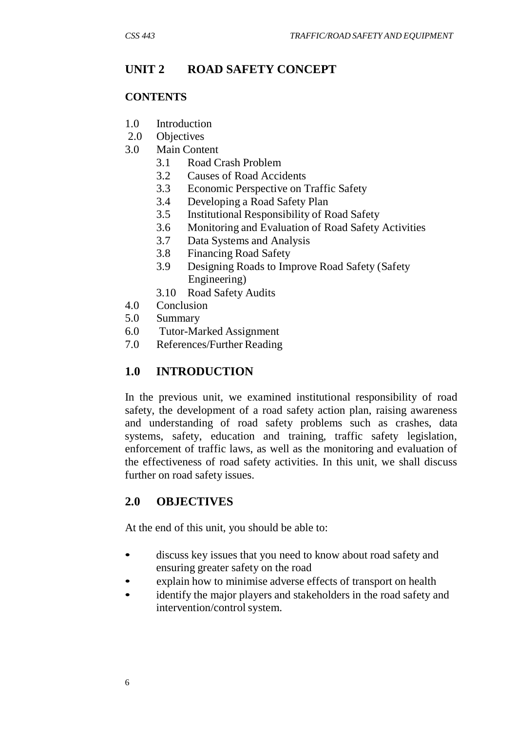## UNIT 2 ROAD SAFETY CONCEPT

### CONTENTS

- 1.0 Introduction
- 2.0 Objectives
- 3.0 Main Content
  - 3.1 Road Crash Problem
  - 3.2 Causes of Road Accidents
  - 3.3 Economic Perspective on Traffic Safety
  - 3.4 Developing a Road Safety Plan
  - 3.5 Institutional Responsibility of Road Safety
  - 3.6 Monitoring and Evaluation of Road Safety Activities
  - 3.7 Data Systems and Analysis
  - 3.8 Financing Road Safety
  - 3.9 Designing Roads to Improve Road Safety (Safety Engineering)
  - 3.10 Road Safety Audits
- 4.0 Conclusion
- 5.0 Summary
- 6.0 Tutor-Marked Assignment
- 7.0 References/Further Reading

## 1.0 INTRODUCTION

In the previous unit, we examined institutional responsibility of road safety, the development of a road safety action plan, raising awareness and understanding of road safety problems such as crashes, data systems, safety, education and training, traffic safety legislation, enforcement of traffic laws, as well as the monitoring and evaluation of the effectiveness of road safety activities. In this unit, we shall discuss further on road safety issues.

## 2.0 OBJECTIVES

At the end of this unit, you should be able to:

- discuss key issues that you need to know about road safety and ensuring greater safety on the road
- explain how to minimise adverse effects of transport on health
- identify the major players and stakeholders in the road safety and intervention/control system.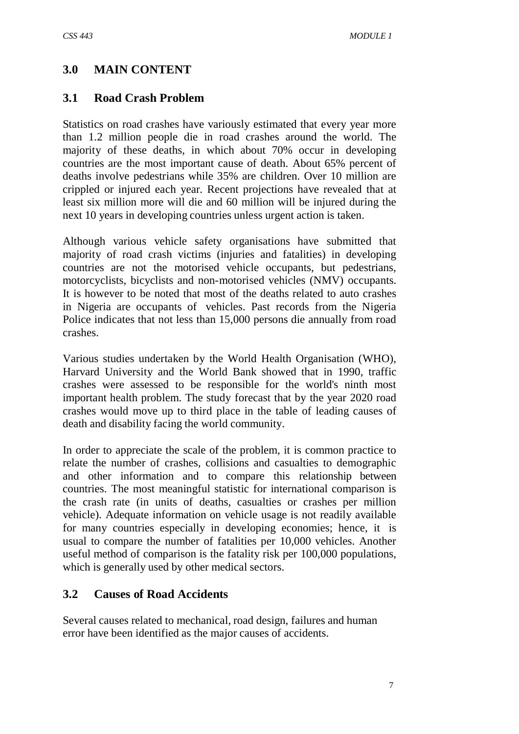## 3.0 MAIN CONTENT

### 3.1 Road Crash Problem

Statistics on road crashes have variously estimated that every year more than 1.2 million people die in road crashes around the world. The majority of these deaths, in which about 70% occur in developing countries are the most important cause of death. About 65% percent of deaths involve pedestrians while 35% are children. Over 10 million are crippled or injured each year. Recent projections have revealed that at least six million more will die and 60 million will be injured during the next 10 years in developing countries unless urgent action is taken.

Although various vehicle safety organisations have submitted that majority of road crash victims (injuries and fatalities) in developing countries are not the motorised vehicle occupants, but pedestrians, motorcyclists, bicyclists and non-motorised vehicles (NMV) occupants. It is however to be noted that most of the deaths related to auto crashes in Nigeria are occupants of vehicles. Past records from the Nigeria Police indicates that not less than 15,000 persons die annually from road crashes.

Various studies undertaken by the World Health Organisation (WHO), Harvard University and the World Bank showed that in 1990, traffic crashes were assessed to be responsible for the world's ninth most important health problem. The study forecast that by the year 2020 road crashes would move up to third place in the table of leading causes of death and disability facing the world community.

In order to appreciate the scale of the problem, it is common practice to relate the number of crashes, collisions and casualties to demographic and other information and to compare this relationship between countries. The most meaningful statistic for international comparison is the crash rate (in units of deaths, casualties or crashes per million vehicle). Adequate information on vehicle usage is not readily available for many countries especially in developing economies; hence, it is usual to compare the number of fatalities per 10,000 vehicles. Another useful method of comparison is the fatality risk per 100,000 populations, which is generally used by other medical sectors.

### 3.2 Causes of Road Accidents

Several causes related to mechanical, road design, failures and human error have been identified as the major causes of accidents.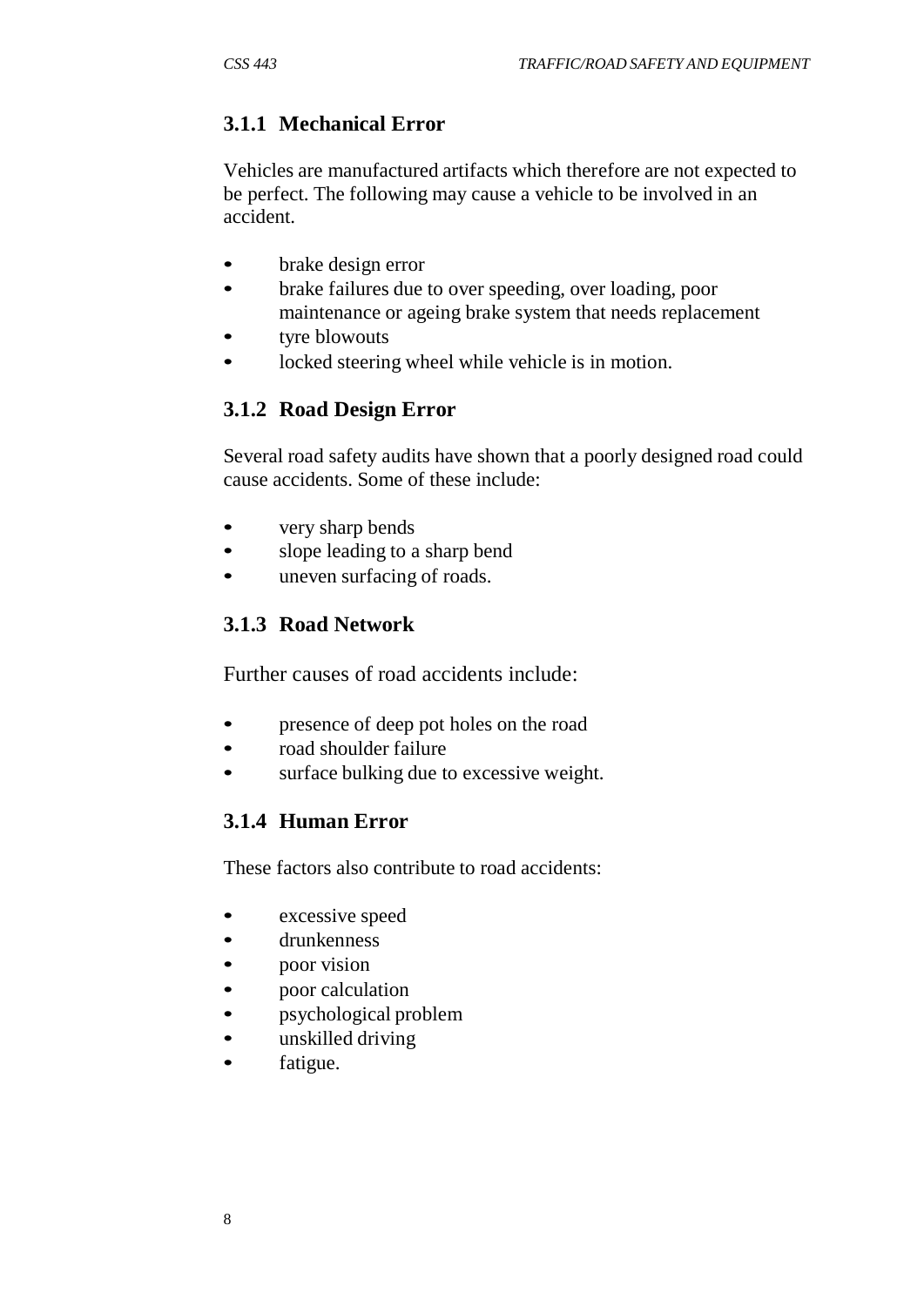### 3.1.1 Mechanical Error

Vehicles are manufactured artifacts which therefore are not expected to be perfect. The following may cause a vehicle to be involved in an accident.

- brake design error
- brake failures due to over speeding, over loading, poor maintenance or ageing brake system that needs replacement
- tyre blowouts
- locked steering wheel while vehicle is in motion.

### 3.1.2 Road Design Error

Several road safety audits have shown that a poorly designed road could cause accidents. Some of these include:

- very sharp bends
- slope leading to a sharp bend
- uneven surfacing of roads.

### 3.1.3 Road Network

Further causes of road accidents include:

- presence of deep pot holes on the road
- road shoulder failure
- surface bulking due to excessive weight.

### 3.1.4 Human Error

These factors also contribute to road accidents:

- excessive speed
- drunkenness
- poor vision
- poor calculation
- psychological problem
- unskilled driving
- fatigue.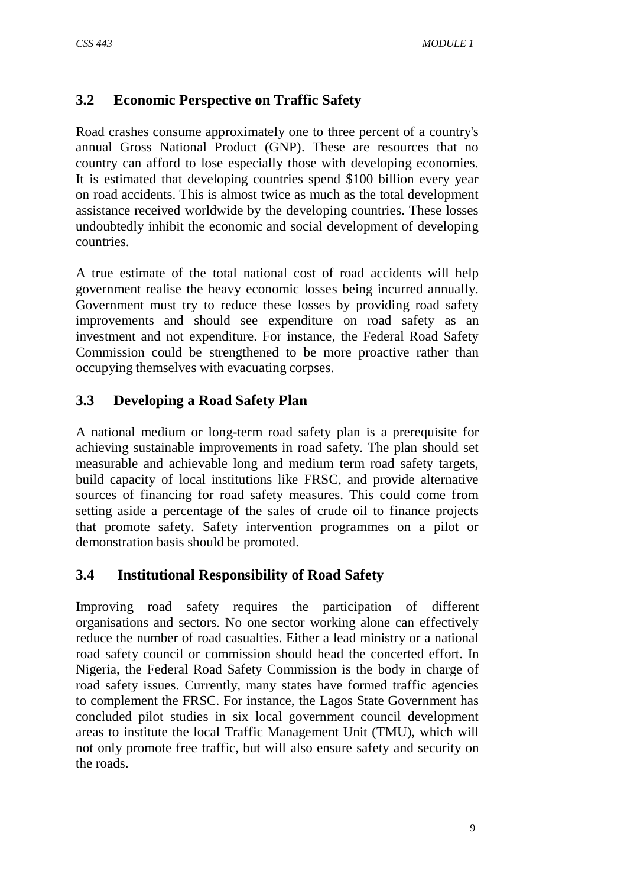## 3.2 Economic Perspective on Traffic Safety

Road crashes consume approximately one to three percent of a country's annual Gross National Product (GNP). These are resources that no country can afford to lose especially those with developing economies. It is estimated that developing countries spend $100 billion every year on road accidents. This is almost twice as much as the total development assistance received worldwide by the developing countries. These losses undoubtedly inhibit the economic and social development of developing countries.

A true estimate of the total national cost of road accidents will help government realise the heavy economic losses being incurred annually. Government must try to reduce these losses by providing road safety improvements and should see expenditure on road safety as an investment and not expenditure. For instance, the Federal Road Safety Commission could be strengthened to be more proactive rather than occupying themselves with evacuating corpses.

## 3.3 Developing a Road Safety Plan

A national medium or long-term road safety plan is a prerequisite for achieving sustainable improvements in road safety. The plan should set measurable and achievable long and medium term road safety targets, build capacity of local institutions like FRSC, and provide alternative sources of financing for road safety measures. This could come from setting aside a percentage of the sales of crude oil to finance projects that promote safety. Safety intervention programmes on a pilot or demonstration basis should be promoted.

## 3.4 Institutional Responsibility of Road Safety

Improving road safety requires the participation of different organisations and sectors. No one sector working alone can effectively reduce the number of road casualties. Either a lead ministry or a national road safety council or commission should head the concerted effort. In Nigeria, the Federal Road Safety Commission is the body in charge of road safety issues. Currently, many states have formed traffic agencies to complement the FRSC. For instance, the Lagos State Government has concluded pilot studies in six local government council development areas to institute the local Traffic Management Unit (TMU), which will not only promote free traffic, but will also ensure safety and security on the roads.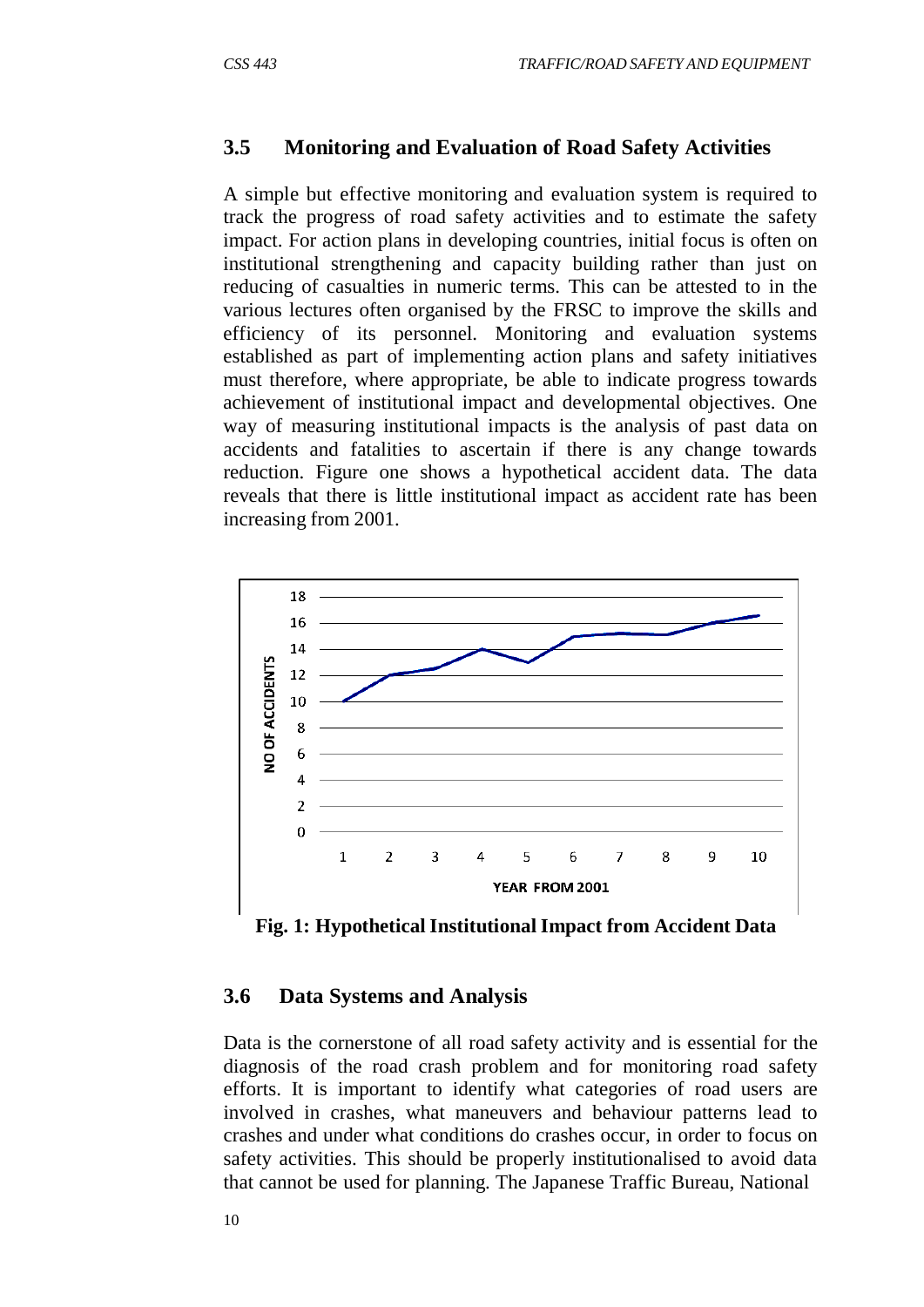### 3.5 Monitoring and Evaluation of Road Safety Activities

A simple but effective monitoring and evaluation system is required to track the progress of road safety activities and to estimate the safety impact. For action plans in developing countries, initial focus is often on institutional strengthening and capacity building rather than just on reducing of casualties in numeric terms. This can be attested to in the various lectures often organised by the FRSC to improve the skills and efficiency of its personnel. Monitoring and evaluation systems established as part of implementing action plans and safety initiatives must therefore, where appropriate, be able to indicate progress towards achievement of institutional impact and developmental objectives. One way of measuring institutional impacts is the analysis of past data on accidents and fatalities to ascertain if there is any change towards reduction. Figure one shows a hypothetical accident data. The data reveals that there is little institutional impact as accident rate has been increasing from 2001.

**Fig. 1: Hypothetical Institutional Impact from Accident Data**

### 3.6 Data Systems and Analysis

Data is the cornerstone of all road safety activity and is essential for the diagnosis of the road crash problem and for monitoring road safety efforts. It is important to identify what categories of road users are involved in crashes, what maneuvers and behaviour patterns lead to crashes and under what conditions do crashes occur, in order to focus on safety activities. This should be properly institutionalised to avoid data that cannot be used for planning. The Japanese Traffic Bureau, National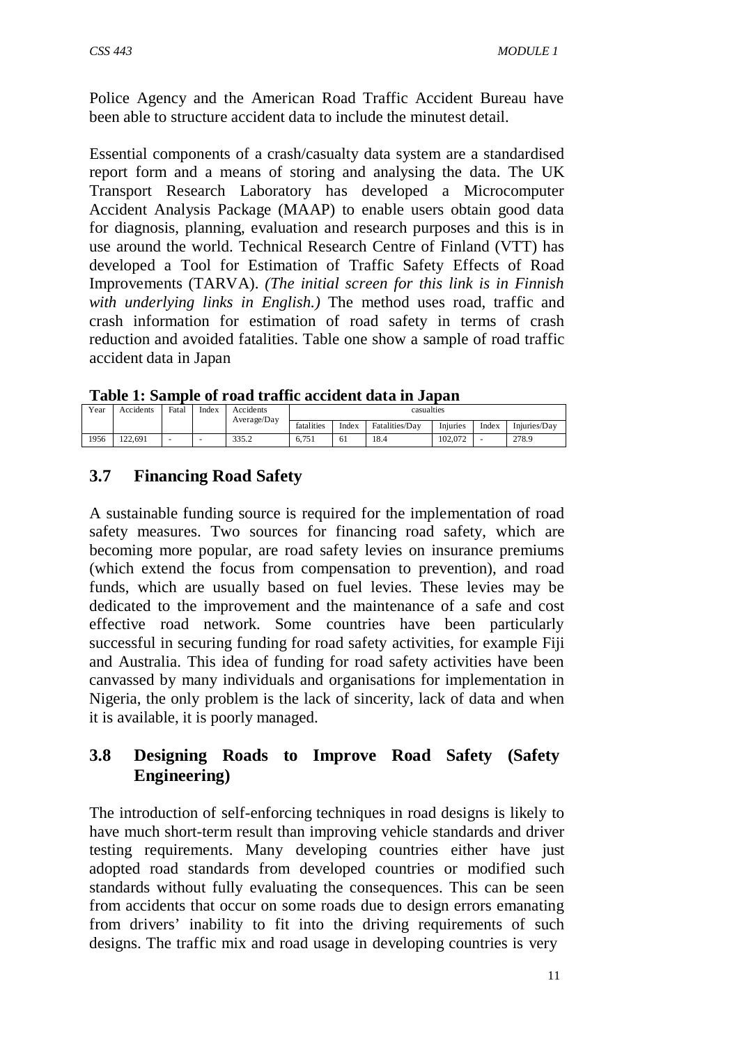Police Agency and the American Road Traffic Accident Bureau have been able to structure accident data to include the minutest detail.

Essential components of a crash/casualty data system are a standardised report form and a means of storing and analysing the data. The UK Transport Research Laboratory has developed a Microcomputer Accident Analysis Package (MAAP) to enable users obtain good data for diagnosis, planning, evaluation and research purposes and this is in use around the world. Technical Research Centre of Finland (VTT) has developed a Tool for Estimation of Traffic Safety Effects of Road Improvements (TARVA). *(The initial screen for this link is in Finnish with underlying links in English.)* The method uses road, traffic and crash information for estimation of road safety in terms of crash reduction and avoided fatalities. Table one show a sample of road traffic accident data in Japan

**Table 1: Sample of road traffic accident data in Japan**

| Year | Accidents | Fatal | Index | Accidents Average/Day | casualties | | | | | |
|---|---|---|---|---|---|---|---|---|---|---|
| | | | | | fatalities | Index | Fatalities/Day | Injuries | Index | Injuries/Day |
| 1956 | 122,691 | - | - | 335.2 | 6,751 | 61 | 18.4 | 102,072 | - | 278.9 |

## 3.7 Financing Road Safety

A sustainable funding source is required for the implementation of road safety measures. Two sources for financing road safety, which are becoming more popular, are road safety levies on insurance premiums (which extend the focus from compensation to prevention), and road funds, which are usually based on fuel levies. These levies may be dedicated to the improvement and the maintenance of a safe and cost effective road network. Some countries have been particularly successful in securing funding for road safety activities, for example Fiji and Australia. This idea of funding for road safety activities have been canvassed by many individuals and organisations for implementation in Nigeria, the only problem is the lack of sincerity, lack of data and when it is available, it is poorly managed.

## 3.8 Designing Roads to Improve Road Safety (Safety Engineering)

The introduction of self-enforcing techniques in road designs is likely to have much short-term result than improving vehicle standards and driver testing requirements. Many developing countries either have just adopted road standards from developed countries or modified such standards without fully evaluating the consequences. This can be seen from accidents that occur on some roads due to design errors emanating from drivers' inability to fit into the driving requirements of such designs. The traffic mix and road usage in developing countries is very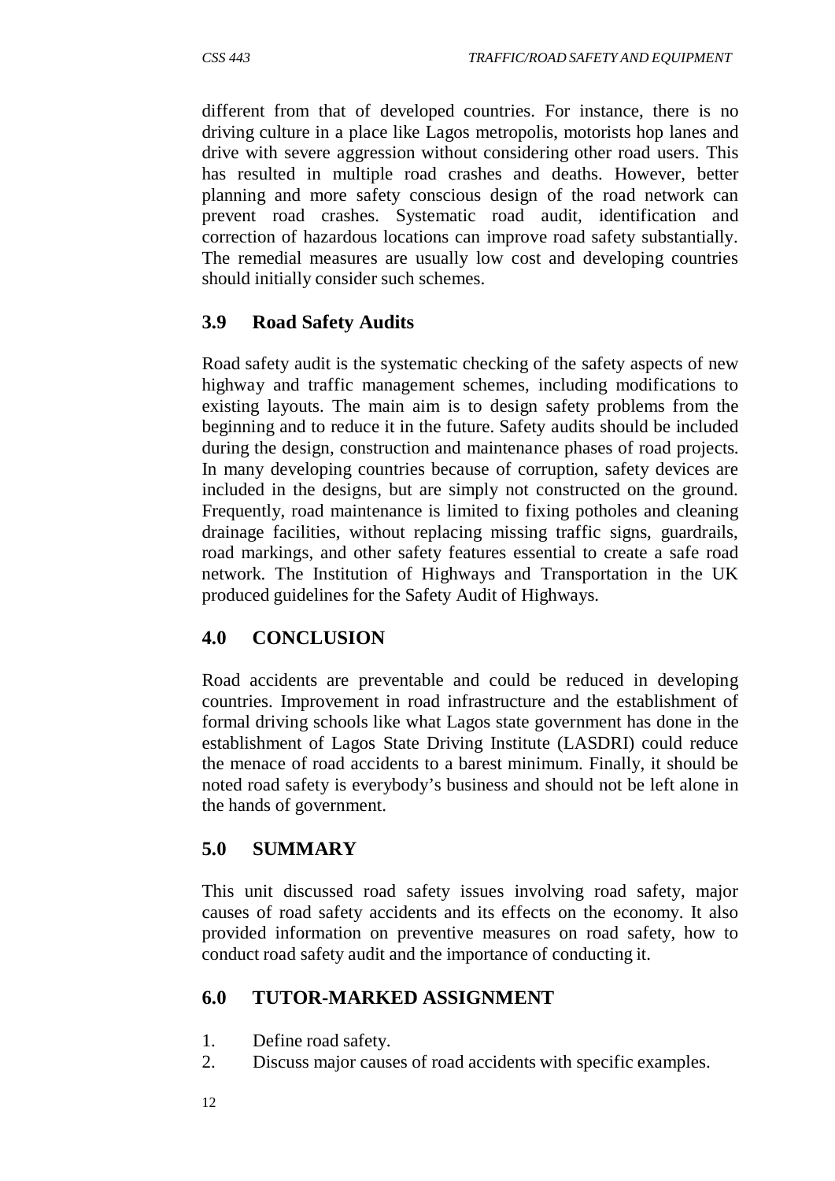different from that of developed countries. For instance, there is no driving culture in a place like Lagos metropolis, motorists hop lanes and drive with severe aggression without considering other road users. This has resulted in multiple road crashes and deaths. However, better planning and more safety conscious design of the road network can prevent road crashes. Systematic road audit, identification and correction of hazardous locations can improve road safety substantially. The remedial measures are usually low cost and developing countries should initially consider such schemes.

## 3.9 Road Safety Audits

Road safety audit is the systematic checking of the safety aspects of new highway and traffic management schemes, including modifications to existing layouts. The main aim is to design safety problems from the beginning and to reduce it in the future. Safety audits should be included during the design, construction and maintenance phases of road projects. In many developing countries because of corruption, safety devices are included in the designs, but are simply not constructed on the ground. Frequently, road maintenance is limited to fixing potholes and cleaning drainage facilities, without replacing missing traffic signs, guardrails, road markings, and other safety features essential to create a safe road network. The Institution of Highways and Transportation in the UK produced guidelines for the Safety Audit of Highways.

## 4.0 CONCLUSION

Road accidents are preventable and could be reduced in developing countries. Improvement in road infrastructure and the establishment of formal driving schools like what Lagos state government has done in the establishment of Lagos State Driving Institute (LASDRI) could reduce the menace of road accidents to a barest minimum. Finally, it should be noted road safety is everybody's business and should not be left alone in the hands of government.

## 5.0 SUMMARY

This unit discussed road safety issues involving road safety, major causes of road safety accidents and its effects on the economy. It also provided information on preventive measures on road safety, how to conduct road safety audit and the importance of conducting it.

## 6.0 TUTOR-MARKED ASSIGNMENT

1. Define road safety.
2. Discuss major causes of road accidents with specific examples.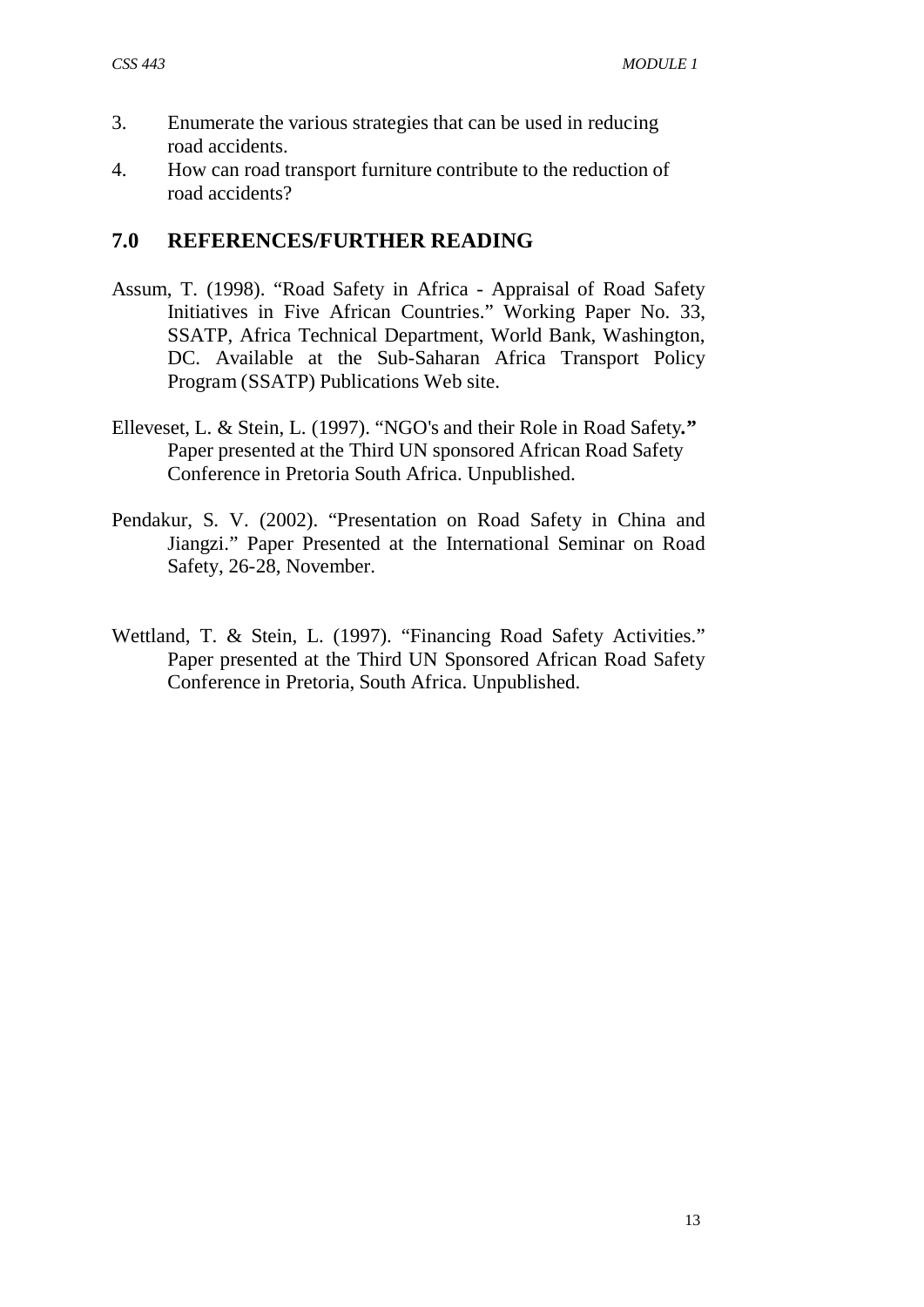3. Enumerate the various strategies that can be used in reducing road accidents.
4. How can road transport furniture contribute to the reduction of road accidents?

## 7.0 REFERENCES/FURTHER READING

Assum, T. (1998). "Road Safety in Africa - Appraisal of Road Safety Initiatives in Five African Countries." Working Paper No. 33, SSATP, Africa Technical Department, World Bank, Washington, DC. Available at the Sub-Saharan Africa Transport Policy Program (SSATP) Publications Web site.

Elleveset, L. & Stein, L. (1997). "NGO's and their Role in Road Safety**."** Paper presented at the Third UN sponsored African Road Safety Conference in Pretoria South Africa. Unpublished.

Pendakur, S. V. (2002). "Presentation on Road Safety in China and Jiangzi." Paper Presented at the International Seminar on Road Safety, 26-28, November.

Wettland, T. & Stein, L. (1997). "Financing Road Safety Activities." Paper presented at the Third UN Sponsored African Road Safety Conference in Pretoria, South Africa. Unpublished.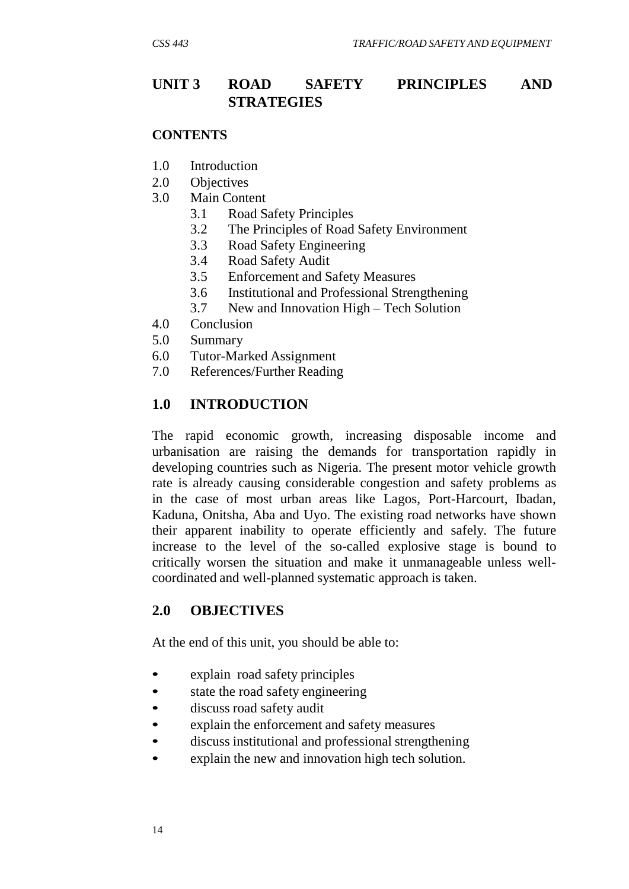# UNIT 3 ROAD SAFETY PRINCIPLES AND STRATEGIES

## CONTENTS

- 1.0 Introduction
- 2.0 Objectives
- 3.0 Main Content
  - 3.1 Road Safety Principles
  - 3.2 The Principles of Road Safety Environment
  - 3.3 Road Safety Engineering
  - 3.4 Road Safety Audit
  - 3.5 Enforcement and Safety Measures
  - 3.6 Institutional and Professional Strengthening
  - 3.7 New and Innovation High – Tech Solution
- 4.0 Conclusion
- 5.0 Summary
- 6.0 Tutor-Marked Assignment
- 7.0 References/Further Reading

## 1.0 INTRODUCTION

The rapid economic growth, increasing disposable income and urbanisation are raising the demands for transportation rapidly in developing countries such as Nigeria. The present motor vehicle growth rate is already causing considerable congestion and safety problems as in the case of most urban areas like Lagos, Port-Harcourt, Ibadan, Kaduna, Onitsha, Aba and Uyo. The existing road networks have shown their apparent inability to operate efficiently and safely. The future increase to the level of the so-called explosive stage is bound to critically worsen the situation and make it unmanageable unless well-coordinated and well-planned systematic approach is taken.

## 2.0 OBJECTIVES

At the end of this unit, you should be able to:

- explain road safety principles
- state the road safety engineering
- discuss road safety audit
- explain the enforcement and safety measures
- discuss institutional and professional strengthening
- explain the new and innovation high tech solution.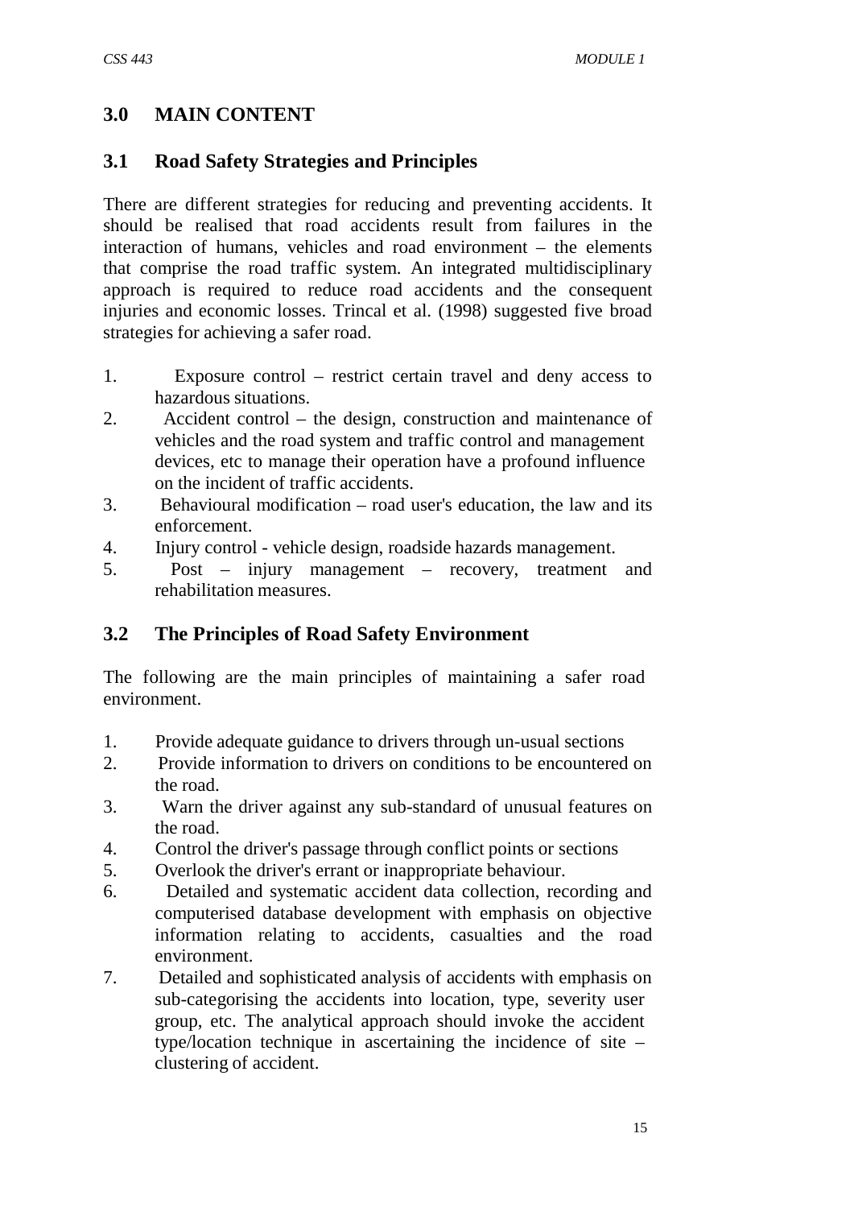## 3.0 MAIN CONTENT

### 3.1 Road Safety Strategies and Principles

There are different strategies for reducing and preventing accidents. It should be realised that road accidents result from failures in the interaction of humans, vehicles and road environment – the elements that comprise the road traffic system. An integrated multidisciplinary approach is required to reduce road accidents and the consequent injuries and economic losses. Trincal et al. (1998) suggested five broad strategies for achieving a safer road.

1. Exposure control – restrict certain travel and deny access to hazardous situations.
2. Accident control – the design, construction and maintenance of vehicles and the road system and traffic control and management devices, etc to manage their operation have a profound influence on the incident of traffic accidents.
3. Behavioural modification – road user's education, the law and its enforcement.
4. Injury control - vehicle design, roadside hazards management.
5. Post – injury management – recovery, treatment and rehabilitation measures.

### 3.2 The Principles of Road Safety Environment

The following are the main principles of maintaining a safer road environment.

1. Provide adequate guidance to drivers through un-usual sections
2. Provide information to drivers on conditions to be encountered on the road.
3. Warn the driver against any sub-standard of unusual features on the road.
4. Control the driver's passage through conflict points or sections
5. Overlook the driver's errant or inappropriate behaviour.
6. Detailed and systematic accident data collection, recording and computerised database development with emphasis on objective information relating to accidents, casualties and the road environment.
7. Detailed and sophisticated analysis of accidents with emphasis on sub-categorising the accidents into location, type, severity user group, etc. The analytical approach should invoke the accident type/location technique in ascertaining the incidence of site – clustering of accident.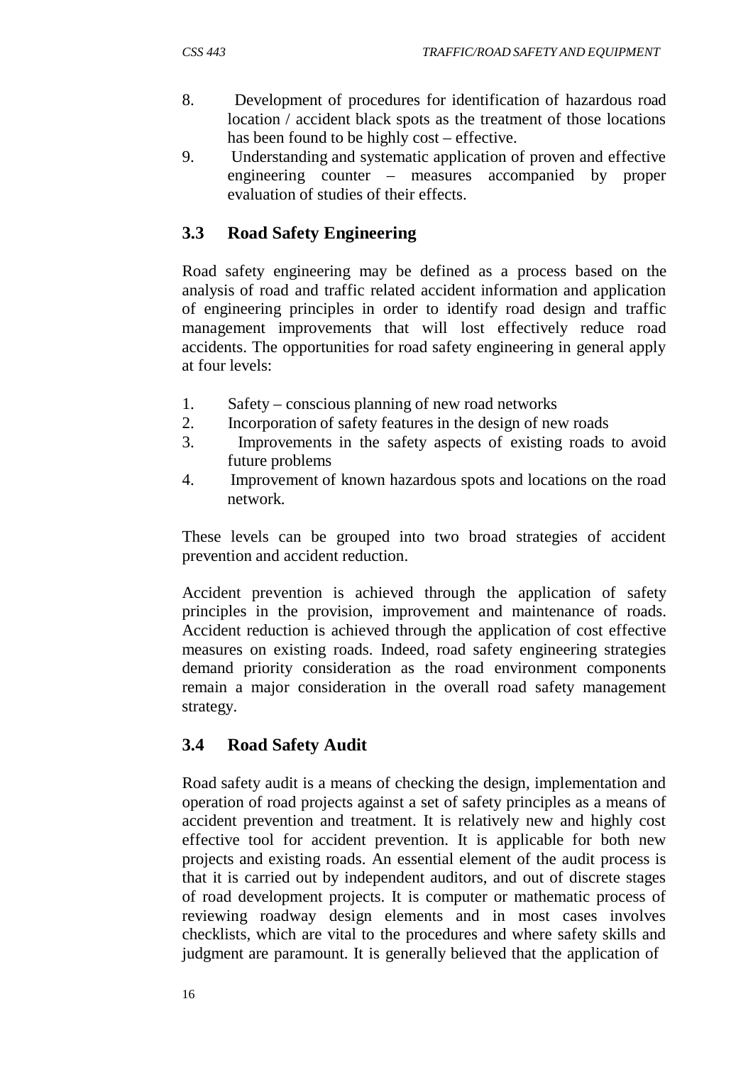8. Development of procedures for identification of hazardous road location / accident black spots as the treatment of those locations has been found to be highly cost – effective.
9. Understanding and systematic application of proven and effective engineering counter – measures accompanied by proper evaluation of studies of their effects.

## 3.3 Road Safety Engineering

Road safety engineering may be defined as a process based on the analysis of road and traffic related accident information and application of engineering principles in order to identify road design and traffic management improvements that will lost effectively reduce road accidents. The opportunities for road safety engineering in general apply at four levels:

1. Safety – conscious planning of new road networks
2. Incorporation of safety features in the design of new roads
3. Improvements in the safety aspects of existing roads to avoid future problems
4. Improvement of known hazardous spots and locations on the road network.

These levels can be grouped into two broad strategies of accident prevention and accident reduction.

Accident prevention is achieved through the application of safety principles in the provision, improvement and maintenance of roads. Accident reduction is achieved through the application of cost effective measures on existing roads. Indeed, road safety engineering strategies demand priority consideration as the road environment components remain a major consideration in the overall road safety management strategy.

## 3.4 Road Safety Audit

Road safety audit is a means of checking the design, implementation and operation of road projects against a set of safety principles as a means of accident prevention and treatment. It is relatively new and highly cost effective tool for accident prevention. It is applicable for both new projects and existing roads. An essential element of the audit process is that it is carried out by independent auditors, and out of discrete stages of road development projects. It is computer or mathematic process of reviewing roadway design elements and in most cases involves checklists, which are vital to the procedures and where safety skills and judgment are paramount. It is generally believed that the application of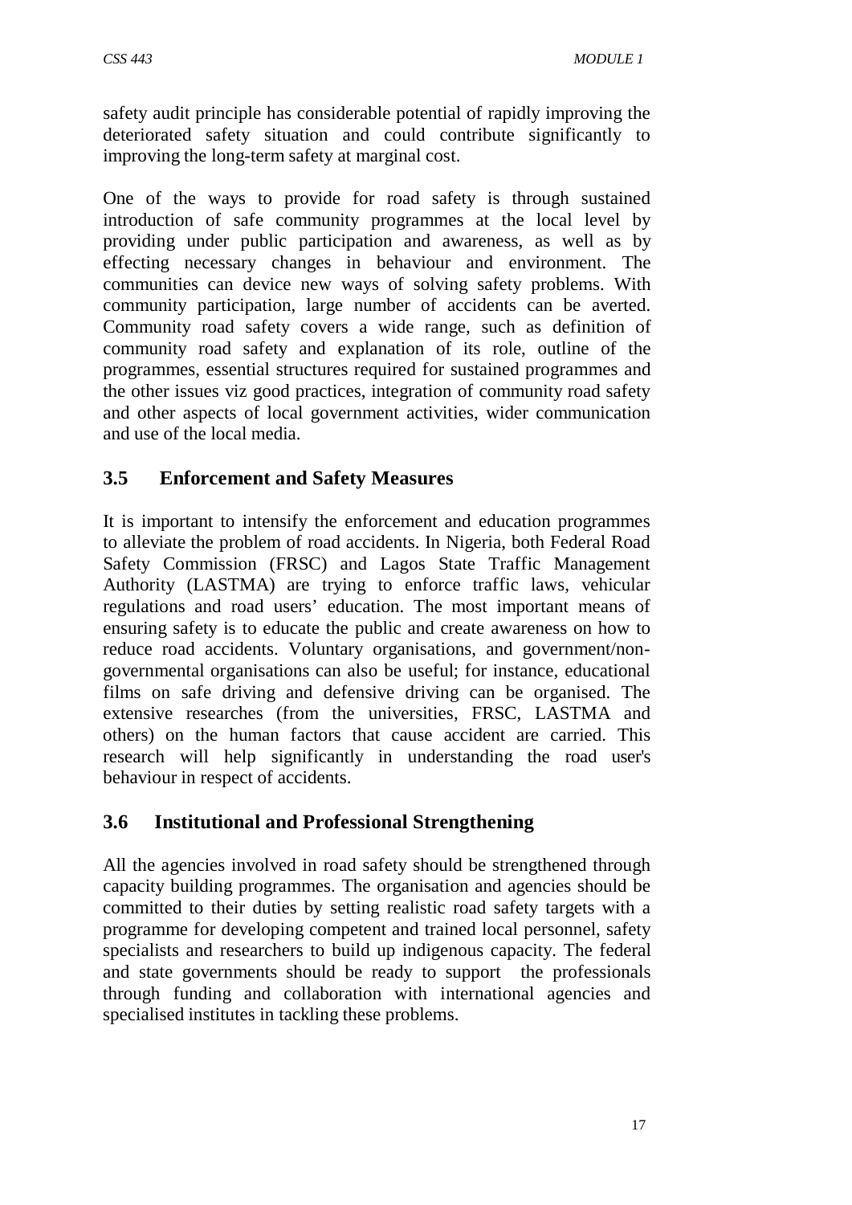safety audit principle has considerable potential of rapidly improving the deteriorated safety situation and could contribute significantly to improving the long-term safety at marginal cost.

One of the ways to provide for road safety is through sustained introduction of safe community programmes at the local level by providing under public participation and awareness, as well as by effecting necessary changes in behaviour and environment. The communities can device new ways of solving safety problems. With community participation, large number of accidents can be averted. Community road safety covers a wide range, such as definition of community road safety and explanation of its role, outline of the programmes, essential structures required for sustained programmes and the other issues viz good practices, integration of community road safety and other aspects of local government activities, wider communication and use of the local media.

### 3.5 Enforcement and Safety Measures

It is important to intensify the enforcement and education programmes to alleviate the problem of road accidents. In Nigeria, both Federal Road Safety Commission (FRSC) and Lagos State Traffic Management Authority (LASTMA) are trying to enforce traffic laws, vehicular regulations and road users' education. The most important means of ensuring safety is to educate the public and create awareness on how to reduce road accidents. Voluntary organisations, and government/non-governmental organisations can also be useful; for instance, educational films on safe driving and defensive driving can be organised. The extensive researches (from the universities, FRSC, LASTMA and others) on the human factors that cause accident are carried. This research will help significantly in understanding the road user's behaviour in respect of accidents.

### 3.6 Institutional and Professional Strengthening

All the agencies involved in road safety should be strengthened through capacity building programmes. The organisation and agencies should be committed to their duties by setting realistic road safety targets with a programme for developing competent and trained local personnel, safety specialists and researchers to build up indigenous capacity. The federal and state governments should be ready to support the professionals through funding and collaboration with international agencies and specialised institutes in tackling these problems.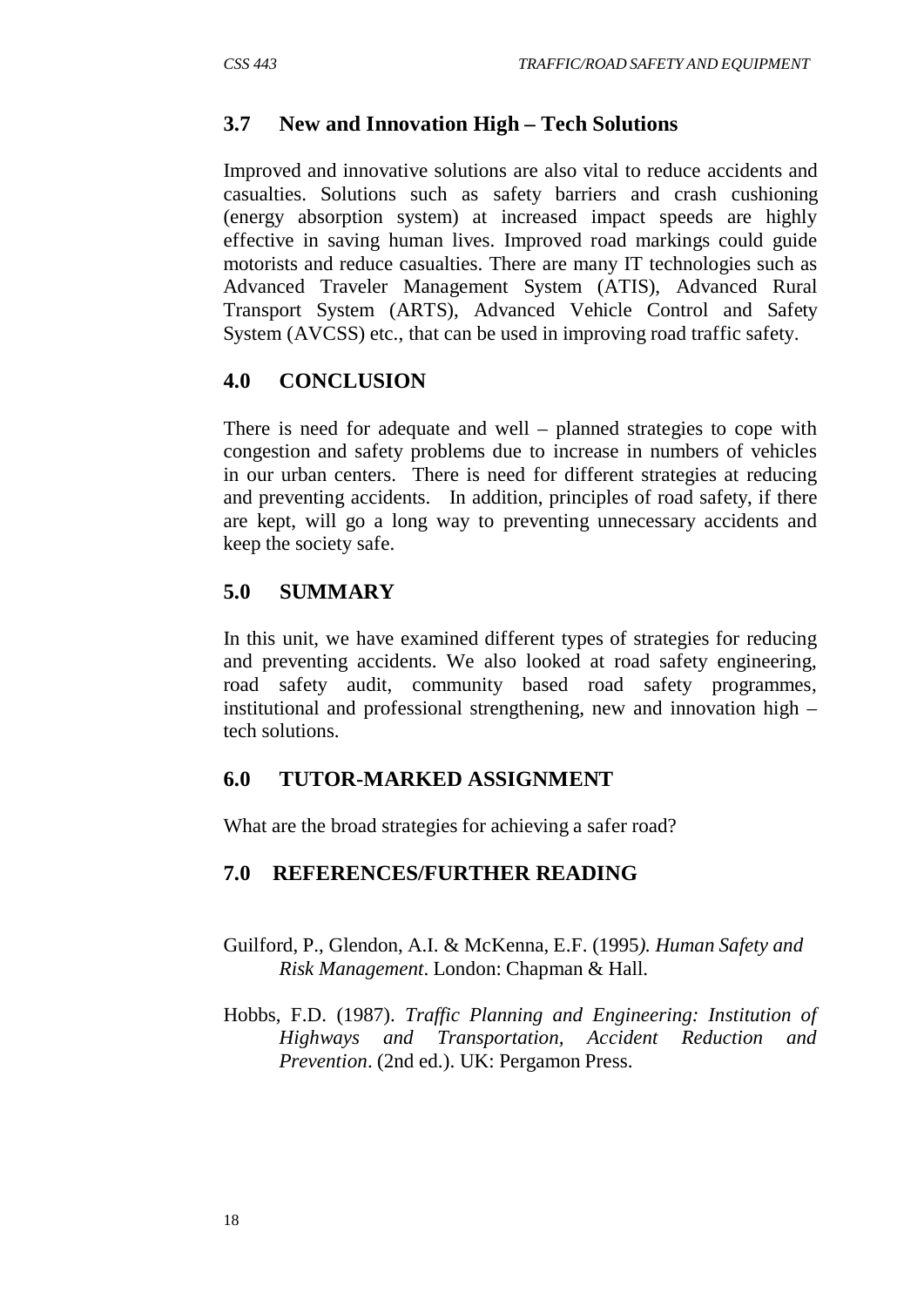## 3.7 New and Innovation High – Tech Solutions

Improved and innovative solutions are also vital to reduce accidents and casualties. Solutions such as safety barriers and crash cushioning (energy absorption system) at increased impact speeds are highly effective in saving human lives. Improved road markings could guide motorists and reduce casualties. There are many IT technologies such as Advanced Traveler Management System (ATIS), Advanced Rural Transport System (ARTS), Advanced Vehicle Control and Safety System (AVCSS) etc., that can be used in improving road traffic safety.

## 4.0 CONCLUSION

There is need for adequate and well – planned strategies to cope with congestion and safety problems due to increase in numbers of vehicles in our urban centers. There is need for different strategies at reducing and preventing accidents. In addition, principles of road safety, if there are kept, will go a long way to preventing unnecessary accidents and keep the society safe.

## 5.0 SUMMARY

In this unit, we have examined different types of strategies for reducing and preventing accidents. We also looked at road safety engineering, road safety audit, community based road safety programmes, institutional and professional strengthening, new and innovation high – tech solutions.

## 6.0 TUTOR-MARKED ASSIGNMENT

What are the broad strategies for achieving a safer road?

## 7.0 REFERENCES/FURTHER READING

Guilford, P., Glendon, A.I. & McKenna, E.F. (1995). *Human Safety and Risk Management*. London: Chapman & Hall.

Hobbs, F.D. (1987). *Traffic Planning and Engineering: Institution of Highways and Transportation, Accident Reduction and Prevention*. (2nd ed.). UK: Pergamon Press.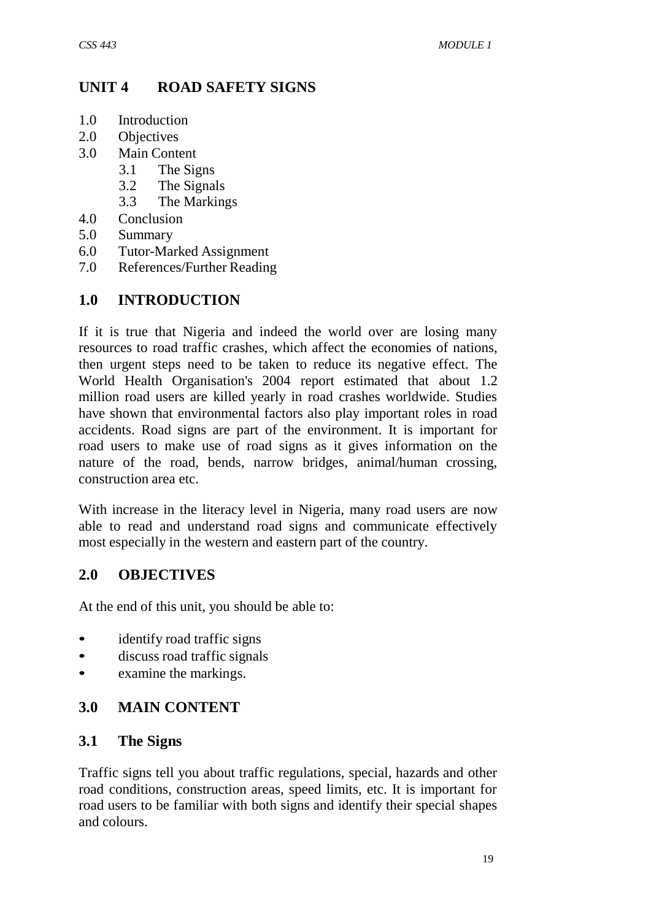# UNIT 4 ROAD SAFETY SIGNS

1.0 Introduction
2.0 Objectives
3.0 Main Content
  3.1 The Signs
  3.2 The Signals
  3.3 The Markings
4.0 Conclusion
5.0 Summary
6.0 Tutor-Marked Assignment
7.0 References/Further Reading

## 1.0 INTRODUCTION

If it is true that Nigeria and indeed the world over are losing many resources to road traffic crashes, which affect the economies of nations, then urgent steps need to be taken to reduce its negative effect. The World Health Organisation's 2004 report estimated that about 1.2 million road users are killed yearly in road crashes worldwide. Studies have shown that environmental factors also play important roles in road accidents. Road signs are part of the environment. It is important for road users to make use of road signs as it gives information on the nature of the road, bends, narrow bridges, animal/human crossing, construction area etc.

With increase in the literacy level in Nigeria, many road users are now able to read and understand road signs and communicate effectively most especially in the western and eastern part of the country.

## 2.0 OBJECTIVES

At the end of this unit, you should be able to:

- identify road traffic signs
- discuss road traffic signals
- examine the markings.

## 3.0 MAIN CONTENT

### 3.1 The Signs

Traffic signs tell you about traffic regulations, special, hazards and other road conditions, construction areas, speed limits, etc. It is important for road users to be familiar with both signs and identify their special shapes and colours.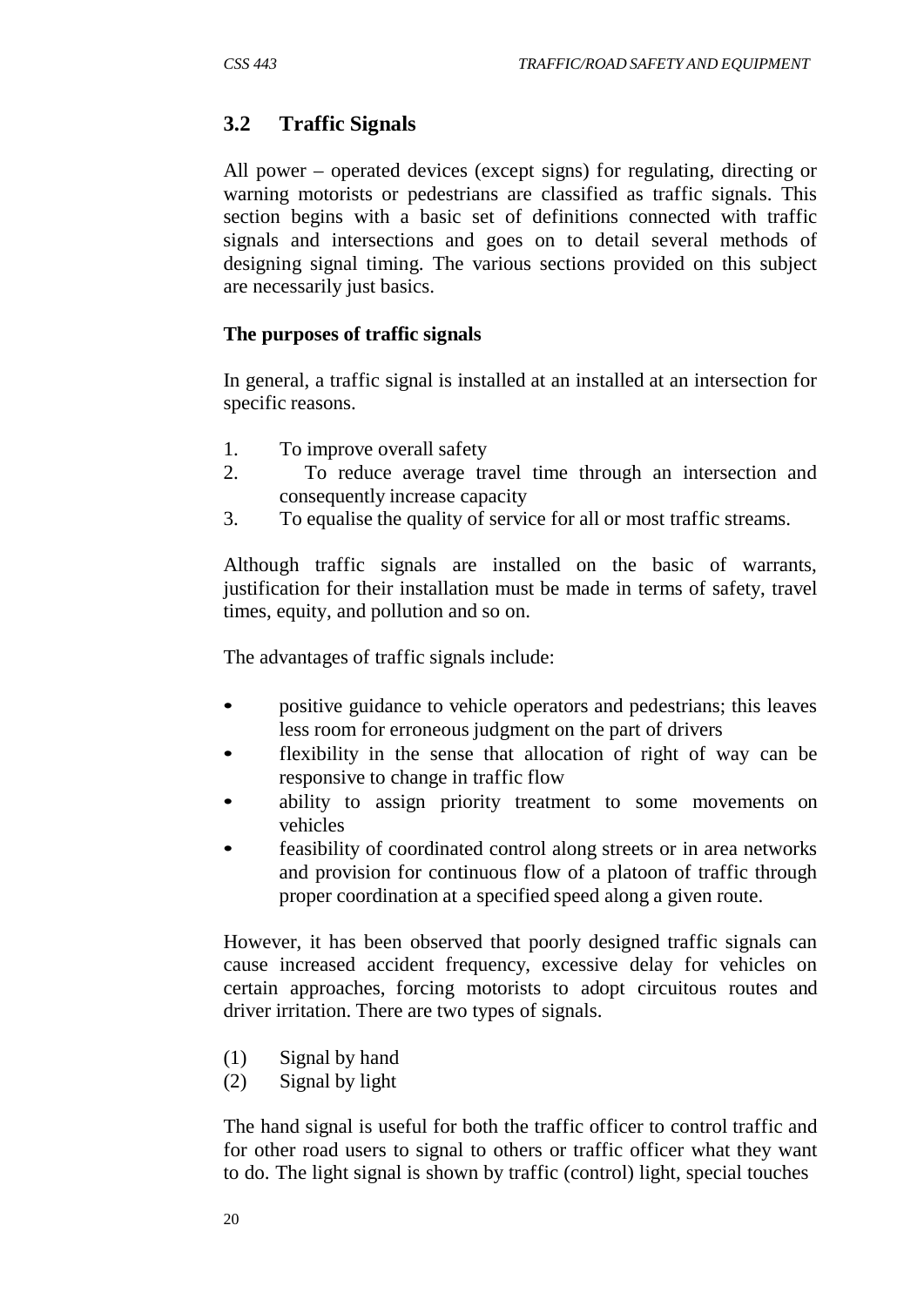## 3.2 Traffic Signals

All power – operated devices (except signs) for regulating, directing or warning motorists or pedestrians are classified as traffic signals. This section begins with a basic set of definitions connected with traffic signals and intersections and goes on to detail several methods of designing signal timing. The various sections provided on this subject are necessarily just basics.

**The purposes of traffic signals**

In general, a traffic signal is installed at an installed at an intersection for specific reasons.

1. To improve overall safety
2. To reduce average travel time through an intersection and consequently increase capacity
3. To equalise the quality of service for all or most traffic streams.

Although traffic signals are installed on the basic of warrants, justification for their installation must be made in terms of safety, travel times, equity, and pollution and so on.

The advantages of traffic signals include:

- positive guidance to vehicle operators and pedestrians; this leaves less room for erroneous judgment on the part of drivers
- flexibility in the sense that allocation of right of way can be responsive to change in traffic flow
- ability to assign priority treatment to some movements on vehicles
- feasibility of coordinated control along streets or in area networks and provision for continuous flow of a platoon of traffic through proper coordination at a specified speed along a given route.

However, it has been observed that poorly designed traffic signals can cause increased accident frequency, excessive delay for vehicles on certain approaches, forcing motorists to adopt circuitous routes and driver irritation. There are two types of signals.

(1) Signal by hand
(2) Signal by light

The hand signal is useful for both the traffic officer to control traffic and for other road users to signal to others or traffic officer what they want to do. The light signal is shown by traffic (control) light, special touches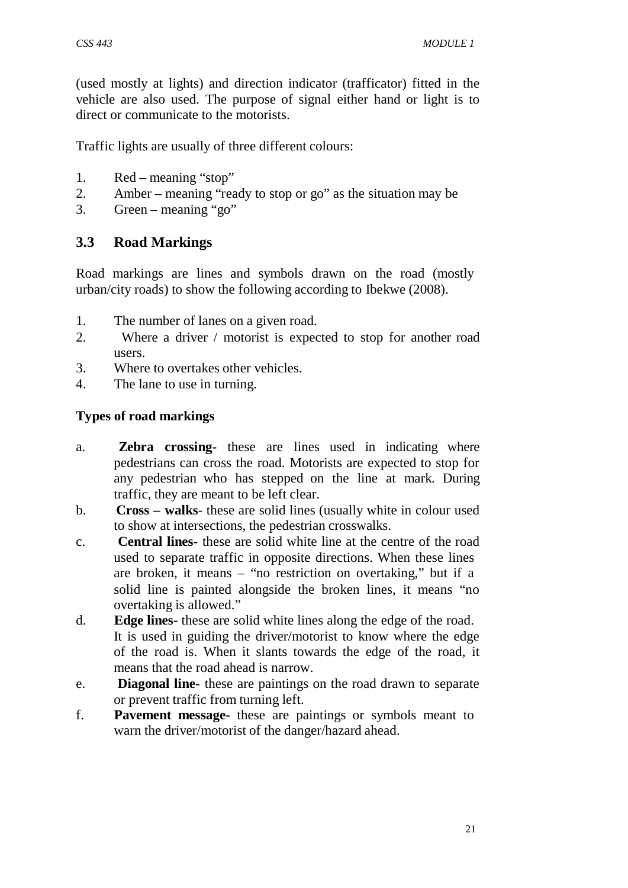(used mostly at lights) and direction indicator (trafficator) fitted in the vehicle are also used. The purpose of signal either hand or light is to direct or communicate to the motorists.

Traffic lights are usually of three different colours:

1. Red – meaning "stop"
2. Amber – meaning "ready to stop or go" as the situation may be
3. Green – meaning "go"

## 3.3 Road Markings

Road markings are lines and symbols drawn on the road (mostly urban/city roads) to show the following according to Ibekwe (2008).

1. The number of lanes on a given road.
2. Where a driver / motorist is expected to stop for another road users.
3. Where to overtakes other vehicles.
4. The lane to use in turning.

**Types of road markings**

a. **Zebra crossing-** these are lines used in indicating where pedestrians can cross the road. Motorists are expected to stop for any pedestrian who has stepped on the line at mark. During traffic, they are meant to be left clear.
b. **Cross – walks**- these are solid lines (usually white in colour used to show at intersections, the pedestrian crosswalks.
c. **Central lines-** these are solid white line at the centre of the road used to separate traffic in opposite directions. When these lines are broken, it means – "no restriction on overtaking," but if a solid line is painted alongside the broken lines, it means "no overtaking is allowed."
d. **Edge lines-** these are solid white lines along the edge of the road. It is used in guiding the driver/motorist to know where the edge of the road is. When it slants towards the edge of the road, it means that the road ahead is narrow.
e. **Diagonal line-** these are paintings on the road drawn to separate or prevent traffic from turning left.
f. **Pavement message-** these are paintings or symbols meant to warn the driver/motorist of the danger/hazard ahead.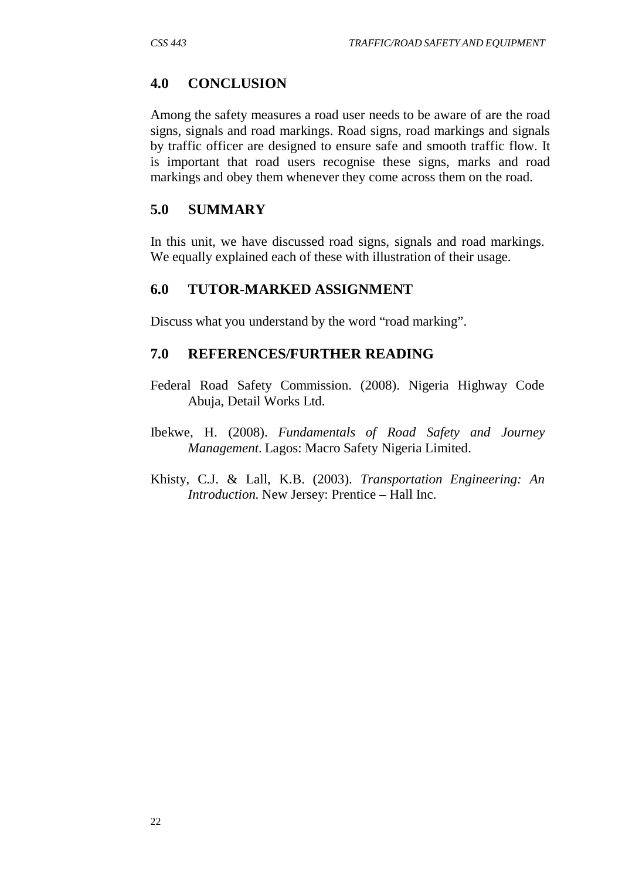## 4.0 CONCLUSION

Among the safety measures a road user needs to be aware of are the road signs, signals and road markings. Road signs, road markings and signals by traffic officer are designed to ensure safe and smooth traffic flow. It is important that road users recognise these signs, marks and road markings and obey them whenever they come across them on the road.

## 5.0 SUMMARY

In this unit, we have discussed road signs, signals and road markings. We equally explained each of these with illustration of their usage.

## 6.0 TUTOR-MARKED ASSIGNMENT

Discuss what you understand by the word "road marking".

## 7.0 REFERENCES/FURTHER READING

Federal Road Safety Commission. (2008). Nigeria Highway Code Abuja, Detail Works Ltd.

Ibekwe, H. (2008). *Fundamentals of Road Safety and Journey Management*. Lagos: Macro Safety Nigeria Limited.

Khisty, C.J. & Lall, K.B. (2003). *Transportation Engineering: An Introduction.* New Jersey: Prentice – Hall Inc.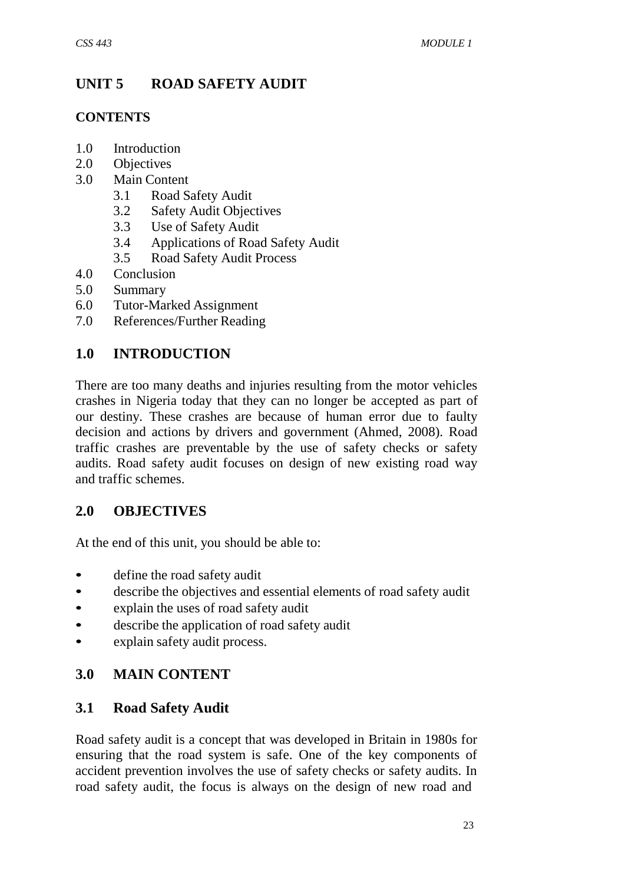# UNIT 5 ROAD SAFETY AUDIT

## CONTENTS

1.0 Introduction
2.0 Objectives
3.0 Main Content
    3.1 Road Safety Audit
    3.2 Safety Audit Objectives
    3.3 Use of Safety Audit
    3.4 Applications of Road Safety Audit
    3.5 Road Safety Audit Process
4.0 Conclusion
5.0 Summary
6.0 Tutor-Marked Assignment
7.0 References/Further Reading

## 1.0 INTRODUCTION

There are too many deaths and injuries resulting from the motor vehicles crashes in Nigeria today that they can no longer be accepted as part of our destiny. These crashes are because of human error due to faulty decision and actions by drivers and government (Ahmed, 2008). Road traffic crashes are preventable by the use of safety checks or safety audits. Road safety audit focuses on design of new existing road way and traffic schemes.

## 2.0 OBJECTIVES

At the end of this unit, you should be able to:

- define the road safety audit
- describe the objectives and essential elements of road safety audit
- explain the uses of road safety audit
- describe the application of road safety audit
- explain safety audit process.

## 3.0 MAIN CONTENT

### 3.1 Road Safety Audit

Road safety audit is a concept that was developed in Britain in 1980s for ensuring that the road system is safe. One of the key components of accident prevention involves the use of safety checks or safety audits. In road safety audit, the focus is always on the design of new road and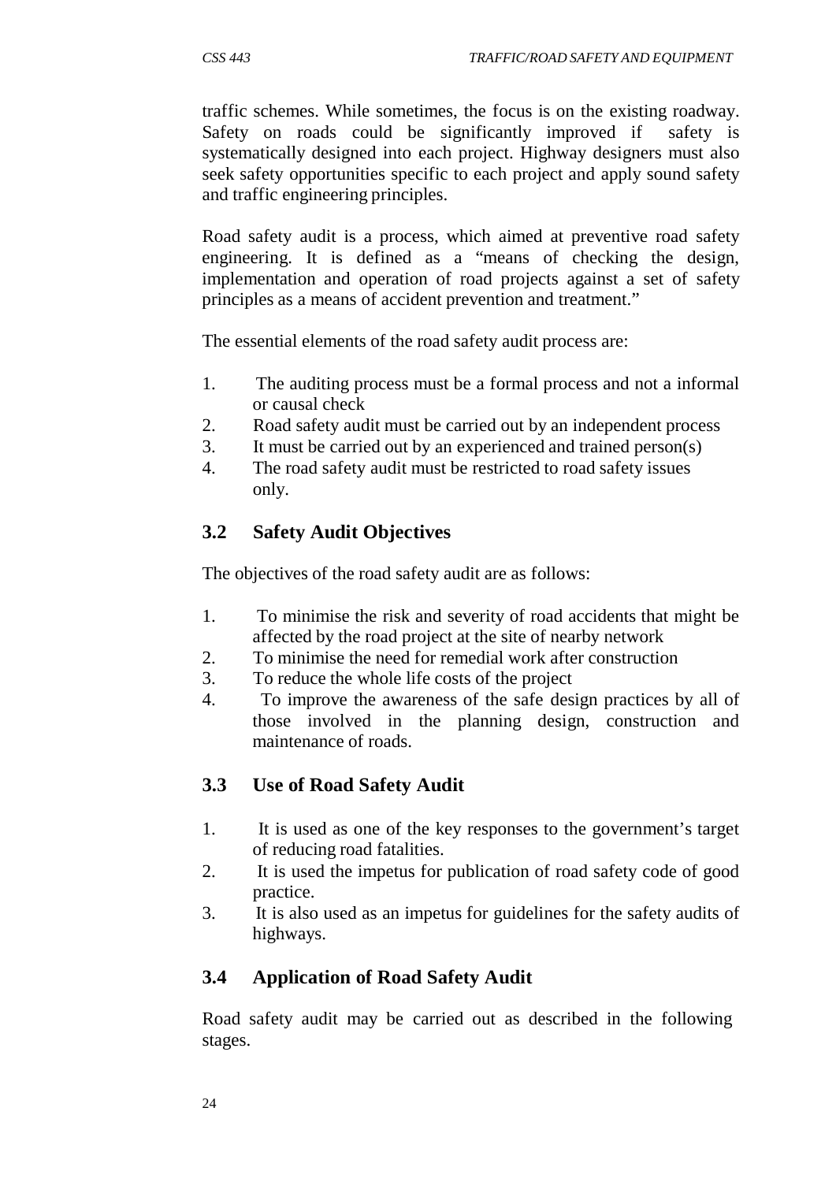traffic schemes. While sometimes, the focus is on the existing roadway. Safety on roads could be significantly improved if safety is systematically designed into each project. Highway designers must also seek safety opportunities specific to each project and apply sound safety and traffic engineering principles.

Road safety audit is a process, which aimed at preventive road safety engineering. It is defined as a "means of checking the design, implementation and operation of road projects against a set of safety principles as a means of accident prevention and treatment."

The essential elements of the road safety audit process are:

1. The auditing process must be a formal process and not a informal or causal check
2. Road safety audit must be carried out by an independent process
3. It must be carried out by an experienced and trained person(s)
4. The road safety audit must be restricted to road safety issues only.

## 3.2 Safety Audit Objectives

The objectives of the road safety audit are as follows:

1. To minimise the risk and severity of road accidents that might be affected by the road project at the site of nearby network
2. To minimise the need for remedial work after construction
3. To reduce the whole life costs of the project
4. To improve the awareness of the safe design practices by all of those involved in the planning design, construction and maintenance of roads.

## 3.3 Use of Road Safety Audit

1. It is used as one of the key responses to the government's target of reducing road fatalities.
2. It is used the impetus for publication of road safety code of good practice.
3. It is also used as an impetus for guidelines for the safety audits of highways.

## 3.4 Application of Road Safety Audit

Road safety audit may be carried out as described in the following stages.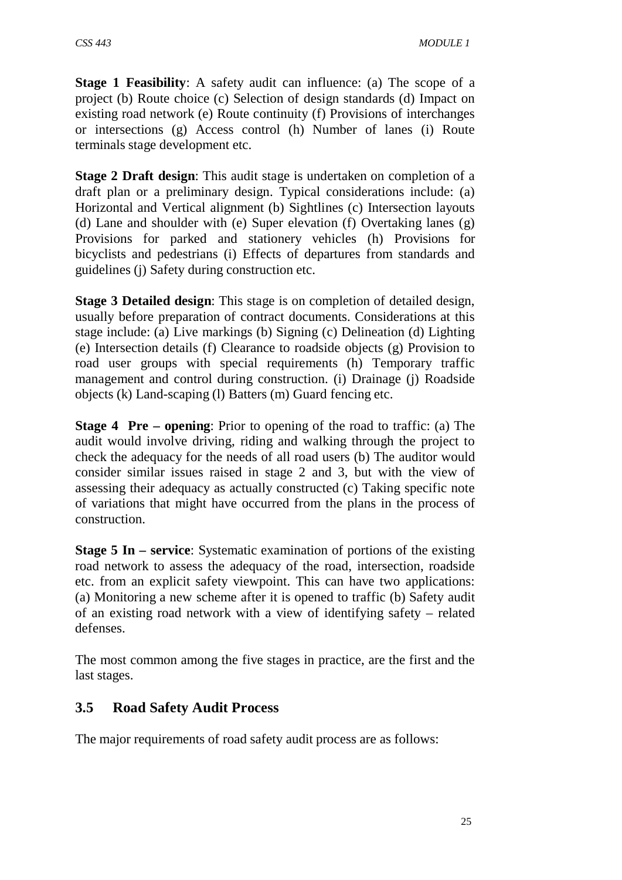**Stage 1 Feasibility**: A safety audit can influence: (a) The scope of a project (b) Route choice (c) Selection of design standards (d) Impact on existing road network (e) Route continuity (f) Provisions of interchanges or intersections (g) Access control (h) Number of lanes (i) Route terminals stage development etc.

**Stage 2 Draft design**: This audit stage is undertaken on completion of a draft plan or a preliminary design. Typical considerations include: (a) Horizontal and Vertical alignment (b) Sightlines (c) Intersection layouts (d) Lane and shoulder with (e) Super elevation (f) Overtaking lanes (g) Provisions for parked and stationery vehicles (h) Provisions for bicyclists and pedestrians (i) Effects of departures from standards and guidelines (j) Safety during construction etc.

**Stage 3 Detailed design**: This stage is on completion of detailed design, usually before preparation of contract documents. Considerations at this stage include: (a) Live markings (b) Signing (c) Delineation (d) Lighting (e) Intersection details (f) Clearance to roadside objects (g) Provision to road user groups with special requirements (h) Temporary traffic management and control during construction. (i) Drainage (j) Roadside objects (k) Land-scaping (l) Batters (m) Guard fencing etc.

**Stage 4 Pre – opening**: Prior to opening of the road to traffic: (a) The audit would involve driving, riding and walking through the project to check the adequacy for the needs of all road users (b) The auditor would consider similar issues raised in stage 2 and 3, but with the view of assessing their adequacy as actually constructed (c) Taking specific note of variations that might have occurred from the plans in the process of construction.

**Stage 5 In – service**: Systematic examination of portions of the existing road network to assess the adequacy of the road, intersection, roadside etc. from an explicit safety viewpoint. This can have two applications: (a) Monitoring a new scheme after it is opened to traffic (b) Safety audit of an existing road network with a view of identifying safety – related defenses.

The most common among the five stages in practice, are the first and the last stages.

## 3.5 Road Safety Audit Process

The major requirements of road safety audit process are as follows: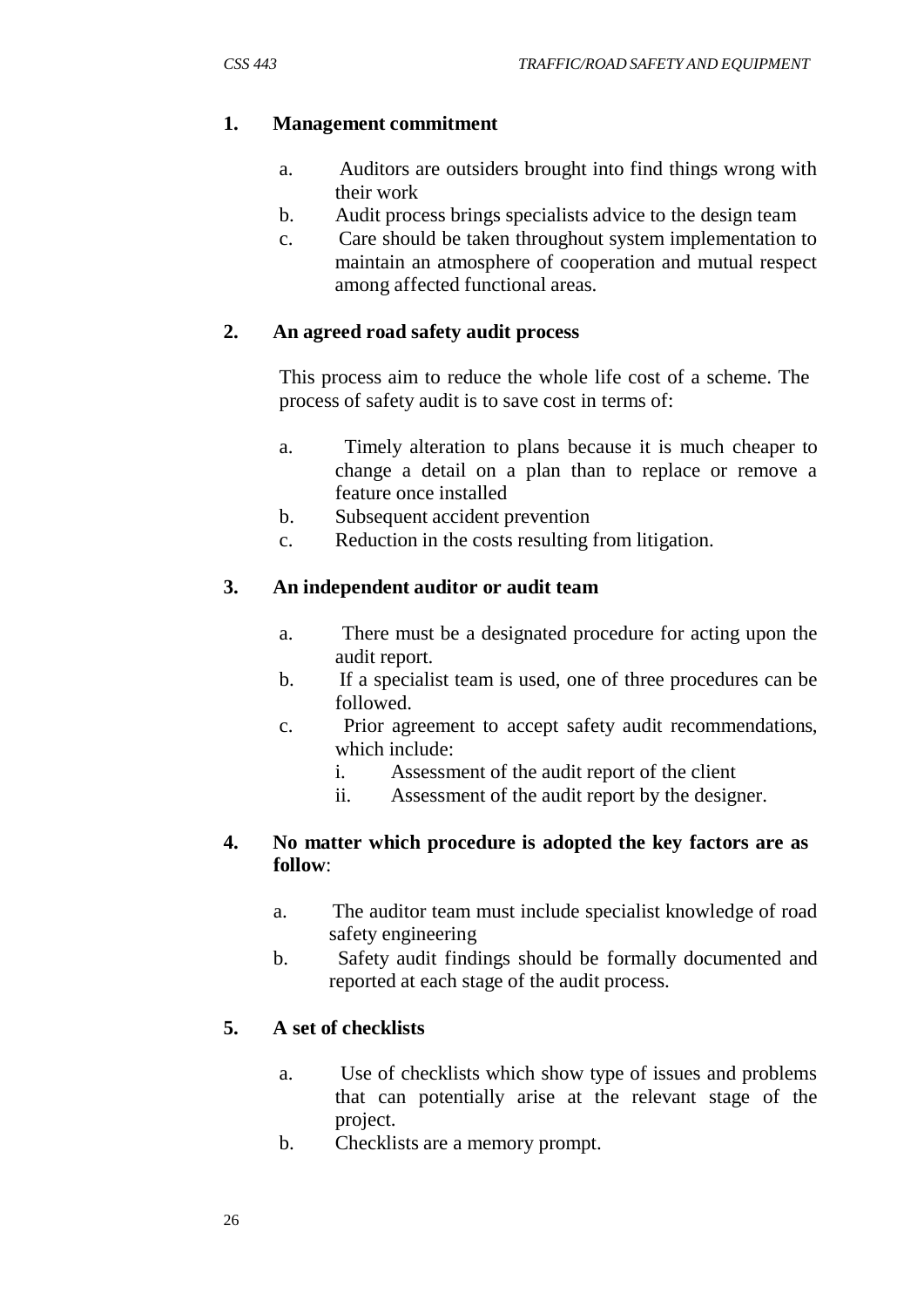1. **Management commitment**

    a. Auditors are outsiders brought into find things wrong with their work
    b. Audit process brings specialists advice to the design team
    c. Care should be taken throughout system implementation to maintain an atmosphere of cooperation and mutual respect among affected functional areas.

2. **An agreed road safety audit process**

    This process aim to reduce the whole life cost of a scheme. The process of safety audit is to save cost in terms of:

    a. Timely alteration to plans because it is much cheaper to change a detail on a plan than to replace or remove a feature once installed
    b. Subsequent accident prevention
    c. Reduction in the costs resulting from litigation.

3. **An independent auditor or audit team**

    a. There must be a designated procedure for acting upon the audit report.
    b. If a specialist team is used, one of three procedures can be followed.
    c. Prior agreement to accept safety audit recommendations, which include:
        i. Assessment of the audit report of the client
        ii. Assessment of the audit report by the designer.

4. **No matter which procedure is adopted the key factors are as follow**:

    a. The auditor team must include specialist knowledge of road safety engineering
    b. Safety audit findings should be formally documented and reported at each stage of the audit process.

5. **A set of checklists**

    a. Use of checklists which show type of issues and problems that can potentially arise at the relevant stage of the project.
    b. Checklists are a memory prompt.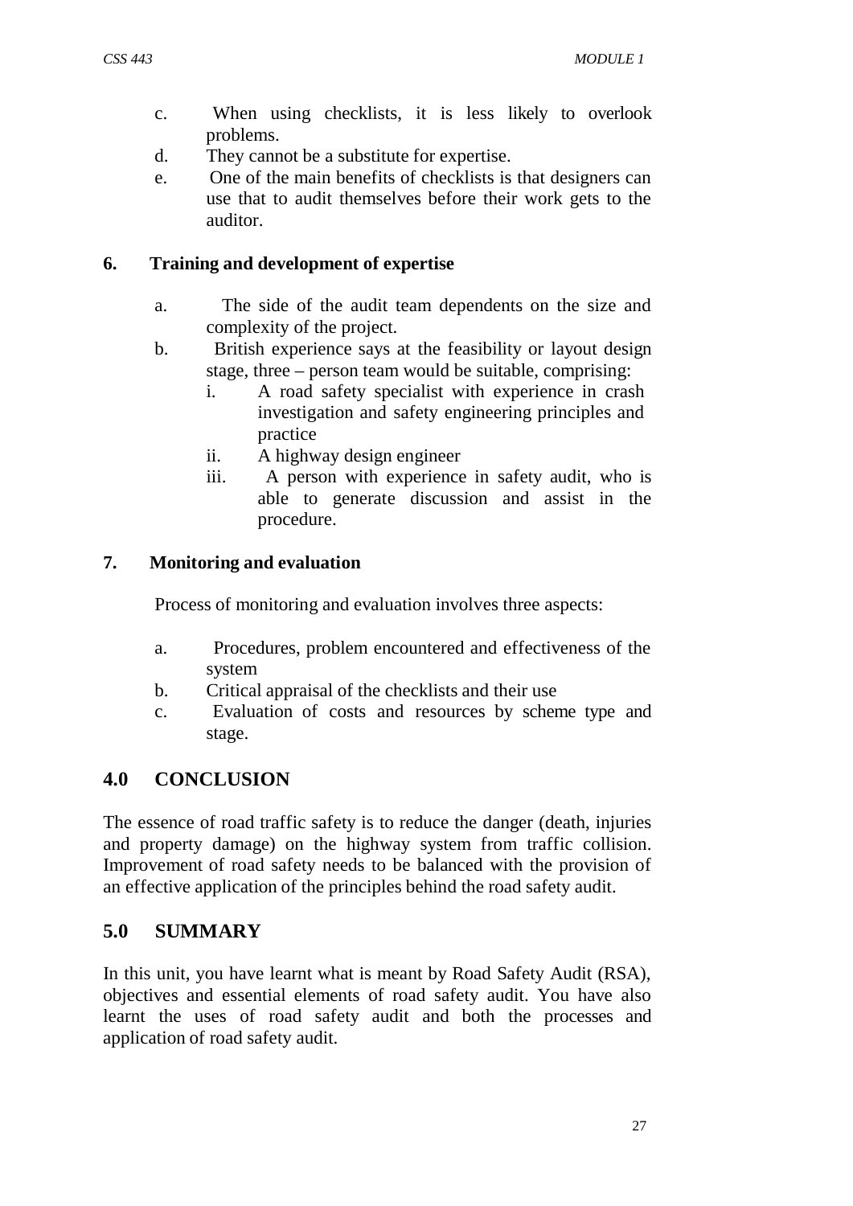c. When using checklists, it is less likely to overlook problems.
d. They cannot be a substitute for expertise.
e. One of the main benefits of checklists is that designers can use that to audit themselves before their work gets to the auditor.

**6. Training and development of expertise**

a. The side of the audit team dependents on the size and complexity of the project.
b. British experience says at the feasibility or layout design stage, three – person team would be suitable, comprising:
    i. A road safety specialist with experience in crash investigation and safety engineering principles and practice
    ii. A highway design engineer
    iii. A person with experience in safety audit, who is able to generate discussion and assist in the procedure.

**7. Monitoring and evaluation**

Process of monitoring and evaluation involves three aspects:

a. Procedures, problem encountered and effectiveness of the system
b. Critical appraisal of the checklists and their use
c. Evaluation of costs and resources by scheme type and stage.

## 4.0 CONCLUSION

The essence of road traffic safety is to reduce the danger (death, injuries and property damage) on the highway system from traffic collision. Improvement of road safety needs to be balanced with the provision of an effective application of the principles behind the road safety audit.

## 5.0 SUMMARY

In this unit, you have learnt what is meant by Road Safety Audit (RSA), objectives and essential elements of road safety audit. You have also learnt the uses of road safety audit and both the processes and application of road safety audit.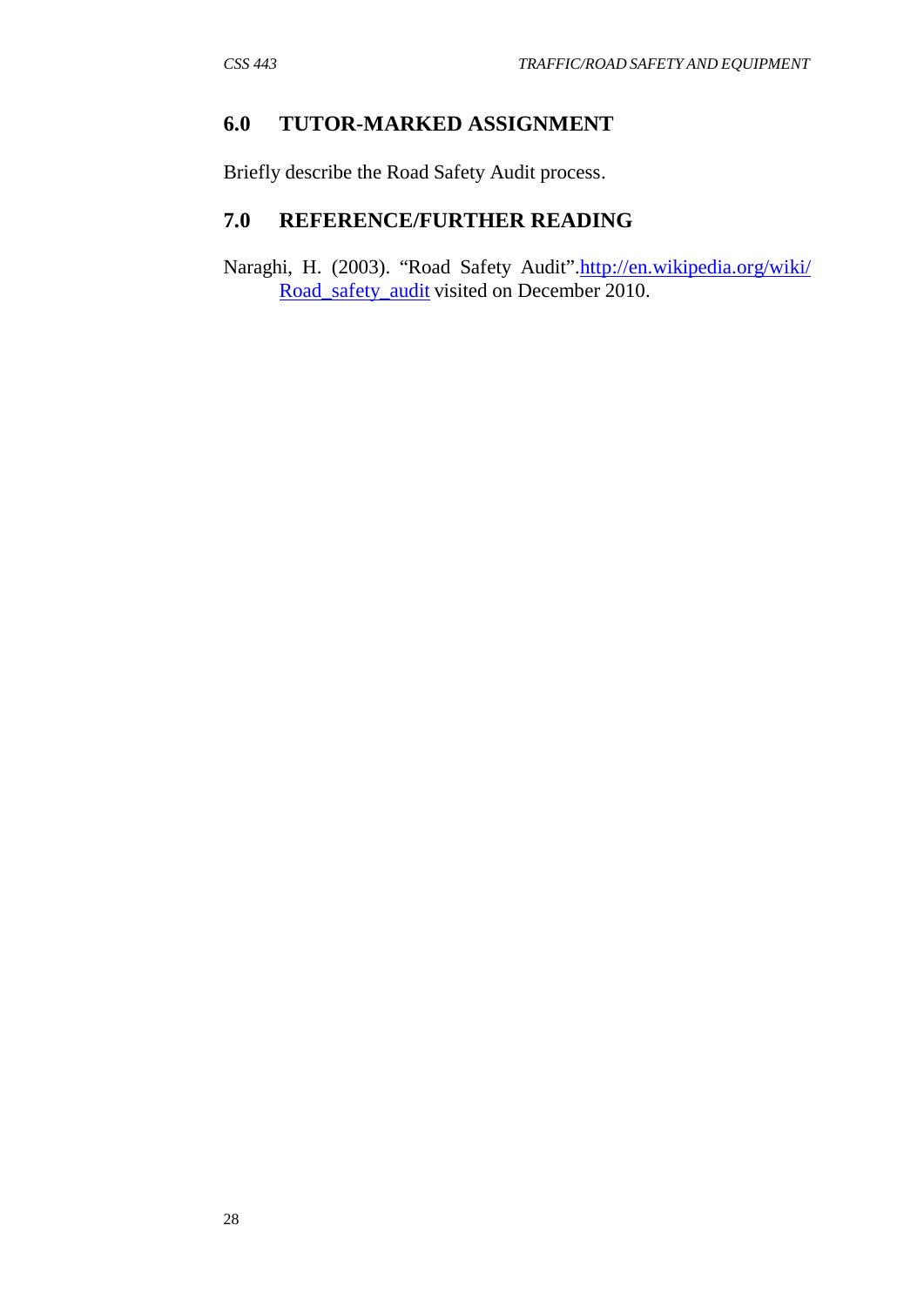## 6.0 TUTOR-MARKED ASSIGNMENT

Briefly describe the Road Safety Audit process.

## 7.0 REFERENCE/FURTHER READING

Naraghi, H. (2003). "Road Safety Audit".http://en.wikipedia.org/wiki/Road_safety_audit visited on December 2010.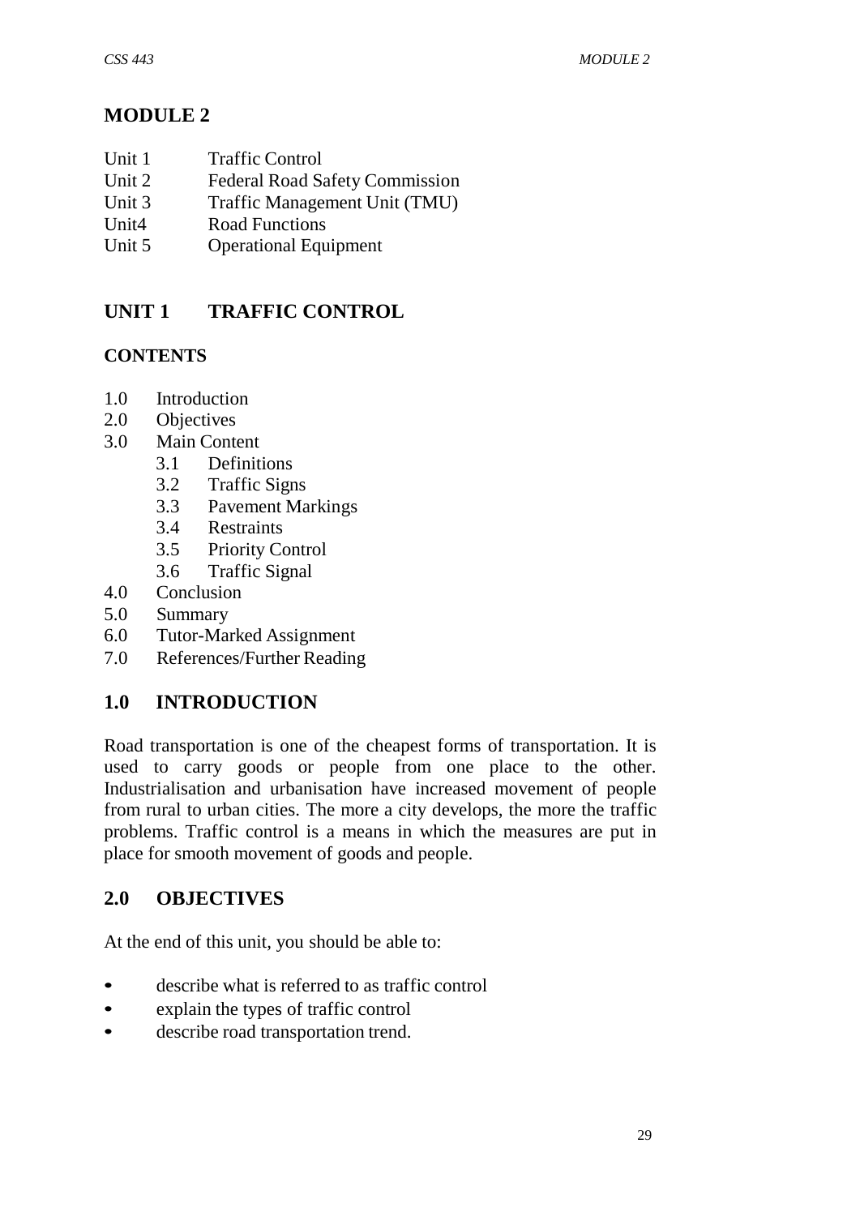# MODULE 2

Unit 1 Traffic Control
Unit 2 Federal Road Safety Commission
Unit 3 Traffic Management Unit (TMU)
Unit4 Road Functions
Unit 5 Operational Equipment

## UNIT 1 TRAFFIC CONTROL

### CONTENTS

1.0 Introduction
2.0 Objectives
3.0 Main Content
 3.1 Definitions
 3.2 Traffic Signs
 3.3 Pavement Markings
 3.4 Restraints
 3.5 Priority Control
 3.6 Traffic Signal
4.0 Conclusion
5.0 Summary
6.0 Tutor-Marked Assignment
7.0 References/Further Reading

## 1.0 INTRODUCTION

Road transportation is one of the cheapest forms of transportation. It is used to carry goods or people from one place to the other. Industrialisation and urbanisation have increased movement of people from rural to urban cities. The more a city develops, the more the traffic problems. Traffic control is a means in which the measures are put in place for smooth movement of goods and people.

## 2.0 OBJECTIVES

At the end of this unit, you should be able to:

- describe what is referred to as traffic control
- explain the types of traffic control
- describe road transportation trend.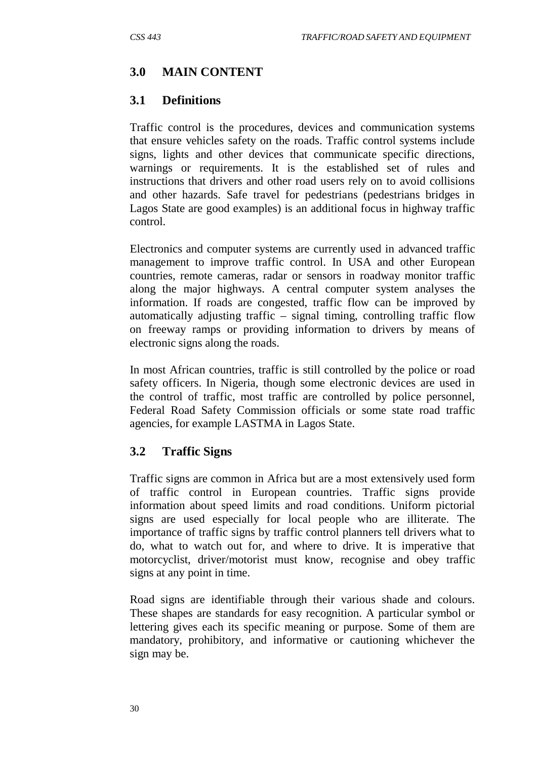## 3.0 MAIN CONTENT

### 3.1 Definitions

Traffic control is the procedures, devices and communication systems that ensure vehicles safety on the roads. Traffic control systems include signs, lights and other devices that communicate specific directions, warnings or requirements. It is the established set of rules and instructions that drivers and other road users rely on to avoid collisions and other hazards. Safe travel for pedestrians (pedestrians bridges in Lagos State are good examples) is an additional focus in highway traffic control.

Electronics and computer systems are currently used in advanced traffic management to improve traffic control. In USA and other European countries, remote cameras, radar or sensors in roadway monitor traffic along the major highways. A central computer system analyses the information. If roads are congested, traffic flow can be improved by automatically adjusting traffic – signal timing, controlling traffic flow on freeway ramps or providing information to drivers by means of electronic signs along the roads.

In most African countries, traffic is still controlled by the police or road safety officers. In Nigeria, though some electronic devices are used in the control of traffic, most traffic are controlled by police personnel, Federal Road Safety Commission officials or some state road traffic agencies, for example LASTMA in Lagos State.

### 3.2 Traffic Signs

Traffic signs are common in Africa but are a most extensively used form of traffic control in European countries. Traffic signs provide information about speed limits and road conditions. Uniform pictorial signs are used especially for local people who are illiterate. The importance of traffic signs by traffic control planners tell drivers what to do, what to watch out for, and where to drive. It is imperative that motorcyclist, driver/motorist must know, recognise and obey traffic signs at any point in time.

Road signs are identifiable through their various shade and colours. These shapes are standards for easy recognition. A particular symbol or lettering gives each its specific meaning or purpose. Some of them are mandatory, prohibitory, and informative or cautioning whichever the sign may be.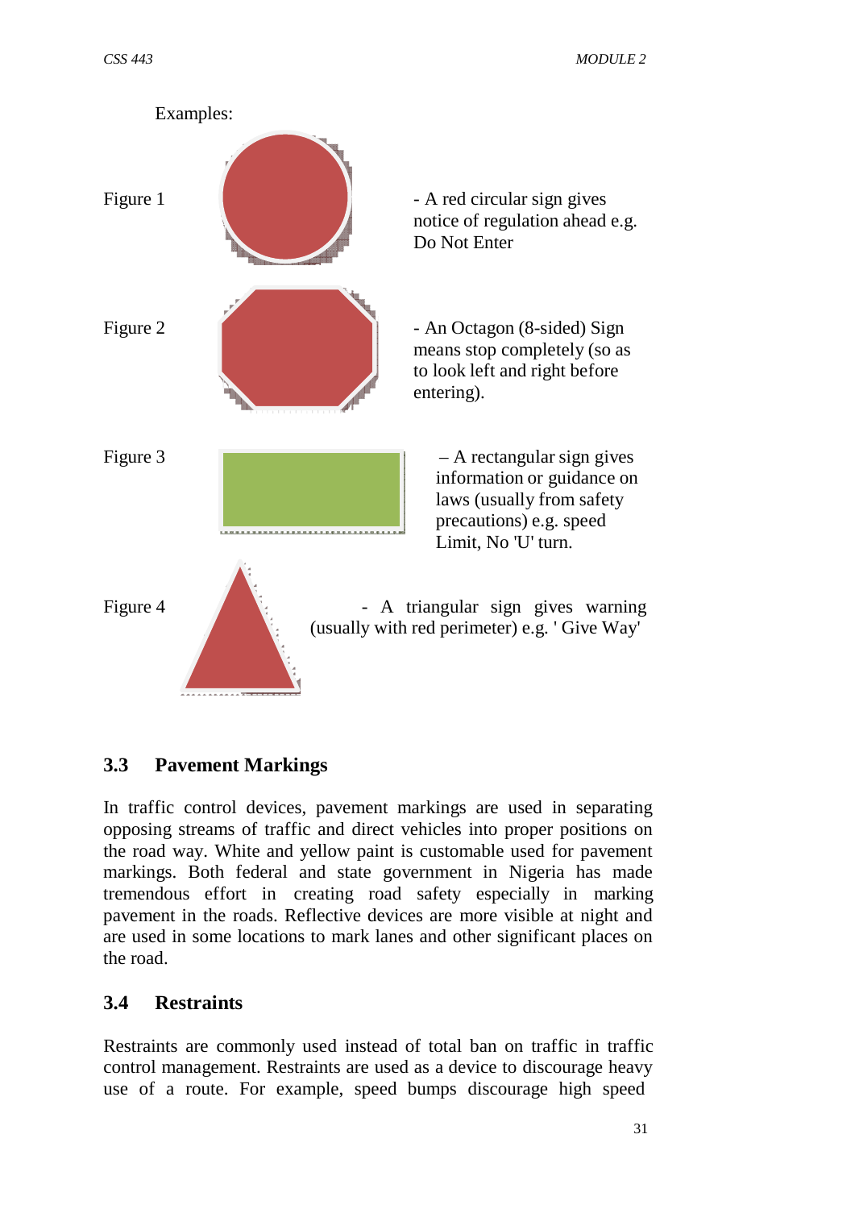Examples:

Figure 1 - A red circular sign gives notice of regulation ahead e.g. Do Not Enter

Figure 2 - An Octagon (8-sided) Sign means stop completely (so as to look left and right before entering).

Figure 3 – A rectangular sign gives information or guidance on laws (usually from safety precautions) e.g. speed Limit, No 'U' turn.

Figure 4 - A triangular sign gives warning (usually with red perimeter) e.g. ' Give Way'

## 3.3 Pavement Markings

In traffic control devices, pavement markings are used in separating opposing streams of traffic and direct vehicles into proper positions on the road way. White and yellow paint is customable used for pavement markings. Both federal and state government in Nigeria has made tremendous effort in creating road safety especially in marking pavement in the roads. Reflective devices are more visible at night and are used in some locations to mark lanes and other significant places on the road.

## 3.4 Restraints

Restraints are commonly used instead of total ban on traffic in traffic control management. Restraints are used as a device to discourage heavy use of a route. For example, speed bumps discourage high speed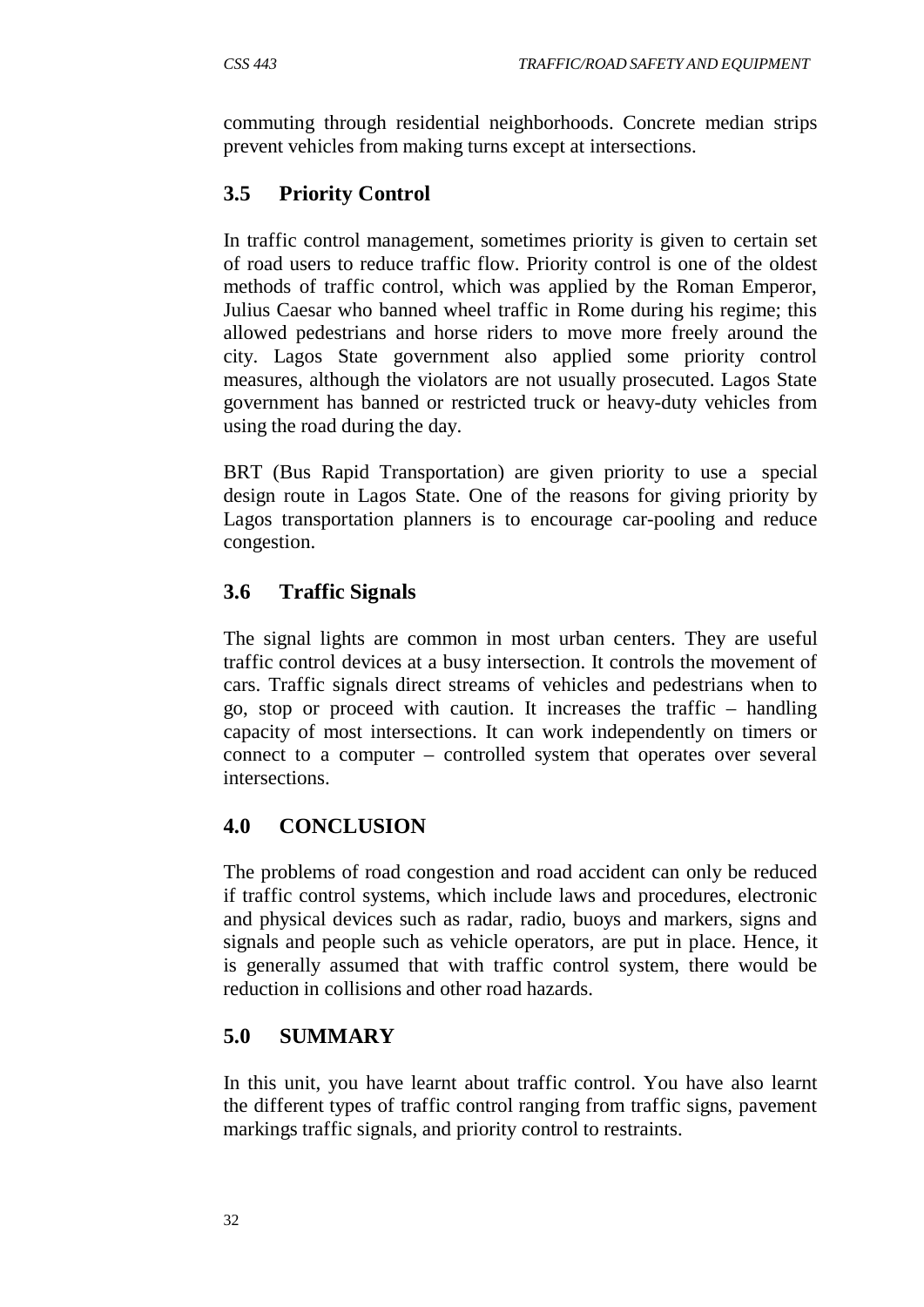commuting through residential neighborhoods. Concrete median strips prevent vehicles from making turns except at intersections.

## 3.5 Priority Control

In traffic control management, sometimes priority is given to certain set of road users to reduce traffic flow. Priority control is one of the oldest methods of traffic control, which was applied by the Roman Emperor, Julius Caesar who banned wheel traffic in Rome during his regime; this allowed pedestrians and horse riders to move more freely around the city. Lagos State government also applied some priority control measures, although the violators are not usually prosecuted. Lagos State government has banned or restricted truck or heavy-duty vehicles from using the road during the day.

BRT (Bus Rapid Transportation) are given priority to use a special design route in Lagos State. One of the reasons for giving priority by Lagos transportation planners is to encourage car-pooling and reduce congestion.

## 3.6 Traffic Signals

The signal lights are common in most urban centers. They are useful traffic control devices at a busy intersection. It controls the movement of cars. Traffic signals direct streams of vehicles and pedestrians when to go, stop or proceed with caution. It increases the traffic – handling capacity of most intersections. It can work independently on timers or connect to a computer – controlled system that operates over several intersections.

## 4.0 CONCLUSION

The problems of road congestion and road accident can only be reduced if traffic control systems, which include laws and procedures, electronic and physical devices such as radar, radio, buoys and markers, signs and signals and people such as vehicle operators, are put in place. Hence, it is generally assumed that with traffic control system, there would be reduction in collisions and other road hazards.

## 5.0 SUMMARY

In this unit, you have learnt about traffic control. You have also learnt the different types of traffic control ranging from traffic signs, pavement markings traffic signals, and priority control to restraints.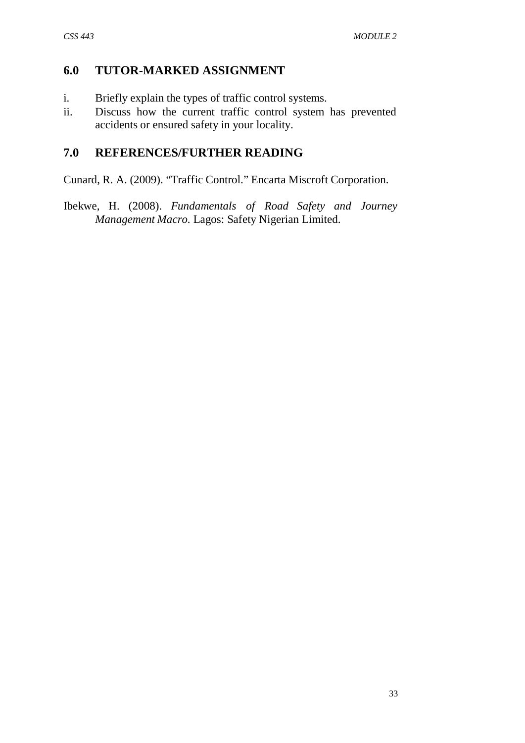## 6.0 TUTOR-MARKED ASSIGNMENT

i. Briefly explain the types of traffic control systems.

ii. Discuss how the current traffic control system has prevented accidents or ensured safety in your locality.

## 7.0 REFERENCES/FURTHER READING

Cunard, R. A. (2009). "Traffic Control." Encarta Miscroft Corporation.

Ibekwe, H. (2008). *Fundamentals of Road Safety and Journey Management Macro*. Lagos: Safety Nigerian Limited.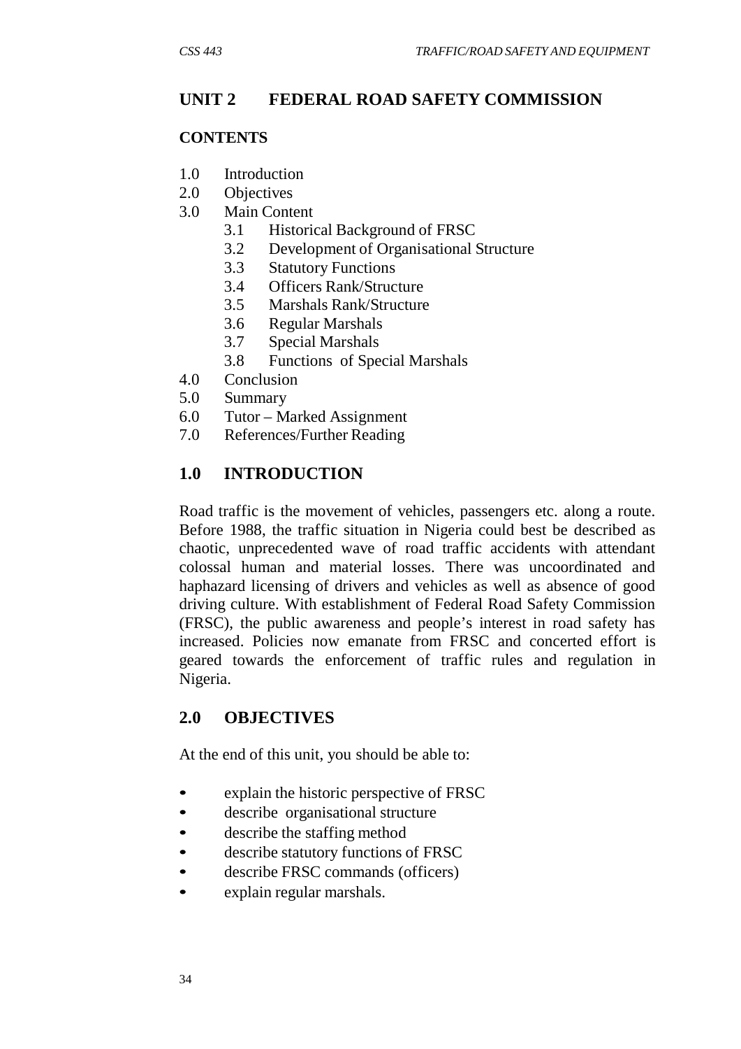## UNIT 2 FEDERAL ROAD SAFETY COMMISSION

### CONTENTS

- 1.0 Introduction
- 2.0 Objectives
- 3.0 Main Content
  - 3.1 Historical Background of FRSC
  - 3.2 Development of Organisational Structure
  - 3.3 Statutory Functions
  - 3.4 Officers Rank/Structure
  - 3.5 Marshals Rank/Structure
  - 3.6 Regular Marshals
  - 3.7 Special Marshals
  - 3.8 Functions of Special Marshals
- 4.0 Conclusion
- 5.0 Summary
- 6.0 Tutor – Marked Assignment
- 7.0 References/Further Reading

## 1.0 INTRODUCTION

Road traffic is the movement of vehicles, passengers etc. along a route. Before 1988, the traffic situation in Nigeria could best be described as chaotic, unprecedented wave of road traffic accidents with attendant colossal human and material losses. There was uncoordinated and haphazard licensing of drivers and vehicles as well as absence of good driving culture. With establishment of Federal Road Safety Commission (FRSC), the public awareness and people's interest in road safety has increased. Policies now emanate from FRSC and concerted effort is geared towards the enforcement of traffic rules and regulation in Nigeria.

## 2.0 OBJECTIVES

At the end of this unit, you should be able to:

- explain the historic perspective of FRSC
- describe organisational structure
- describe the staffing method
- describe statutory functions of FRSC
- describe FRSC commands (officers)
- explain regular marshals.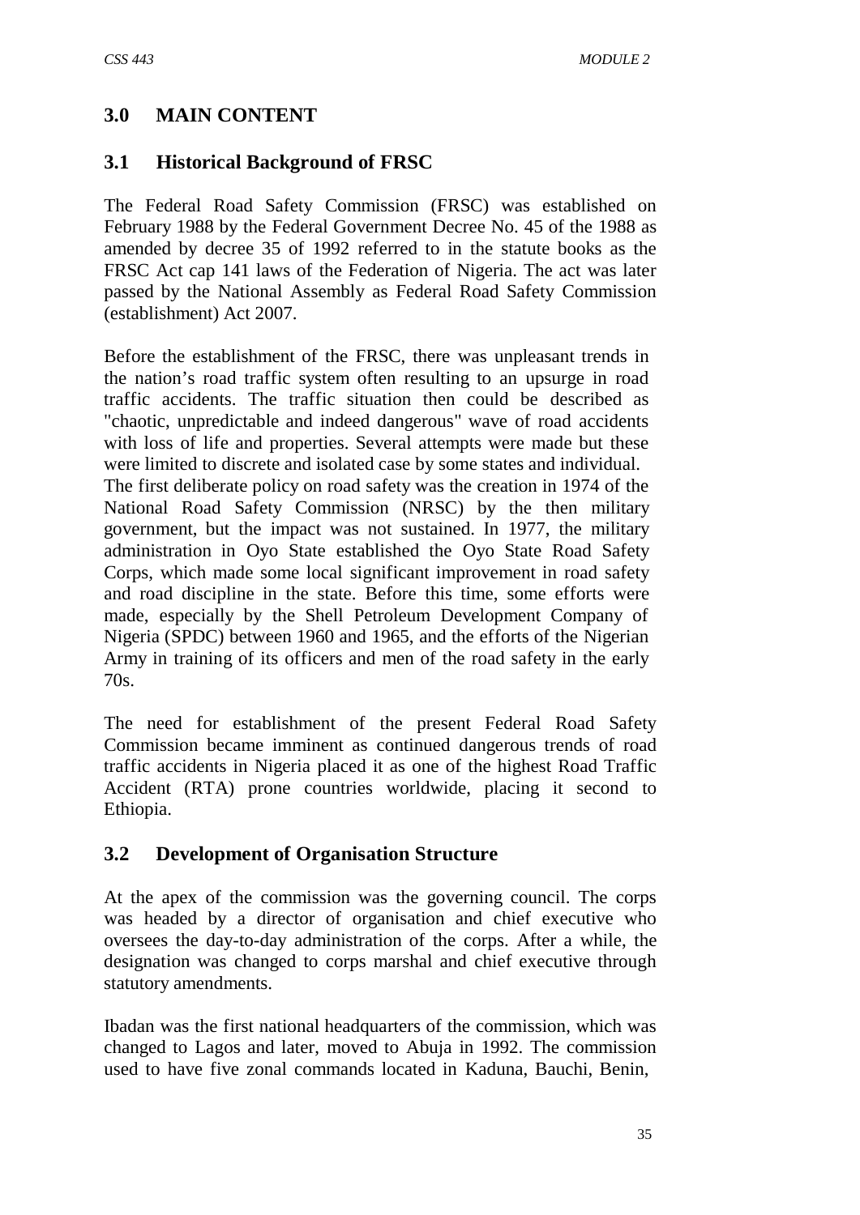## 3.0 MAIN CONTENT

### 3.1 Historical Background of FRSC

The Federal Road Safety Commission (FRSC) was established on February 1988 by the Federal Government Decree No. 45 of the 1988 as amended by decree 35 of 1992 referred to in the statute books as the FRSC Act cap 141 laws of the Federation of Nigeria. The act was later passed by the National Assembly as Federal Road Safety Commission (establishment) Act 2007.

Before the establishment of the FRSC, there was unpleasant trends in the nation's road traffic system often resulting to an upsurge in road traffic accidents. The traffic situation then could be described as "chaotic, unpredictable and indeed dangerous" wave of road accidents with loss of life and properties. Several attempts were made but these were limited to discrete and isolated case by some states and individual. The first deliberate policy on road safety was the creation in 1974 of the National Road Safety Commission (NRSC) by the then military government, but the impact was not sustained. In 1977, the military administration in Oyo State established the Oyo State Road Safety Corps, which made some local significant improvement in road safety and road discipline in the state. Before this time, some efforts were made, especially by the Shell Petroleum Development Company of Nigeria (SPDC) between 1960 and 1965, and the efforts of the Nigerian Army in training of its officers and men of the road safety in the early 70s.

The need for establishment of the present Federal Road Safety Commission became imminent as continued dangerous trends of road traffic accidents in Nigeria placed it as one of the highest Road Traffic Accident (RTA) prone countries worldwide, placing it second to Ethiopia.

### 3.2 Development of Organisation Structure

At the apex of the commission was the governing council. The corps was headed by a director of organisation and chief executive who oversees the day-to-day administration of the corps. After a while, the designation was changed to corps marshal and chief executive through statutory amendments.

Ibadan was the first national headquarters of the commission, which was changed to Lagos and later, moved to Abuja in 1992. The commission used to have five zonal commands located in Kaduna, Bauchi, Benin,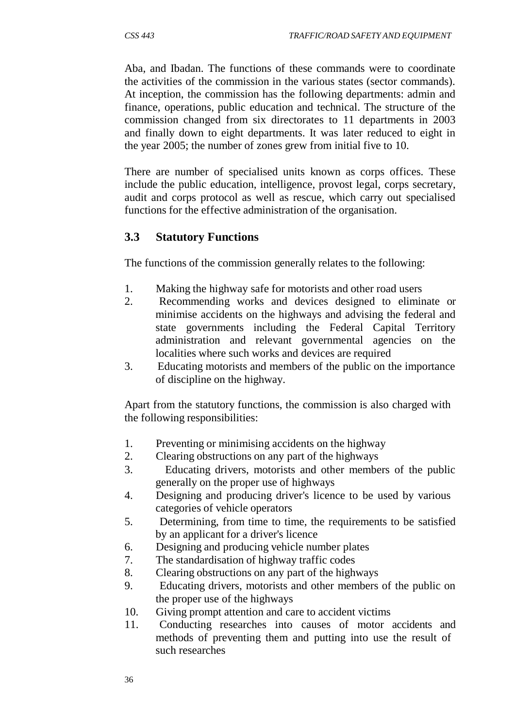Aba, and Ibadan. The functions of these commands were to coordinate the activities of the commission in the various states (sector commands). At inception, the commission has the following departments: admin and finance, operations, public education and technical. The structure of the commission changed from six directorates to 11 departments in 2003 and finally down to eight departments. It was later reduced to eight in the year 2005; the number of zones grew from initial five to 10.

There are number of specialised units known as corps offices. These include the public education, intelligence, provost legal, corps secretary, audit and corps protocol as well as rescue, which carry out specialised functions for the effective administration of the organisation.

## 3.3 Statutory Functions

The functions of the commission generally relates to the following:

1. Making the highway safe for motorists and other road users
2. Recommending works and devices designed to eliminate or minimise accidents on the highways and advising the federal and state governments including the Federal Capital Territory administration and relevant governmental agencies on the localities where such works and devices are required
3. Educating motorists and members of the public on the importance of discipline on the highway.

Apart from the statutory functions, the commission is also charged with the following responsibilities:

1. Preventing or minimising accidents on the highway
2. Clearing obstructions on any part of the highways
3. Educating drivers, motorists and other members of the public generally on the proper use of highways
4. Designing and producing driver's licence to be used by various categories of vehicle operators
5. Determining, from time to time, the requirements to be satisfied by an applicant for a driver's licence
6. Designing and producing vehicle number plates
7. The standardisation of highway traffic codes
8. Clearing obstructions on any part of the highways
9. Educating drivers, motorists and other members of the public on the proper use of the highways
10. Giving prompt attention and care to accident victims
11. Conducting researches into causes of motor accidents and methods of preventing them and putting into use the result of such researches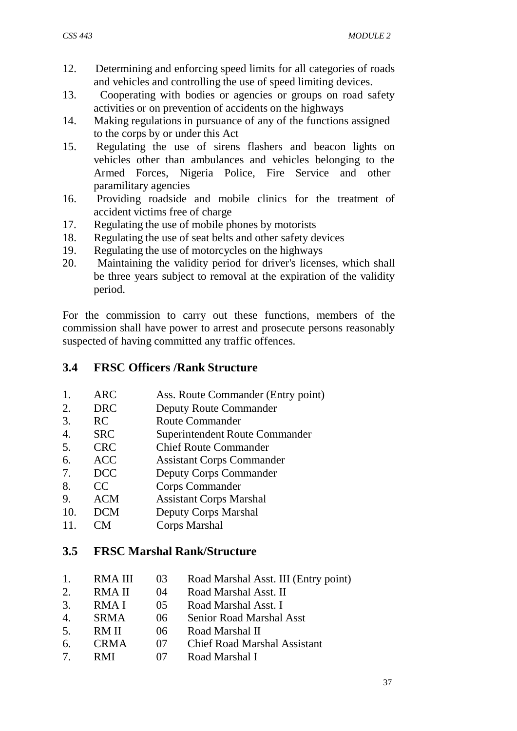12. Determining and enforcing speed limits for all categories of roads and vehicles and controlling the use of speed limiting devices.
13. Cooperating with bodies or agencies or groups on road safety activities or on prevention of accidents on the highways
14. Making regulations in pursuance of any of the functions assigned to the corps by or under this Act
15. Regulating the use of sirens flashers and beacon lights on vehicles other than ambulances and vehicles belonging to the Armed Forces, Nigeria Police, Fire Service and other paramilitary agencies
16. Providing roadside and mobile clinics for the treatment of accident victims free of charge
17. Regulating the use of mobile phones by motorists
18. Regulating the use of seat belts and other safety devices
19. Regulating the use of motorcycles on the highways
20. Maintaining the validity period for driver's licenses, which shall be three years subject to removal at the expiration of the validity period.

For the commission to carry out these functions, members of the commission shall have power to arrest and prosecute persons reasonably suspected of having committed any traffic offences.

## 3.4 FRSC Officers /Rank Structure

| | | |
|---|---|---|
| 1. | ARC | Ass. Route Commander (Entry point) |
| 2. | DRC | Deputy Route Commander |
| 3. | RC | Route Commander |
| 4. | SRC | Superintendent Route Commander |
| 5. | CRC | Chief Route Commander |
| 6. | ACC | Assistant Corps Commander |
| 7. | DCC | Deputy Corps Commander |
| 8. | CC | Corps Commander |
| 9. | ACM | Assistant Corps Marshal |
| 10. | DCM | Deputy Corps Marshal |
| 11. | CM | Corps Marshal |

## 3.5 FRSC Marshal Rank/Structure

| | | | |
|---|---|---|---|
| 1. | RMA III | 03 | Road Marshal Asst. III (Entry point) |
| 2. | RMA II | 04 | Road Marshal Asst. II |
| 3. | RMA I | 05 | Road Marshal Asst. I |
| 4. | SRMA | 06 | Senior Road Marshal Asst |
| 5. | RM II | 06 | Road Marshal II |
| 6. | CRMA | 07 | Chief Road Marshal Assistant |
| 7. | RMI | 07 | Road Marshal I |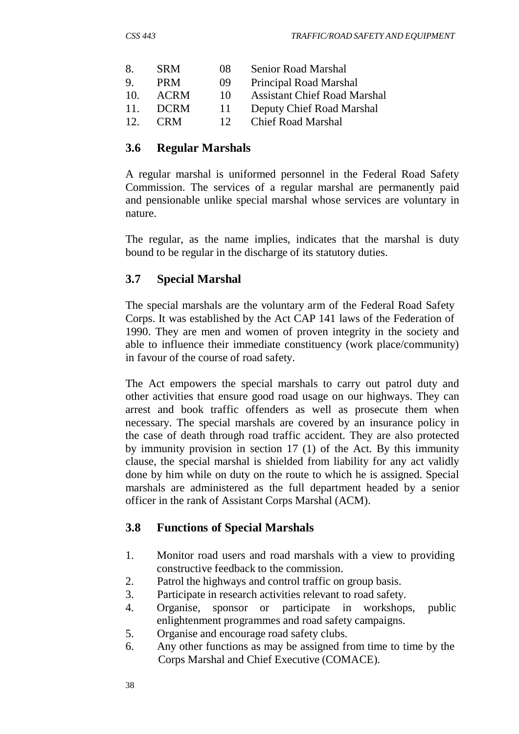| | | | |
|---|---|---|---|
| 8. | SRM | 08 | Senior Road Marshal |
| 9. | PRM | 09 | Principal Road Marshal |
| 10. | ACRM | 10 | Assistant Chief Road Marshal |
| 11. | DCRM | 11 | Deputy Chief Road Marshal |
| 12. | CRM | 12 | Chief Road Marshal |

### 3.6 Regular Marshals

A regular marshal is uniformed personnel in the Federal Road Safety Commission. The services of a regular marshal are permanently paid and pensionable unlike special marshal whose services are voluntary in nature.

The regular, as the name implies, indicates that the marshal is duty bound to be regular in the discharge of its statutory duties.

### 3.7 Special Marshal

The special marshals are the voluntary arm of the Federal Road Safety Corps. It was established by the Act CAP 141 laws of the Federation of 1990. They are men and women of proven integrity in the society and able to influence their immediate constituency (work place/community) in favour of the course of road safety.

The Act empowers the special marshals to carry out patrol duty and other activities that ensure good road usage on our highways. They can arrest and book traffic offenders as well as prosecute them when necessary. The special marshals are covered by an insurance policy in the case of death through road traffic accident. They are also protected by immunity provision in section 17 (1) of the Act. By this immunity clause, the special marshal is shielded from liability for any act validly done by him while on duty on the route to which he is assigned. Special marshals are administered as the full department headed by a senior officer in the rank of Assistant Corps Marshal (ACM).

### 3.8 Functions of Special Marshals

1. Monitor road users and road marshals with a view to providing constructive feedback to the commission.
2. Patrol the highways and control traffic on group basis.
3. Participate in research activities relevant to road safety.
4. Organise, sponsor or participate in workshops, public enlightenment programmes and road safety campaigns.
5. Organise and encourage road safety clubs.
6. Any other functions as may be assigned from time to time by the Corps Marshal and Chief Executive (COMACE).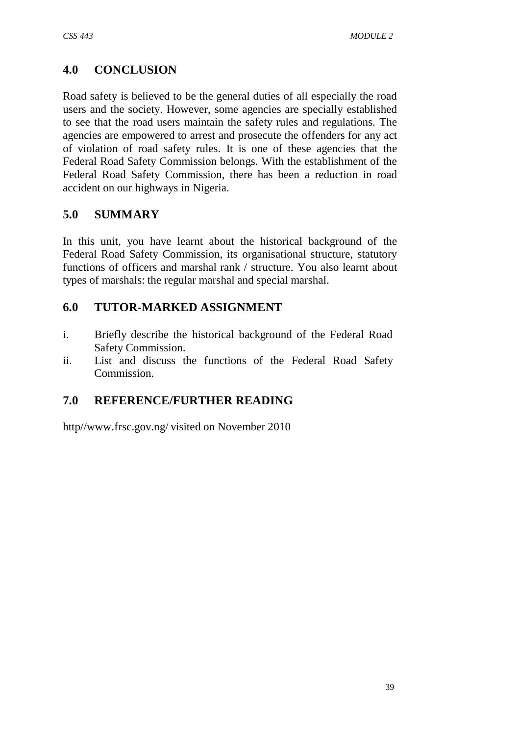## 4.0 CONCLUSION

Road safety is believed to be the general duties of all especially the road users and the society. However, some agencies are specially established to see that the road users maintain the safety rules and regulations. The agencies are empowered to arrest and prosecute the offenders for any act of violation of road safety rules. It is one of these agencies that the Federal Road Safety Commission belongs. With the establishment of the Federal Road Safety Commission, there has been a reduction in road accident on our highways in Nigeria.

## 5.0 SUMMARY

In this unit, you have learnt about the historical background of the Federal Road Safety Commission, its organisational structure, statutory functions of officers and marshal rank / structure. You also learnt about types of marshals: the regular marshal and special marshal.

## 6.0 TUTOR-MARKED ASSIGNMENT

i. Briefly describe the historical background of the Federal Road Safety Commission.
ii. List and discuss the functions of the Federal Road Safety Commission.

## 7.0 REFERENCE/FURTHER READING

http//www.frsc.gov.ng/ visited on November 2010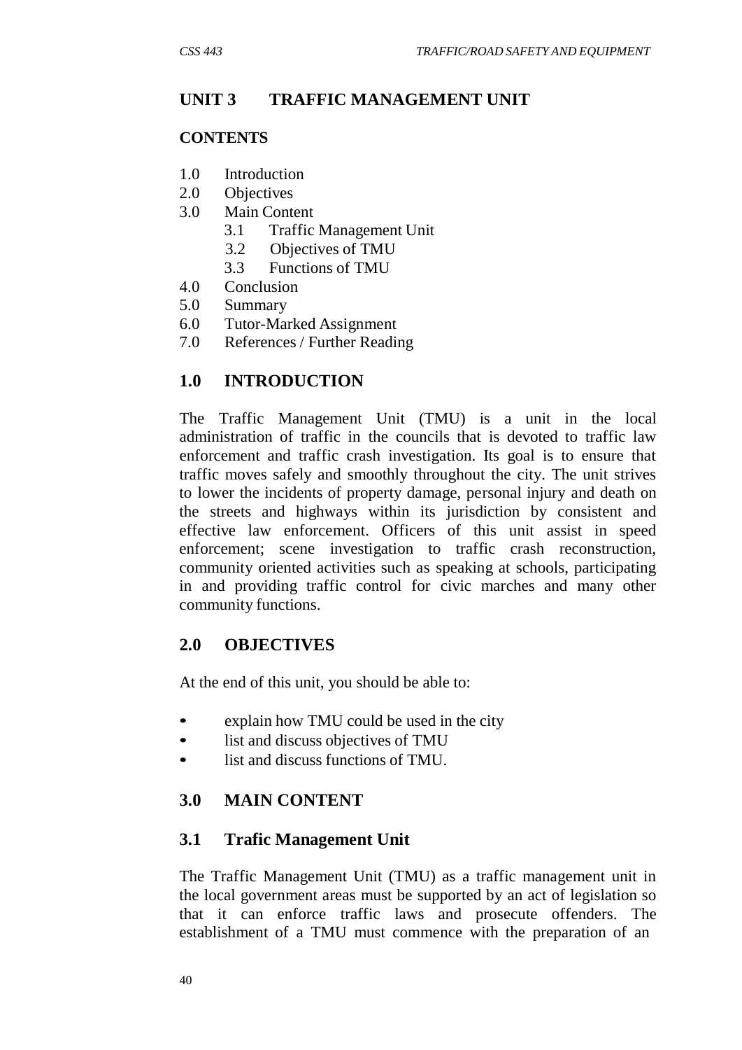## UNIT 3 TRAFFIC MANAGEMENT UNIT

**CONTENTS**

1.0 Introduction
2.0 Objectives
3.0 Main Content
   3.1 Traffic Management Unit
   3.2 Objectives of TMU
   3.3 Functions of TMU
4.0 Conclusion
5.0 Summary
6.0 Tutor-Marked Assignment
7.0 References / Further Reading

### 1.0 INTRODUCTION

The Traffic Management Unit (TMU) is a unit in the local administration of traffic in the councils that is devoted to traffic law enforcement and traffic crash investigation. Its goal is to ensure that traffic moves safely and smoothly throughout the city. The unit strives to lower the incidents of property damage, personal injury and death on the streets and highways within its jurisdiction by consistent and effective law enforcement. Officers of this unit assist in speed enforcement; scene investigation to traffic crash reconstruction, community oriented activities such as speaking at schools, participating in and providing traffic control for civic marches and many other community functions.

### 2.0 OBJECTIVES

At the end of this unit, you should be able to:

- explain how TMU could be used in the city
- list and discuss objectives of TMU
- list and discuss functions of TMU.

### 3.0 MAIN CONTENT

### 3.1 Trafic Management Unit

The Traffic Management Unit (TMU) as a traffic management unit in the local government areas must be supported by an act of legislation so that it can enforce traffic laws and prosecute offenders. The establishment of a TMU must commence with the preparation of an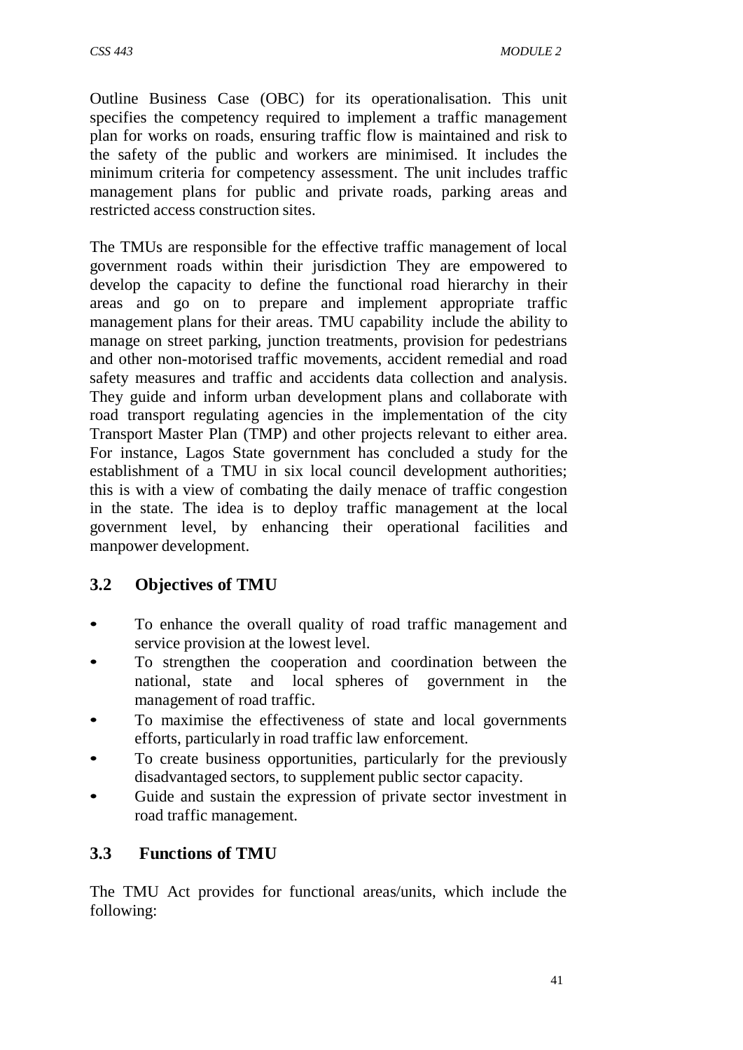Outline Business Case (OBC) for its operationalisation. This unit specifies the competency required to implement a traffic management plan for works on roads, ensuring traffic flow is maintained and risk to the safety of the public and workers are minimised. It includes the minimum criteria for competency assessment. The unit includes traffic management plans for public and private roads, parking areas and restricted access construction sites.

The TMUs are responsible for the effective traffic management of local government roads within their jurisdiction They are empowered to develop the capacity to define the functional road hierarchy in their areas and go on to prepare and implement appropriate traffic management plans for their areas. TMU capability include the ability to manage on street parking, junction treatments, provision for pedestrians and other non-motorised traffic movements, accident remedial and road safety measures and traffic and accidents data collection and analysis. They guide and inform urban development plans and collaborate with road transport regulating agencies in the implementation of the city Transport Master Plan (TMP) and other projects relevant to either area. For instance, Lagos State government has concluded a study for the establishment of a TMU in six local council development authorities; this is with a view of combating the daily menace of traffic congestion in the state. The idea is to deploy traffic management at the local government level, by enhancing their operational facilities and manpower development.

## 3.2 Objectives of TMU

- To enhance the overall quality of road traffic management and service provision at the lowest level.
- To strengthen the cooperation and coordination between the national, state and local spheres of government in the management of road traffic.
- To maximise the effectiveness of state and local governments efforts, particularly in road traffic law enforcement.
- To create business opportunities, particularly for the previously disadvantaged sectors, to supplement public sector capacity.
- Guide and sustain the expression of private sector investment in road traffic management.

## 3.3 Functions of TMU

The TMU Act provides for functional areas/units, which include the following: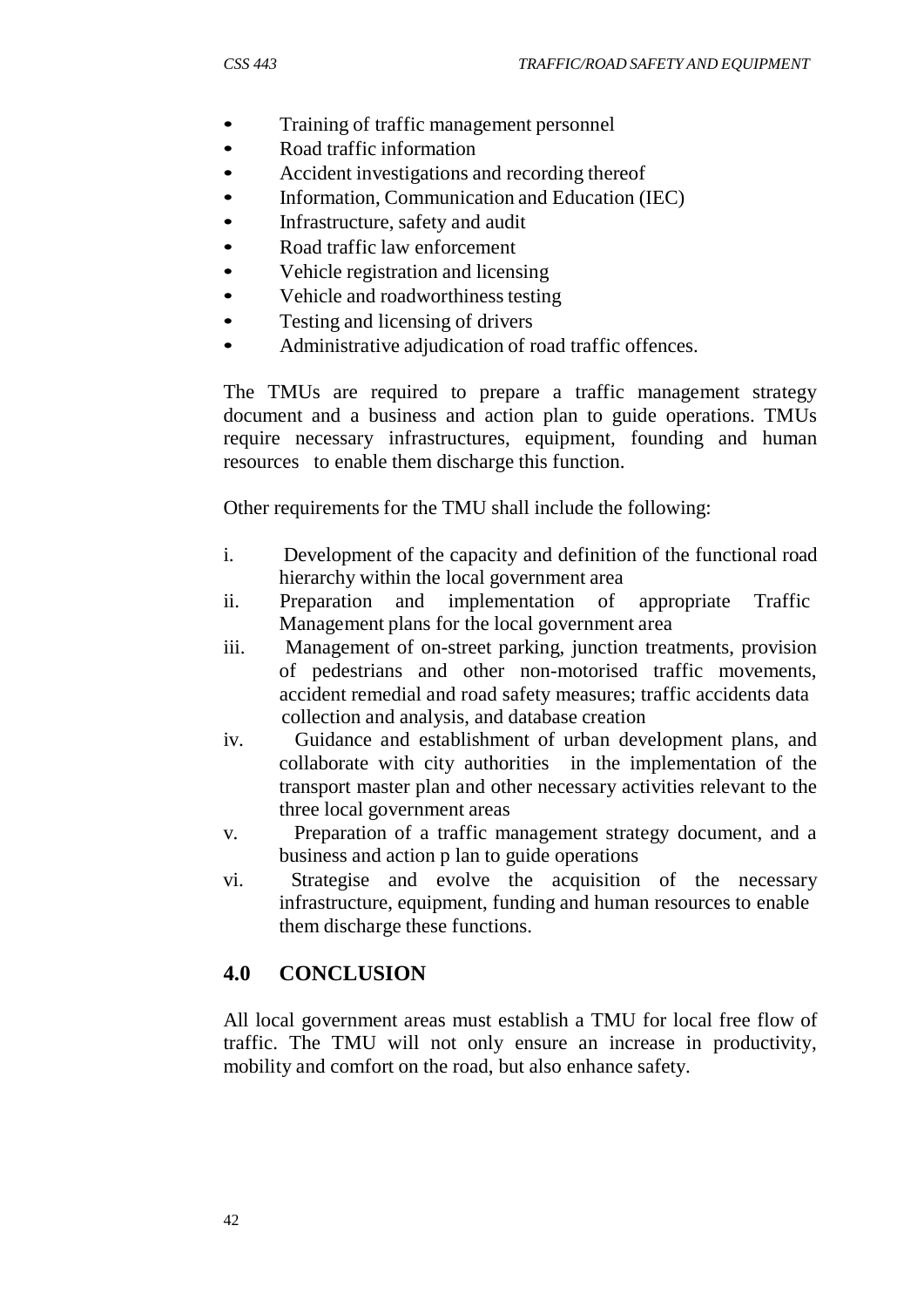- Training of traffic management personnel
- Road traffic information
- Accident investigations and recording thereof
- Information, Communication and Education (IEC)
- Infrastructure, safety and audit
- Road traffic law enforcement
- Vehicle registration and licensing
- Vehicle and roadworthiness testing
- Testing and licensing of drivers
- Administrative adjudication of road traffic offences.

The TMUs are required to prepare a traffic management strategy document and a business and action plan to guide operations. TMUs require necessary infrastructures, equipment, founding and human resources to enable them discharge this function.

Other requirements for the TMU shall include the following:

i. Development of the capacity and definition of the functional road hierarchy within the local government area
ii. Preparation and implementation of appropriate Traffic Management plans for the local government area
iii. Management of on-street parking, junction treatments, provision of pedestrians and other non-motorised traffic movements, accident remedial and road safety measures; traffic accidents data collection and analysis, and database creation
iv. Guidance and establishment of urban development plans, and collaborate with city authorities in the implementation of the transport master plan and other necessary activities relevant to the three local government areas
v. Preparation of a traffic management strategy document, and a business and action p lan to guide operations
vi. Strategise and evolve the acquisition of the necessary infrastructure, equipment, funding and human resources to enable them discharge these functions.

## 4.0 CONCLUSION

All local government areas must establish a TMU for local free flow of traffic. The TMU will not only ensure an increase in productivity, mobility and comfort on the road, but also enhance safety.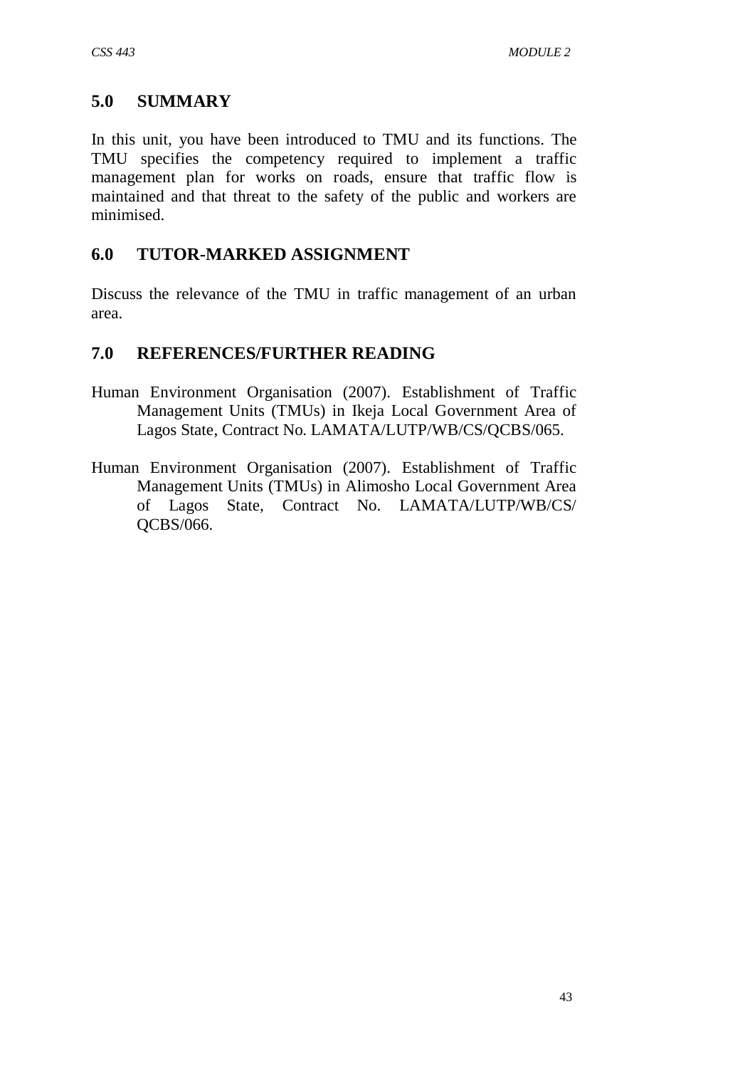## 5.0 SUMMARY

In this unit, you have been introduced to TMU and its functions. The TMU specifies the competency required to implement a traffic management plan for works on roads, ensure that traffic flow is maintained and that threat to the safety of the public and workers are minimised.

## 6.0 TUTOR-MARKED ASSIGNMENT

Discuss the relevance of the TMU in traffic management of an urban area.

## 7.0 REFERENCES/FURTHER READING

Human Environment Organisation (2007). Establishment of Traffic Management Units (TMUs) in Ikeja Local Government Area of Lagos State, Contract No. LAMATA/LUTP/WB/CS/QCBS/065.

Human Environment Organisation (2007). Establishment of Traffic Management Units (TMUs) in Alimosho Local Government Area of Lagos State, Contract No. LAMATA/LUTP/WB/CS/ QCBS/066.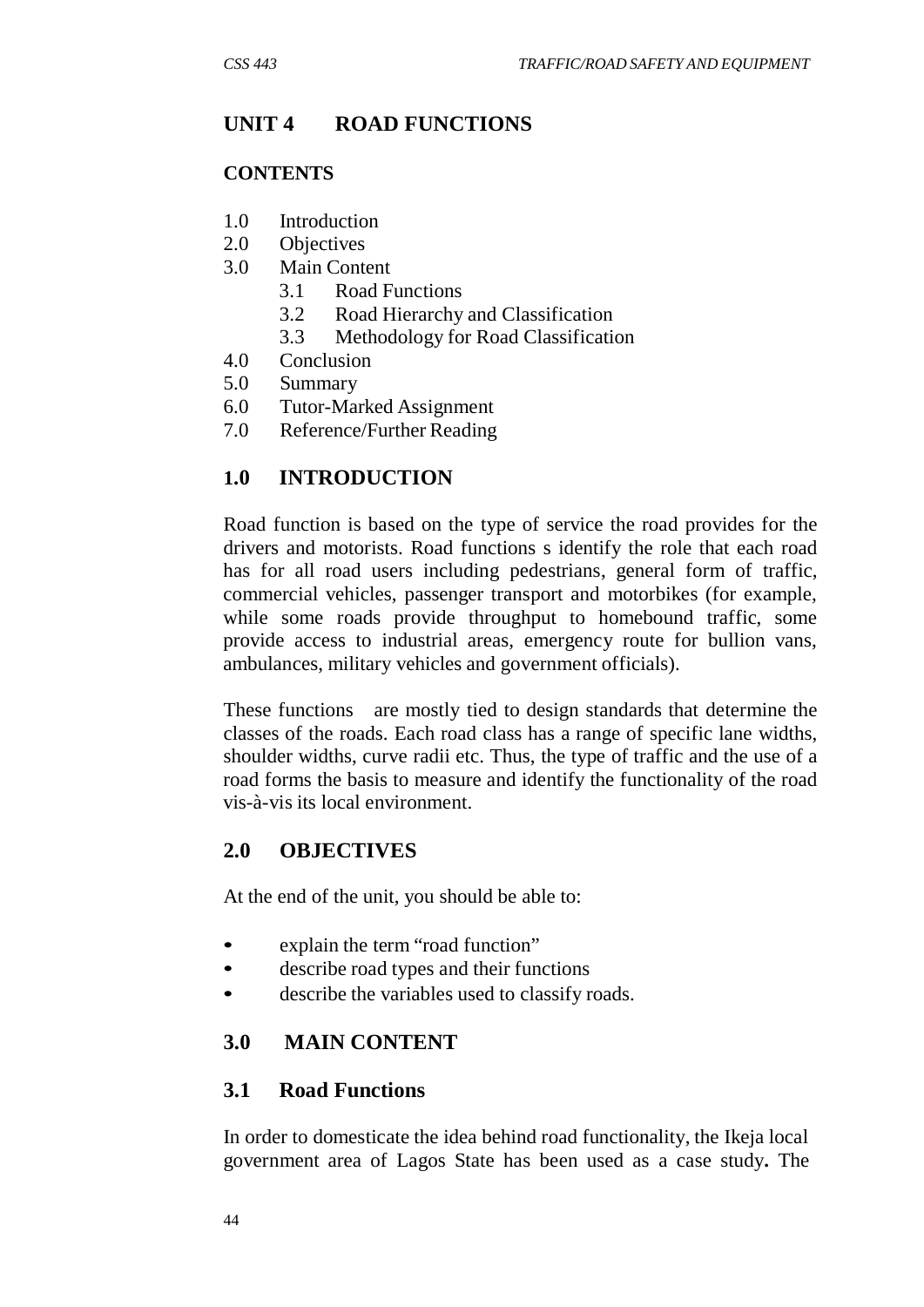# UNIT 4 ROAD FUNCTIONS

## CONTENTS

1.0 Introduction
2.0 Objectives
3.0 Main Content
 3.1 Road Functions
 3.2 Road Hierarchy and Classification
 3.3 Methodology for Road Classification
4.0 Conclusion
5.0 Summary
6.0 Tutor-Marked Assignment
7.0 Reference/Further Reading

## 1.0 INTRODUCTION

Road function is based on the type of service the road provides for the drivers and motorists. Road functions s identify the role that each road has for all road users including pedestrians, general form of traffic, commercial vehicles, passenger transport and motorbikes (for example, while some roads provide throughput to homebound traffic, some provide access to industrial areas, emergency route for bullion vans, ambulances, military vehicles and government officials).

These functions are mostly tied to design standards that determine the classes of the roads. Each road class has a range of specific lane widths, shoulder widths, curve radii etc. Thus, the type of traffic and the use of a road forms the basis to measure and identify the functionality of the road vis-à-vis its local environment.

## 2.0 OBJECTIVES

At the end of the unit, you should be able to:

- explain the term "road function"
- describe road types and their functions
- describe the variables used to classify roads.

## 3.0 MAIN CONTENT

### 3.1 Road Functions

In order to domesticate the idea behind road functionality, the Ikeja local government area of Lagos State has been used as a case study**.** The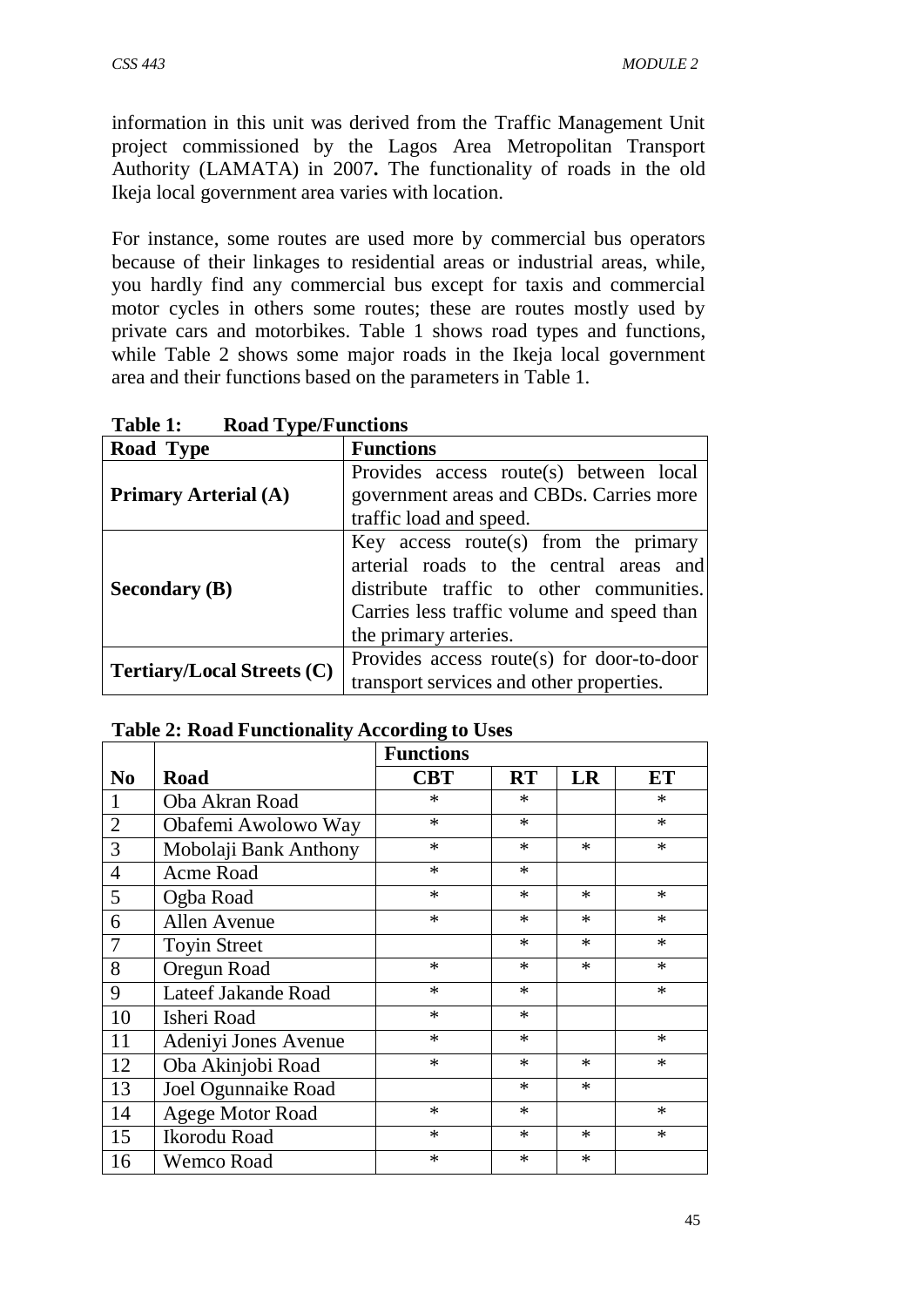information in this unit was derived from the Traffic Management Unit project commissioned by the Lagos Area Metropolitan Transport Authority (LAMATA) in 2007**.** The functionality of roads in the old Ikeja local government area varies with location.

For instance, some routes are used more by commercial bus operators because of their linkages to residential areas or industrial areas, while, you hardly find any commercial bus except for taxis and commercial motor cycles in others some routes; these are routes mostly used by private cars and motorbikes. Table 1 shows road types and functions, while Table 2 shows some major roads in the Ikeja local government area and their functions based on the parameters in Table 1.

**Table 1: Road Type/Functions**

| Road Type | Functions |
|---|---|
| **Primary Arterial (A)** | Provides access route(s) between local government areas and CBDs. Carries more traffic load and speed. |
| **Secondary (B)** | Key access route(s) from the primary arterial roads to the central areas and distribute traffic to other communities. Carries less traffic volume and speed than the primary arteries. |
| **Tertiary/Local Streets (C)** | Provides access route(s) for door-to-door transport services and other properties. |

**Table 2: Road Functionality According to Uses**

| | | **Functions** | | | |
|---|---|---|---|---|---|
| **No** | **Road** | **CBT** | **RT** | **LR** | **ET** |
| 1 | Oba Akran Road | * | * | | * |
| 2 | Obafemi Awolowo Way | * | * | | * |
| 3 | Mobolaji Bank Anthony | * | * | * | * |
| 4 | Acme Road | * | * | | |
| 5 | Ogba Road | * | * | * | * |
| 6 | Allen Avenue | * | * | * | * |
| 7 | Toyin Street | | * | * | * |
| 8 | Oregun Road | * | * | * | * |
| 9 | Lateef Jakande Road | * | * | | * |
| 10 | Isheri Road | * | * | | |
| 11 | Adeniyi Jones Avenue | * | * | | * |
| 12 | Oba Akinjobi Road | * | * | * | * |
| 13 | Joel Ogunnaike Road | | * | * | |
| 14 | Agege Motor Road | * | * | | * |
| 15 | Ikorodu Road | * | * | * | * |
| 16 | Wemco Road | * | * | * | |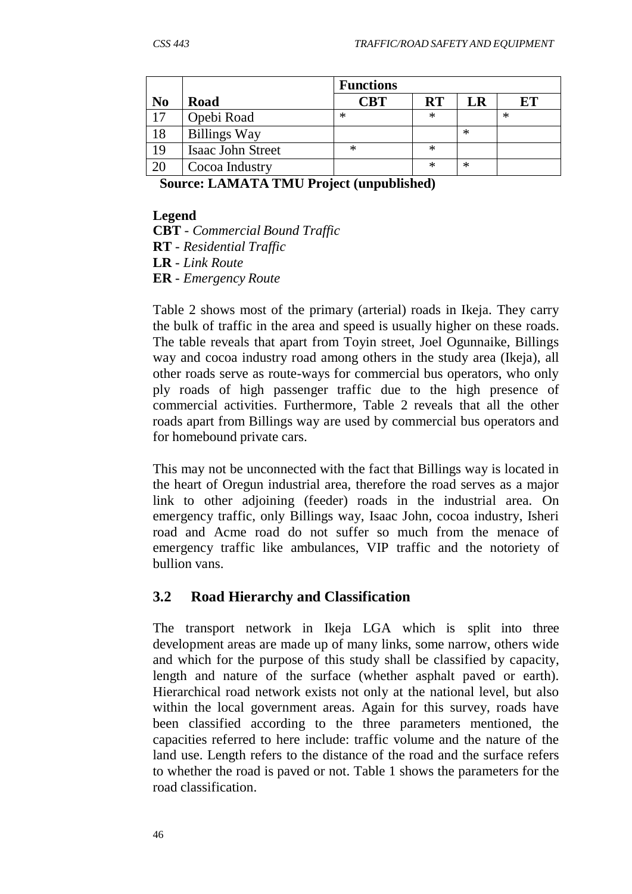| | | Functions | | | |
|---|---|---|---|---|---|
| No | Road | CBT | RT | LR | ET |
| 17 | Opebi Road | * | * | | * |
| 18 | Billings Way | | | * | |
| 19 | Isaac John Street | * | * | | |
| 20 | Cocoa Industry | | * | * | |

**Source: LAMATA TMU Project (unpublished)**

**Legend**

**CBT** - *Commercial Bound Traffic*
**RT** - *Residential Traffic*
**LR** - *Link Route*
**ER** - *Emergency Route*

Table 2 shows most of the primary (arterial) roads in Ikeja. They carry the bulk of traffic in the area and speed is usually higher on these roads. The table reveals that apart from Toyin street, Joel Ogunnaike, Billings way and cocoa industry road among others in the study area (Ikeja), all other roads serve as route-ways for commercial bus operators, who only ply roads of high passenger traffic due to the high presence of commercial activities. Furthermore, Table 2 reveals that all the other roads apart from Billings way are used by commercial bus operators and for homebound private cars.

This may not be unconnected with the fact that Billings way is located in the heart of Oregun industrial area, therefore the road serves as a major link to other adjoining (feeder) roads in the industrial area. On emergency traffic, only Billings way, Isaac John, cocoa industry, Isheri road and Acme road do not suffer so much from the menace of emergency traffic like ambulances, VIP traffic and the notoriety of bullion vans.

## 3.2 Road Hierarchy and Classification

The transport network in Ikeja LGA which is split into three development areas are made up of many links, some narrow, others wide and which for the purpose of this study shall be classified by capacity, length and nature of the surface (whether asphalt paved or earth). Hierarchical road network exists not only at the national level, but also within the local government areas. Again for this survey, roads have been classified according to the three parameters mentioned, the capacities referred to here include: traffic volume and the nature of the land use. Length refers to the distance of the road and the surface refers to whether the road is paved or not. Table 1 shows the parameters for the road classification.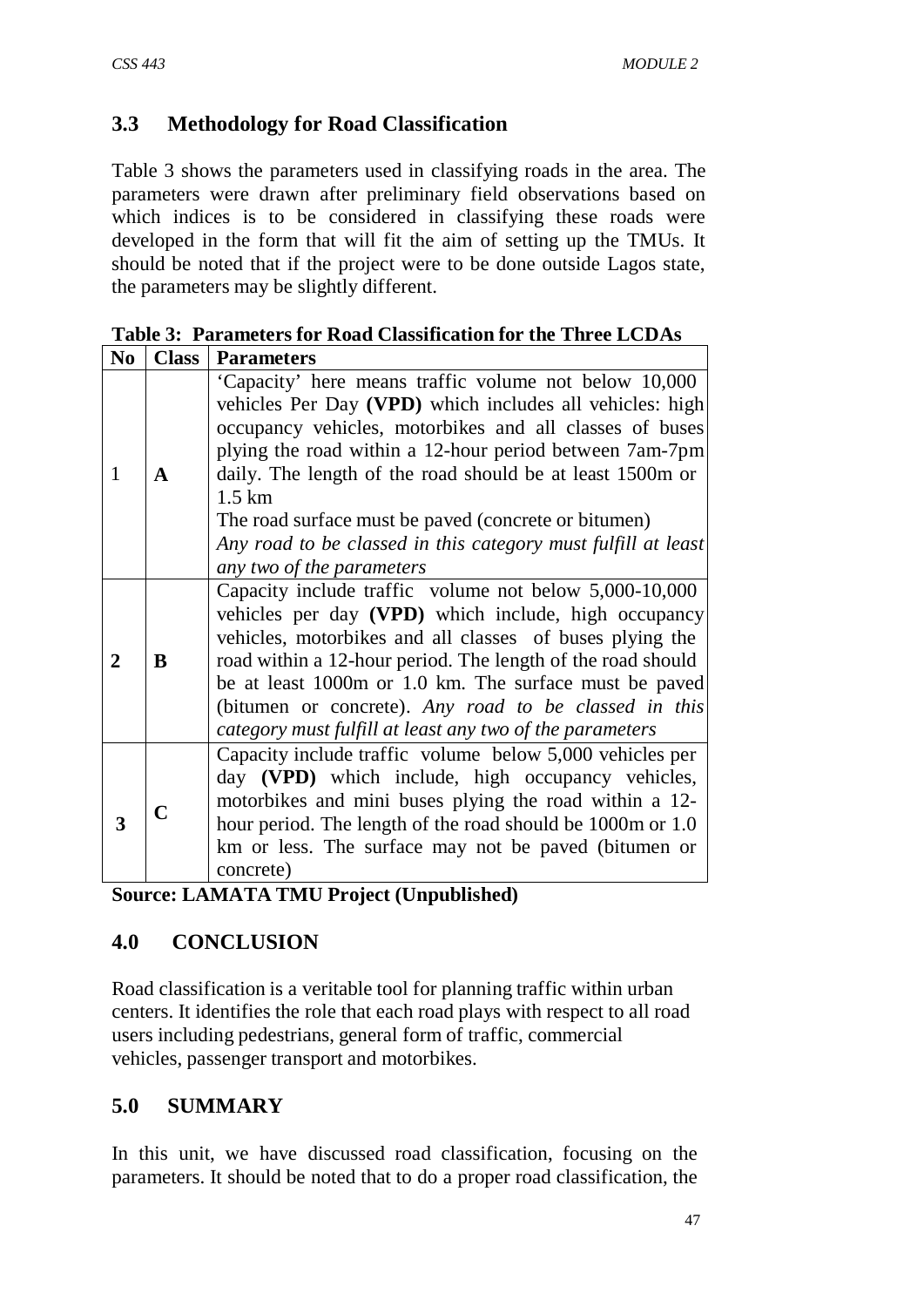## 3.3 Methodology for Road Classification

Table 3 shows the parameters used in classifying roads in the area. The parameters were drawn after preliminary field observations based on which indices is to be considered in classifying these roads were developed in the form that will fit the aim of setting up the TMUs. It should be noted that if the project were to be done outside Lagos state, the parameters may be slightly different.

**Table 3: Parameters for Road Classification for the Three LCDAs**

| No | Class | Parameters |
|---|---|---|
| 1 | **A** | 'Capacity' here means traffic volume not below 10,000 vehicles Per Day **(VPD)** which includes all vehicles: high occupancy vehicles, motorbikes and all classes of buses plying the road within a 12-hour period between 7am-7pm daily. The length of the road should be at least 1500m or 1.5 km<br>The road surface must be paved (concrete or bitumen)<br>*Any road to be classed in this category must fulfill at least any two of the parameters* |
| **2** | **B** | Capacity include traffic volume not below 5,000-10,000 vehicles per day **(VPD)** which include, high occupancy vehicles, motorbikes and all classes of buses plying the road within a 12-hour period. The length of the road should be at least 1000m or 1.0 km. The surface must be paved (bitumen or concrete). *Any road to be classed in this category must fulfill at least any two of the parameters* |
| **3** | **C** | Capacity include traffic volume below 5,000 vehicles per day **(VPD)** which include, high occupancy vehicles, motorbikes and mini buses plying the road within a 12-hour period. The length of the road should be 1000m or 1.0 km or less. The surface may not be paved (bitumen or concrete) |

**Source: LAMATA TMU Project (Unpublished)**

## 4.0 CONCLUSION

Road classification is a veritable tool for planning traffic within urban centers. It identifies the role that each road plays with respect to all road users including pedestrians, general form of traffic, commercial vehicles, passenger transport and motorbikes.

## 5.0 SUMMARY

In this unit, we have discussed road classification, focusing on the parameters. It should be noted that to do a proper road classification, the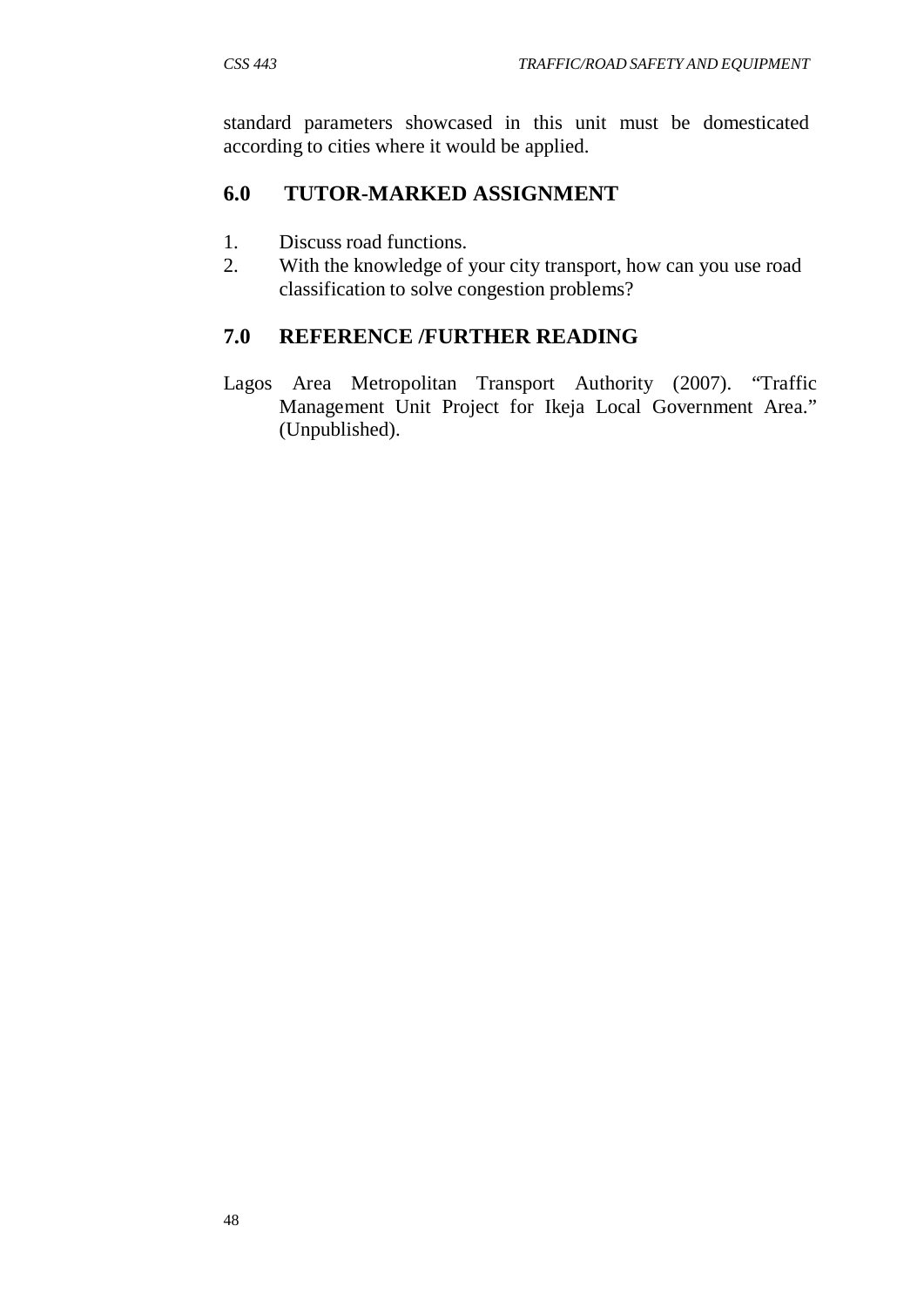standard parameters showcased in this unit must be domesticated according to cities where it would be applied.

## 6.0 TUTOR-MARKED ASSIGNMENT

1. Discuss road functions.
2. With the knowledge of your city transport, how can you use road classification to solve congestion problems?

## 7.0 REFERENCE /FURTHER READING

Lagos Area Metropolitan Transport Authority (2007). "Traffic Management Unit Project for Ikeja Local Government Area." (Unpublished).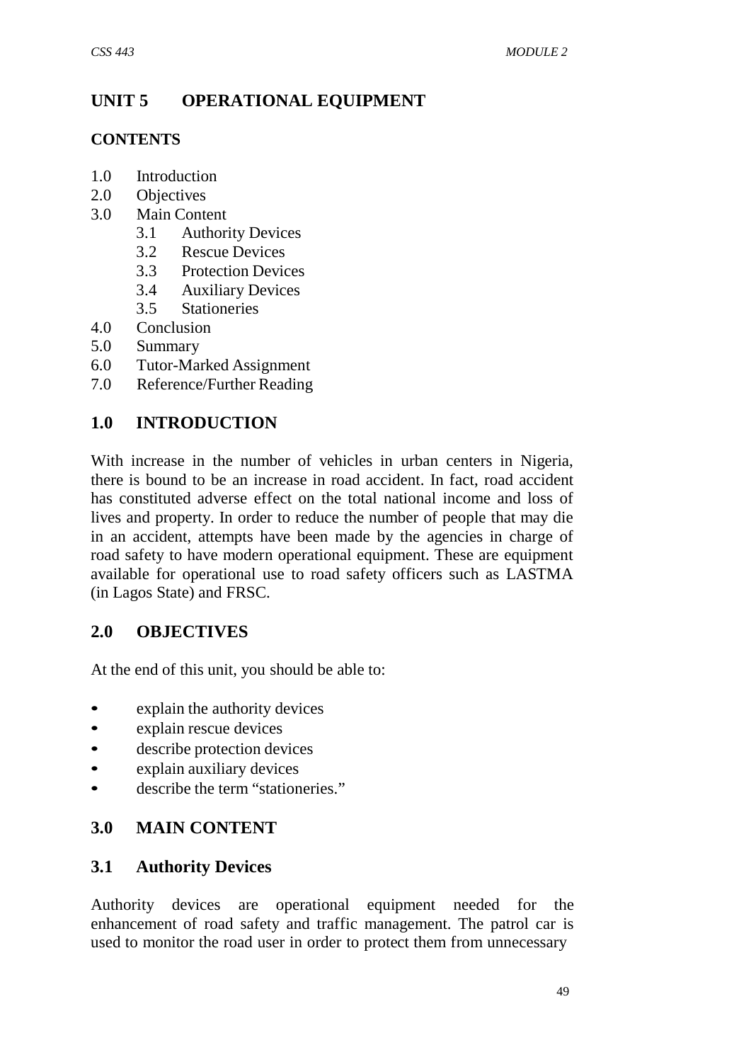# UNIT 5 OPERATIONAL EQUIPMENT

## CONTENTS

1.0 Introduction
2.0 Objectives
3.0 Main Content
  3.1 Authority Devices
  3.2 Rescue Devices
  3.3 Protection Devices
  3.4 Auxiliary Devices
  3.5 Stationeries
4.0 Conclusion
5.0 Summary
6.0 Tutor-Marked Assignment
7.0 Reference/Further Reading

## 1.0 INTRODUCTION

With increase in the number of vehicles in urban centers in Nigeria, there is bound to be an increase in road accident. In fact, road accident has constituted adverse effect on the total national income and loss of lives and property. In order to reduce the number of people that may die in an accident, attempts have been made by the agencies in charge of road safety to have modern operational equipment. These are equipment available for operational use to road safety officers such as LASTMA (in Lagos State) and FRSC.

## 2.0 OBJECTIVES

At the end of this unit, you should be able to:

- explain the authority devices
- explain rescue devices
- describe protection devices
- explain auxiliary devices
- describe the term "stationeries."

## 3.0 MAIN CONTENT

### 3.1 Authority Devices

Authority devices are operational equipment needed for the enhancement of road safety and traffic management. The patrol car is used to monitor the road user in order to protect them from unnecessary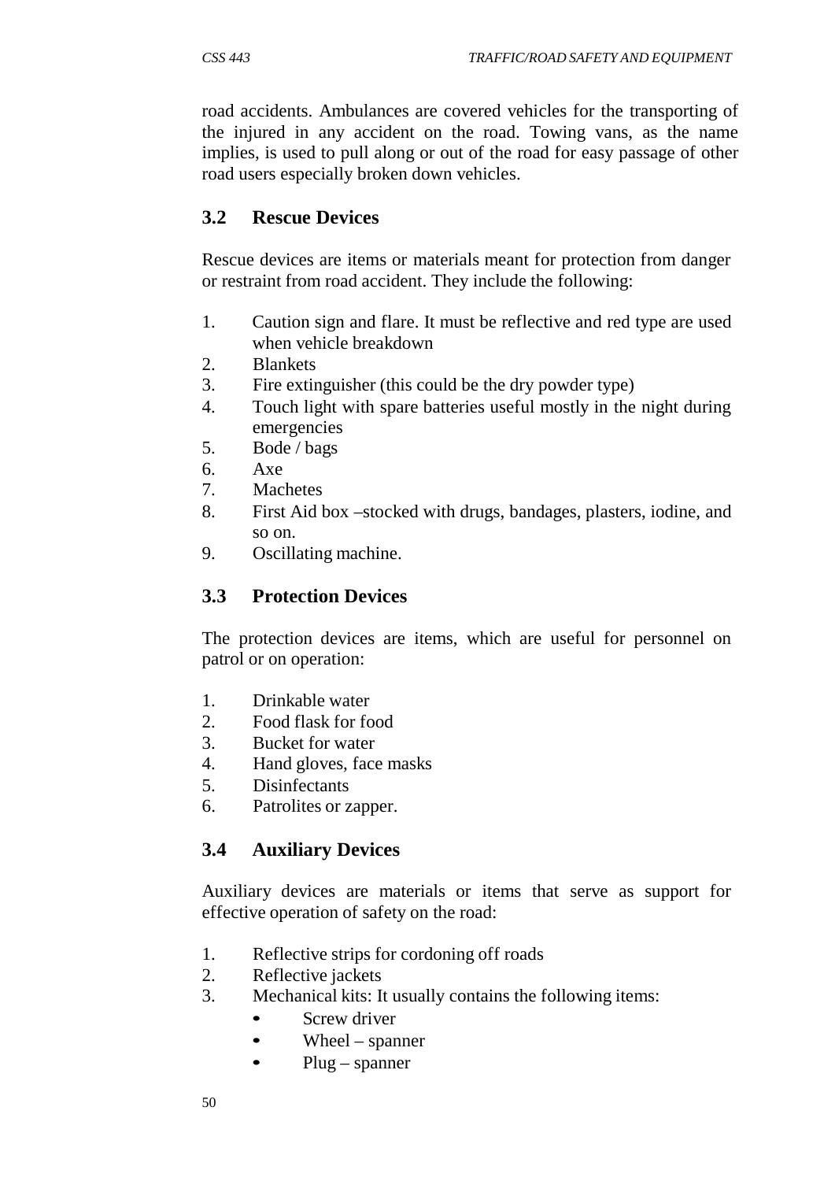road accidents. Ambulances are covered vehicles for the transporting of the injured in any accident on the road. Towing vans, as the name implies, is used to pull along or out of the road for easy passage of other road users especially broken down vehicles.

### 3.2 Rescue Devices

Rescue devices are items or materials meant for protection from danger or restraint from road accident. They include the following:

1. Caution sign and flare. It must be reflective and red type are used when vehicle breakdown
2. Blankets
3. Fire extinguisher (this could be the dry powder type)
4. Touch light with spare batteries useful mostly in the night during emergencies
5. Bode / bags
6. Axe
7. Machetes
8. First Aid box –stocked with drugs, bandages, plasters, iodine, and so on.
9. Oscillating machine.

### 3.3 Protection Devices

The protection devices are items, which are useful for personnel on patrol or on operation:

1. Drinkable water
2. Food flask for food
3. Bucket for water
4. Hand gloves, face masks
5. Disinfectants
6. Patrolites or zapper.

### 3.4 Auxiliary Devices

Auxiliary devices are materials or items that serve as support for effective operation of safety on the road:

1. Reflective strips for cordoning off roads
2. Reflective jackets
3. Mechanical kits: It usually contains the following items:
   - Screw driver
   - Wheel – spanner
   - Plug – spanner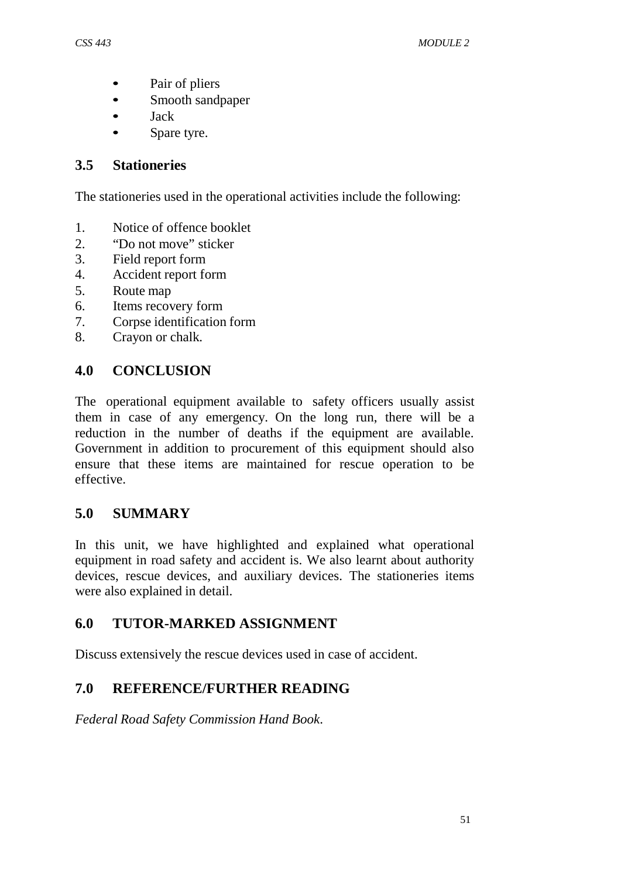- Pair of pliers
- Smooth sandpaper
- Jack
- Spare tyre.

## 3.5 Stationeries

The stationeries used in the operational activities include the following:

1. Notice of offence booklet
2. "Do not move" sticker
3. Field report form
4. Accident report form
5. Route map
6. Items recovery form
7. Corpse identification form
8. Crayon or chalk.

## 4.0 CONCLUSION

The operational equipment available to safety officers usually assist them in case of any emergency. On the long run, there will be a reduction in the number of deaths if the equipment are available. Government in addition to procurement of this equipment should also ensure that these items are maintained for rescue operation to be effective.

## 5.0 SUMMARY

In this unit, we have highlighted and explained what operational equipment in road safety and accident is. We also learnt about authority devices, rescue devices, and auxiliary devices. The stationeries items were also explained in detail.

## 6.0 TUTOR-MARKED ASSIGNMENT

Discuss extensively the rescue devices used in case of accident.

## 7.0 REFERENCE/FURTHER READING

*Federal Road Safety Commission Hand Book*.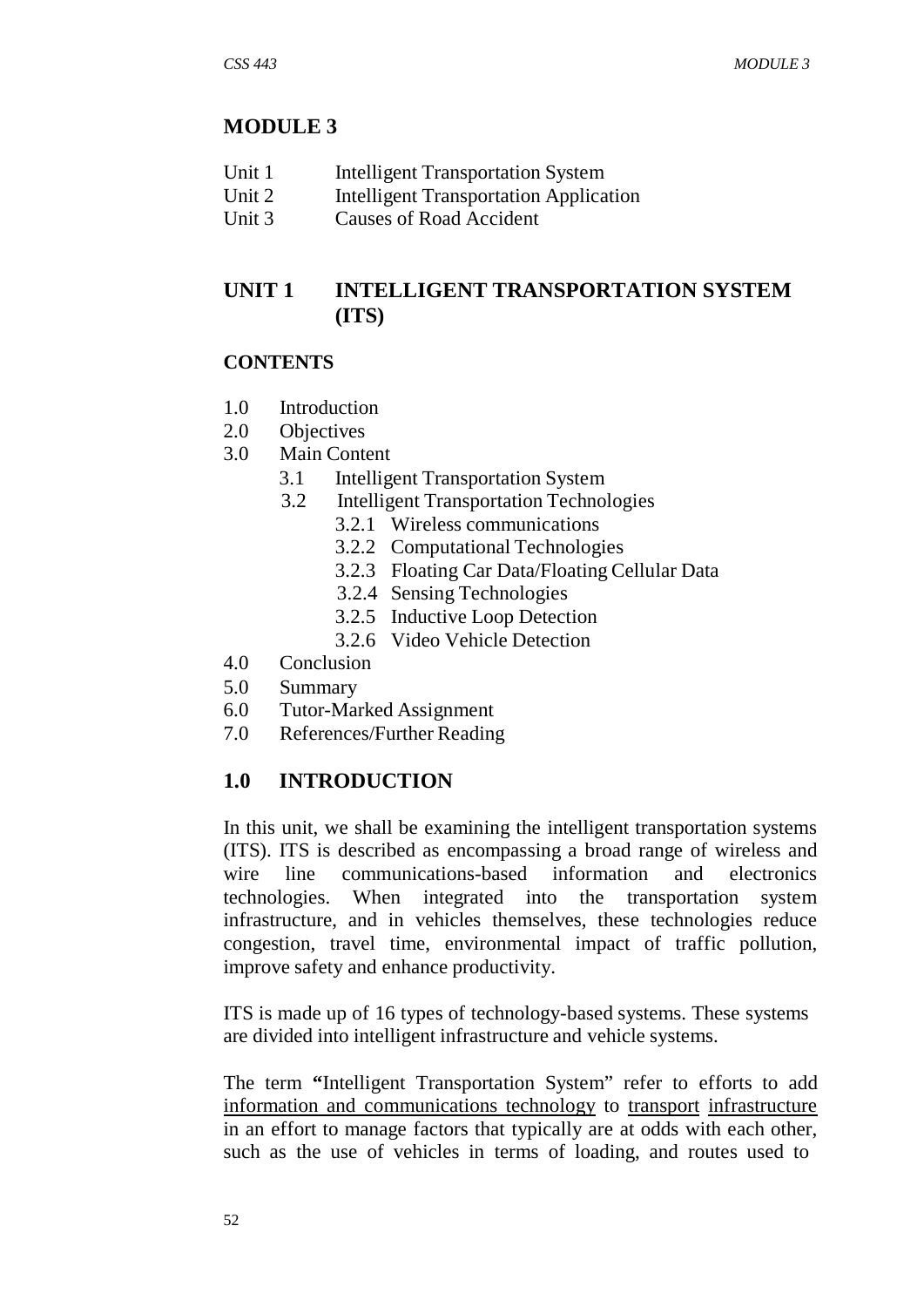# MODULE 3

Unit 1 Intelligent Transportation System
Unit 2 Intelligent Transportation Application
Unit 3 Causes of Road Accident

## UNIT 1 INTELLIGENT TRANSPORTATION SYSTEM (ITS)

### CONTENTS

1.0 Introduction
2.0 Objectives
3.0 Main Content
    3.1 Intelligent Transportation System
    3.2 Intelligent Transportation Technologies
        3.2.1 Wireless communications
        3.2.2 Computational Technologies
        3.2.3 Floating Car Data/Floating Cellular Data
        3.2.4 Sensing Technologies
        3.2.5 Inductive Loop Detection
        3.2.6 Video Vehicle Detection
4.0 Conclusion
5.0 Summary
6.0 Tutor-Marked Assignment
7.0 References/Further Reading

## 1.0 INTRODUCTION

In this unit, we shall be examining the intelligent transportation systems (ITS). ITS is described as encompassing a broad range of wireless and wire line communications-based information and electronics technologies. When integrated into the transportation system infrastructure, and in vehicles themselves, these technologies reduce congestion, travel time, environmental impact of traffic pollution, improve safety and enhance productivity.

ITS is made up of 16 types of technology-based systems. These systems are divided into intelligent infrastructure and vehicle systems.

The term **"**Intelligent Transportation System" refer to efforts to add information and communications technology to transport infrastructure in an effort to manage factors that typically are at odds with each other, such as the use of vehicles in terms of loading, and routes used to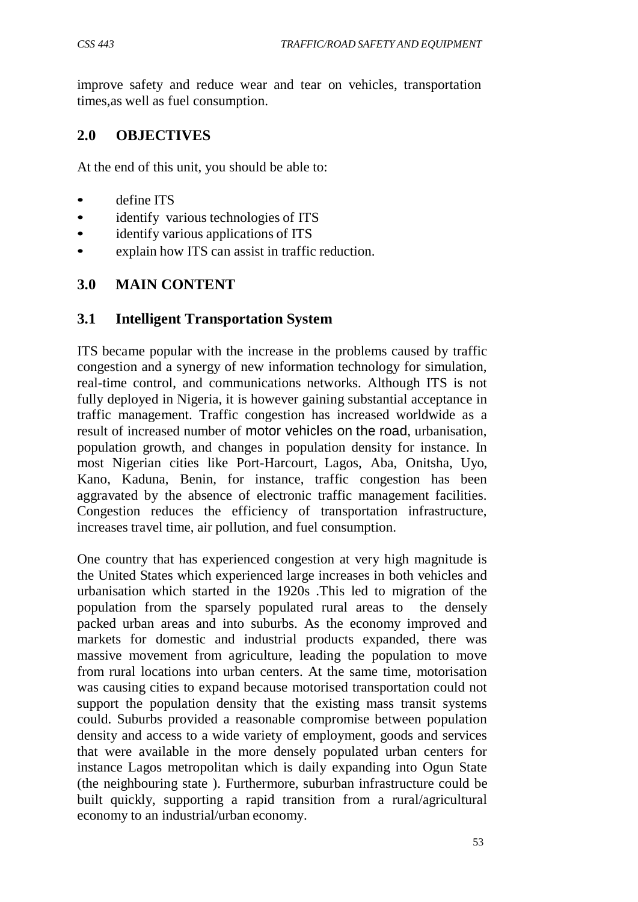improve safety and reduce wear and tear on vehicles, transportation times,as well as fuel consumption.

## 2.0 OBJECTIVES

At the end of this unit, you should be able to:

- define ITS
- identify various technologies of ITS
- identify various applications of ITS
- explain how ITS can assist in traffic reduction.

## 3.0 MAIN CONTENT

### 3.1 Intelligent Transportation System

ITS became popular with the increase in the problems caused by traffic congestion and a synergy of new information technology for simulation, real-time control, and communications networks. Although ITS is not fully deployed in Nigeria, it is however gaining substantial acceptance in traffic management. Traffic congestion has increased worldwide as a result of increased number of motor vehicles on the road, urbanisation, population growth, and changes in population density for instance. In most Nigerian cities like Port-Harcourt, Lagos, Aba, Onitsha, Uyo, Kano, Kaduna, Benin, for instance, traffic congestion has been aggravated by the absence of electronic traffic management facilities. Congestion reduces the efficiency of transportation infrastructure, increases travel time, air pollution, and fuel consumption.

One country that has experienced congestion at very high magnitude is the United States which experienced large increases in both vehicles and urbanisation which started in the 1920s .This led to migration of the population from the sparsely populated rural areas to the densely packed urban areas and into suburbs. As the economy improved and markets for domestic and industrial products expanded, there was massive movement from agriculture, leading the population to move from rural locations into urban centers. At the same time, motorisation was causing cities to expand because motorised transportation could not support the population density that the existing mass transit systems could. Suburbs provided a reasonable compromise between population density and access to a wide variety of employment, goods and services that were available in the more densely populated urban centers for instance Lagos metropolitan which is daily expanding into Ogun State (the neighbouring state ). Furthermore, suburban infrastructure could be built quickly, supporting a rapid transition from a rural/agricultural economy to an industrial/urban economy.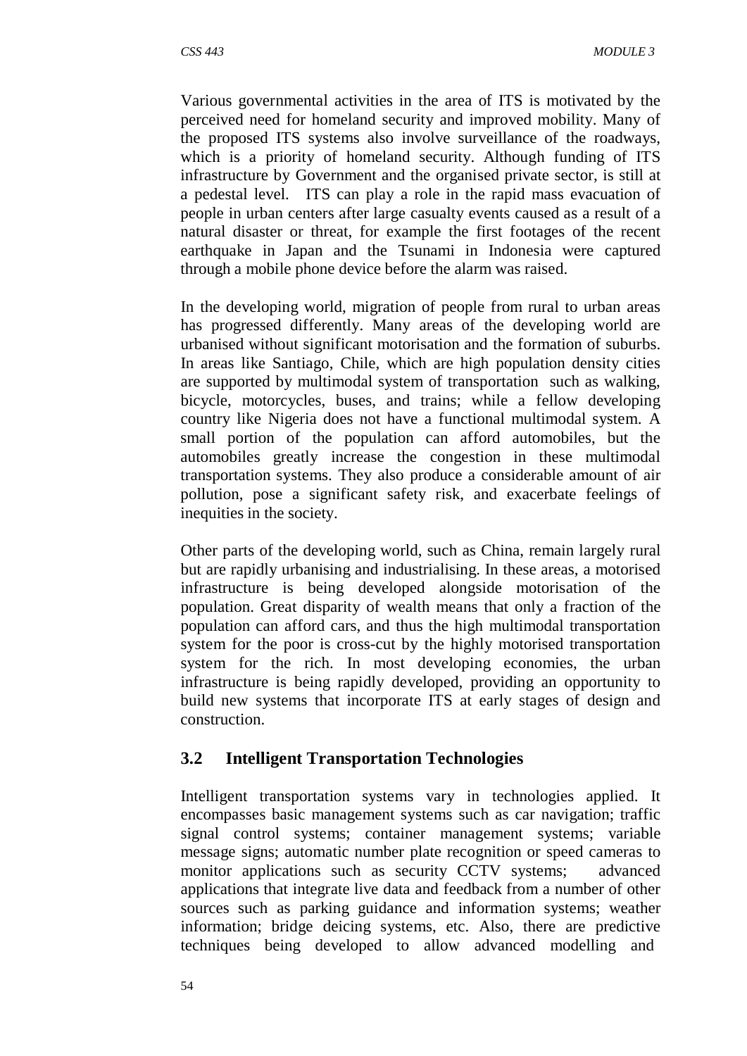Various governmental activities in the area of ITS is motivated by the perceived need for homeland security and improved mobility. Many of the proposed ITS systems also involve surveillance of the roadways, which is a priority of homeland security. Although funding of ITS infrastructure by Government and the organised private sector, is still at a pedestal level. ITS can play a role in the rapid mass evacuation of people in urban centers after large casualty events caused as a result of a natural disaster or threat, for example the first footages of the recent earthquake in Japan and the Tsunami in Indonesia were captured through a mobile phone device before the alarm was raised.

In the developing world, migration of people from rural to urban areas has progressed differently. Many areas of the developing world are urbanised without significant motorisation and the formation of suburbs. In areas like Santiago, Chile, which are high population density cities are supported by multimodal system of transportation such as walking, bicycle, motorcycles, buses, and trains; while a fellow developing country like Nigeria does not have a functional multimodal system. A small portion of the population can afford automobiles, but the automobiles greatly increase the congestion in these multimodal transportation systems. They also produce a considerable amount of air pollution, pose a significant safety risk, and exacerbate feelings of inequities in the society.

Other parts of the developing world, such as China, remain largely rural but are rapidly urbanising and industrialising. In these areas, a motorised infrastructure is being developed alongside motorisation of the population. Great disparity of wealth means that only a fraction of the population can afford cars, and thus the high multimodal transportation system for the poor is cross-cut by the highly motorised transportation system for the rich. In most developing economies, the urban infrastructure is being rapidly developed, providing an opportunity to build new systems that incorporate ITS at early stages of design and construction.

## 3.2 Intelligent Transportation Technologies

Intelligent transportation systems vary in technologies applied. It encompasses basic management systems such as car navigation; traffic signal control systems; container management systems; variable message signs; automatic number plate recognition or speed cameras to monitor applications such as security CCTV systems; advanced applications that integrate live data and feedback from a number of other sources such as parking guidance and information systems; weather information; bridge deicing systems, etc. Also, there are predictive techniques being developed to allow advanced modelling and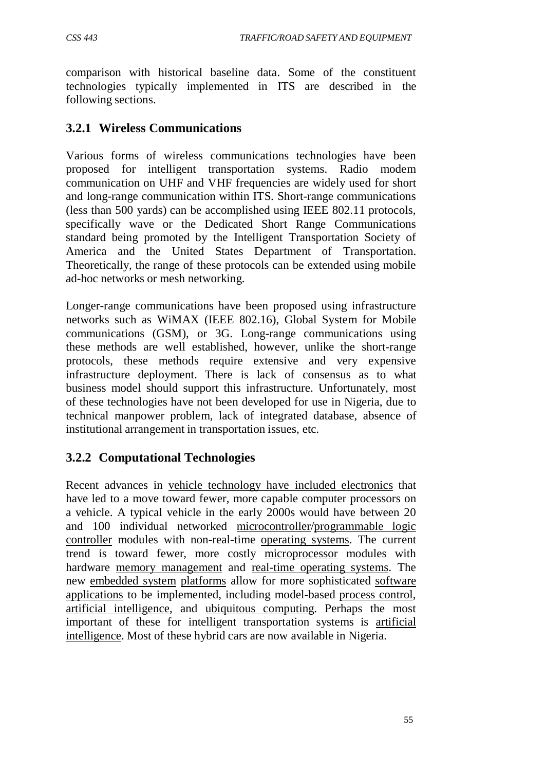comparison with historical baseline data. Some of the constituent technologies typically implemented in ITS are described in the following sections.

### 3.2.1 Wireless Communications

Various forms of wireless communications technologies have been proposed for intelligent transportation systems. Radio modem communication on UHF and VHF frequencies are widely used for short and long-range communication within ITS. Short-range communications (less than 500 yards) can be accomplished using IEEE 802.11 protocols, specifically wave or the Dedicated Short Range Communications standard being promoted by the Intelligent Transportation Society of America and the United States Department of Transportation. Theoretically, the range of these protocols can be extended using mobile ad-hoc networks or mesh networking.

Longer-range communications have been proposed using infrastructure networks such as WiMAX (IEEE 802.16), Global System for Mobile communications (GSM), or 3G. Long-range communications using these methods are well established, however, unlike the short-range protocols, these methods require extensive and very expensive infrastructure deployment. There is lack of consensus as to what business model should support this infrastructure. Unfortunately, most of these technologies have not been developed for use in Nigeria, due to technical manpower problem, lack of integrated database, absence of institutional arrangement in transportation issues, etc.

### 3.2.2 Computational Technologies

Recent advances in vehicle technology have included electronics that have led to a move toward fewer, more capable computer processors on a vehicle. A typical vehicle in the early 2000s would have between 20 and 100 individual networked microcontroller/programmable logic controller modules with non-real-time operating systems. The current trend is toward fewer, more costly microprocessor modules with hardware memory management and real-time operating systems. The new embedded system platforms allow for more sophisticated software applications to be implemented, including model-based process control, artificial intelligence, and ubiquitous computing. Perhaps the most important of these for intelligent transportation systems is artificial intelligence. Most of these hybrid cars are now available in Nigeria.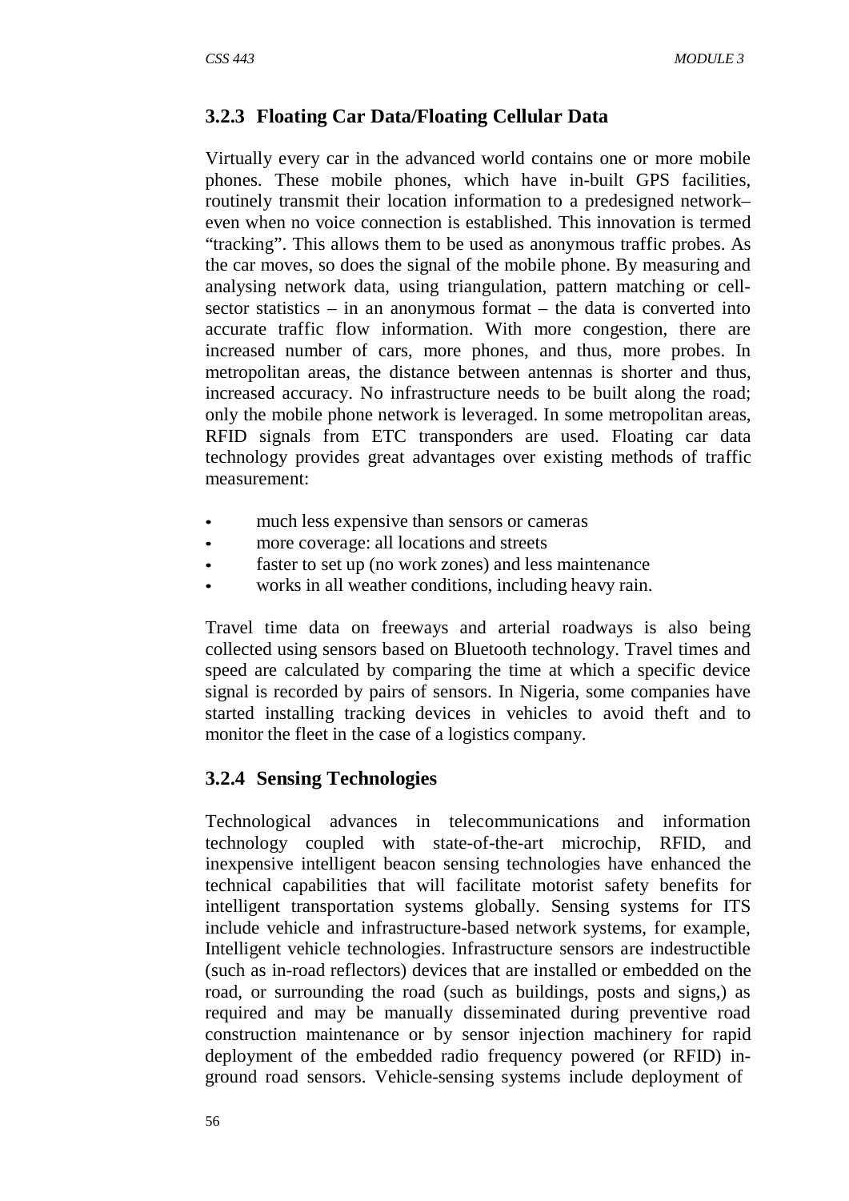### 3.2.3 Floating Car Data/Floating Cellular Data

Virtually every car in the advanced world contains one or more mobile phones. These mobile phones, which have in-built GPS facilities, routinely transmit their location information to a predesigned network– even when no voice connection is established. This innovation is termed "tracking". This allows them to be used as anonymous traffic probes. As the car moves, so does the signal of the mobile phone. By measuring and analysing network data, using triangulation, pattern matching or cell-sector statistics – in an anonymous format – the data is converted into accurate traffic flow information. With more congestion, there are increased number of cars, more phones, and thus, more probes. In metropolitan areas, the distance between antennas is shorter and thus, increased accuracy. No infrastructure needs to be built along the road; only the mobile phone network is leveraged. In some metropolitan areas, RFID signals from ETC transponders are used. Floating car data technology provides great advantages over existing methods of traffic measurement:

- much less expensive than sensors or cameras
- more coverage: all locations and streets
- faster to set up (no work zones) and less maintenance
- works in all weather conditions, including heavy rain.

Travel time data on freeways and arterial roadways is also being collected using sensors based on Bluetooth technology. Travel times and speed are calculated by comparing the time at which a specific device signal is recorded by pairs of sensors. In Nigeria, some companies have started installing tracking devices in vehicles to avoid theft and to monitor the fleet in the case of a logistics company.

### 3.2.4 Sensing Technologies

Technological advances in telecommunications and information technology coupled with state-of-the-art microchip, RFID, and inexpensive intelligent beacon sensing technologies have enhanced the technical capabilities that will facilitate motorist safety benefits for intelligent transportation systems globally. Sensing systems for ITS include vehicle and infrastructure-based network systems, for example, Intelligent vehicle technologies. Infrastructure sensors are indestructible (such as in-road reflectors) devices that are installed or embedded on the road, or surrounding the road (such as buildings, posts and signs,) as required and may be manually disseminated during preventive road construction maintenance or by sensor injection machinery for rapid deployment of the embedded radio frequency powered (or RFID) in-ground road sensors. Vehicle-sensing systems include deployment of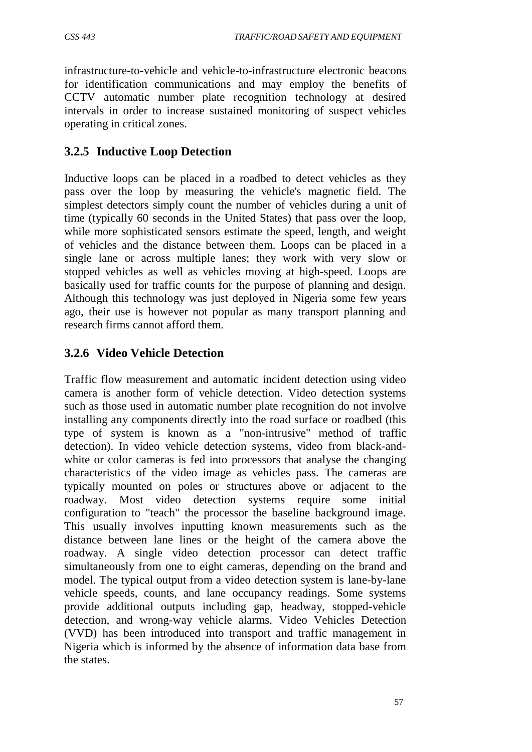infrastructure-to-vehicle and vehicle-to-infrastructure electronic beacons for identification communications and may employ the benefits of CCTV automatic number plate recognition technology at desired intervals in order to increase sustained monitoring of suspect vehicles operating in critical zones.

### 3.2.5 Inductive Loop Detection

Inductive loops can be placed in a roadbed to detect vehicles as they pass over the loop by measuring the vehicle's magnetic field. The simplest detectors simply count the number of vehicles during a unit of time (typically 60 seconds in the United States) that pass over the loop, while more sophisticated sensors estimate the speed, length, and weight of vehicles and the distance between them. Loops can be placed in a single lane or across multiple lanes; they work with very slow or stopped vehicles as well as vehicles moving at high-speed. Loops are basically used for traffic counts for the purpose of planning and design. Although this technology was just deployed in Nigeria some few years ago, their use is however not popular as many transport planning and research firms cannot afford them.

### 3.2.6 Video Vehicle Detection

Traffic flow measurement and automatic incident detection using video camera is another form of vehicle detection. Video detection systems such as those used in automatic number plate recognition do not involve installing any components directly into the road surface or roadbed (this type of system is known as a "non-intrusive" method of traffic detection). In video vehicle detection systems, video from black-and-white or color cameras is fed into processors that analyse the changing characteristics of the video image as vehicles pass. The cameras are typically mounted on poles or structures above or adjacent to the roadway. Most video detection systems require some initial configuration to "teach" the processor the baseline background image. This usually involves inputting known measurements such as the distance between lane lines or the height of the camera above the roadway. A single video detection processor can detect traffic simultaneously from one to eight cameras, depending on the brand and model. The typical output from a video detection system is lane-by-lane vehicle speeds, counts, and lane occupancy readings. Some systems provide additional outputs including gap, headway, stopped-vehicle detection, and wrong-way vehicle alarms. Video Vehicles Detection (VVD) has been introduced into transport and traffic management in Nigeria which is informed by the absence of information data base from the states.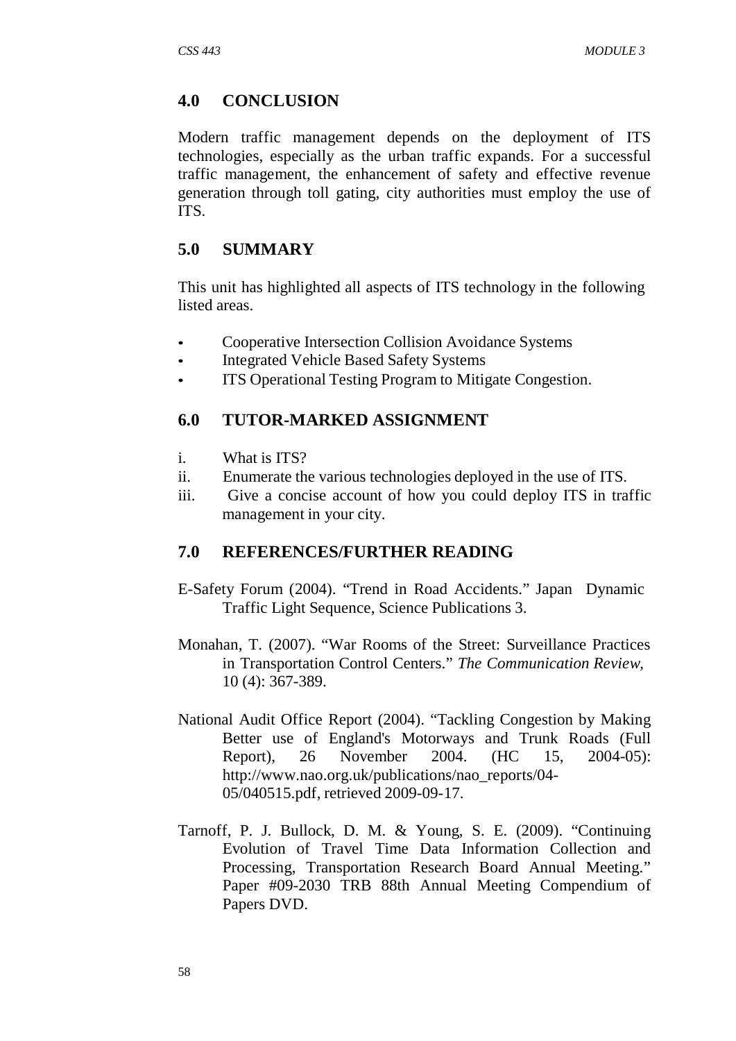## 4.0 CONCLUSION

Modern traffic management depends on the deployment of ITS technologies, especially as the urban traffic expands. For a successful traffic management, the enhancement of safety and effective revenue generation through toll gating, city authorities must employ the use of ITS.

## 5.0 SUMMARY

This unit has highlighted all aspects of ITS technology in the following listed areas.

- Cooperative Intersection Collision Avoidance Systems
- Integrated Vehicle Based Safety Systems
- ITS Operational Testing Program to Mitigate Congestion.

## 6.0 TUTOR-MARKED ASSIGNMENT

i. What is ITS?
ii. Enumerate the various technologies deployed in the use of ITS.
iii. Give a concise account of how you could deploy ITS in traffic management in your city.

## 7.0 REFERENCES/FURTHER READING

E-Safety Forum (2004). "Trend in Road Accidents." Japan Dynamic Traffic Light Sequence, Science Publications 3.

Monahan, T. (2007). "War Rooms of the Street: Surveillance Practices in Transportation Control Centers." *The Communication Review,* 10 (4): 367-389.

National Audit Office Report (2004). "Tackling Congestion by Making Better use of England's Motorways and Trunk Roads (Full Report), 26 November 2004. (HC 15, 2004-05): http://www.nao.org.uk/publications/nao_reports/04-05/040515.pdf, retrieved 2009-09-17.

Tarnoff, P. J. Bullock, D. M. & Young, S. E. (2009). "Continuing Evolution of Travel Time Data Information Collection and Processing, Transportation Research Board Annual Meeting." Paper #09-2030 TRB 88th Annual Meeting Compendium of Papers DVD.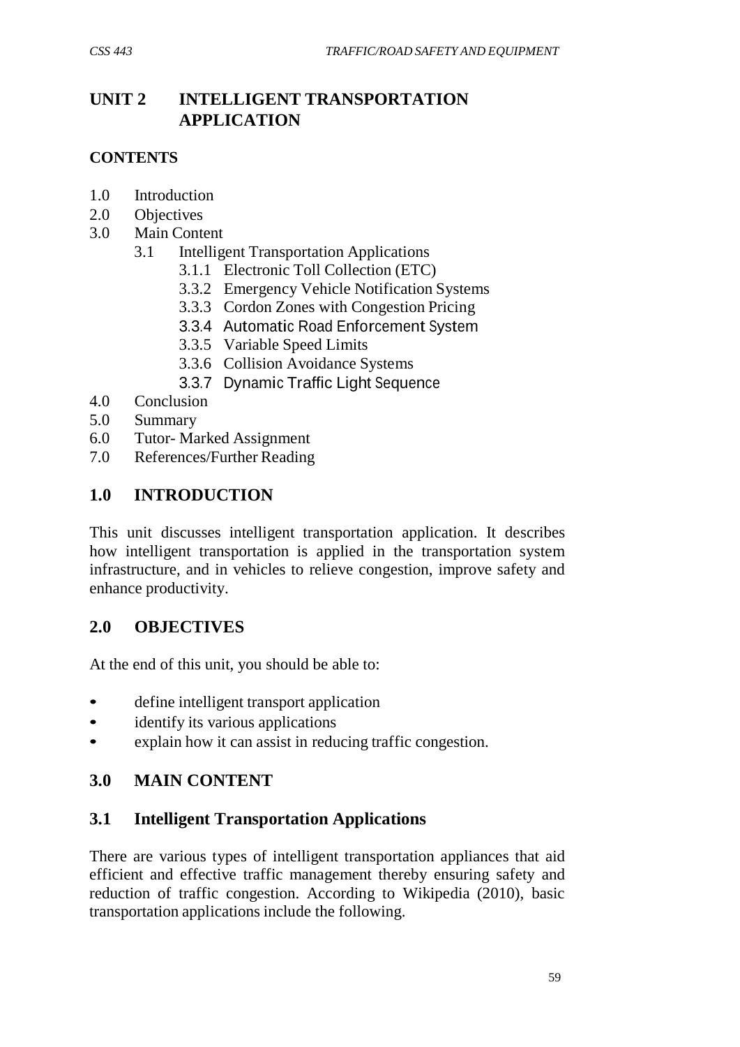# UNIT 2 INTELLIGENT TRANSPORTATION APPLICATION

## CONTENTS

- 1.0 Introduction
- 2.0 Objectives
- 3.0 Main Content
  - 3.1 Intelligent Transportation Applications
    - 3.1.1 Electronic Toll Collection (ETC)
    - 3.3.2 Emergency Vehicle Notification Systems
    - 3.3.3 Cordon Zones with Congestion Pricing
    - 3.3.4 Automatic Road Enforcement System
    - 3.3.5 Variable Speed Limits
    - 3.3.6 Collision Avoidance Systems
    - 3.3.7 Dynamic Traffic Light Sequence
- 4.0 Conclusion
- 5.0 Summary
- 6.0 Tutor- Marked Assignment
- 7.0 References/Further Reading

## 1.0 INTRODUCTION

This unit discusses intelligent transportation application. It describes how intelligent transportation is applied in the transportation system infrastructure, and in vehicles to relieve congestion, improve safety and enhance productivity.

## 2.0 OBJECTIVES

At the end of this unit, you should be able to:

- define intelligent transport application
- identify its various applications
- explain how it can assist in reducing traffic congestion.

## 3.0 MAIN CONTENT

### 3.1 Intelligent Transportation Applications

There are various types of intelligent transportation appliances that aid efficient and effective traffic management thereby ensuring safety and reduction of traffic congestion. According to Wikipedia (2010), basic transportation applications include the following.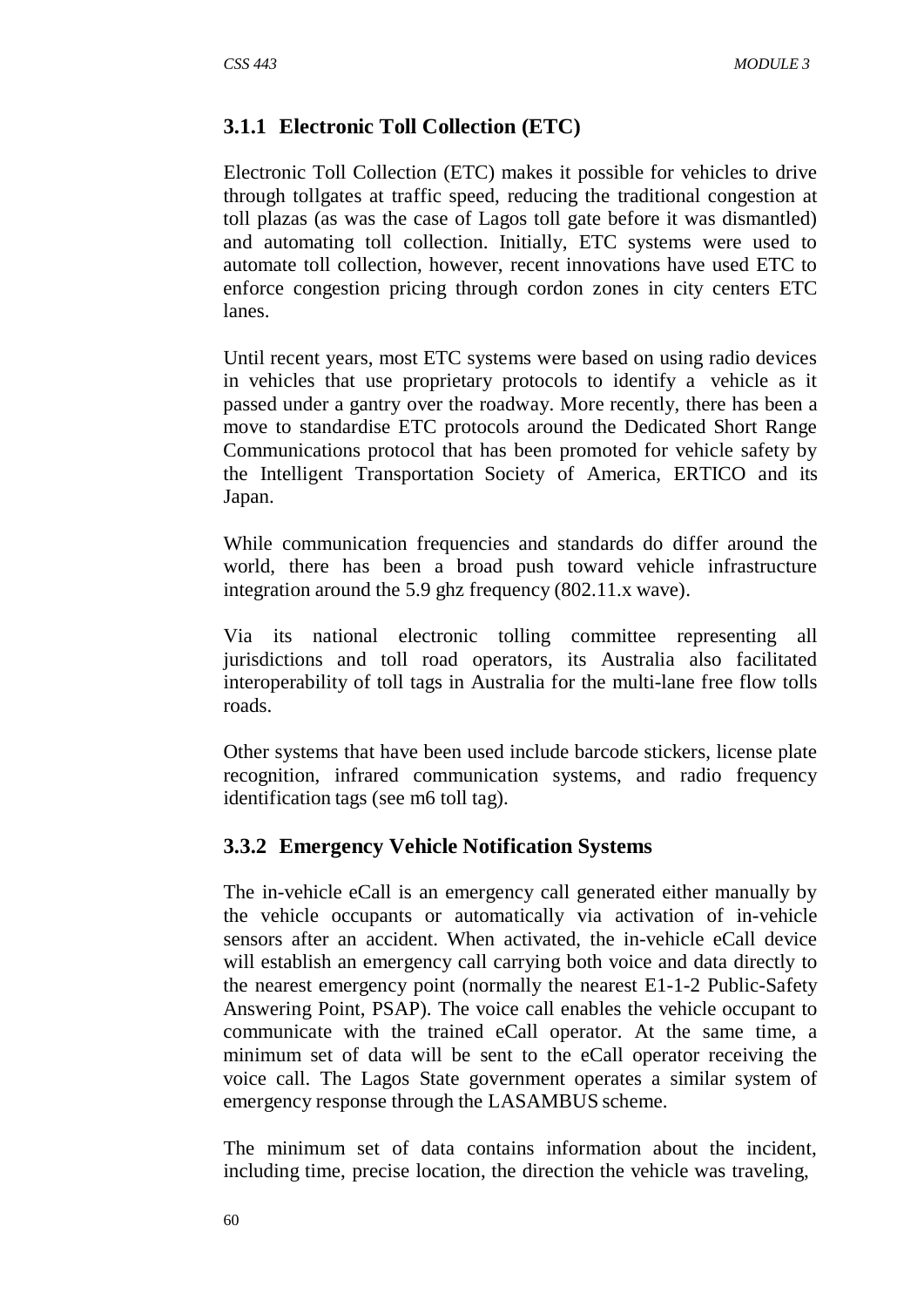### 3.1.1 Electronic Toll Collection (ETC)

Electronic Toll Collection (ETC) makes it possible for vehicles to drive through tollgates at traffic speed, reducing the traditional congestion at toll plazas (as was the case of Lagos toll gate before it was dismantled) and automating toll collection. Initially, ETC systems were used to automate toll collection, however, recent innovations have used ETC to enforce congestion pricing through cordon zones in city centers ETC lanes.

Until recent years, most ETC systems were based on using radio devices in vehicles that use proprietary protocols to identify a vehicle as it passed under a gantry over the roadway. More recently, there has been a move to standardise ETC protocols around the Dedicated Short Range Communications protocol that has been promoted for vehicle safety by the Intelligent Transportation Society of America, ERTICO and its Japan.

While communication frequencies and standards do differ around the world, there has been a broad push toward vehicle infrastructure integration around the 5.9 ghz frequency (802.11.x wave).

Via its national electronic tolling committee representing all jurisdictions and toll road operators, its Australia also facilitated interoperability of toll tags in Australia for the multi-lane free flow tolls roads.

Other systems that have been used include barcode stickers, license plate recognition, infrared communication systems, and radio frequency identification tags (see m6 toll tag).

### 3.3.2 Emergency Vehicle Notification Systems

The in-vehicle eCall is an emergency call generated either manually by the vehicle occupants or automatically via activation of in-vehicle sensors after an accident. When activated, the in-vehicle eCall device will establish an emergency call carrying both voice and data directly to the nearest emergency point (normally the nearest E1-1-2 Public-Safety Answering Point, PSAP). The voice call enables the vehicle occupant to communicate with the trained eCall operator. At the same time, a minimum set of data will be sent to the eCall operator receiving the voice call. The Lagos State government operates a similar system of emergency response through the LASAMBUS scheme.

The minimum set of data contains information about the incident, including time, precise location, the direction the vehicle was traveling,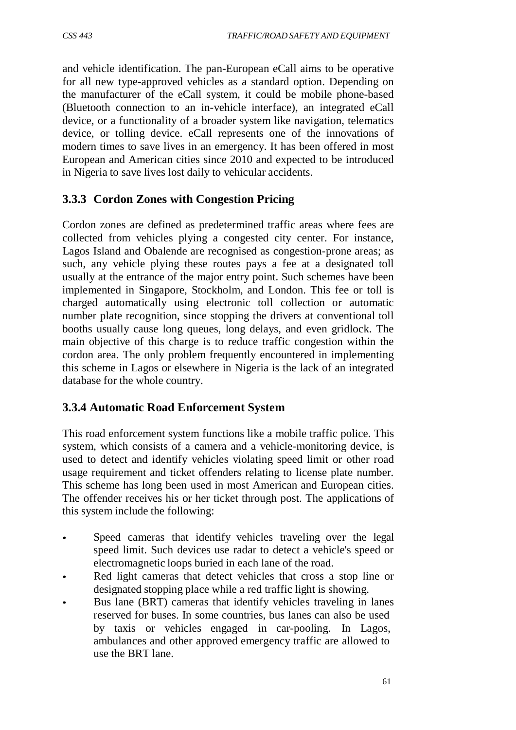and vehicle identification. The pan-European eCall aims to be operative for all new type-approved vehicles as a standard option. Depending on the manufacturer of the eCall system, it could be mobile phone-based (Bluetooth connection to an in-vehicle interface), an integrated eCall device, or a functionality of a broader system like navigation, telematics device, or tolling device. eCall represents one of the innovations of modern times to save lives in an emergency. It has been offered in most European and American cities since 2010 and expected to be introduced in Nigeria to save lives lost daily to vehicular accidents.

### 3.3.3 Cordon Zones with Congestion Pricing

Cordon zones are defined as predetermined traffic areas where fees are collected from vehicles plying a congested city center. For instance, Lagos Island and Obalende are recognised as congestion-prone areas; as such, any vehicle plying these routes pays a fee at a designated toll usually at the entrance of the major entry point. Such schemes have been implemented in Singapore, Stockholm, and London. This fee or toll is charged automatically using electronic toll collection or automatic number plate recognition, since stopping the drivers at conventional toll booths usually cause long queues, long delays, and even gridlock. The main objective of this charge is to reduce traffic congestion within the cordon area. The only problem frequently encountered in implementing this scheme in Lagos or elsewhere in Nigeria is the lack of an integrated database for the whole country.

### 3.3.4 Automatic Road Enforcement System

This road enforcement system functions like a mobile traffic police. This system, which consists of a camera and a vehicle-monitoring device, is used to detect and identify vehicles violating speed limit or other road usage requirement and ticket offenders relating to license plate number. This scheme has long been used in most American and European cities. The offender receives his or her ticket through post. The applications of this system include the following:

- Speed cameras that identify vehicles traveling over the legal speed limit. Such devices use radar to detect a vehicle's speed or electromagnetic loops buried in each lane of the road.
- Red light cameras that detect vehicles that cross a stop line or designated stopping place while a red traffic light is showing.
- Bus lane (BRT) cameras that identify vehicles traveling in lanes reserved for buses. In some countries, bus lanes can also be used by taxis or vehicles engaged in car-pooling. In Lagos, ambulances and other approved emergency traffic are allowed to use the BRT lane.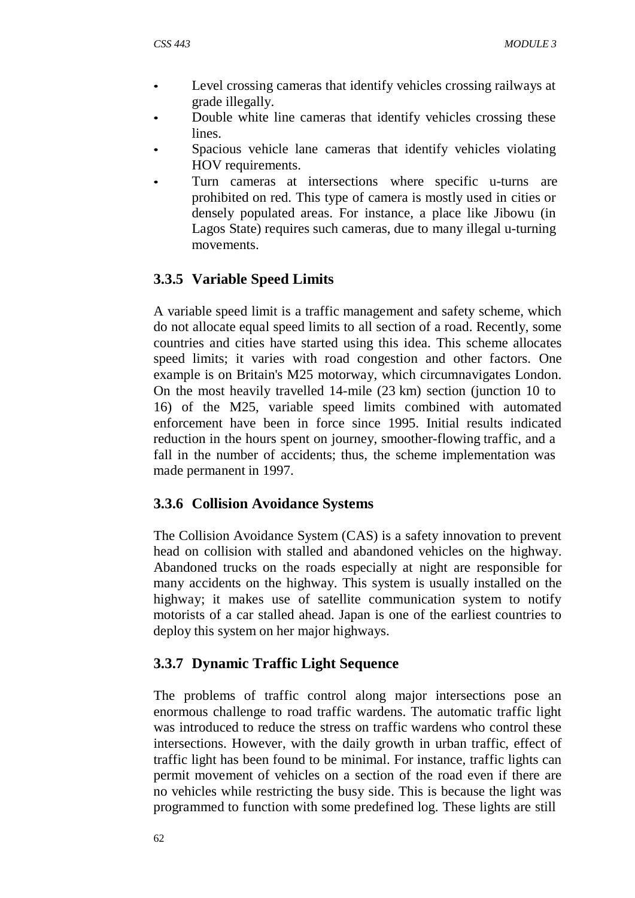- Level crossing cameras that identify vehicles crossing railways at grade illegally.
- Double white line cameras that identify vehicles crossing these lines.
- Spacious vehicle lane cameras that identify vehicles violating HOV requirements.
- Turn cameras at intersections where specific u-turns are prohibited on red. This type of camera is mostly used in cities or densely populated areas. For instance, a place like Jibowu (in Lagos State) requires such cameras, due to many illegal u-turning movements.

### 3.3.5 Variable Speed Limits

A variable speed limit is a traffic management and safety scheme, which do not allocate equal speed limits to all section of a road. Recently, some countries and cities have started using this idea. This scheme allocates speed limits; it varies with road congestion and other factors. One example is on Britain's M25 motorway, which circumnavigates London. On the most heavily travelled 14-mile (23 km) section (junction 10 to 16) of the M25, variable speed limits combined with automated enforcement have been in force since 1995. Initial results indicated reduction in the hours spent on journey, smoother-flowing traffic, and a fall in the number of accidents; thus, the scheme implementation was made permanent in 1997.

### 3.3.6 Collision Avoidance Systems

The Collision Avoidance System (CAS) is a safety innovation to prevent head on collision with stalled and abandoned vehicles on the highway. Abandoned trucks on the roads especially at night are responsible for many accidents on the highway. This system is usually installed on the highway; it makes use of satellite communication system to notify motorists of a car stalled ahead. Japan is one of the earliest countries to deploy this system on her major highways.

### 3.3.7 Dynamic Traffic Light Sequence

The problems of traffic control along major intersections pose an enormous challenge to road traffic wardens. The automatic traffic light was introduced to reduce the stress on traffic wardens who control these intersections. However, with the daily growth in urban traffic, effect of traffic light has been found to be minimal. For instance, traffic lights can permit movement of vehicles on a section of the road even if there are no vehicles while restricting the busy side. This is because the light was programmed to function with some predefined log. These lights are still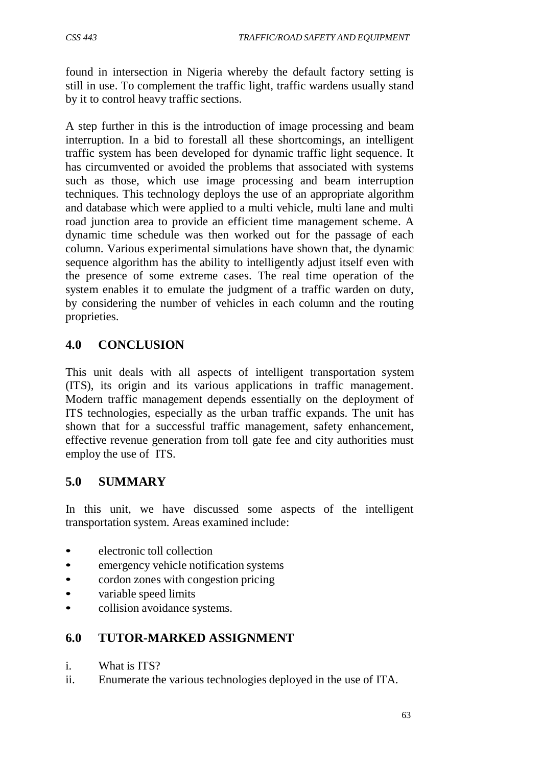found in intersection in Nigeria whereby the default factory setting is still in use. To complement the traffic light, traffic wardens usually stand by it to control heavy traffic sections.

A step further in this is the introduction of image processing and beam interruption. In a bid to forestall all these shortcomings, an intelligent traffic system has been developed for dynamic traffic light sequence. It has circumvented or avoided the problems that associated with systems such as those, which use image processing and beam interruption techniques. This technology deploys the use of an appropriate algorithm and database which were applied to a multi vehicle, multi lane and multi road junction area to provide an efficient time management scheme. A dynamic time schedule was then worked out for the passage of each column. Various experimental simulations have shown that, the dynamic sequence algorithm has the ability to intelligently adjust itself even with the presence of some extreme cases. The real time operation of the system enables it to emulate the judgment of a traffic warden on duty, by considering the number of vehicles in each column and the routing proprieties.

## 4.0 CONCLUSION

This unit deals with all aspects of intelligent transportation system (ITS), its origin and its various applications in traffic management. Modern traffic management depends essentially on the deployment of ITS technologies, especially as the urban traffic expands. The unit has shown that for a successful traffic management, safety enhancement, effective revenue generation from toll gate fee and city authorities must employ the use of ITS.

## 5.0 SUMMARY

In this unit, we have discussed some aspects of the intelligent transportation system. Areas examined include:

- electronic toll collection
- emergency vehicle notification systems
- cordon zones with congestion pricing
- variable speed limits
- collision avoidance systems.

## 6.0 TUTOR-MARKED ASSIGNMENT

i. What is ITS?
ii. Enumerate the various technologies deployed in the use of ITA.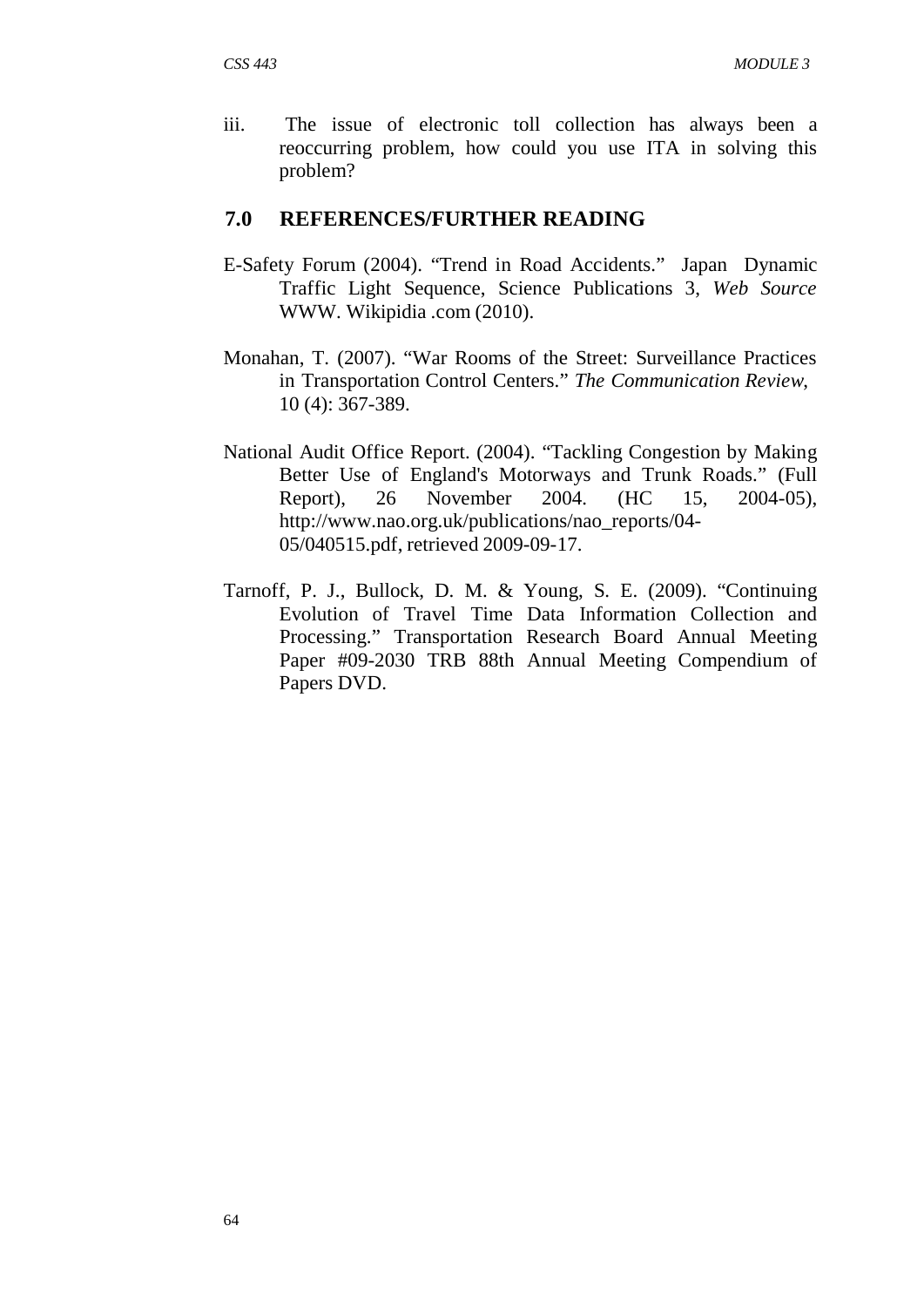iii. The issue of electronic toll collection has always been a reoccurring problem, how could you use ITA in solving this problem?

## 7.0 REFERENCES/FURTHER READING

E-Safety Forum (2004). "Trend in Road Accidents." Japan Dynamic Traffic Light Sequence, Science Publications 3, *Web Source* WWW. Wikipidia .com (2010).

Monahan, T. (2007). "War Rooms of the Street: Surveillance Practices in Transportation Control Centers." *The Communication Review*, 10 (4): 367-389.

National Audit Office Report. (2004). "Tackling Congestion by Making Better Use of England's Motorways and Trunk Roads." (Full Report), 26 November 2004. (HC 15, 2004-05), http://www.nao.org.uk/publications/nao_reports/04-05/040515.pdf, retrieved 2009-09-17.

Tarnoff, P. J., Bullock, D. M. & Young, S. E. (2009). "Continuing Evolution of Travel Time Data Information Collection and Processing." Transportation Research Board Annual Meeting Paper #09-2030 TRB 88th Annual Meeting Compendium of Papers DVD.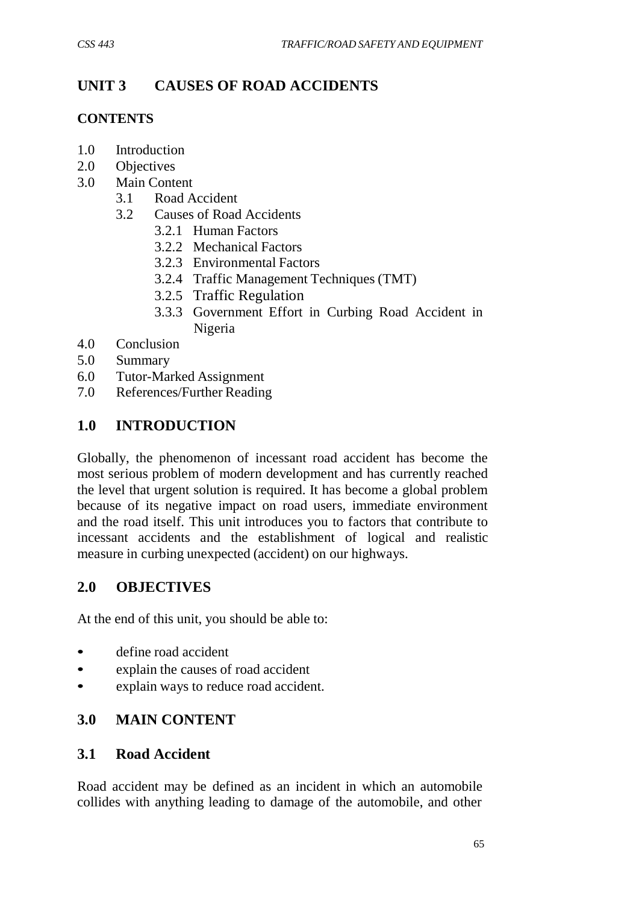# UNIT 3 CAUSES OF ROAD ACCIDENTS

## CONTENTS

- 1.0 Introduction
- 2.0 Objectives
- 3.0 Main Content
  - 3.1 Road Accident
  - 3.2 Causes of Road Accidents
    - 3.2.1 Human Factors
    - 3.2.2 Mechanical Factors
    - 3.2.3 Environmental Factors
    - 3.2.4 Traffic Management Techniques (TMT)
    - 3.2.5 Traffic Regulation
    - 3.3.3 Government Effort in Curbing Road Accident in Nigeria
- 4.0 Conclusion
- 5.0 Summary
- 6.0 Tutor-Marked Assignment
- 7.0 References/Further Reading

## 1.0 INTRODUCTION

Globally, the phenomenon of incessant road accident has become the most serious problem of modern development and has currently reached the level that urgent solution is required. It has become a global problem because of its negative impact on road users, immediate environment and the road itself. This unit introduces you to factors that contribute to incessant accidents and the establishment of logical and realistic measure in curbing unexpected (accident) on our highways.

## 2.0 OBJECTIVES

At the end of this unit, you should be able to:

- define road accident
- explain the causes of road accident
- explain ways to reduce road accident.

## 3.0 MAIN CONTENT

### 3.1 Road Accident

Road accident may be defined as an incident in which an automobile collides with anything leading to damage of the automobile, and other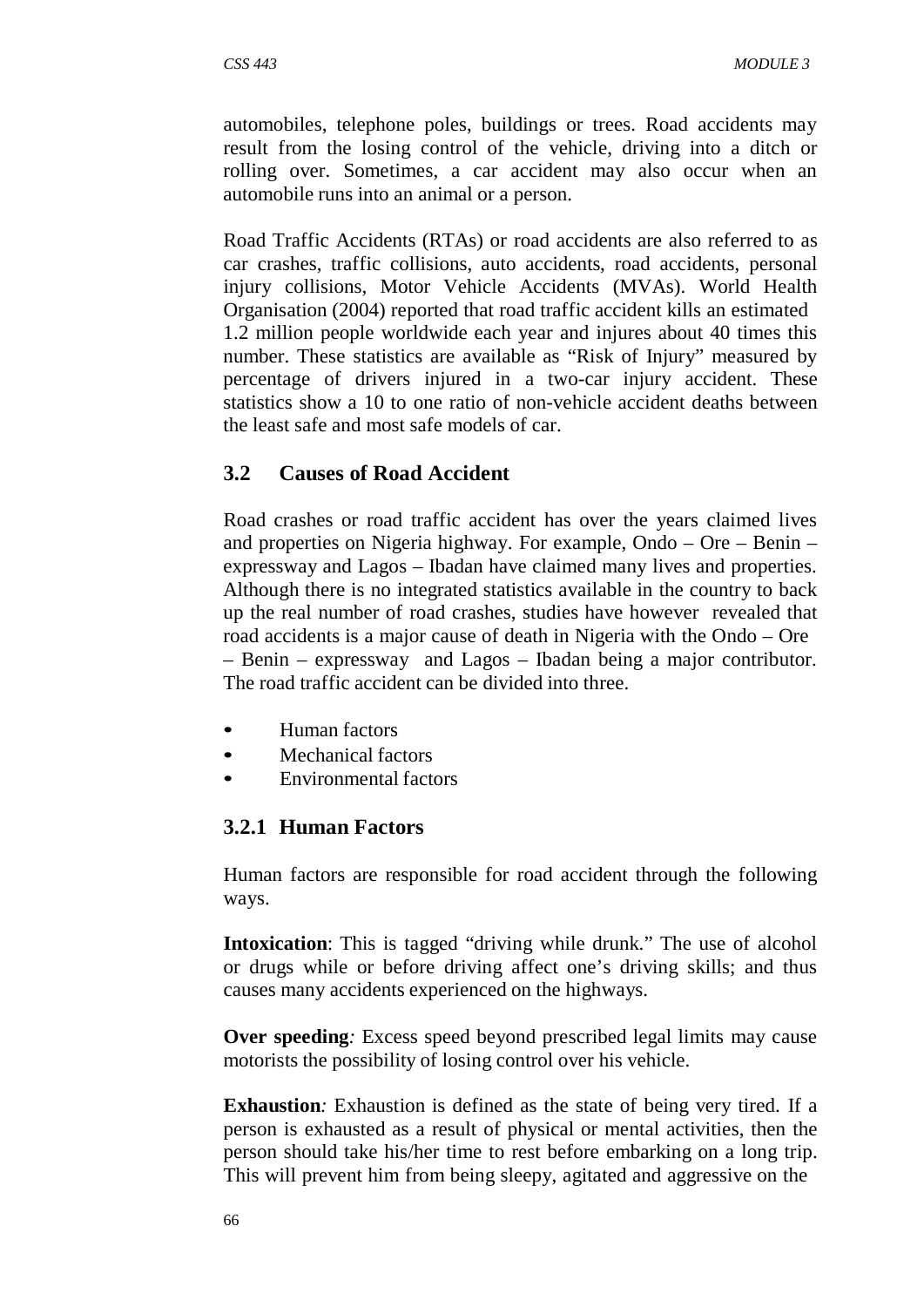automobiles, telephone poles, buildings or trees. Road accidents may result from the losing control of the vehicle, driving into a ditch or rolling over. Sometimes, a car accident may also occur when an automobile runs into an animal or a person.

Road Traffic Accidents (RTAs) or road accidents are also referred to as car crashes, traffic collisions, auto accidents, road accidents, personal injury collisions, Motor Vehicle Accidents (MVAs). World Health Organisation (2004) reported that road traffic accident kills an estimated 1.2 million people worldwide each year and injures about 40 times this number. These statistics are available as "Risk of Injury" measured by percentage of drivers injured in a two-car injury accident. These statistics show a 10 to one ratio of non-vehicle accident deaths between the least safe and most safe models of car.

## 3.2 Causes of Road Accident

Road crashes or road traffic accident has over the years claimed lives and properties on Nigeria highway. For example, Ondo – Ore – Benin – expressway and Lagos – Ibadan have claimed many lives and properties. Although there is no integrated statistics available in the country to back up the real number of road crashes, studies have however revealed that road accidents is a major cause of death in Nigeria with the Ondo – Ore – Benin – expressway and Lagos – Ibadan being a major contributor. The road traffic accident can be divided into three.

- Human factors
- Mechanical factors
- Environmental factors

### 3.2.1 Human Factors

Human factors are responsible for road accident through the following ways.

**Intoxication**: This is tagged "driving while drunk." The use of alcohol or drugs while or before driving affect one's driving skills; and thus causes many accidents experienced on the highways.

**Over speeding***:* Excess speed beyond prescribed legal limits may cause motorists the possibility of losing control over his vehicle.

**Exhaustion***:* Exhaustion is defined as the state of being very tired. If a person is exhausted as a result of physical or mental activities, then the person should take his/her time to rest before embarking on a long trip. This will prevent him from being sleepy, agitated and aggressive on the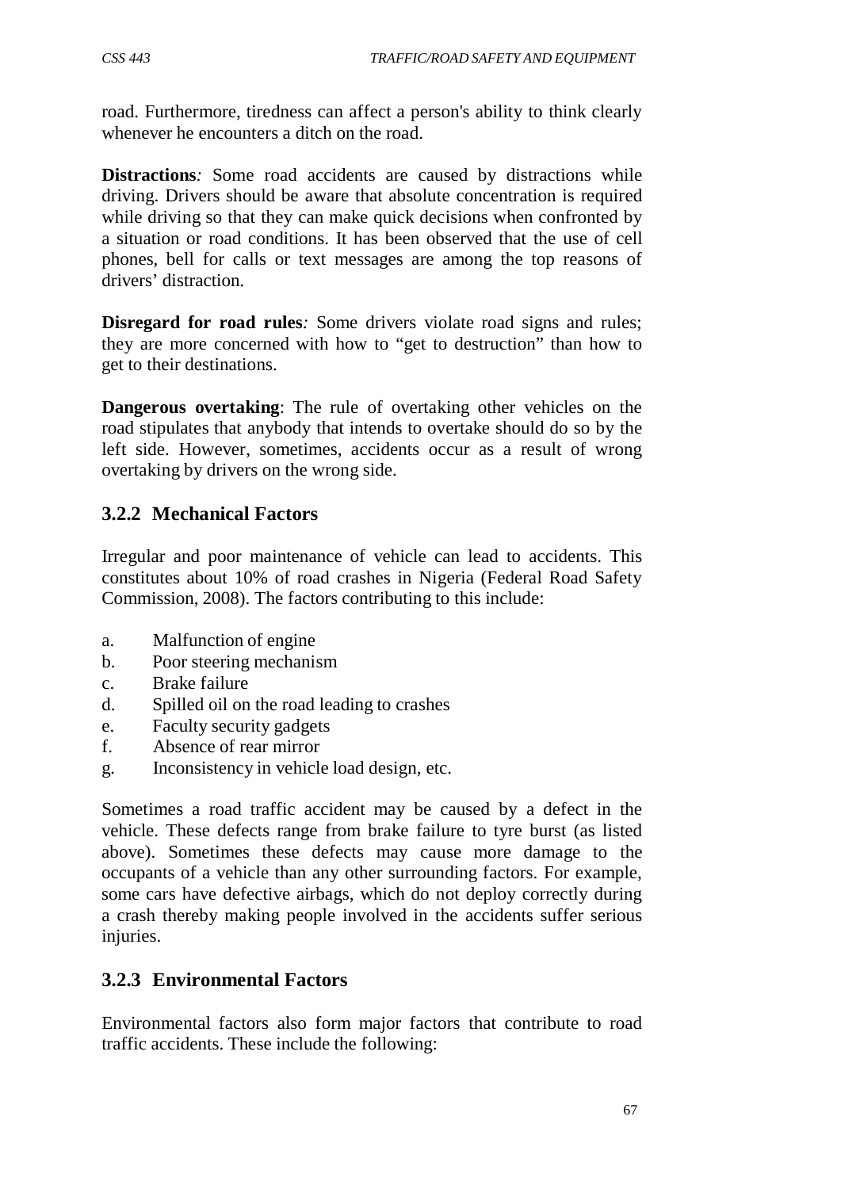road. Furthermore, tiredness can affect a person's ability to think clearly whenever he encounters a ditch on the road.

**Distractions***:* Some road accidents are caused by distractions while driving. Drivers should be aware that absolute concentration is required while driving so that they can make quick decisions when confronted by a situation or road conditions. It has been observed that the use of cell phones, bell for calls or text messages are among the top reasons of drivers' distraction.

**Disregard for road rules***:* Some drivers violate road signs and rules; they are more concerned with how to "get to destruction" than how to get to their destinations.

**Dangerous overtaking**: The rule of overtaking other vehicles on the road stipulates that anybody that intends to overtake should do so by the left side. However, sometimes, accidents occur as a result of wrong overtaking by drivers on the wrong side.

### 3.2.2 Mechanical Factors

Irregular and poor maintenance of vehicle can lead to accidents. This constitutes about 10% of road crashes in Nigeria (Federal Road Safety Commission, 2008). The factors contributing to this include:

a. Malfunction of engine
b. Poor steering mechanism
c. Brake failure
d. Spilled oil on the road leading to crashes
e. Faculty security gadgets
f. Absence of rear mirror
g. Inconsistency in vehicle load design, etc.

Sometimes a road traffic accident may be caused by a defect in the vehicle. These defects range from brake failure to tyre burst (as listed above). Sometimes these defects may cause more damage to the occupants of a vehicle than any other surrounding factors. For example, some cars have defective airbags, which do not deploy correctly during a crash thereby making people involved in the accidents suffer serious injuries.

### 3.2.3 Environmental Factors

Environmental factors also form major factors that contribute to road traffic accidents. These include the following: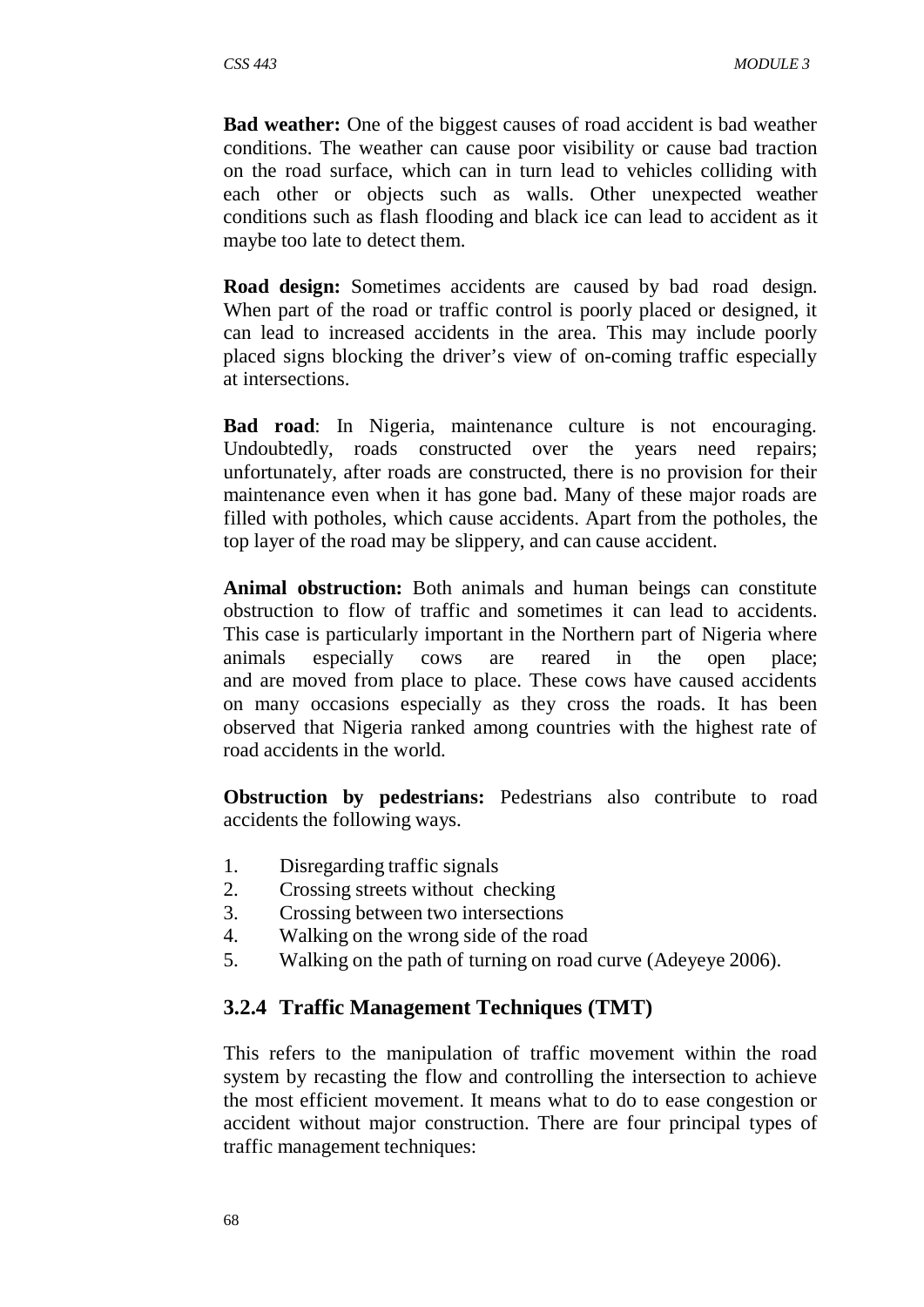**Bad weather:** One of the biggest causes of road accident is bad weather conditions. The weather can cause poor visibility or cause bad traction on the road surface, which can in turn lead to vehicles colliding with each other or objects such as walls. Other unexpected weather conditions such as flash flooding and black ice can lead to accident as it maybe too late to detect them.

**Road design:** Sometimes accidents are caused by bad road design. When part of the road or traffic control is poorly placed or designed, it can lead to increased accidents in the area. This may include poorly placed signs blocking the driver's view of on-coming traffic especially at intersections.

**Bad road**: In Nigeria, maintenance culture is not encouraging. Undoubtedly, roads constructed over the years need repairs; unfortunately, after roads are constructed, there is no provision for their maintenance even when it has gone bad. Many of these major roads are filled with potholes, which cause accidents. Apart from the potholes, the top layer of the road may be slippery, and can cause accident.

**Animal obstruction:** Both animals and human beings can constitute obstruction to flow of traffic and sometimes it can lead to accidents. This case is particularly important in the Northern part of Nigeria where animals especially cows are reared in the open place; and are moved from place to place. These cows have caused accidents on many occasions especially as they cross the roads. It has been observed that Nigeria ranked among countries with the highest rate of road accidents in the world.

**Obstruction by pedestrians:** Pedestrians also contribute to road accidents the following ways.

1. Disregarding traffic signals
2. Crossing streets without checking
3. Crossing between two intersections
4. Walking on the wrong side of the road
5. Walking on the path of turning on road curve (Adeyeye 2006).

### 3.2.4 Traffic Management Techniques (TMT)

This refers to the manipulation of traffic movement within the road system by recasting the flow and controlling the intersection to achieve the most efficient movement. It means what to do to ease congestion or accident without major construction. There are four principal types of traffic management techniques: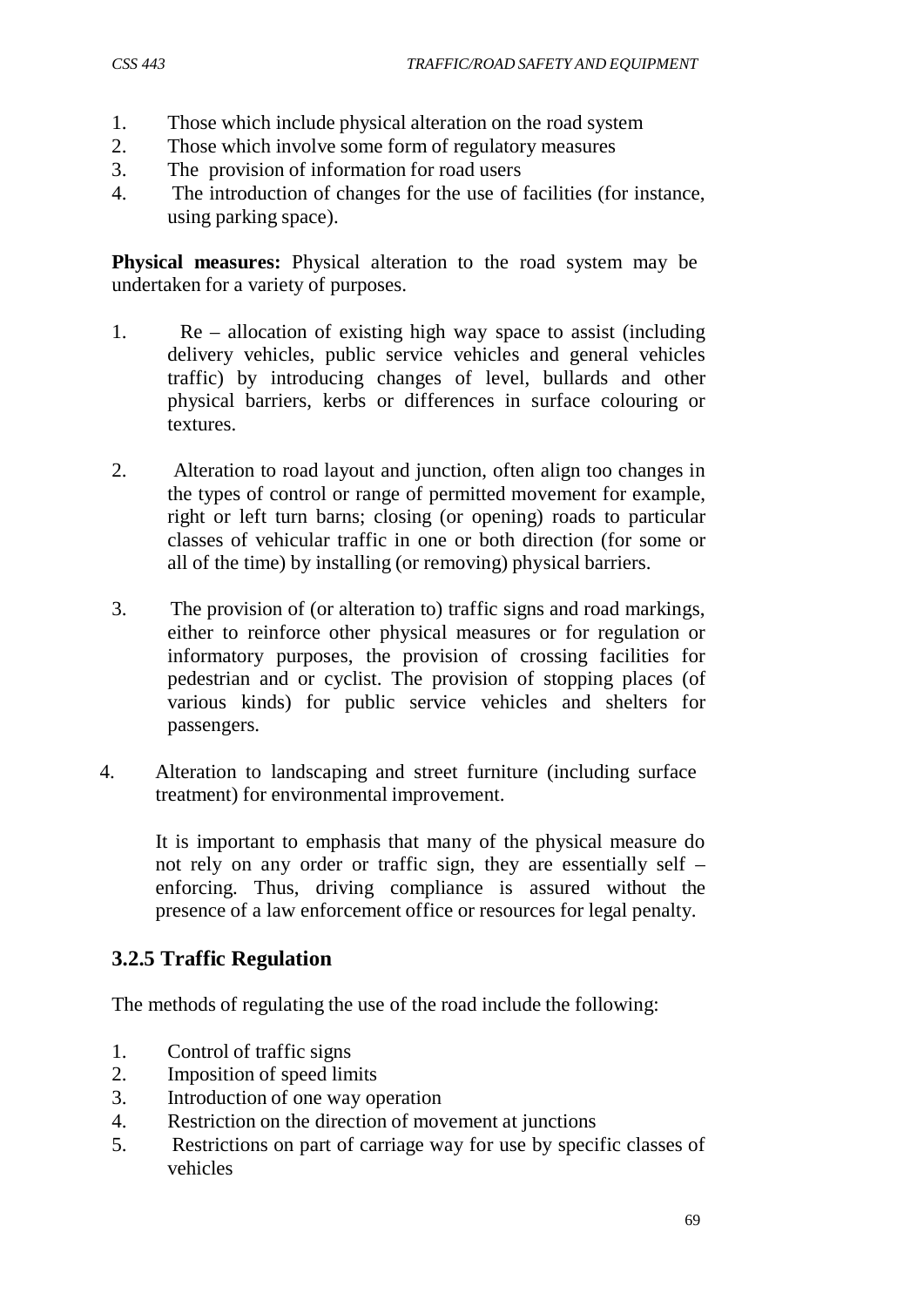1. Those which include physical alteration on the road system
2. Those which involve some form of regulatory measures
3. The provision of information for road users
4. The introduction of changes for the use of facilities (for instance, using parking space).

**Physical measures:** Physical alteration to the road system may be undertaken for a variety of purposes.

1. Re – allocation of existing high way space to assist (including delivery vehicles, public service vehicles and general vehicles traffic) by introducing changes of level, bullards and other physical barriers, kerbs or differences in surface colouring or textures.

2. Alteration to road layout and junction, often align too changes in the types of control or range of permitted movement for example, right or left turn barns; closing (or opening) roads to particular classes of vehicular traffic in one or both direction (for some or all of the time) by installing (or removing) physical barriers.

3. The provision of (or alteration to) traffic signs and road markings, either to reinforce other physical measures or for regulation or informatory purposes, the provision of crossing facilities for pedestrian and or cyclist. The provision of stopping places (of various kinds) for public service vehicles and shelters for passengers.

4. Alteration to landscaping and street furniture (including surface treatment) for environmental improvement.

   It is important to emphasis that many of the physical measure do not rely on any order or traffic sign, they are essentially self – enforcing. Thus, driving compliance is assured without the presence of a law enforcement office or resources for legal penalty.

### 3.2.5 Traffic Regulation

The methods of regulating the use of the road include the following:

1. Control of traffic signs
2. Imposition of speed limits
3. Introduction of one way operation
4. Restriction on the direction of movement at junctions
5. Restrictions on part of carriage way for use by specific classes of vehicles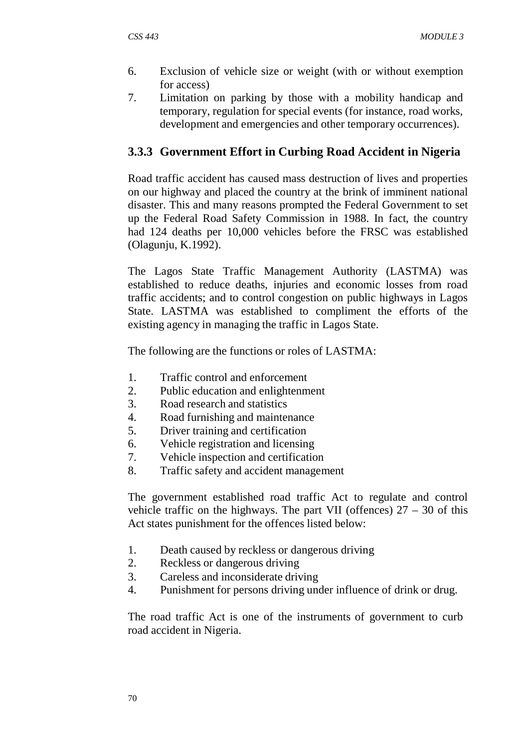6. Exclusion of vehicle size or weight (with or without exemption for access)
7. Limitation on parking by those with a mobility handicap and temporary, regulation for special events (for instance, road works, development and emergencies and other temporary occurrences).

### 3.3.3 Government Effort in Curbing Road Accident in Nigeria

Road traffic accident has caused mass destruction of lives and properties on our highway and placed the country at the brink of imminent national disaster. This and many reasons prompted the Federal Government to set up the Federal Road Safety Commission in 1988. In fact, the country had 124 deaths per 10,000 vehicles before the FRSC was established (Olagunju, K.1992).

The Lagos State Traffic Management Authority (LASTMA) was established to reduce deaths, injuries and economic losses from road traffic accidents; and to control congestion on public highways in Lagos State. LASTMA was established to compliment the efforts of the existing agency in managing the traffic in Lagos State.

The following are the functions or roles of LASTMA:

1. Traffic control and enforcement
2. Public education and enlightenment
3. Road research and statistics
4. Road furnishing and maintenance
5. Driver training and certification
6. Vehicle registration and licensing
7. Vehicle inspection and certification
8. Traffic safety and accident management

The government established road traffic Act to regulate and control vehicle traffic on the highways. The part VII (offences) 27 – 30 of this Act states punishment for the offences listed below:

1. Death caused by reckless or dangerous driving
2. Reckless or dangerous driving
3. Careless and inconsiderate driving
4. Punishment for persons driving under influence of drink or drug.

The road traffic Act is one of the instruments of government to curb road accident in Nigeria.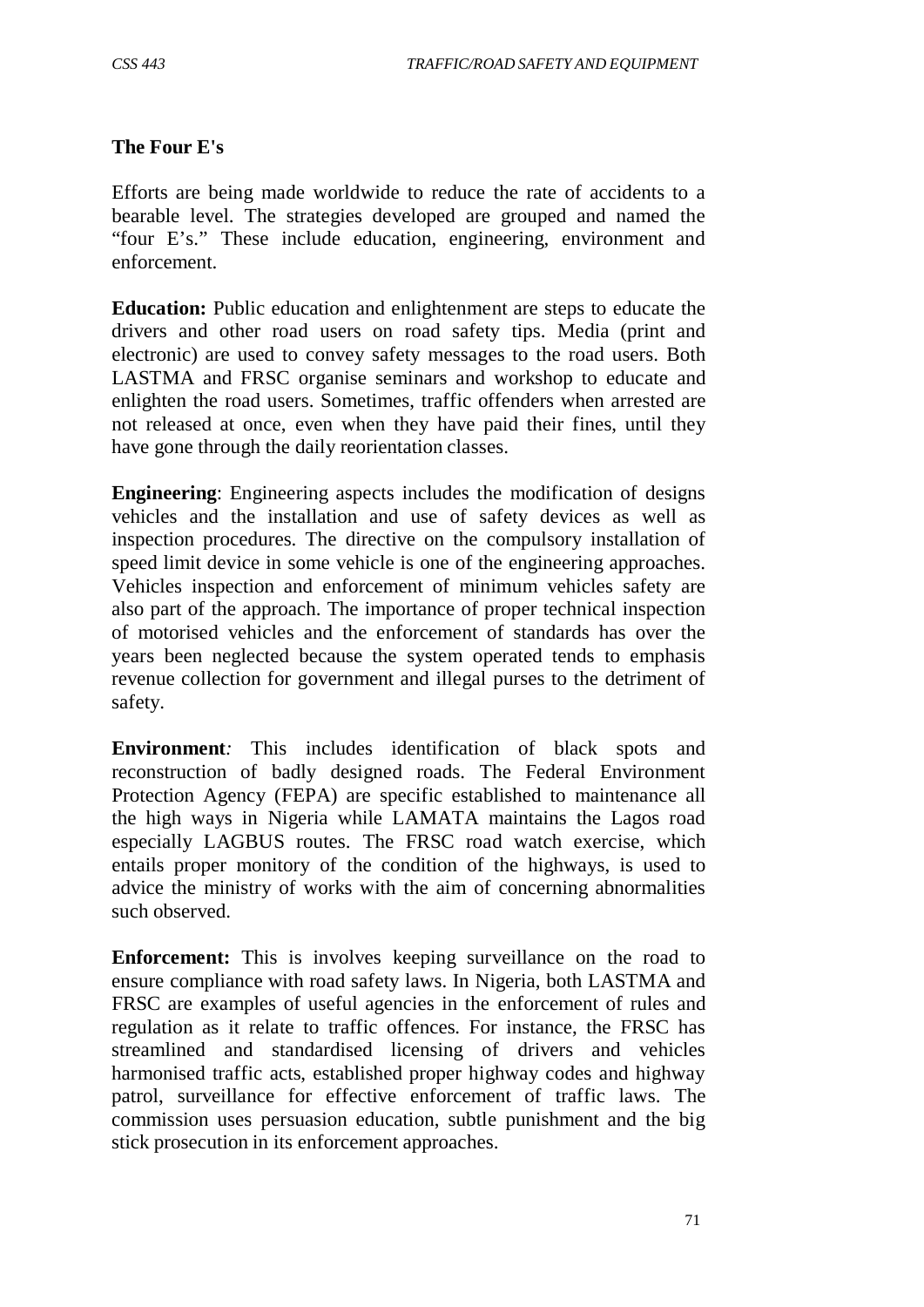**The Four E's**

Efforts are being made worldwide to reduce the rate of accidents to a bearable level. The strategies developed are grouped and named the "four E's." These include education, engineering, environment and enforcement.

**Education:** Public education and enlightenment are steps to educate the drivers and other road users on road safety tips. Media (print and electronic) are used to convey safety messages to the road users. Both LASTMA and FRSC organise seminars and workshop to educate and enlighten the road users. Sometimes, traffic offenders when arrested are not released at once, even when they have paid their fines, until they have gone through the daily reorientation classes.

**Engineering**: Engineering aspects includes the modification of designs vehicles and the installation and use of safety devices as well as inspection procedures. The directive on the compulsory installation of speed limit device in some vehicle is one of the engineering approaches. Vehicles inspection and enforcement of minimum vehicles safety are also part of the approach. The importance of proper technical inspection of motorised vehicles and the enforcement of standards has over the years been neglected because the system operated tends to emphasis revenue collection for government and illegal purses to the detriment of safety.

**Environment***:* This includes identification of black spots and reconstruction of badly designed roads. The Federal Environment Protection Agency (FEPA) are specific established to maintenance all the high ways in Nigeria while LAMATA maintains the Lagos road especially LAGBUS routes. The FRSC road watch exercise, which entails proper monitory of the condition of the highways, is used to advice the ministry of works with the aim of concerning abnormalities such observed.

**Enforcement:** This is involves keeping surveillance on the road to ensure compliance with road safety laws. In Nigeria, both LASTMA and FRSC are examples of useful agencies in the enforcement of rules and regulation as it relate to traffic offences. For instance, the FRSC has streamlined and standardised licensing of drivers and vehicles harmonised traffic acts, established proper highway codes and highway patrol, surveillance for effective enforcement of traffic laws. The commission uses persuasion education, subtle punishment and the big stick prosecution in its enforcement approaches.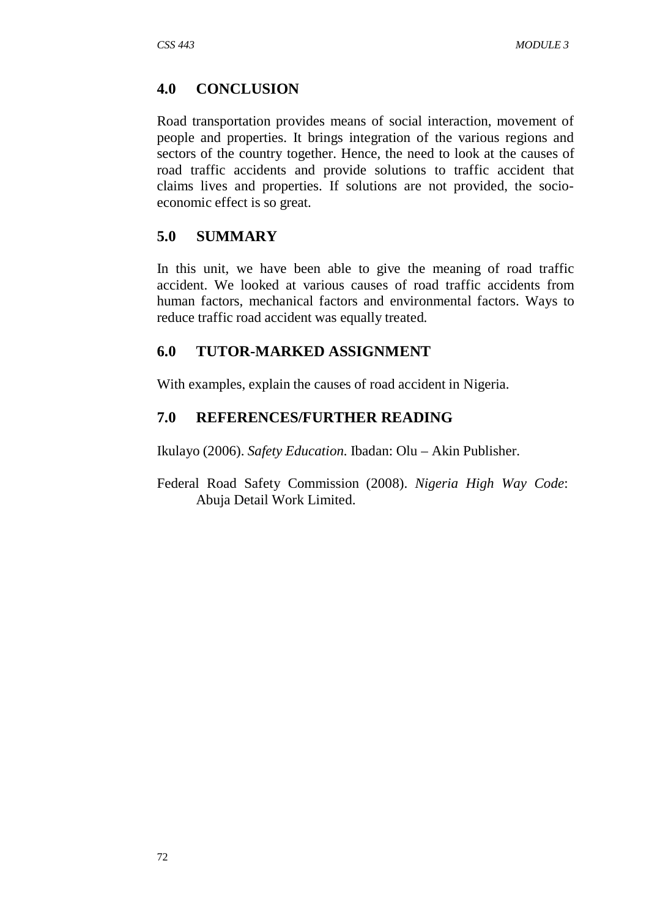## 4.0 CONCLUSION

Road transportation provides means of social interaction, movement of people and properties. It brings integration of the various regions and sectors of the country together. Hence, the need to look at the causes of road traffic accidents and provide solutions to traffic accident that claims lives and properties. If solutions are not provided, the socio-economic effect is so great.

## 5.0 SUMMARY

In this unit, we have been able to give the meaning of road traffic accident. We looked at various causes of road traffic accidents from human factors, mechanical factors and environmental factors. Ways to reduce traffic road accident was equally treated.

## 6.0 TUTOR-MARKED ASSIGNMENT

With examples, explain the causes of road accident in Nigeria.

## 7.0 REFERENCES/FURTHER READING

Ikulayo (2006). *Safety Education.* Ibadan: Olu – Akin Publisher.

Federal Road Safety Commission (2008). *Nigeria High Way Code*: Abuja Detail Work Limited.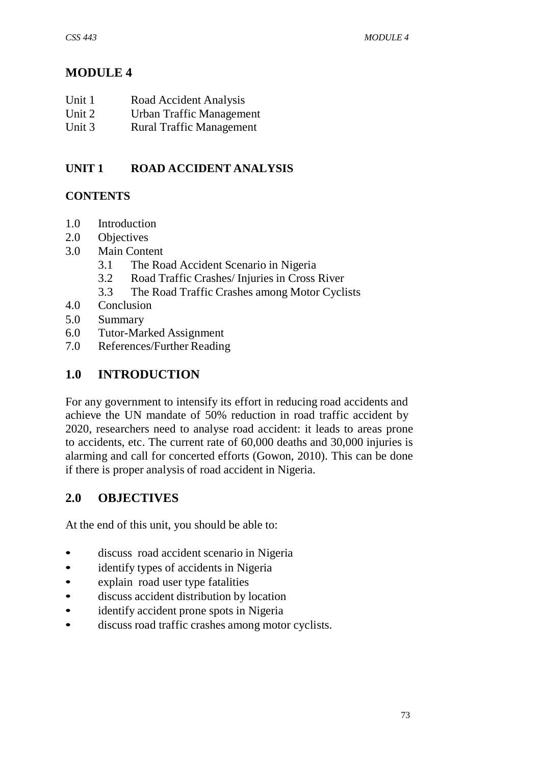# MODULE 4

Unit 1 Road Accident Analysis
Unit 2 Urban Traffic Management
Unit 3 Rural Traffic Management

## UNIT 1 ROAD ACCIDENT ANALYSIS

### CONTENTS

1.0 Introduction
2.0 Objectives
3.0 Main Content
   3.1 The Road Accident Scenario in Nigeria
   3.2 Road Traffic Crashes/ Injuries in Cross River
   3.3 The Road Traffic Crashes among Motor Cyclists
4.0 Conclusion
5.0 Summary
6.0 Tutor-Marked Assignment
7.0 References/Further Reading

## 1.0 INTRODUCTION

For any government to intensify its effort in reducing road accidents and achieve the UN mandate of 50% reduction in road traffic accident by 2020, researchers need to analyse road accident: it leads to areas prone to accidents, etc. The current rate of 60,000 deaths and 30,000 injuries is alarming and call for concerted efforts (Gowon, 2010). This can be done if there is proper analysis of road accident in Nigeria.

## 2.0 OBJECTIVES

At the end of this unit, you should be able to:

- discuss road accident scenario in Nigeria
- identify types of accidents in Nigeria
- explain road user type fatalities
- discuss accident distribution by location
- identify accident prone spots in Nigeria
- discuss road traffic crashes among motor cyclists.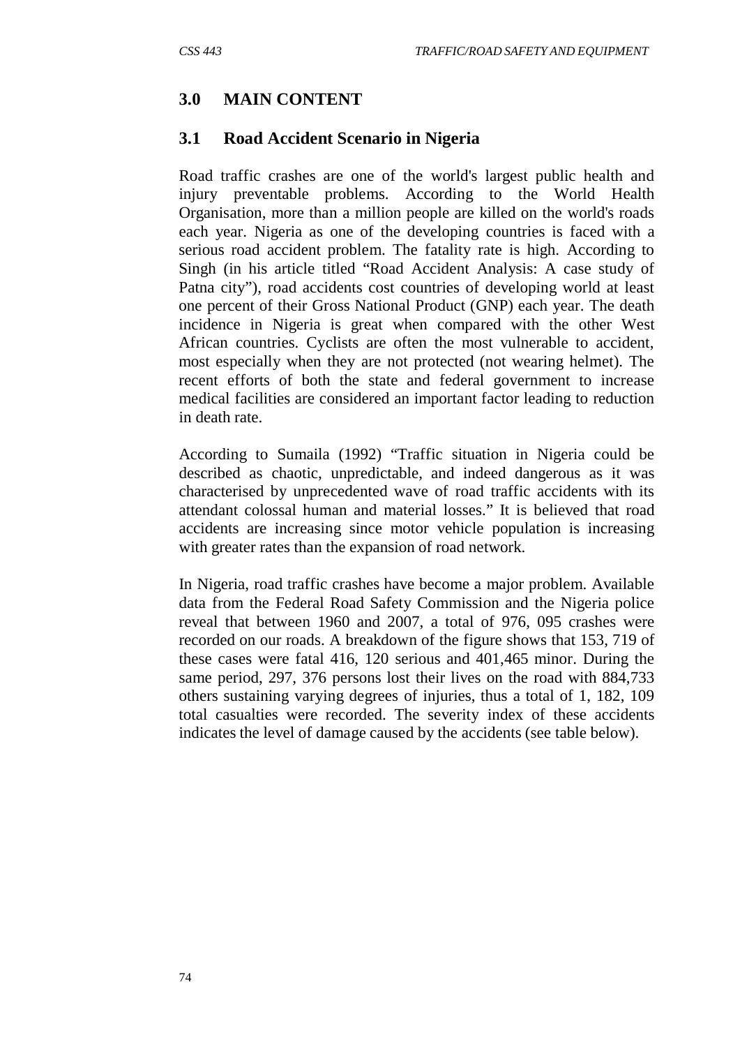## 3.0 MAIN CONTENT

### 3.1 Road Accident Scenario in Nigeria

Road traffic crashes are one of the world's largest public health and injury preventable problems. According to the World Health Organisation, more than a million people are killed on the world's roads each year. Nigeria as one of the developing countries is faced with a serious road accident problem. The fatality rate is high. According to Singh (in his article titled "Road Accident Analysis: A case study of Patna city"), road accidents cost countries of developing world at least one percent of their Gross National Product (GNP) each year. The death incidence in Nigeria is great when compared with the other West African countries. Cyclists are often the most vulnerable to accident, most especially when they are not protected (not wearing helmet). The recent efforts of both the state and federal government to increase medical facilities are considered an important factor leading to reduction in death rate.

According to Sumaila (1992) "Traffic situation in Nigeria could be described as chaotic, unpredictable, and indeed dangerous as it was characterised by unprecedented wave of road traffic accidents with its attendant colossal human and material losses." It is believed that road accidents are increasing since motor vehicle population is increasing with greater rates than the expansion of road network.

In Nigeria, road traffic crashes have become a major problem. Available data from the Federal Road Safety Commission and the Nigeria police reveal that between 1960 and 2007, a total of 976, 095 crashes were recorded on our roads. A breakdown of the figure shows that 153, 719 of these cases were fatal 416, 120 serious and 401,465 minor. During the same period, 297, 376 persons lost their lives on the road with 884,733 others sustaining varying degrees of injuries, thus a total of 1, 182, 109 total casualties were recorded. The severity index of these accidents indicates the level of damage caused by the accidents (see table below).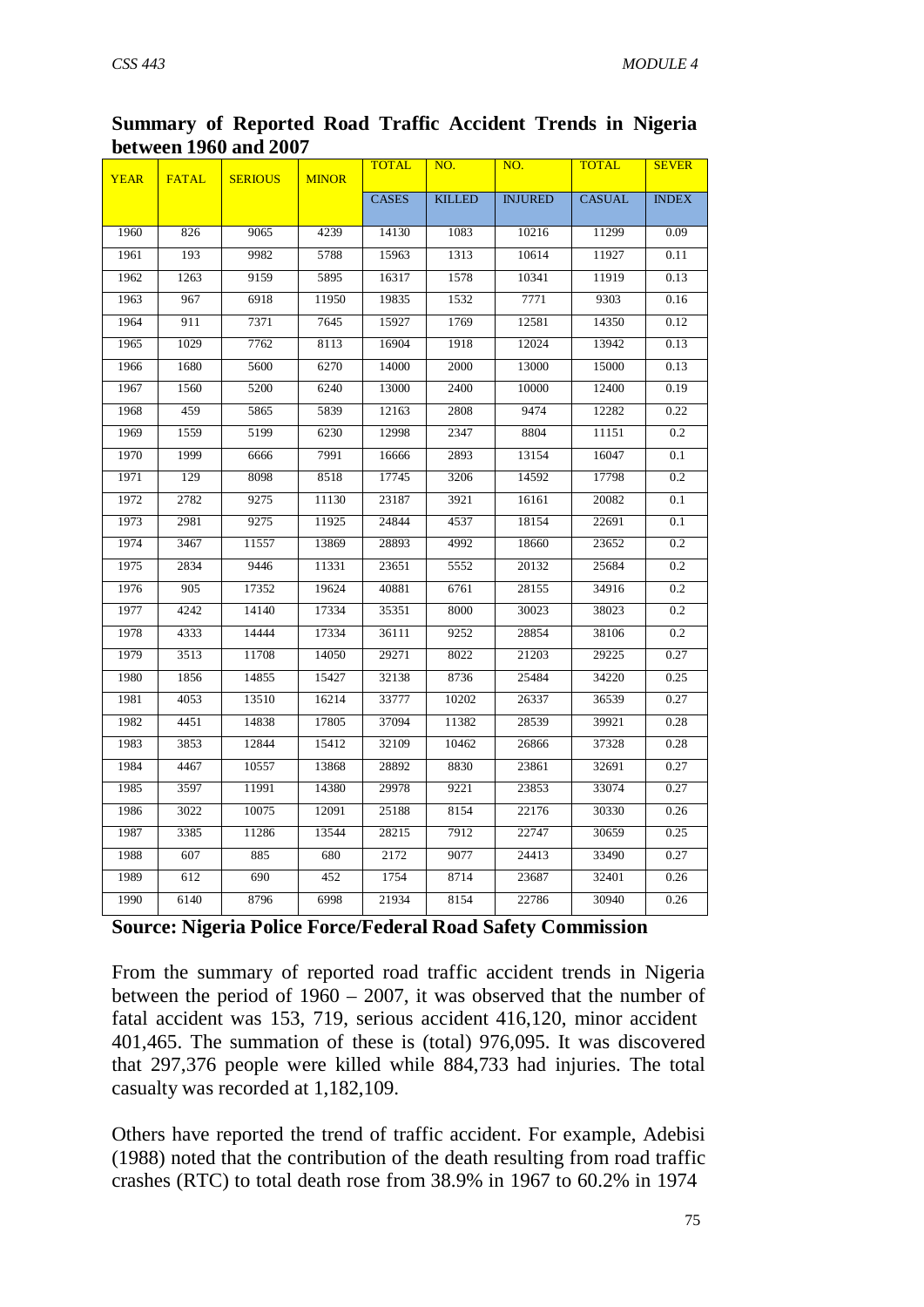**Summary of Reported Road Traffic Accident Trends in Nigeria between 1960 and 2007**

| YEAR | FATAL | SERIOUS | MINOR | TOTAL CASES | NO. KILLED | NO. INJURED | TOTAL CASUAL | SEVER INDEX |
|---|---|---|---|---|---|---|---|---|
| 1960 | 826 | 9065 | 4239 | 14130 | 1083 | 10216 | 11299 | 0.09 |
| 1961 | 193 | 9982 | 5788 | 15963 | 1313 | 10614 | 11927 | 0.11 |
| 1962 | 1263 | 9159 | 5895 | 16317 | 1578 | 10341 | 11919 | 0.13 |
| 1963 | 967 | 6918 | 11950 | 19835 | 1532 | 7771 | 9303 | 0.16 |
| 1964 | 911 | 7371 | 7645 | 15927 | 1769 | 12581 | 14350 | 0.12 |
| 1965 | 1029 | 7762 | 8113 | 16904 | 1918 | 12024 | 13942 | 0.13 |
| 1966 | 1680 | 5600 | 6270 | 14000 | 2000 | 13000 | 15000 | 0.13 |
| 1967 | 1560 | 5200 | 6240 | 13000 | 2400 | 10000 | 12400 | 0.19 |
| 1968 | 459 | 5865 | 5839 | 12163 | 2808 | 9474 | 12282 | 0.22 |
| 1969 | 1559 | 5199 | 6230 | 12998 | 2347 | 8804 | 11151 | 0.2 |
| 1970 | 1999 | 6666 | 7991 | 16666 | 2893 | 13154 | 16047 | 0.1 |
| 1971 | 129 | 8098 | 8518 | 17745 | 3206 | 14592 | 17798 | 0.2 |
| 1972 | 2782 | 9275 | 11130 | 23187 | 3921 | 16161 | 20082 | 0.1 |
| 1973 | 2981 | 9275 | 11925 | 24844 | 4537 | 18154 | 22691 | 0.1 |
| 1974 | 3467 | 11557 | 13869 | 28893 | 4992 | 18660 | 23652 | 0.2 |
| 1975 | 2834 | 9446 | 11331 | 23651 | 5552 | 20132 | 25684 | 0.2 |
| 1976 | 905 | 17352 | 19624 | 40881 | 6761 | 28155 | 34916 | 0.2 |
| 1977 | 4242 | 14140 | 17334 | 35351 | 8000 | 30023 | 38023 | 0.2 |
| 1978 | 4333 | 14444 | 17334 | 36111 | 9252 | 28854 | 38106 | 0.2 |
| 1979 | 3513 | 11708 | 14050 | 29271 | 8022 | 21203 | 29225 | 0.27 |
| 1980 | 1856 | 14855 | 15427 | 32138 | 8736 | 25484 | 34220 | 0.25 |
| 1981 | 4053 | 13510 | 16214 | 33777 | 10202 | 26337 | 36539 | 0.27 |
| 1982 | 4451 | 14838 | 17805 | 37094 | 11382 | 28539 | 39921 | 0.28 |
| 1983 | 3853 | 12844 | 15412 | 32109 | 10462 | 26866 | 37328 | 0.28 |
| 1984 | 4467 | 10557 | 13868 | 28892 | 8830 | 23861 | 32691 | 0.27 |
| 1985 | 3597 | 11991 | 14380 | 29978 | 9221 | 23853 | 33074 | 0.27 |
| 1986 | 3022 | 10075 | 12091 | 25188 | 8154 | 22176 | 30330 | 0.26 |
| 1987 | 3385 | 11286 | 13544 | 28215 | 7912 | 22747 | 30659 | 0.25 |
| 1988 | 607 | 885 | 680 | 2172 | 9077 | 24413 | 33490 | 0.27 |
| 1989 | 612 | 690 | 452 | 1754 | 8714 | 23687 | 32401 | 0.26 |
| 1990 | 6140 | 8796 | 6998 | 21934 | 8154 | 22786 | 30940 | 0.26 |

**Source: Nigeria Police Force/Federal Road Safety Commission**

From the summary of reported road traffic accident trends in Nigeria between the period of 1960 – 2007, it was observed that the number of fatal accident was 153, 719, serious accident 416,120, minor accident 401,465. The summation of these is (total) 976,095. It was discovered that 297,376 people were killed while 884,733 had injuries. The total casualty was recorded at 1,182,109.

Others have reported the trend of traffic accident. For example, Adebisi (1988) noted that the contribution of the death resulting from road traffic crashes (RTC) to total death rose from 38.9% in 1967 to 60.2% in 1974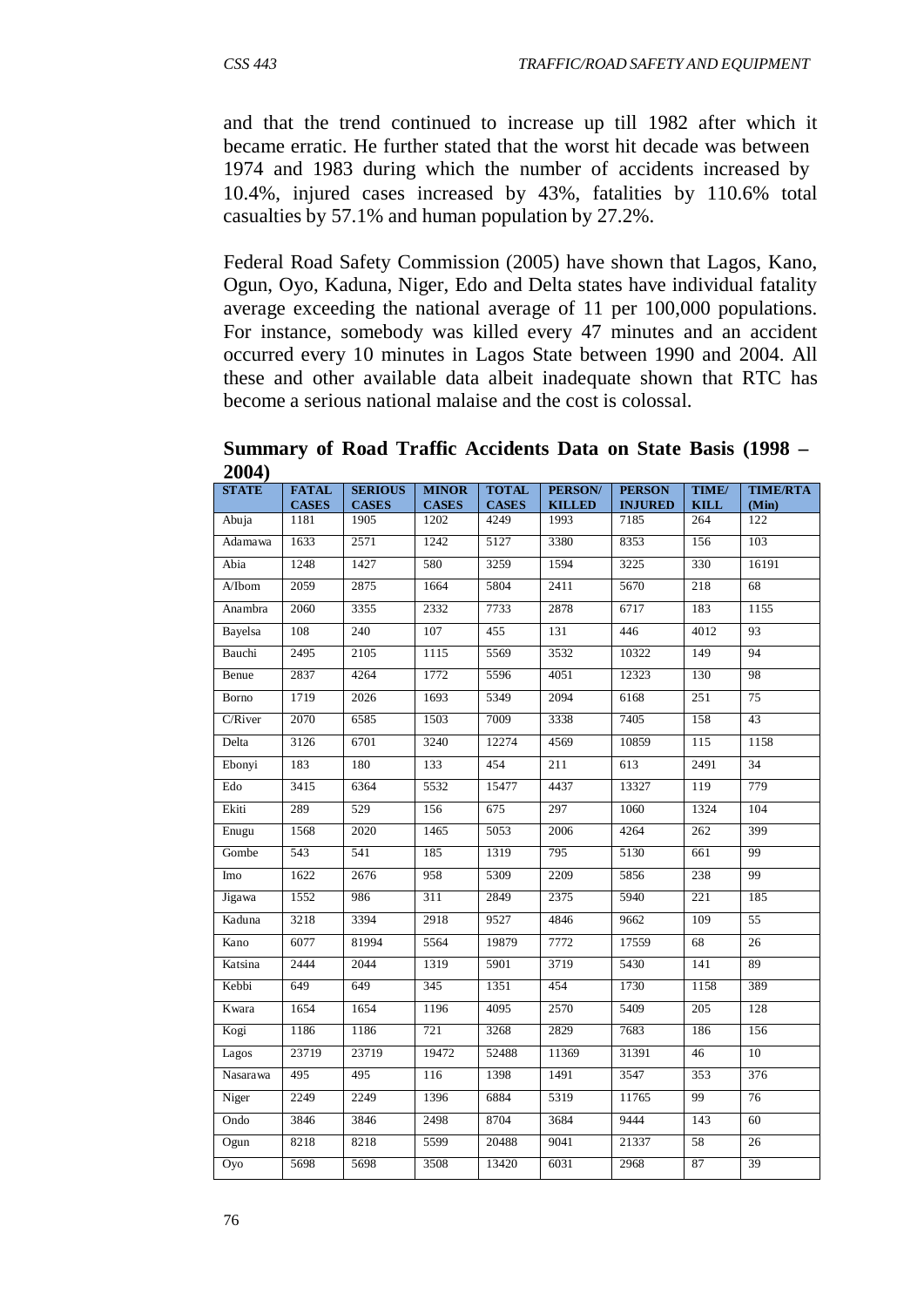and that the trend continued to increase up till 1982 after which it became erratic. He further stated that the worst hit decade was between 1974 and 1983 during which the number of accidents increased by 10.4%, injured cases increased by 43%, fatalities by 110.6% total casualties by 57.1% and human population by 27.2%.

Federal Road Safety Commission (2005) have shown that Lagos, Kano, Ogun, Oyo, Kaduna, Niger, Edo and Delta states have individual fatality average exceeding the national average of 11 per 100,000 populations. For instance, somebody was killed every 47 minutes and an accident occurred every 10 minutes in Lagos State between 1990 and 2004. All these and other available data albeit inadequate shown that RTC has become a serious national malaise and the cost is colossal.

**Summary of Road Traffic Accidents Data on State Basis (1998 – 2004)**

| STATE | FATAL CASES | SERIOUS CASES | MINOR CASES | TOTAL CASES | PERSON/ KILLED | PERSON INJURED | TIME/ KILL | TIME/RTA (Min) |
|---|---|---|---|---|---|---|---|---|
| Abuja | 1181 | 1905 | 1202 | 4249 | 1993 | 7185 | 264 | 122 |
| Adamawa | 1633 | 2571 | 1242 | 5127 | 3380 | 8353 | 156 | 103 |
| Abia | 1248 | 1427 | 580 | 3259 | 1594 | 3225 | 330 | 16191 |
| A/Ibom | 2059 | 2875 | 1664 | 5804 | 2411 | 5670 | 218 | 68 |
| Anambra | 2060 | 3355 | 2332 | 7733 | 2878 | 6717 | 183 | 1155 |
| Bayelsa | 108 | 240 | 107 | 455 | 131 | 446 | 4012 | 93 |
| Bauchi | 2495 | 2105 | 1115 | 5569 | 3532 | 10322 | 149 | 94 |
| Benue | 2837 | 4264 | 1772 | 5596 | 4051 | 12323 | 130 | 98 |
| Borno | 1719 | 2026 | 1693 | 5349 | 2094 | 6168 | 251 | 75 |
| C/River | 2070 | 6585 | 1503 | 7009 | 3338 | 7405 | 158 | 43 |
| Delta | 3126 | 6701 | 3240 | 12274 | 4569 | 10859 | 115 | 1158 |
| Ebonyi | 183 | 180 | 133 | 454 | 211 | 613 | 2491 | 34 |
| Edo | 3415 | 6364 | 5532 | 15477 | 4437 | 13327 | 119 | 779 |
| Ekiti | 289 | 529 | 156 | 675 | 297 | 1060 | 1324 | 104 |
| Enugu | 1568 | 2020 | 1465 | 5053 | 2006 | 4264 | 262 | 399 |
| Gombe | 543 | 541 | 185 | 1319 | 795 | 5130 | 661 | 99 |
| Imo | 1622 | 2676 | 958 | 5309 | 2209 | 5856 | 238 | 99 |
| Jigawa | 1552 | 986 | 311 | 2849 | 2375 | 5940 | 221 | 185 |
| Kaduna | 3218 | 3394 | 2918 | 9527 | 4846 | 9662 | 109 | 55 |
| Kano | 6077 | 81994 | 5564 | 19879 | 7772 | 17559 | 68 | 26 |
| Katsina | 2444 | 2044 | 1319 | 5901 | 3719 | 5430 | 141 | 89 |
| Kebbi | 649 | 649 | 345 | 1351 | 454 | 1730 | 1158 | 389 |
| Kwara | 1654 | 1654 | 1196 | 4095 | 2570 | 5409 | 205 | 128 |
| Kogi | 1186 | 1186 | 721 | 3268 | 2829 | 7683 | 186 | 156 |
| Lagos | 23719 | 23719 | 19472 | 52488 | 11369 | 31391 | 46 | 10 |
| Nasarawa | 495 | 495 | 116 | 1398 | 1491 | 3547 | 353 | 376 |
| Niger | 2249 | 2249 | 1396 | 6884 | 5319 | 11765 | 99 | 76 |
| Ondo | 3846 | 3846 | 2498 | 8704 | 3684 | 9444 | 143 | 60 |
| Ogun | 8218 | 8218 | 5599 | 20488 | 9041 | 21337 | 58 | 26 |
| Oyo | 5698 | 5698 | 3508 | 13420 | 6031 | 2968 | 87 | 39 |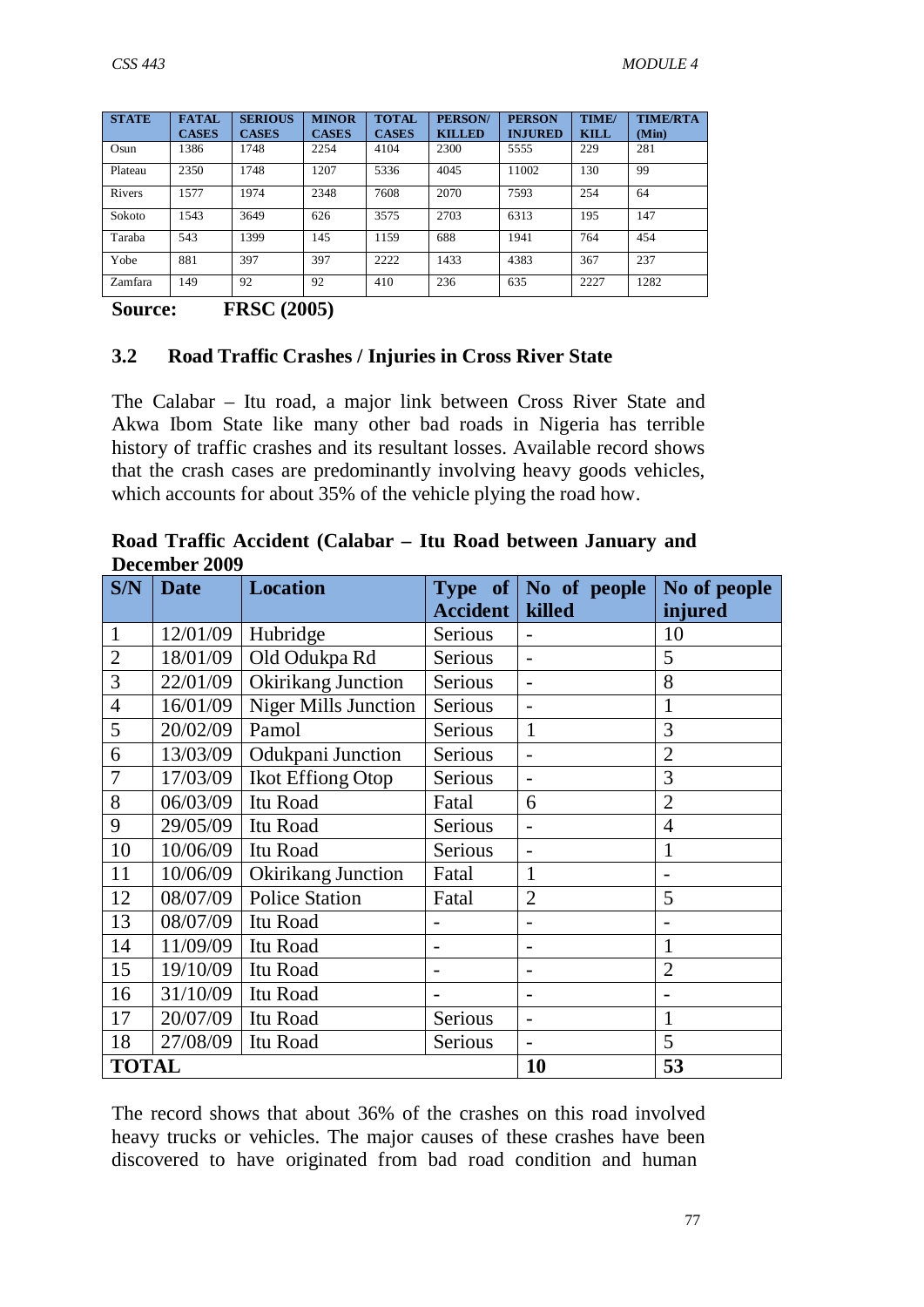| STATE | FATAL CASES | SERIOUS CASES | MINOR CASES | TOTAL CASES | PERSON/ KILLED | PERSON INJURED | TIME/ KILL | TIME/RTA (Min) |
|---|---|---|---|---|---|---|---|---|
| Osun | 1386 | 1748 | 2254 | 4104 | 2300 | 5555 | 229 | 281 |
| Plateau | 2350 | 1748 | 1207 | 5336 | 4045 | 11002 | 130 | 99 |
| Rivers | 1577 | 1974 | 2348 | 7608 | 2070 | 7593 | 254 | 64 |
| Sokoto | 1543 | 3649 | 626 | 3575 | 2703 | 6313 | 195 | 147 |
| Taraba | 543 | 1399 | 145 | 1159 | 688 | 1941 | 764 | 454 |
| Yobe | 881 | 397 | 397 | 2222 | 1433 | 4383 | 367 | 237 |
| Zamfara | 149 | 92 | 92 | 410 | 236 | 635 | 2227 | 1282 |

**Source: FRSC (2005)**

## 3.2 Road Traffic Crashes / Injuries in Cross River State

The Calabar – Itu road, a major link between Cross River State and Akwa Ibom State like many other bad roads in Nigeria has terrible history of traffic crashes and its resultant losses. Available record shows that the crash cases are predominantly involving heavy goods vehicles, which accounts for about 35% of the vehicle plying the road how.

**Road Traffic Accident (Calabar – Itu Road between January and December 2009**

| S/N | Date | Location | Type of Accident | No of people killed | No of people injured |
|---|---|---|---|---|---|
| 1 | 12/01/09 | Hubridge | Serious | - | 10 |
| 2 | 18/01/09 | Old Odukpa Rd | Serious | - | 5 |
| 3 | 22/01/09 | Okirikang Junction | Serious | - | 8 |
| 4 | 16/01/09 | Niger Mills Junction | Serious | - | 1 |
| 5 | 20/02/09 | Pamol | Serious | 1 | 3 |
| 6 | 13/03/09 | Odukpani Junction | Serious | - | 2 |
| 7 | 17/03/09 | Ikot Effiong Otop | Serious | - | 3 |
| 8 | 06/03/09 | Itu Road | Fatal | 6 | 2 |
| 9 | 29/05/09 | Itu Road | Serious | - | 4 |
| 10 | 10/06/09 | Itu Road | Serious | - | 1 |
| 11 | 10/06/09 | Okirikang Junction | Fatal | 1 | - |
| 12 | 08/07/09 | Police Station | Fatal | 2 | 5 |
| 13 | 08/07/09 | Itu Road | - | - | - |
| 14 | 11/09/09 | Itu Road | - | - | 1 |
| 15 | 19/10/09 | Itu Road | - | - | 2 |
| 16 | 31/10/09 | Itu Road | - | - | - |
| 17 | 20/07/09 | Itu Road | Serious | - | 1 |
| 18 | 27/08/09 | Itu Road | Serious | - | 5 |
| **TOTAL** | | | | **10** | **53** |

The record shows that about 36% of the crashes on this road involved heavy trucks or vehicles. The major causes of these crashes have been discovered to have originated from bad road condition and human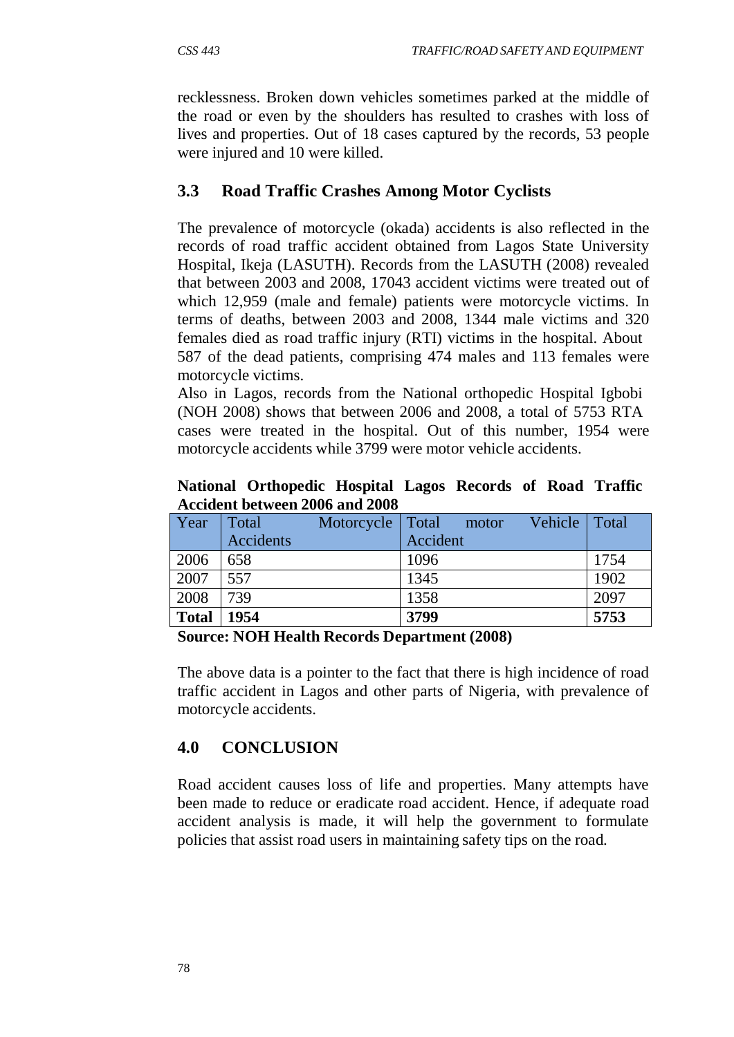recklessness. Broken down vehicles sometimes parked at the middle of the road or even by the shoulders has resulted to crashes with loss of lives and properties. Out of 18 cases captured by the records, 53 people were injured and 10 were killed.

## 3.3 Road Traffic Crashes Among Motor Cyclists

The prevalence of motorcycle (okada) accidents is also reflected in the records of road traffic accident obtained from Lagos State University Hospital, Ikeja (LASUTH). Records from the LASUTH (2008) revealed that between 2003 and 2008, 17043 accident victims were treated out of which 12,959 (male and female) patients were motorcycle victims. In terms of deaths, between 2003 and 2008, 1344 male victims and 320 females died as road traffic injury (RTI) victims in the hospital. About 587 of the dead patients, comprising 474 males and 113 females were motorcycle victims.

Also in Lagos, records from the National orthopedic Hospital Igbobi (NOH 2008) shows that between 2006 and 2008, a total of 5753 RTA cases were treated in the hospital. Out of this number, 1954 were motorcycle accidents while 3799 were motor vehicle accidents.

**National Orthopedic Hospital Lagos Records of Road Traffic Accident between 2006 and 2008**

| Year | Total Motorcycle Accidents | Total motor Vehicle Accident | Total |
|---|---|---|---|
| 2006 | 658 | 1096 | 1754 |
| 2007 | 557 | 1345 | 1902 |
| 2008 | 739 | 1358 | 2097 |
| **Total** | **1954** | **3799** | **5753** |

**Source: NOH Health Records Department (2008)**

The above data is a pointer to the fact that there is high incidence of road traffic accident in Lagos and other parts of Nigeria, with prevalence of motorcycle accidents.

## 4.0 CONCLUSION

Road accident causes loss of life and properties. Many attempts have been made to reduce or eradicate road accident. Hence, if adequate road accident analysis is made, it will help the government to formulate policies that assist road users in maintaining safety tips on the road.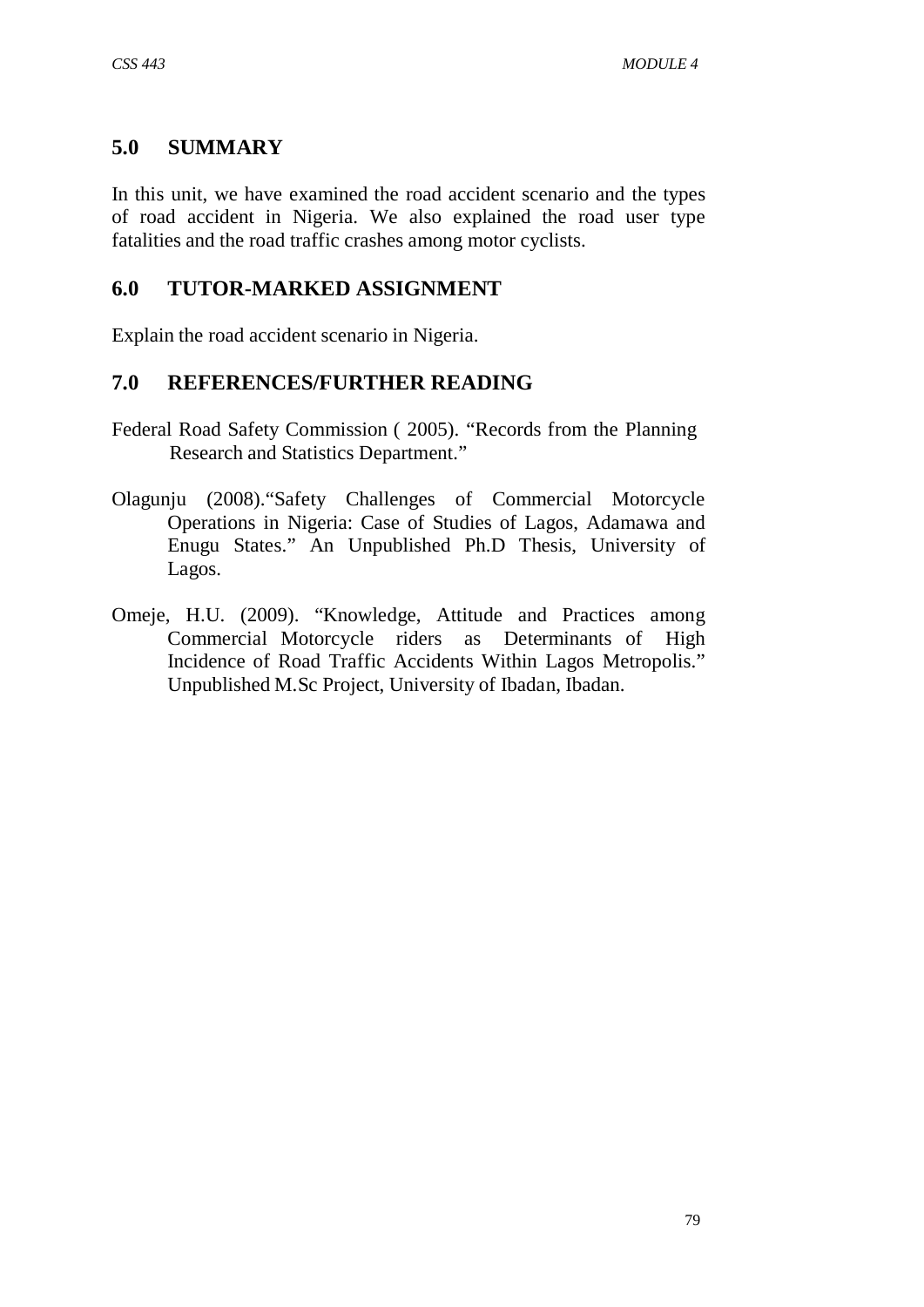## 5.0 SUMMARY

In this unit, we have examined the road accident scenario and the types of road accident in Nigeria. We also explained the road user type fatalities and the road traffic crashes among motor cyclists.

## 6.0 TUTOR-MARKED ASSIGNMENT

Explain the road accident scenario in Nigeria.

## 7.0 REFERENCES/FURTHER READING

Federal Road Safety Commission ( 2005). "Records from the Planning Research and Statistics Department."

Olagunju (2008)."Safety Challenges of Commercial Motorcycle Operations in Nigeria: Case of Studies of Lagos, Adamawa and Enugu States." An Unpublished Ph.D Thesis, University of Lagos.

Omeje, H.U. (2009). "Knowledge, Attitude and Practices among Commercial Motorcycle riders as Determinants of High Incidence of Road Traffic Accidents Within Lagos Metropolis." Unpublished M.Sc Project, University of Ibadan, Ibadan.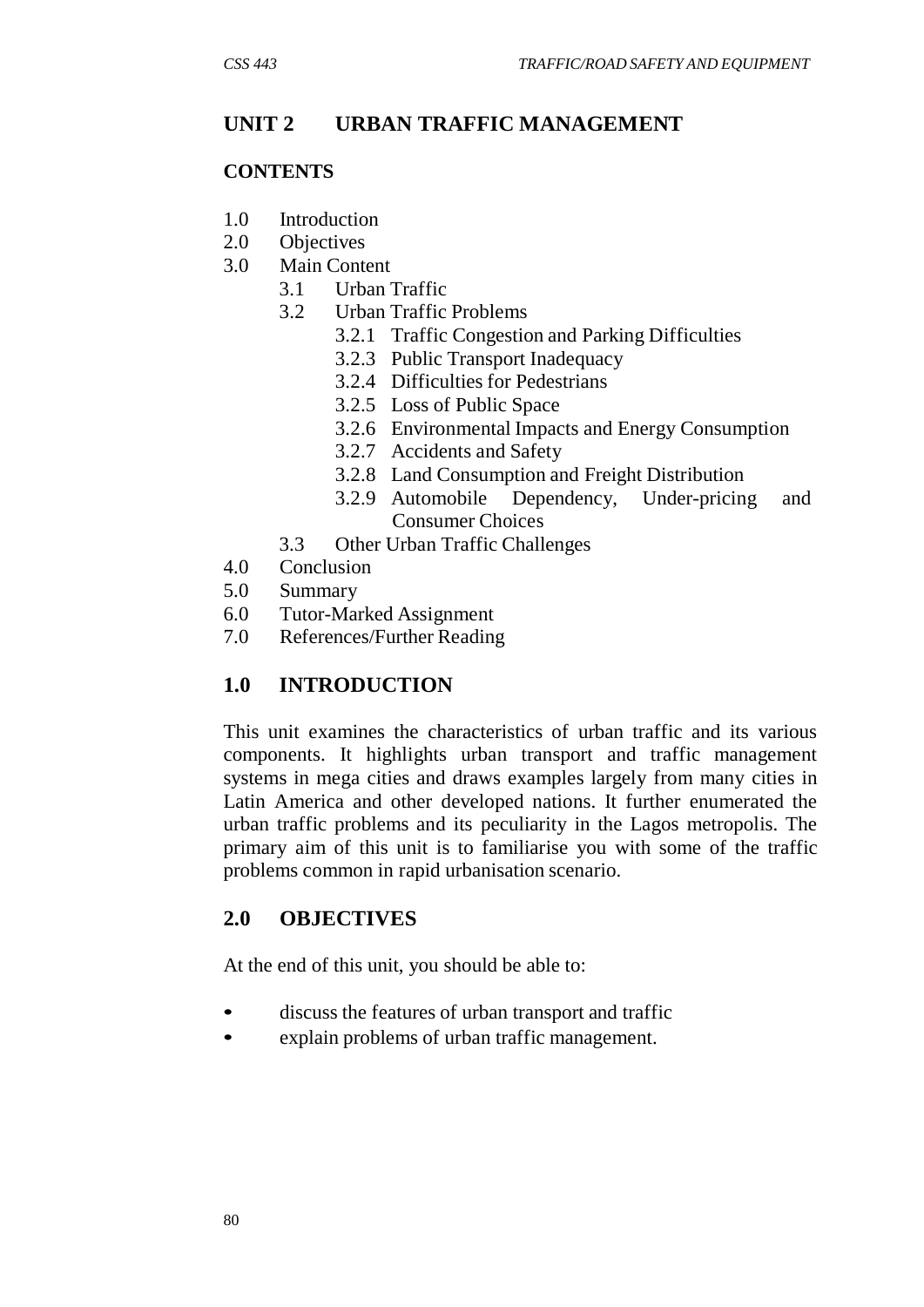## UNIT 2 URBAN TRAFFIC MANAGEMENT

### CONTENTS

- 1.0 Introduction
- 2.0 Objectives
- 3.0 Main Content
  - 3.1 Urban Traffic
  - 3.2 Urban Traffic Problems
    - 3.2.1 Traffic Congestion and Parking Difficulties
    - 3.2.3 Public Transport Inadequacy
    - 3.2.4 Difficulties for Pedestrians
    - 3.2.5 Loss of Public Space
    - 3.2.6 Environmental Impacts and Energy Consumption
    - 3.2.7 Accidents and Safety
    - 3.2.8 Land Consumption and Freight Distribution
    - 3.2.9 Automobile Dependency, Under-pricing and Consumer Choices
  - 3.3 Other Urban Traffic Challenges
- 4.0 Conclusion
- 5.0 Summary
- 6.0 Tutor-Marked Assignment
- 7.0 References/Further Reading

## 1.0 INTRODUCTION

This unit examines the characteristics of urban traffic and its various components. It highlights urban transport and traffic management systems in mega cities and draws examples largely from many cities in Latin America and other developed nations. It further enumerated the urban traffic problems and its peculiarity in the Lagos metropolis. The primary aim of this unit is to familiarise you with some of the traffic problems common in rapid urbanisation scenario.

## 2.0 OBJECTIVES

At the end of this unit, you should be able to:

- discuss the features of urban transport and traffic
- explain problems of urban traffic management.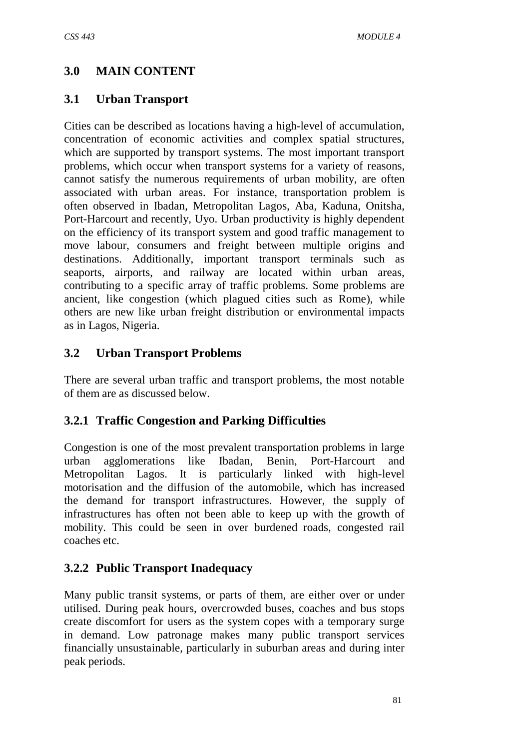## 3.0 MAIN CONTENT

### 3.1 Urban Transport

Cities can be described as locations having a high-level of accumulation, concentration of economic activities and complex spatial structures, which are supported by transport systems. The most important transport problems, which occur when transport systems for a variety of reasons, cannot satisfy the numerous requirements of urban mobility, are often associated with urban areas. For instance, transportation problem is often observed in Ibadan, Metropolitan Lagos, Aba, Kaduna, Onitsha, Port-Harcourt and recently, Uyo. Urban productivity is highly dependent on the efficiency of its transport system and good traffic management to move labour, consumers and freight between multiple origins and destinations. Additionally, important transport terminals such as seaports, airports, and railway are located within urban areas, contributing to a specific array of traffic problems. Some problems are ancient, like congestion (which plagued cities such as Rome), while others are new like urban freight distribution or environmental impacts as in Lagos, Nigeria.

### 3.2 Urban Transport Problems

There are several urban traffic and transport problems, the most notable of them are as discussed below.

#### 3.2.1 Traffic Congestion and Parking Difficulties

Congestion is one of the most prevalent transportation problems in large urban agglomerations like Ibadan, Benin, Port-Harcourt and Metropolitan Lagos. It is particularly linked with high-level motorisation and the diffusion of the automobile, which has increased the demand for transport infrastructures. However, the supply of infrastructures has often not been able to keep up with the growth of mobility. This could be seen in over burdened roads, congested rail coaches etc.

#### 3.2.2 Public Transport Inadequacy

Many public transit systems, or parts of them, are either over or under utilised. During peak hours, overcrowded buses, coaches and bus stops create discomfort for users as the system copes with a temporary surge in demand. Low patronage makes many public transport services financially unsustainable, particularly in suburban areas and during inter peak periods.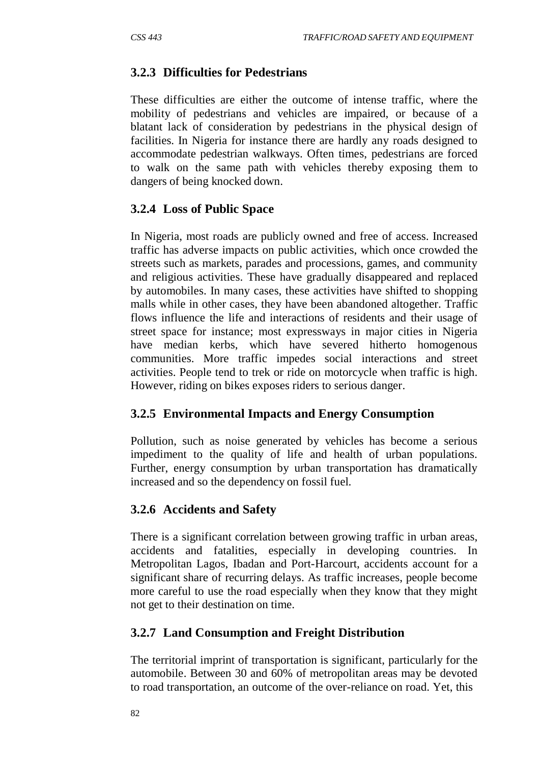### 3.2.3 Difficulties for Pedestrians

These difficulties are either the outcome of intense traffic, where the mobility of pedestrians and vehicles are impaired, or because of a blatant lack of consideration by pedestrians in the physical design of facilities. In Nigeria for instance there are hardly any roads designed to accommodate pedestrian walkways. Often times, pedestrians are forced to walk on the same path with vehicles thereby exposing them to dangers of being knocked down.

### 3.2.4 Loss of Public Space

In Nigeria, most roads are publicly owned and free of access. Increased traffic has adverse impacts on public activities, which once crowded the streets such as markets, parades and processions, games, and community and religious activities. These have gradually disappeared and replaced by automobiles. In many cases, these activities have shifted to shopping malls while in other cases, they have been abandoned altogether. Traffic flows influence the life and interactions of residents and their usage of street space for instance; most expressways in major cities in Nigeria have median kerbs, which have severed hitherto homogenous communities. More traffic impedes social interactions and street activities. People tend to trek or ride on motorcycle when traffic is high. However, riding on bikes exposes riders to serious danger.

### 3.2.5 Environmental Impacts and Energy Consumption

Pollution, such as noise generated by vehicles has become a serious impediment to the quality of life and health of urban populations. Further, energy consumption by urban transportation has dramatically increased and so the dependency on fossil fuel.

### 3.2.6 Accidents and Safety

There is a significant correlation between growing traffic in urban areas, accidents and fatalities, especially in developing countries. In Metropolitan Lagos, Ibadan and Port-Harcourt, accidents account for a significant share of recurring delays. As traffic increases, people become more careful to use the road especially when they know that they might not get to their destination on time.

### 3.2.7 Land Consumption and Freight Distribution

The territorial imprint of transportation is significant, particularly for the automobile. Between 30 and 60% of metropolitan areas may be devoted to road transportation, an outcome of the over-reliance on road. Yet, this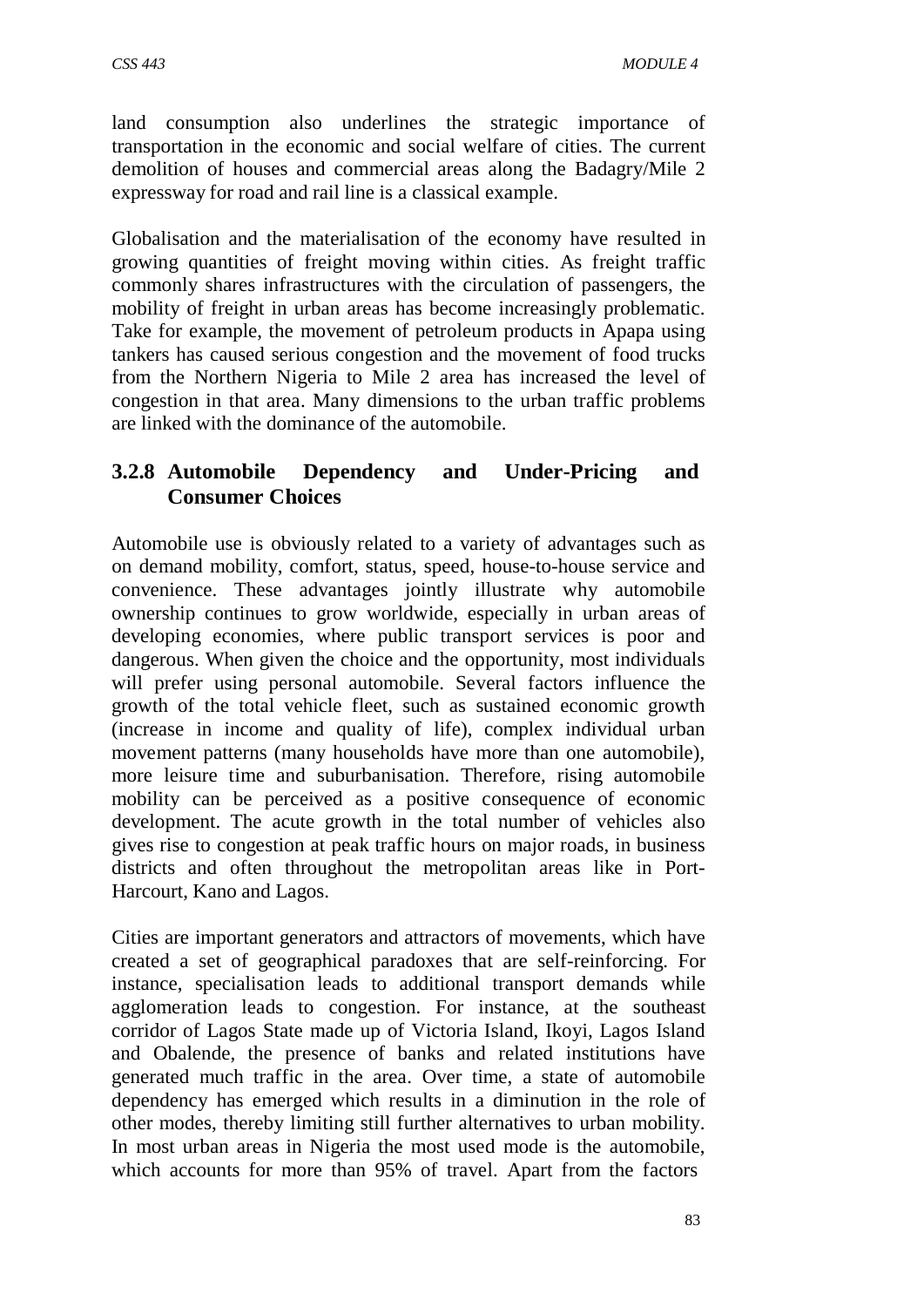land consumption also underlines the strategic importance of transportation in the economic and social welfare of cities. The current demolition of houses and commercial areas along the Badagry/Mile 2 expressway for road and rail line is a classical example.

Globalisation and the materialisation of the economy have resulted in growing quantities of freight moving within cities. As freight traffic commonly shares infrastructures with the circulation of passengers, the mobility of freight in urban areas has become increasingly problematic. Take for example, the movement of petroleum products in Apapa using tankers has caused serious congestion and the movement of food trucks from the Northern Nigeria to Mile 2 area has increased the level of congestion in that area. Many dimensions to the urban traffic problems are linked with the dominance of the automobile.

### 3.2.8 Automobile Dependency and Under-Pricing and Consumer Choices

Automobile use is obviously related to a variety of advantages such as on demand mobility, comfort, status, speed, house-to-house service and convenience. These advantages jointly illustrate why automobile ownership continues to grow worldwide, especially in urban areas of developing economies, where public transport services is poor and dangerous. When given the choice and the opportunity, most individuals will prefer using personal automobile. Several factors influence the growth of the total vehicle fleet, such as sustained economic growth (increase in income and quality of life), complex individual urban movement patterns (many households have more than one automobile), more leisure time and suburbanisation. Therefore, rising automobile mobility can be perceived as a positive consequence of economic development. The acute growth in the total number of vehicles also gives rise to congestion at peak traffic hours on major roads, in business districts and often throughout the metropolitan areas like in Port-Harcourt, Kano and Lagos.

Cities are important generators and attractors of movements, which have created a set of geographical paradoxes that are self-reinforcing. For instance, specialisation leads to additional transport demands while agglomeration leads to congestion. For instance, at the southeast corridor of Lagos State made up of Victoria Island, Ikoyi, Lagos Island and Obalende, the presence of banks and related institutions have generated much traffic in the area. Over time, a state of automobile dependency has emerged which results in a diminution in the role of other modes, thereby limiting still further alternatives to urban mobility. In most urban areas in Nigeria the most used mode is the automobile, which accounts for more than 95% of travel. Apart from the factors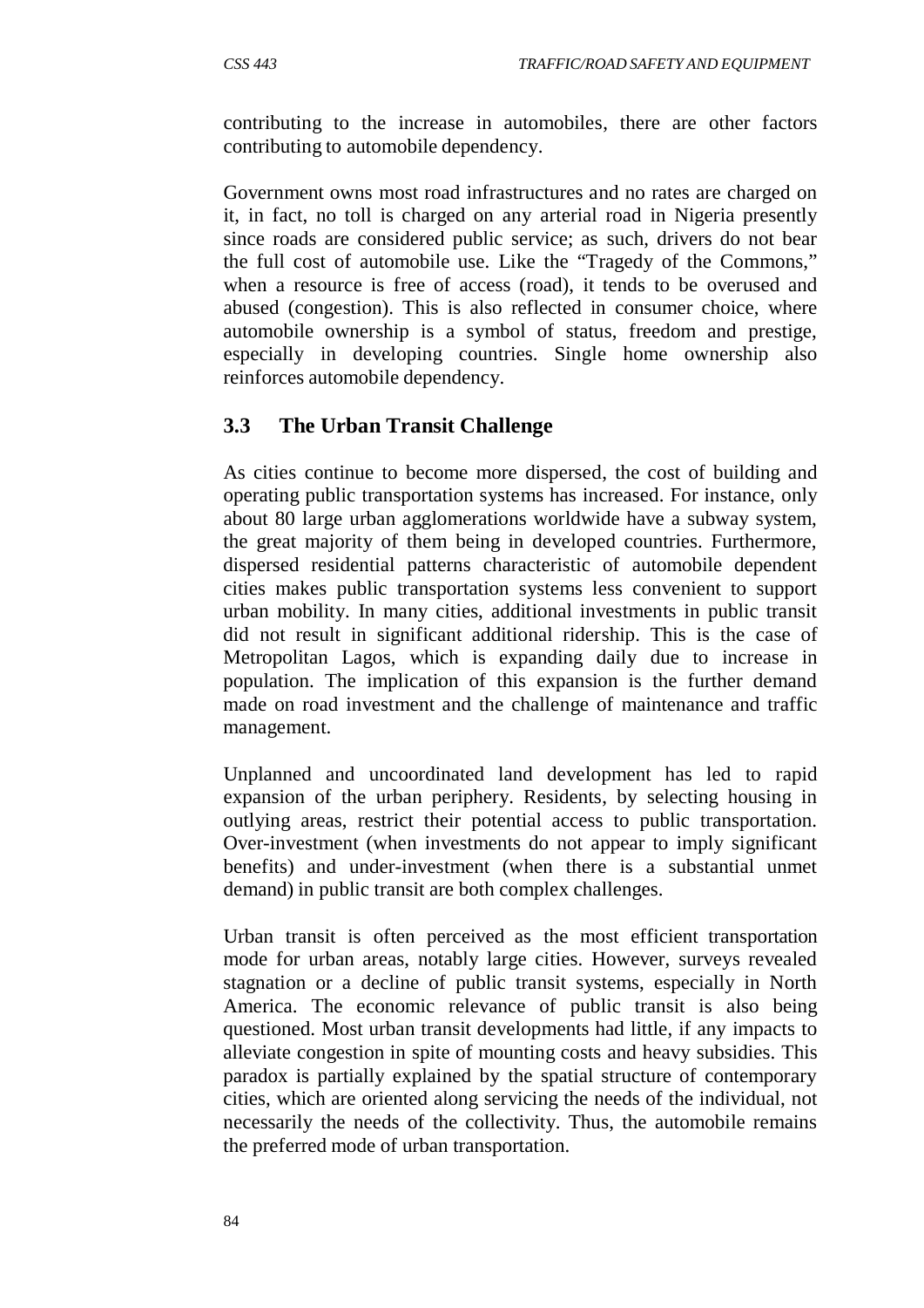contributing to the increase in automobiles, there are other factors contributing to automobile dependency.

Government owns most road infrastructures and no rates are charged on it, in fact, no toll is charged on any arterial road in Nigeria presently since roads are considered public service; as such, drivers do not bear the full cost of automobile use. Like the "Tragedy of the Commons," when a resource is free of access (road), it tends to be overused and abused (congestion). This is also reflected in consumer choice, where automobile ownership is a symbol of status, freedom and prestige, especially in developing countries. Single home ownership also reinforces automobile dependency.

## 3.3 The Urban Transit Challenge

As cities continue to become more dispersed, the cost of building and operating public transportation systems has increased. For instance, only about 80 large urban agglomerations worldwide have a subway system, the great majority of them being in developed countries. Furthermore, dispersed residential patterns characteristic of automobile dependent cities makes public transportation systems less convenient to support urban mobility. In many cities, additional investments in public transit did not result in significant additional ridership. This is the case of Metropolitan Lagos, which is expanding daily due to increase in population. The implication of this expansion is the further demand made on road investment and the challenge of maintenance and traffic management.

Unplanned and uncoordinated land development has led to rapid expansion of the urban periphery. Residents, by selecting housing in outlying areas, restrict their potential access to public transportation. Over-investment (when investments do not appear to imply significant benefits) and under-investment (when there is a substantial unmet demand) in public transit are both complex challenges.

Urban transit is often perceived as the most efficient transportation mode for urban areas, notably large cities. However, surveys revealed stagnation or a decline of public transit systems, especially in North America. The economic relevance of public transit is also being questioned. Most urban transit developments had little, if any impacts to alleviate congestion in spite of mounting costs and heavy subsidies. This paradox is partially explained by the spatial structure of contemporary cities, which are oriented along servicing the needs of the individual, not necessarily the needs of the collectivity. Thus, the automobile remains the preferred mode of urban transportation.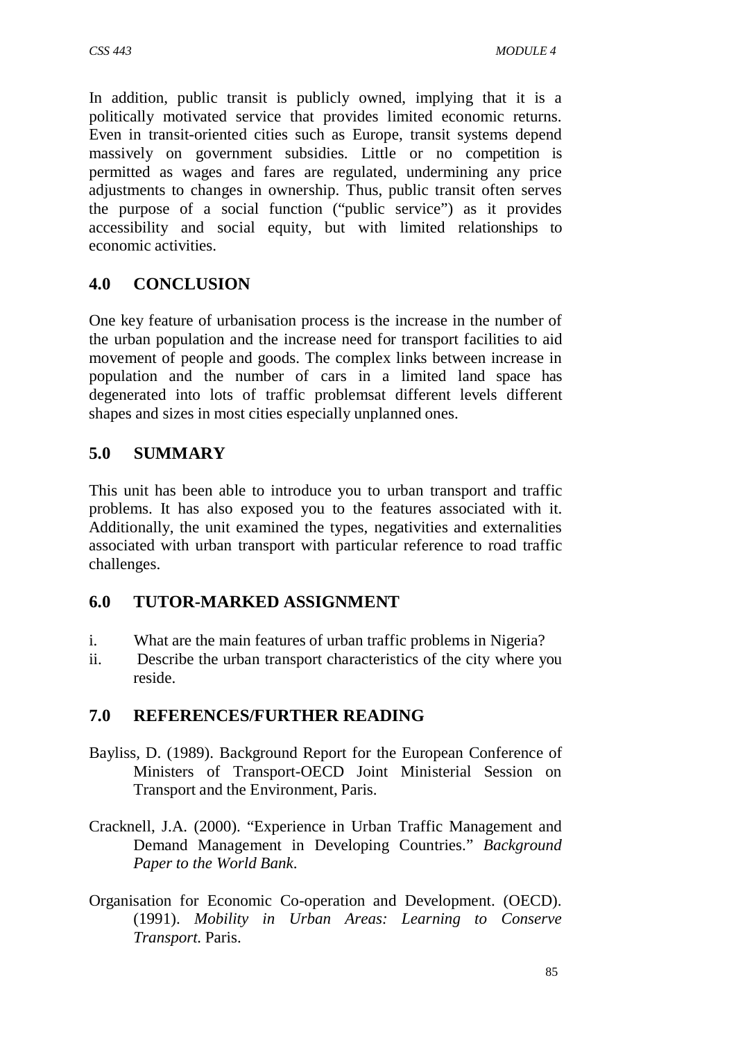In addition, public transit is publicly owned, implying that it is a politically motivated service that provides limited economic returns. Even in transit-oriented cities such as Europe, transit systems depend massively on government subsidies. Little or no competition is permitted as wages and fares are regulated, undermining any price adjustments to changes in ownership. Thus, public transit often serves the purpose of a social function ("public service") as it provides accessibility and social equity, but with limited relationships to economic activities.

## 4.0 CONCLUSION

One key feature of urbanisation process is the increase in the number of the urban population and the increase need for transport facilities to aid movement of people and goods. The complex links between increase in population and the number of cars in a limited land space has degenerated into lots of traffic problemsat different levels different shapes and sizes in most cities especially unplanned ones.

## 5.0 SUMMARY

This unit has been able to introduce you to urban transport and traffic problems. It has also exposed you to the features associated with it. Additionally, the unit examined the types, negativities and externalities associated with urban transport with particular reference to road traffic challenges.

## 6.0 TUTOR-MARKED ASSIGNMENT

i. What are the main features of urban traffic problems in Nigeria?
ii. Describe the urban transport characteristics of the city where you reside.

## 7.0 REFERENCES/FURTHER READING

Bayliss, D. (1989). Background Report for the European Conference of Ministers of Transport-OECD Joint Ministerial Session on Transport and the Environment, Paris.

Cracknell, J.A. (2000). "Experience in Urban Traffic Management and Demand Management in Developing Countries." *Background Paper to the World Bank*.

Organisation for Economic Co-operation and Development. (OECD). (1991). *Mobility in Urban Areas: Learning to Conserve Transport.* Paris.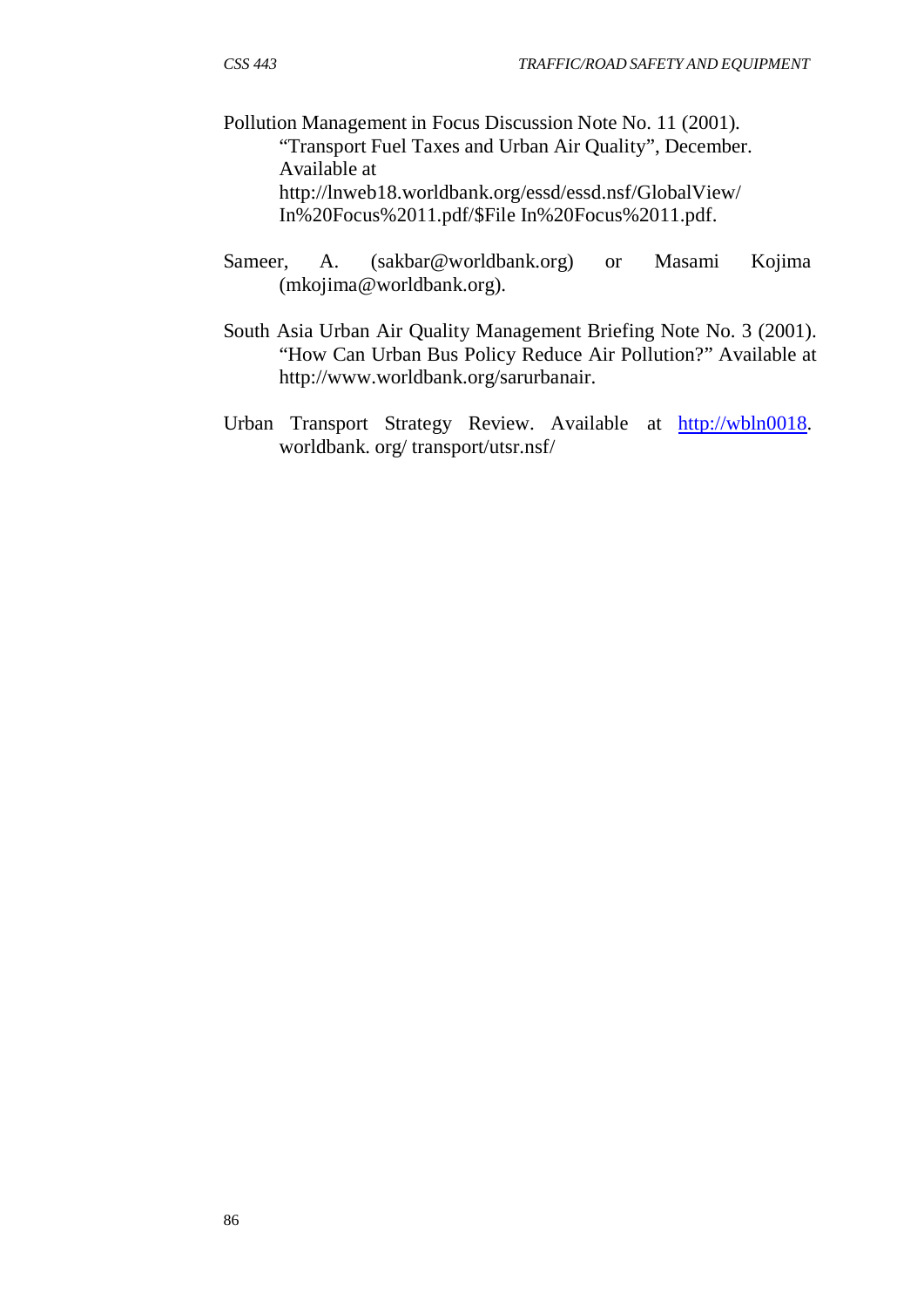Pollution Management in Focus Discussion Note No. 11 (2001). "Transport Fuel Taxes and Urban Air Quality", December. Available at http://lnweb18.worldbank.org/essd/essd.nsf/GlobalView/In%20Focus%2011.pdf/$File In%20Focus%2011.pdf.

Sameer, A. (sakbar@worldbank.org) or Masami Kojima (mkojima@worldbank.org).

South Asia Urban Air Quality Management Briefing Note No. 3 (2001). "How Can Urban Bus Policy Reduce Air Pollution?" Available at http://www.worldbank.org/sarurbanair.

Urban Transport Strategy Review. Available at http://wbln0018. worldbank. org/ transport/utsr.nsf/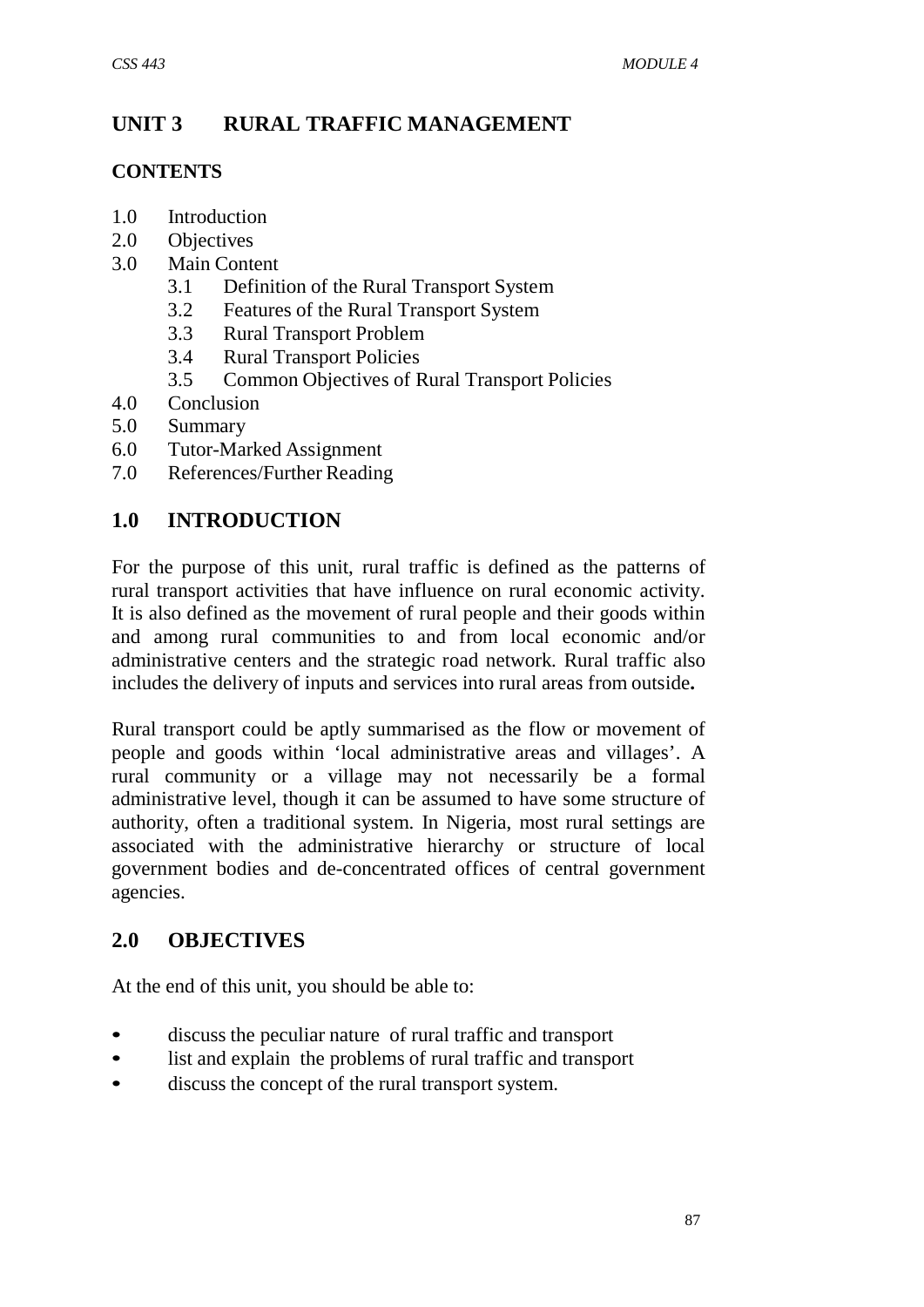# UNIT 3 RURAL TRAFFIC MANAGEMENT

## CONTENTS

1.0 Introduction
2.0 Objectives
3.0 Main Content
  3.1 Definition of the Rural Transport System
  3.2 Features of the Rural Transport System
  3.3 Rural Transport Problem
  3.4 Rural Transport Policies
  3.5 Common Objectives of Rural Transport Policies
4.0 Conclusion
5.0 Summary
6.0 Tutor-Marked Assignment
7.0 References/Further Reading

## 1.0 INTRODUCTION

For the purpose of this unit, rural traffic is defined as the patterns of rural transport activities that have influence on rural economic activity. It is also defined as the movement of rural people and their goods within and among rural communities to and from local economic and/or administrative centers and the strategic road network. Rural traffic also includes the delivery of inputs and services into rural areas from outside**.**

Rural transport could be aptly summarised as the flow or movement of people and goods within 'local administrative areas and villages'. A rural community or a village may not necessarily be a formal administrative level, though it can be assumed to have some structure of authority, often a traditional system. In Nigeria, most rural settings are associated with the administrative hierarchy or structure of local government bodies and de-concentrated offices of central government agencies.

## 2.0 OBJECTIVES

At the end of this unit, you should be able to:

- discuss the peculiar nature of rural traffic and transport
- list and explain the problems of rural traffic and transport
- discuss the concept of the rural transport system.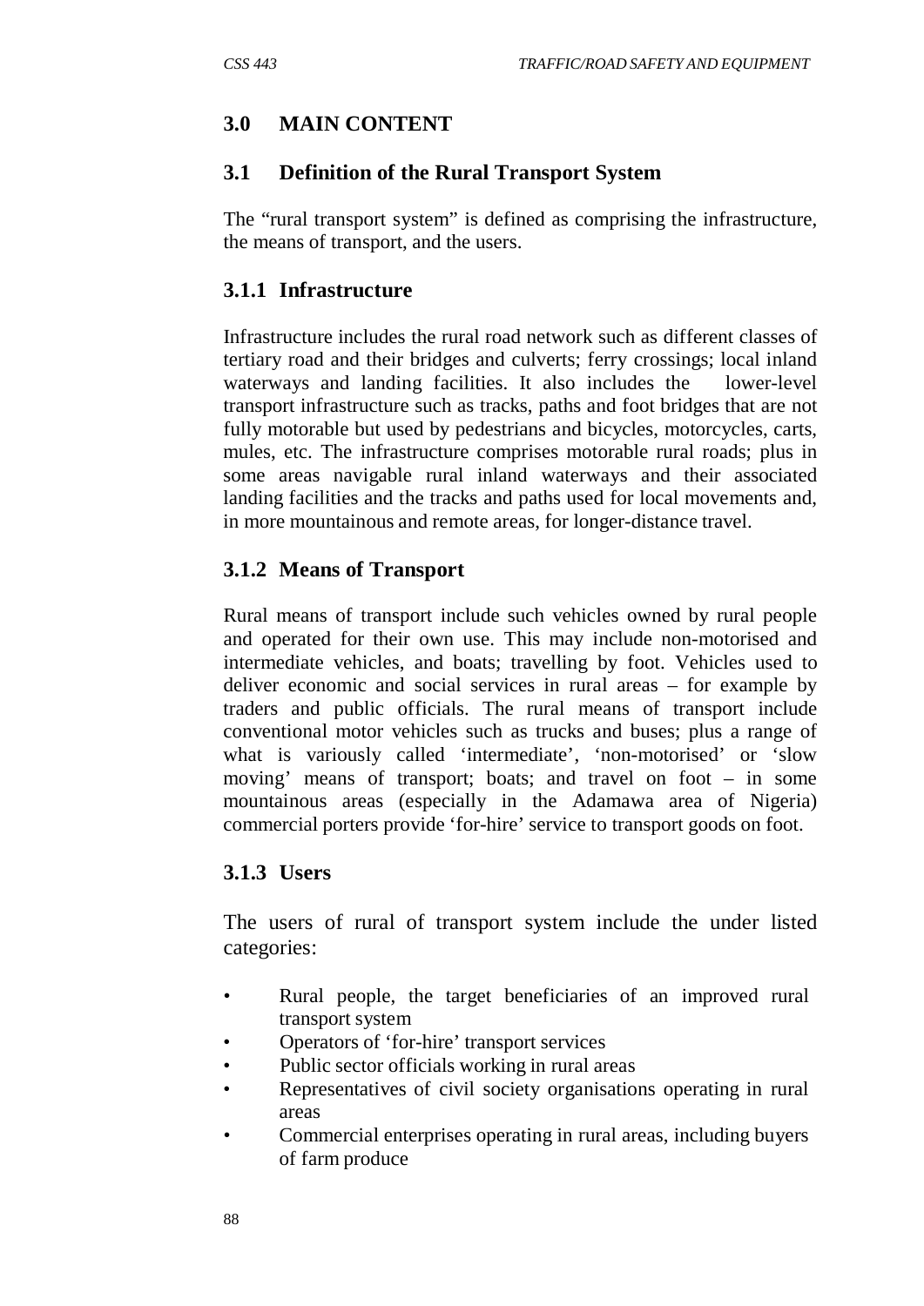## 3.0 MAIN CONTENT

### 3.1 Definition of the Rural Transport System

The "rural transport system" is defined as comprising the infrastructure, the means of transport, and the users.

#### 3.1.1 Infrastructure

Infrastructure includes the rural road network such as different classes of tertiary road and their bridges and culverts; ferry crossings; local inland waterways and landing facilities. It also includes the lower-level transport infrastructure such as tracks, paths and foot bridges that are not fully motorable but used by pedestrians and bicycles, motorcycles, carts, mules, etc. The infrastructure comprises motorable rural roads; plus in some areas navigable rural inland waterways and their associated landing facilities and the tracks and paths used for local movements and, in more mountainous and remote areas, for longer-distance travel.

#### 3.1.2 Means of Transport

Rural means of transport include such vehicles owned by rural people and operated for their own use. This may include non-motorised and intermediate vehicles, and boats; travelling by foot. Vehicles used to deliver economic and social services in rural areas – for example by traders and public officials. The rural means of transport include conventional motor vehicles such as trucks and buses; plus a range of what is variously called 'intermediate', 'non-motorised' or 'slow moving' means of transport; boats; and travel on foot – in some mountainous areas (especially in the Adamawa area of Nigeria) commercial porters provide 'for-hire' service to transport goods on foot.

#### 3.1.3 Users

The users of rural of transport system include the under listed categories:

- Rural people, the target beneficiaries of an improved rural transport system
- Operators of 'for-hire' transport services
- Public sector officials working in rural areas
- Representatives of civil society organisations operating in rural areas
- Commercial enterprises operating in rural areas, including buyers of farm produce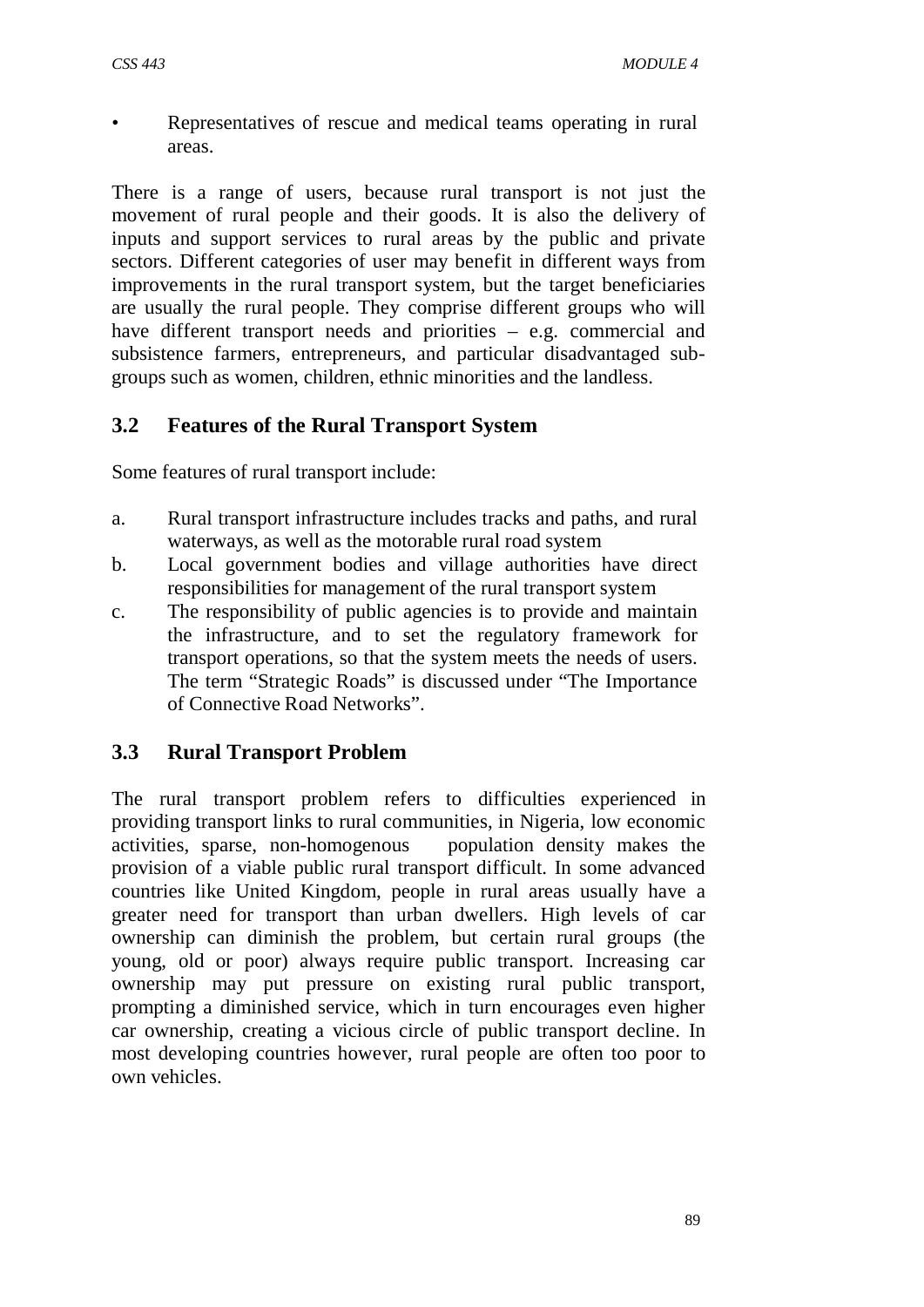- Representatives of rescue and medical teams operating in rural areas.

There is a range of users, because rural transport is not just the movement of rural people and their goods. It is also the delivery of inputs and support services to rural areas by the public and private sectors. Different categories of user may benefit in different ways from improvements in the rural transport system, but the target beneficiaries are usually the rural people. They comprise different groups who will have different transport needs and priorities – e.g. commercial and subsistence farmers, entrepreneurs, and particular disadvantaged sub-groups such as women, children, ethnic minorities and the landless.

## 3.2 Features of the Rural Transport System

Some features of rural transport include:

a. Rural transport infrastructure includes tracks and paths, and rural waterways, as well as the motorable rural road system
b. Local government bodies and village authorities have direct responsibilities for management of the rural transport system
c. The responsibility of public agencies is to provide and maintain the infrastructure, and to set the regulatory framework for transport operations, so that the system meets the needs of users. The term "Strategic Roads" is discussed under "The Importance of Connective Road Networks".

## 3.3 Rural Transport Problem

The rural transport problem refers to difficulties experienced in providing transport links to rural communities, in Nigeria, low economic activities, sparse, non-homogenous population density makes the provision of a viable public rural transport difficult. In some advanced countries like United Kingdom, people in rural areas usually have a greater need for transport than urban dwellers. High levels of car ownership can diminish the problem, but certain rural groups (the young, old or poor) always require public transport. Increasing car ownership may put pressure on existing rural public transport, prompting a diminished service, which in turn encourages even higher car ownership, creating a vicious circle of public transport decline. In most developing countries however, rural people are often too poor to own vehicles.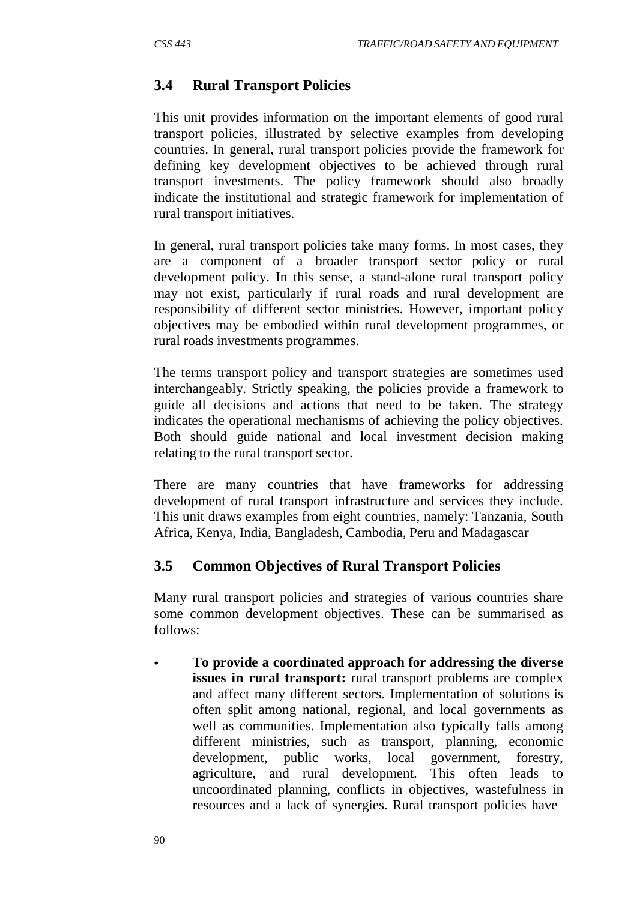## 3.4 Rural Transport Policies

This unit provides information on the important elements of good rural transport policies, illustrated by selective examples from developing countries. In general, rural transport policies provide the framework for defining key development objectives to be achieved through rural transport investments. The policy framework should also broadly indicate the institutional and strategic framework for implementation of rural transport initiatives.

In general, rural transport policies take many forms. In most cases, they are a component of a broader transport sector policy or rural development policy. In this sense, a stand-alone rural transport policy may not exist, particularly if rural roads and rural development are responsibility of different sector ministries. However, important policy objectives may be embodied within rural development programmes, or rural roads investments programmes.

The terms transport policy and transport strategies are sometimes used interchangeably. Strictly speaking, the policies provide a framework to guide all decisions and actions that need to be taken. The strategy indicates the operational mechanisms of achieving the policy objectives. Both should guide national and local investment decision making relating to the rural transport sector.

There are many countries that have frameworks for addressing development of rural transport infrastructure and services they include. This unit draws examples from eight countries, namely: Tanzania, South Africa, Kenya, India, Bangladesh, Cambodia, Peru and Madagascar

## 3.5 Common Objectives of Rural Transport Policies

Many rural transport policies and strategies of various countries share some common development objectives. These can be summarised as follows:

- **To provide a coordinated approach for addressing the diverse issues in rural transport:** rural transport problems are complex and affect many different sectors. Implementation of solutions is often split among national, regional, and local governments as well as communities. Implementation also typically falls among different ministries, such as transport, planning, economic development, public works, local government, forestry, agriculture, and rural development. This often leads to uncoordinated planning, conflicts in objectives, wastefulness in resources and a lack of synergies. Rural transport policies have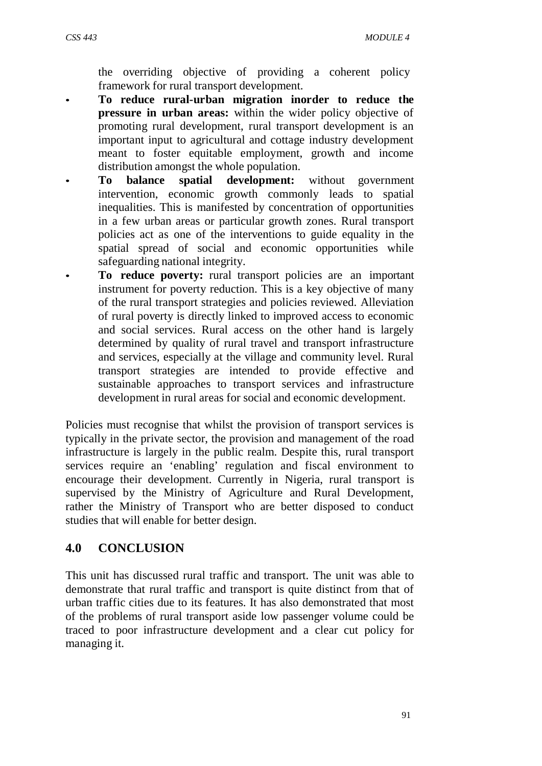the overriding objective of providing a coherent policy framework for rural transport development.

- **To reduce rural-urban migration inorder to reduce the pressure in urban areas:** within the wider policy objective of promoting rural development, rural transport development is an important input to agricultural and cottage industry development meant to foster equitable employment, growth and income distribution amongst the whole population.
- **To balance spatial development:** without government intervention, economic growth commonly leads to spatial inequalities. This is manifested by concentration of opportunities in a few urban areas or particular growth zones. Rural transport policies act as one of the interventions to guide equality in the spatial spread of social and economic opportunities while safeguarding national integrity.
- **To reduce poverty:** rural transport policies are an important instrument for poverty reduction. This is a key objective of many of the rural transport strategies and policies reviewed. Alleviation of rural poverty is directly linked to improved access to economic and social services. Rural access on the other hand is largely determined by quality of rural travel and transport infrastructure and services, especially at the village and community level. Rural transport strategies are intended to provide effective and sustainable approaches to transport services and infrastructure development in rural areas for social and economic development.

Policies must recognise that whilst the provision of transport services is typically in the private sector, the provision and management of the road infrastructure is largely in the public realm. Despite this, rural transport services require an 'enabling' regulation and fiscal environment to encourage their development. Currently in Nigeria, rural transport is supervised by the Ministry of Agriculture and Rural Development, rather the Ministry of Transport who are better disposed to conduct studies that will enable for better design.

## 4.0 CONCLUSION

This unit has discussed rural traffic and transport. The unit was able to demonstrate that rural traffic and transport is quite distinct from that of urban traffic cities due to its features. It has also demonstrated that most of the problems of rural transport aside low passenger volume could be traced to poor infrastructure development and a clear cut policy for managing it.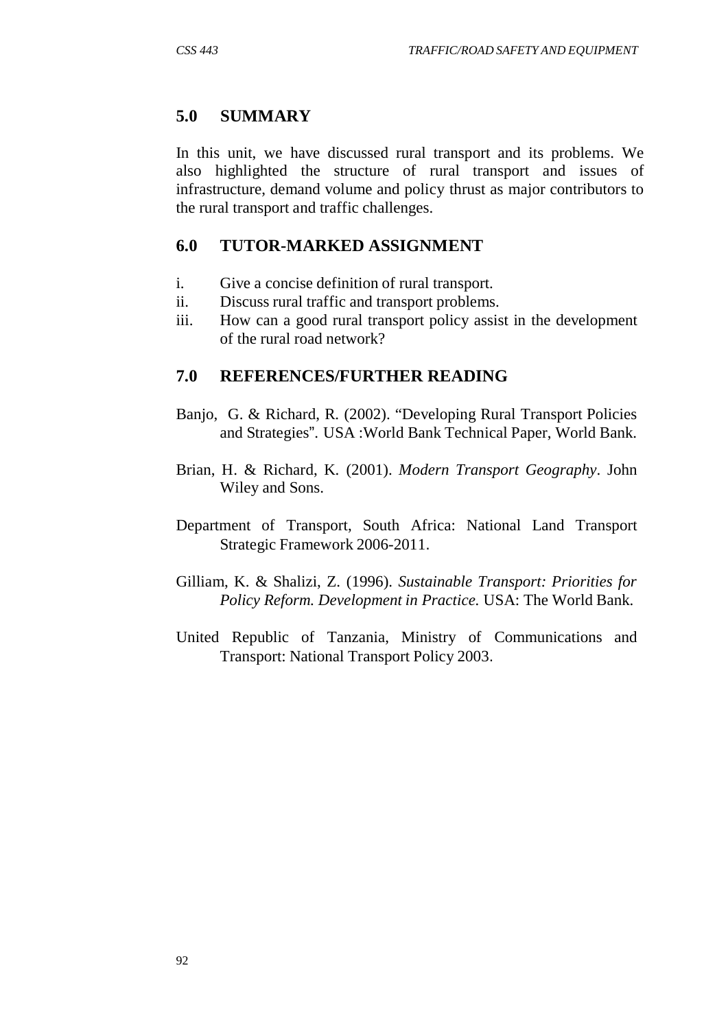## 5.0 SUMMARY

In this unit, we have discussed rural transport and its problems. We also highlighted the structure of rural transport and issues of infrastructure, demand volume and policy thrust as major contributors to the rural transport and traffic challenges.

## 6.0 TUTOR-MARKED ASSIGNMENT

i. Give a concise definition of rural transport.
ii. Discuss rural traffic and transport problems.
iii. How can a good rural transport policy assist in the development of the rural road network?

## 7.0 REFERENCES/FURTHER READING

Banjo, G. & Richard, R. (2002). "Developing Rural Transport Policies and Strategies". USA :World Bank Technical Paper, World Bank.

Brian, H. & Richard, K. (2001). *Modern Transport Geography*. John Wiley and Sons.

Department of Transport, South Africa: National Land Transport Strategic Framework 2006-2011.

Gilliam, K. & Shalizi, Z. (1996). *Sustainable Transport: Priorities for Policy Reform. Development in Practice.* USA: The World Bank.

United Republic of Tanzania, Ministry of Communications and Transport: National Transport Policy 2003.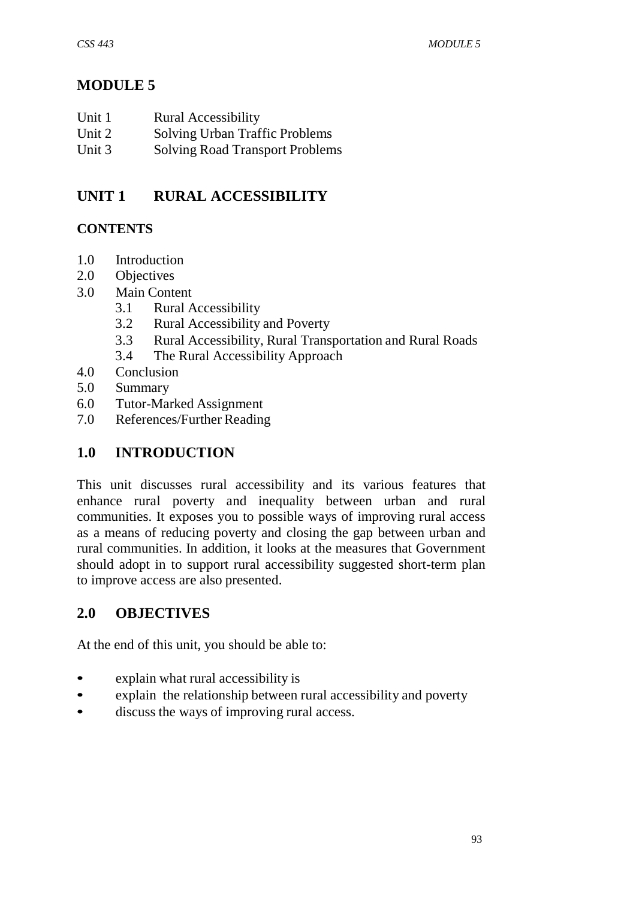# MODULE 5

Unit 1 Rural Accessibility
Unit 2 Solving Urban Traffic Problems
Unit 3 Solving Road Transport Problems

## UNIT 1 RURAL ACCESSIBILITY

### CONTENTS

1.0 Introduction
2.0 Objectives
3.0 Main Content
  3.1 Rural Accessibility
  3.2 Rural Accessibility and Poverty
  3.3 Rural Accessibility, Rural Transportation and Rural Roads
  3.4 The Rural Accessibility Approach
4.0 Conclusion
5.0 Summary
6.0 Tutor-Marked Assignment
7.0 References/Further Reading

## 1.0 INTRODUCTION

This unit discusses rural accessibility and its various features that enhance rural poverty and inequality between urban and rural communities. It exposes you to possible ways of improving rural access as a means of reducing poverty and closing the gap between urban and rural communities. In addition, it looks at the measures that Government should adopt in to support rural accessibility suggested short-term plan to improve access are also presented.

## 2.0 OBJECTIVES

At the end of this unit, you should be able to:

- explain what rural accessibility is
- explain the relationship between rural accessibility and poverty
- discuss the ways of improving rural access.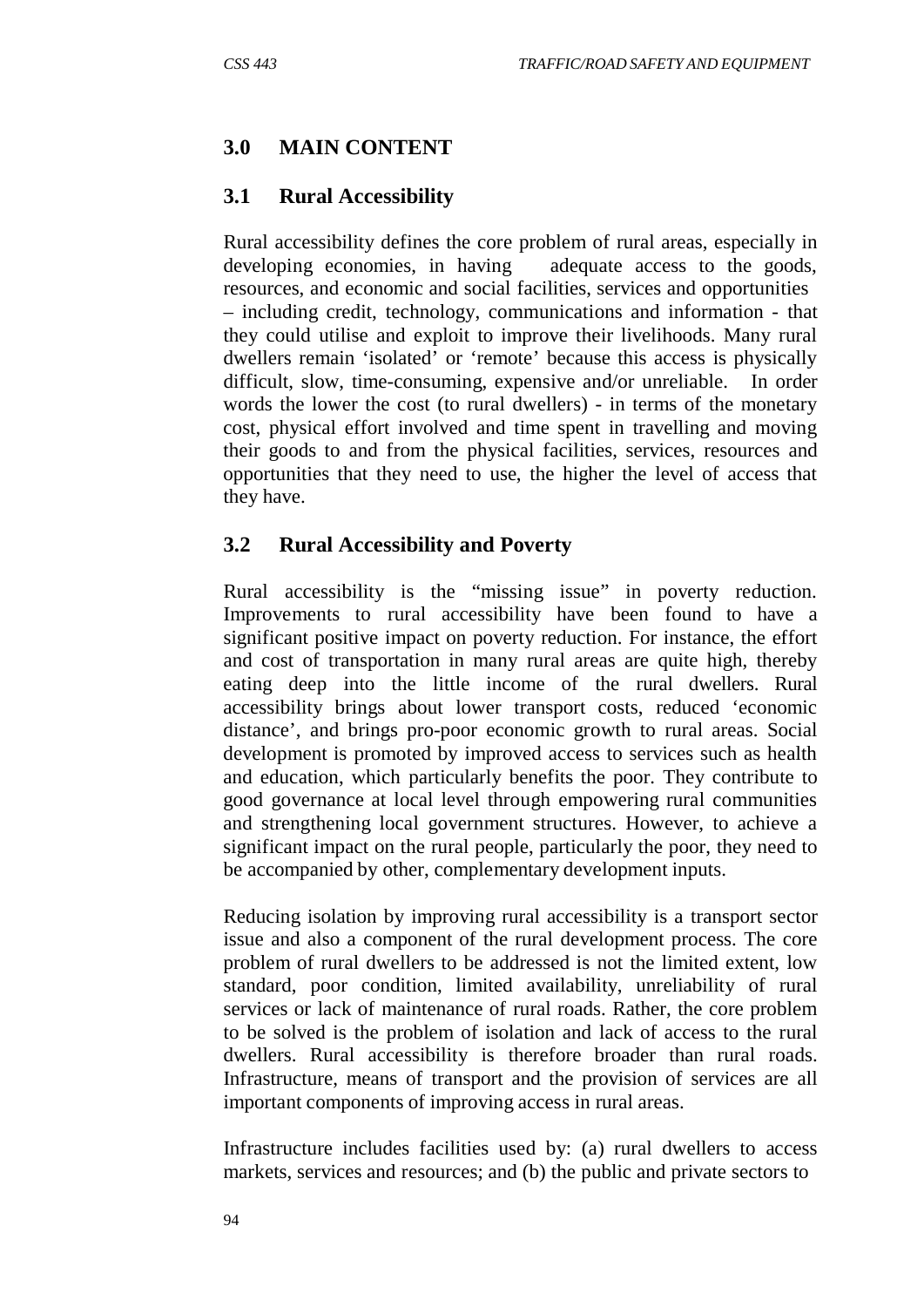## 3.0 MAIN CONTENT

### 3.1 Rural Accessibility

Rural accessibility defines the core problem of rural areas, especially in developing economies, in having adequate access to the goods, resources, and economic and social facilities, services and opportunities – including credit, technology, communications and information - that they could utilise and exploit to improve their livelihoods. Many rural dwellers remain 'isolated' or 'remote' because this access is physically difficult, slow, time-consuming, expensive and/or unreliable. In order words the lower the cost (to rural dwellers) - in terms of the monetary cost, physical effort involved and time spent in travelling and moving their goods to and from the physical facilities, services, resources and opportunities that they need to use, the higher the level of access that they have.

### 3.2 Rural Accessibility and Poverty

Rural accessibility is the "missing issue" in poverty reduction. Improvements to rural accessibility have been found to have a significant positive impact on poverty reduction. For instance, the effort and cost of transportation in many rural areas are quite high, thereby eating deep into the little income of the rural dwellers. Rural accessibility brings about lower transport costs, reduced 'economic distance', and brings pro-poor economic growth to rural areas. Social development is promoted by improved access to services such as health and education, which particularly benefits the poor. They contribute to good governance at local level through empowering rural communities and strengthening local government structures. However, to achieve a significant impact on the rural people, particularly the poor, they need to be accompanied by other, complementary development inputs.

Reducing isolation by improving rural accessibility is a transport sector issue and also a component of the rural development process. The core problem of rural dwellers to be addressed is not the limited extent, low standard, poor condition, limited availability, unreliability of rural services or lack of maintenance of rural roads. Rather, the core problem to be solved is the problem of isolation and lack of access to the rural dwellers. Rural accessibility is therefore broader than rural roads. Infrastructure, means of transport and the provision of services are all important components of improving access in rural areas.

Infrastructure includes facilities used by: (a) rural dwellers to access markets, services and resources; and (b) the public and private sectors to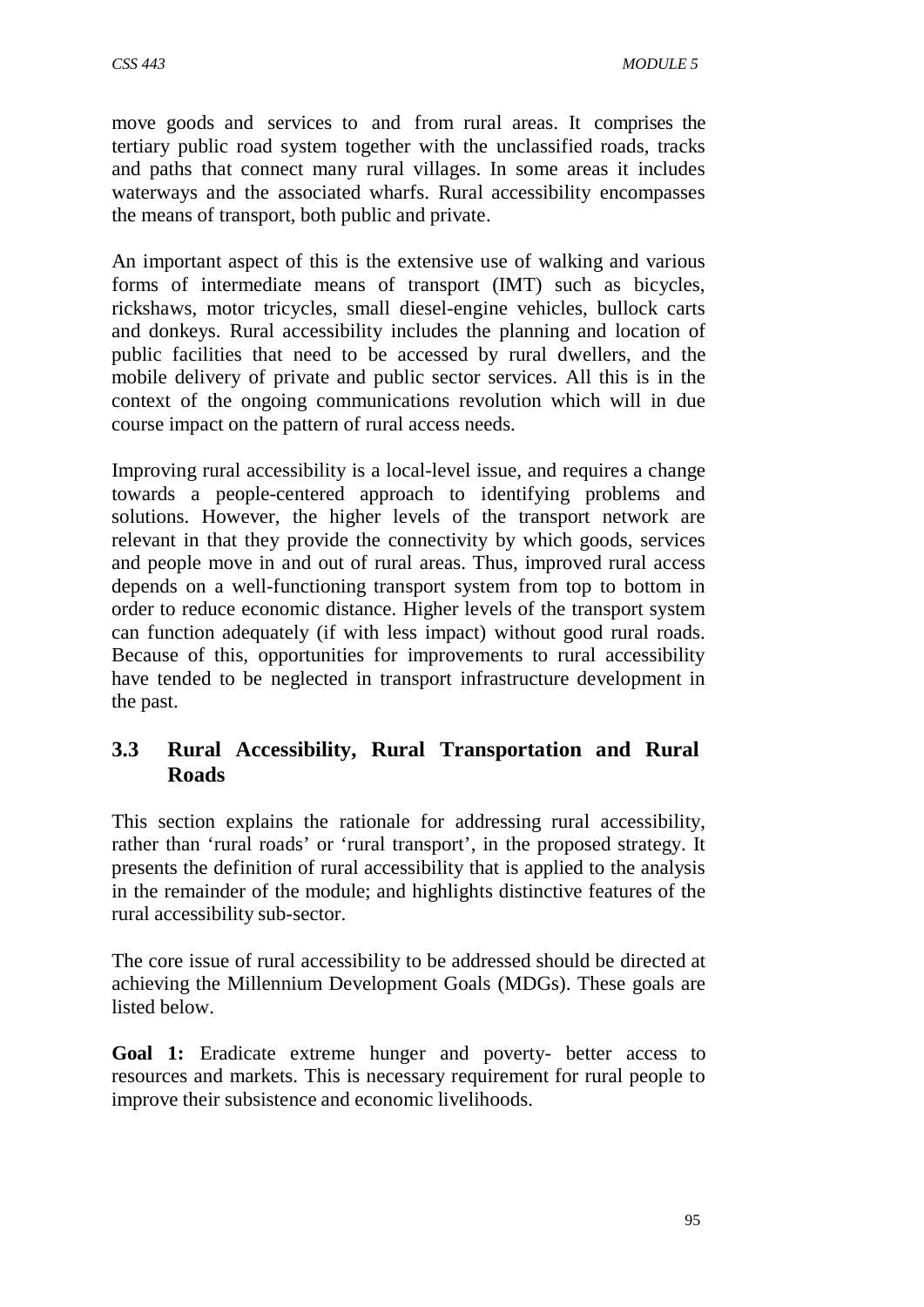move goods and services to and from rural areas. It comprises the tertiary public road system together with the unclassified roads, tracks and paths that connect many rural villages. In some areas it includes waterways and the associated wharfs. Rural accessibility encompasses the means of transport, both public and private.

An important aspect of this is the extensive use of walking and various forms of intermediate means of transport (IMT) such as bicycles, rickshaws, motor tricycles, small diesel-engine vehicles, bullock carts and donkeys. Rural accessibility includes the planning and location of public facilities that need to be accessed by rural dwellers, and the mobile delivery of private and public sector services. All this is in the context of the ongoing communications revolution which will in due course impact on the pattern of rural access needs.

Improving rural accessibility is a local-level issue, and requires a change towards a people-centered approach to identifying problems and solutions. However, the higher levels of the transport network are relevant in that they provide the connectivity by which goods, services and people move in and out of rural areas. Thus, improved rural access depends on a well-functioning transport system from top to bottom in order to reduce economic distance. Higher levels of the transport system can function adequately (if with less impact) without good rural roads. Because of this, opportunities for improvements to rural accessibility have tended to be neglected in transport infrastructure development in the past.

## 3.3 Rural Accessibility, Rural Transportation and Rural Roads

This section explains the rationale for addressing rural accessibility, rather than 'rural roads' or 'rural transport', in the proposed strategy. It presents the definition of rural accessibility that is applied to the analysis in the remainder of the module; and highlights distinctive features of the rural accessibility sub-sector.

The core issue of rural accessibility to be addressed should be directed at achieving the Millennium Development Goals (MDGs). These goals are listed below.

**Goal 1:** Eradicate extreme hunger and poverty- better access to resources and markets. This is necessary requirement for rural people to improve their subsistence and economic livelihoods.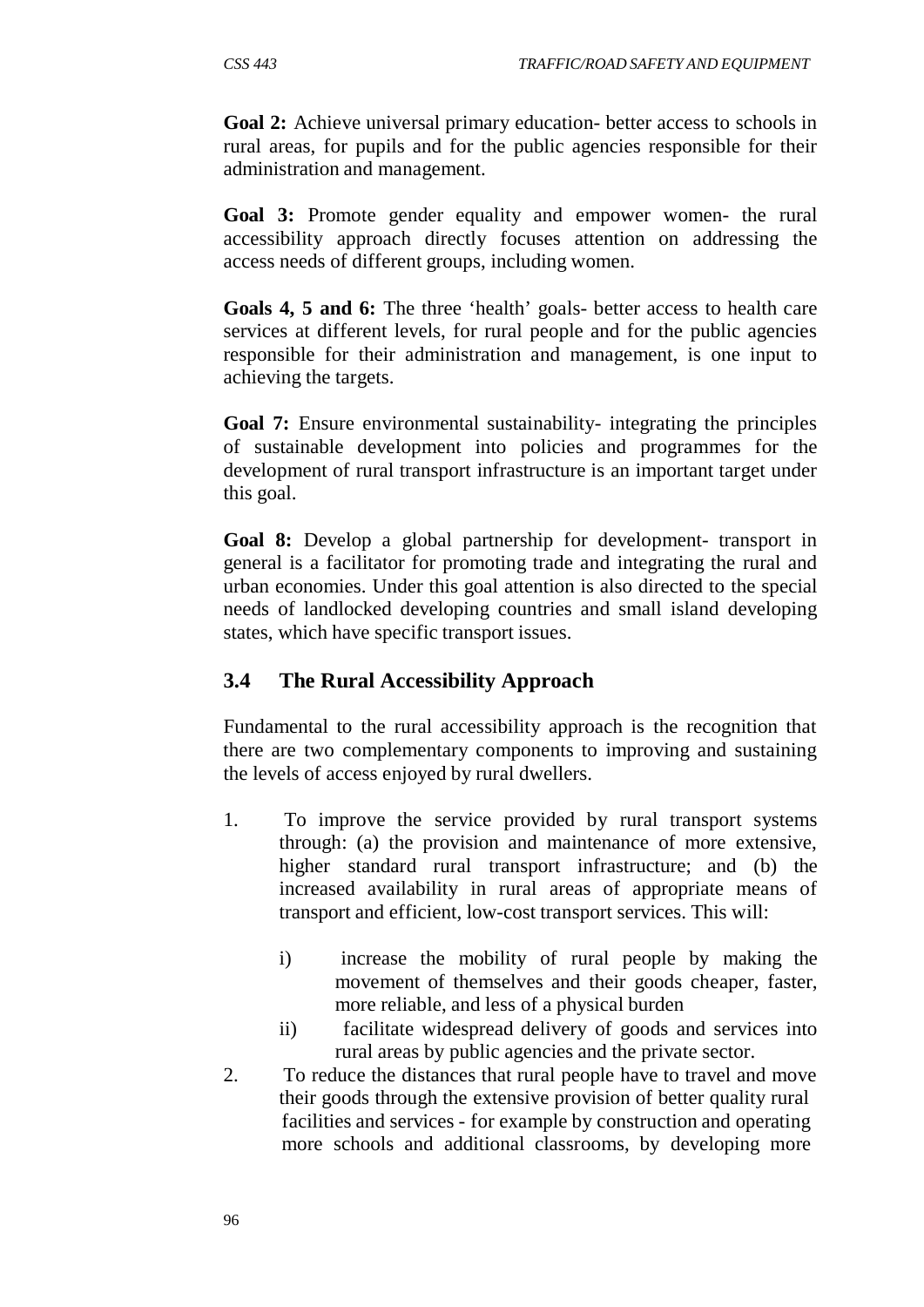**Goal 2:** Achieve universal primary education- better access to schools in rural areas, for pupils and for the public agencies responsible for their administration and management.

**Goal 3:** Promote gender equality and empower women- the rural accessibility approach directly focuses attention on addressing the access needs of different groups, including women.

**Goals 4, 5 and 6:** The three 'health' goals- better access to health care services at different levels, for rural people and for the public agencies responsible for their administration and management, is one input to achieving the targets.

**Goal 7:** Ensure environmental sustainability- integrating the principles of sustainable development into policies and programmes for the development of rural transport infrastructure is an important target under this goal.

**Goal 8:** Develop a global partnership for development- transport in general is a facilitator for promoting trade and integrating the rural and urban economies. Under this goal attention is also directed to the special needs of landlocked developing countries and small island developing states, which have specific transport issues.

## 3.4 The Rural Accessibility Approach

Fundamental to the rural accessibility approach is the recognition that there are two complementary components to improving and sustaining the levels of access enjoyed by rural dwellers.

1. To improve the service provided by rural transport systems through: (a) the provision and maintenance of more extensive, higher standard rural transport infrastructure; and (b) the increased availability in rural areas of appropriate means of transport and efficient, low-cost transport services. This will:

   i) increase the mobility of rural people by making the movement of themselves and their goods cheaper, faster, more reliable, and less of a physical burden
   
   ii) facilitate widespread delivery of goods and services into rural areas by public agencies and the private sector.

2. To reduce the distances that rural people have to travel and move their goods through the extensive provision of better quality rural facilities and services - for example by construction and operating more schools and additional classrooms, by developing more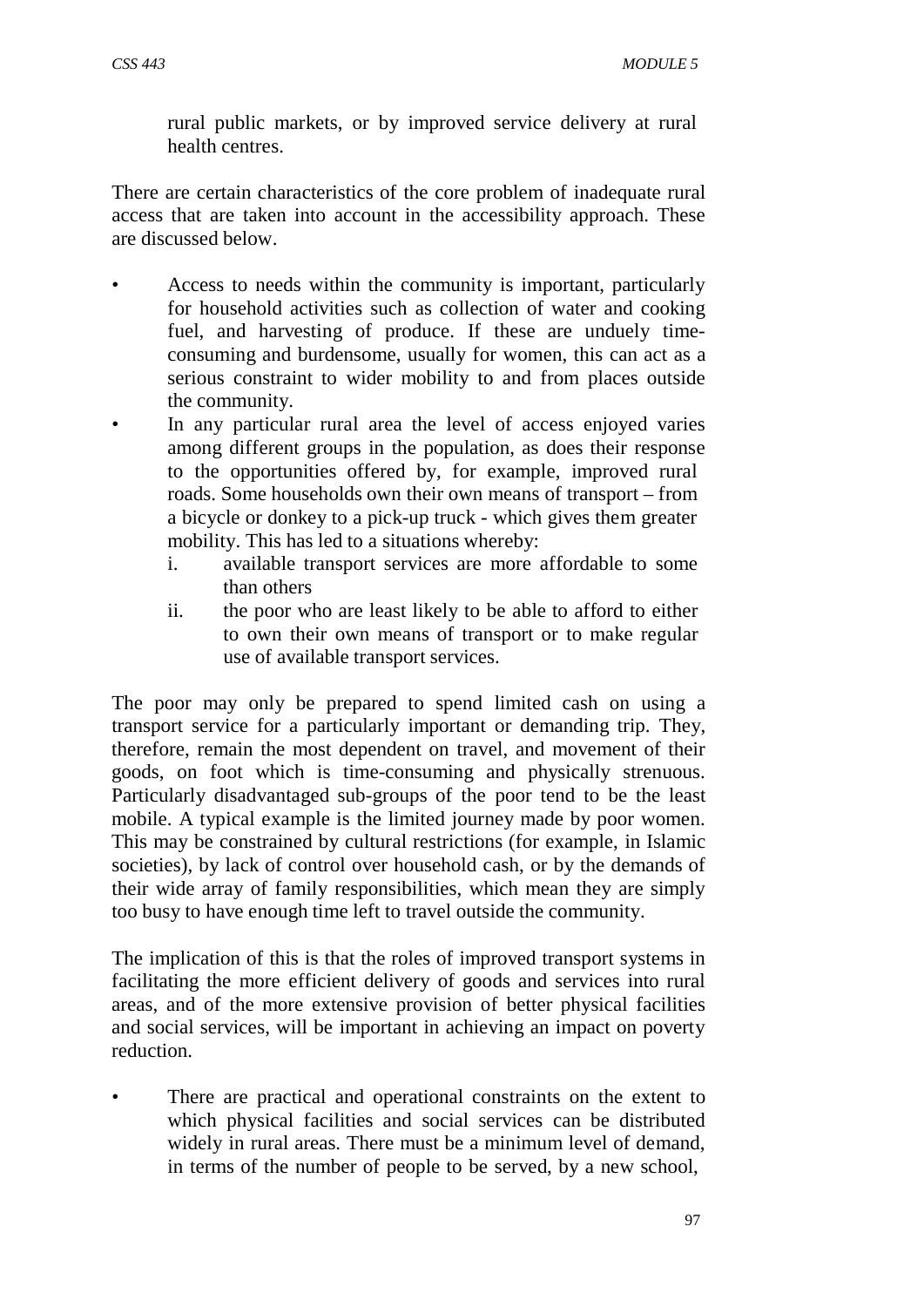rural public markets, or by improved service delivery at rural health centres.

There are certain characteristics of the core problem of inadequate rural access that are taken into account in the accessibility approach. These are discussed below.

- Access to needs within the community is important, particularly for household activities such as collection of water and cooking fuel, and harvesting of produce. If these are unduely time-consuming and burdensome, usually for women, this can act as a serious constraint to wider mobility to and from places outside the community.
- In any particular rural area the level of access enjoyed varies among different groups in the population, as does their response to the opportunities offered by, for example, improved rural roads. Some households own their own means of transport – from a bicycle or donkey to a pick-up truck - which gives them greater mobility. This has led to a situations whereby:
  i. available transport services are more affordable to some than others
  ii. the poor who are least likely to be able to afford to either to own their own means of transport or to make regular use of available transport services.

The poor may only be prepared to spend limited cash on using a transport service for a particularly important or demanding trip. They, therefore, remain the most dependent on travel, and movement of their goods, on foot which is time-consuming and physically strenuous. Particularly disadvantaged sub-groups of the poor tend to be the least mobile. A typical example is the limited journey made by poor women. This may be constrained by cultural restrictions (for example, in Islamic societies), by lack of control over household cash, or by the demands of their wide array of family responsibilities, which mean they are simply too busy to have enough time left to travel outside the community.

The implication of this is that the roles of improved transport systems in facilitating the more efficient delivery of goods and services into rural areas, and of the more extensive provision of better physical facilities and social services, will be important in achieving an impact on poverty reduction.

- There are practical and operational constraints on the extent to which physical facilities and social services can be distributed widely in rural areas. There must be a minimum level of demand, in terms of the number of people to be served, by a new school,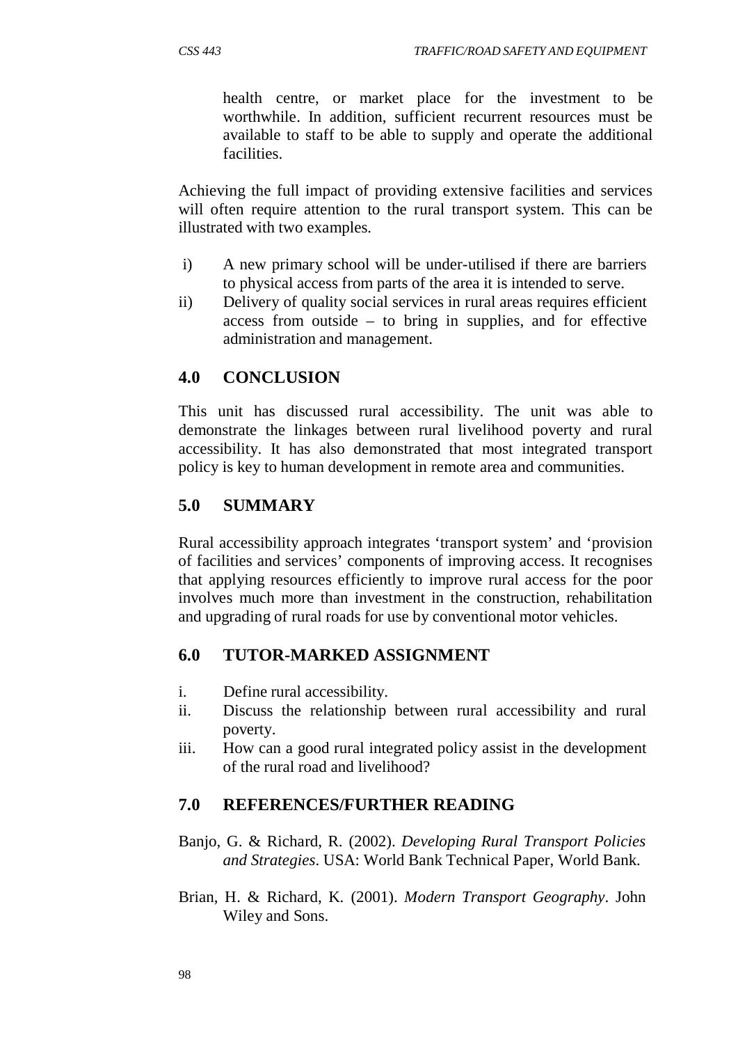health centre, or market place for the investment to be worthwhile. In addition, sufficient recurrent resources must be available to staff to be able to supply and operate the additional facilities.

Achieving the full impact of providing extensive facilities and services will often require attention to the rural transport system. This can be illustrated with two examples.

i) A new primary school will be under-utilised if there are barriers to physical access from parts of the area it is intended to serve.
ii) Delivery of quality social services in rural areas requires efficient access from outside – to bring in supplies, and for effective administration and management.

## 4.0 CONCLUSION

This unit has discussed rural accessibility. The unit was able to demonstrate the linkages between rural livelihood poverty and rural accessibility. It has also demonstrated that most integrated transport policy is key to human development in remote area and communities.

## 5.0 SUMMARY

Rural accessibility approach integrates 'transport system' and 'provision of facilities and services' components of improving access. It recognises that applying resources efficiently to improve rural access for the poor involves much more than investment in the construction, rehabilitation and upgrading of rural roads for use by conventional motor vehicles.

## 6.0 TUTOR-MARKED ASSIGNMENT

i. Define rural accessibility.
ii. Discuss the relationship between rural accessibility and rural poverty.
iii. How can a good rural integrated policy assist in the development of the rural road and livelihood?

## 7.0 REFERENCES/FURTHER READING

Banjo, G. & Richard, R. (2002). *Developing Rural Transport Policies and Strategies*. USA: World Bank Technical Paper, World Bank.

Brian, H. & Richard, K. (2001). *Modern Transport Geography*. John Wiley and Sons.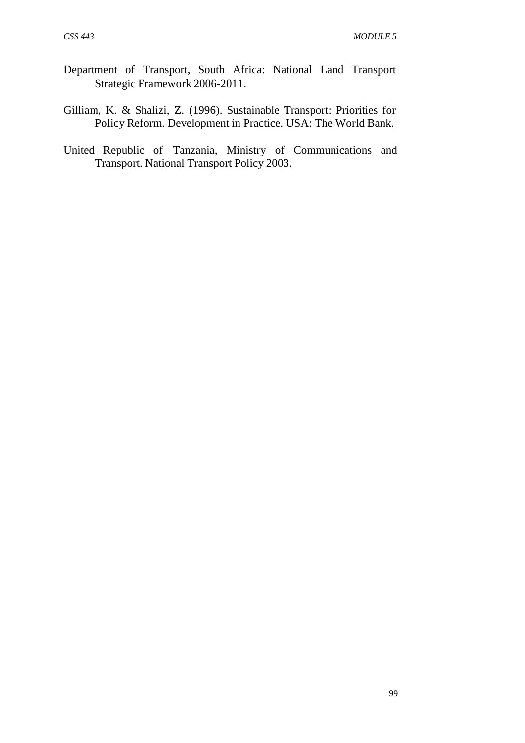Department of Transport, South Africa: National Land Transport Strategic Framework 2006-2011.

Gilliam, K. & Shalizi, Z. (1996). Sustainable Transport: Priorities for Policy Reform. Development in Practice. USA: The World Bank.

United Republic of Tanzania, Ministry of Communications and Transport. National Transport Policy 2003.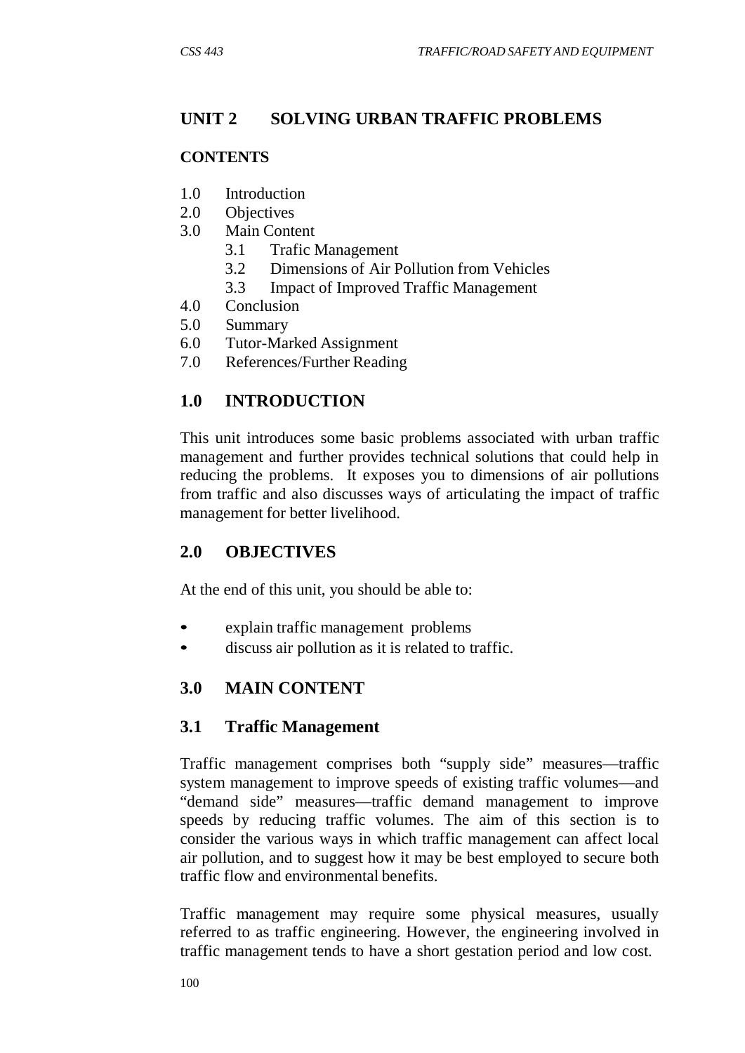## UNIT 2 SOLVING URBAN TRAFFIC PROBLEMS

### CONTENTS

1.0 Introduction
2.0 Objectives
3.0 Main Content
  3.1 Trafic Management
  3.2 Dimensions of Air Pollution from Vehicles
  3.3 Impact of Improved Traffic Management
4.0 Conclusion
5.0 Summary
6.0 Tutor-Marked Assignment
7.0 References/Further Reading

## 1.0 INTRODUCTION

This unit introduces some basic problems associated with urban traffic management and further provides technical solutions that could help in reducing the problems. It exposes you to dimensions of air pollutions from traffic and also discusses ways of articulating the impact of traffic management for better livelihood.

## 2.0 OBJECTIVES

At the end of this unit, you should be able to:

- explain traffic management problems
- discuss air pollution as it is related to traffic.

## 3.0 MAIN CONTENT

### 3.1 Traffic Management

Traffic management comprises both "supply side" measures—traffic system management to improve speeds of existing traffic volumes—and "demand side" measures—traffic demand management to improve speeds by reducing traffic volumes. The aim of this section is to consider the various ways in which traffic management can affect local air pollution, and to suggest how it may be best employed to secure both traffic flow and environmental benefits.

Traffic management may require some physical measures, usually referred to as traffic engineering. However, the engineering involved in traffic management tends to have a short gestation period and low cost.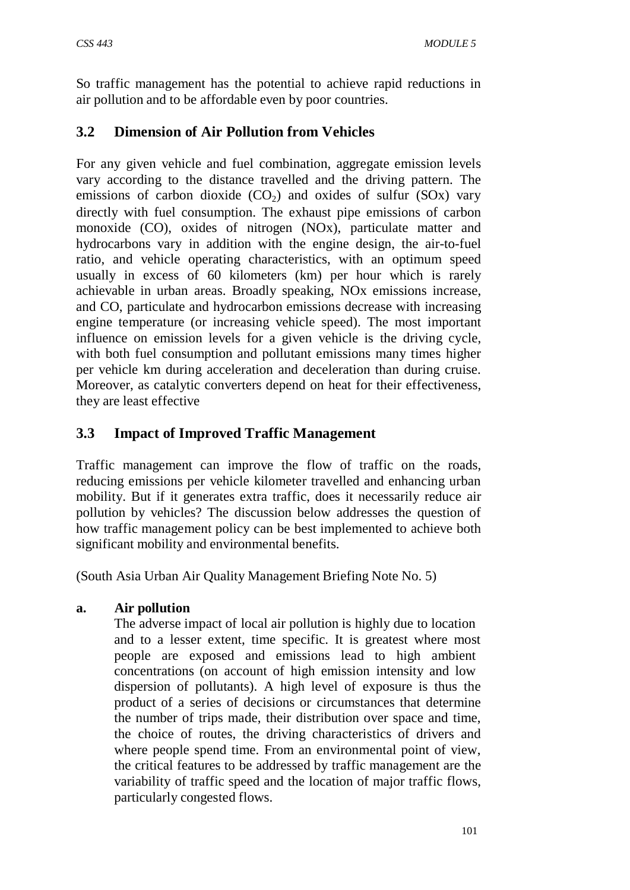So traffic management has the potential to achieve rapid reductions in air pollution and to be affordable even by poor countries.

## 3.2 Dimension of Air Pollution from Vehicles

For any given vehicle and fuel combination, aggregate emission levels vary according to the distance travelled and the driving pattern. The emissions of carbon dioxide ($CO_2$) and oxides of sulfur (SOx) vary directly with fuel consumption. The exhaust pipe emissions of carbon monoxide (CO), oxides of nitrogen (NOx), particulate matter and hydrocarbons vary in addition with the engine design, the air-to-fuel ratio, and vehicle operating characteristics, with an optimum speed usually in excess of 60 kilometers (km) per hour which is rarely achievable in urban areas. Broadly speaking, NOx emissions increase, and CO, particulate and hydrocarbon emissions decrease with increasing engine temperature (or increasing vehicle speed). The most important influence on emission levels for a given vehicle is the driving cycle, with both fuel consumption and pollutant emissions many times higher per vehicle km during acceleration and deceleration than during cruise. Moreover, as catalytic converters depend on heat for their effectiveness, they are least effective

## 3.3 Impact of Improved Traffic Management

Traffic management can improve the flow of traffic on the roads, reducing emissions per vehicle kilometer travelled and enhancing urban mobility. But if it generates extra traffic, does it necessarily reduce air pollution by vehicles? The discussion below addresses the question of how traffic management policy can be best implemented to achieve both significant mobility and environmental benefits.

(South Asia Urban Air Quality Management Briefing Note No. 5)

**a. Air pollution**

The adverse impact of local air pollution is highly due to location and to a lesser extent, time specific. It is greatest where most people are exposed and emissions lead to high ambient concentrations (on account of high emission intensity and low dispersion of pollutants). A high level of exposure is thus the product of a series of decisions or circumstances that determine the number of trips made, their distribution over space and time, the choice of routes, the driving characteristics of drivers and where people spend time. From an environmental point of view, the critical features to be addressed by traffic management are the variability of traffic speed and the location of major traffic flows, particularly congested flows.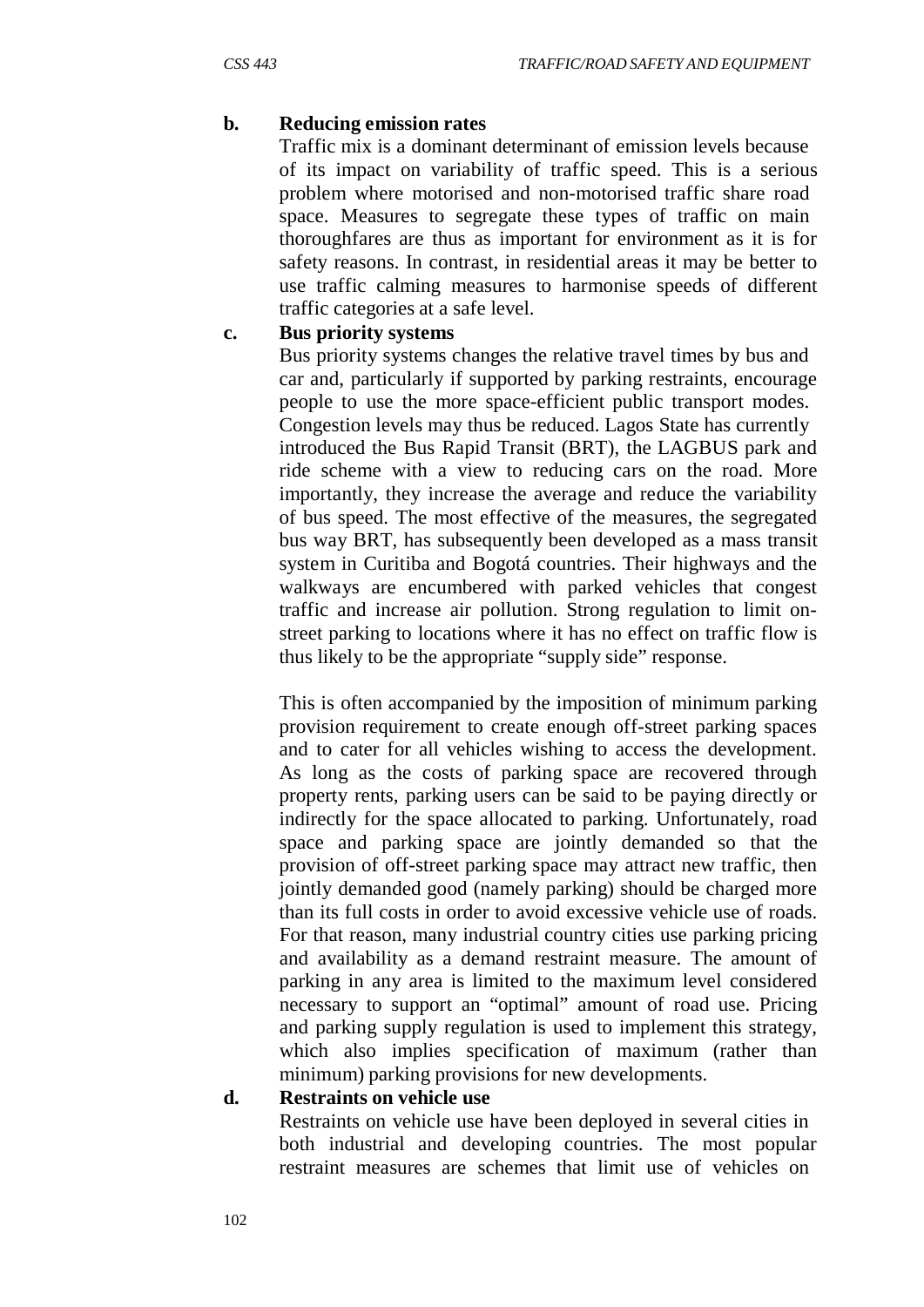**b. Reducing emission rates**

Traffic mix is a dominant determinant of emission levels because of its impact on variability of traffic speed. This is a serious problem where motorised and non-motorised traffic share road space. Measures to segregate these types of traffic on main thoroughfares are thus as important for environment as it is for safety reasons. In contrast, in residential areas it may be better to use traffic calming measures to harmonise speeds of different traffic categories at a safe level.

**c. Bus priority systems**

Bus priority systems changes the relative travel times by bus and car and, particularly if supported by parking restraints, encourage people to use the more space-efficient public transport modes. Congestion levels may thus be reduced. Lagos State has currently introduced the Bus Rapid Transit (BRT), the LAGBUS park and ride scheme with a view to reducing cars on the road. More importantly, they increase the average and reduce the variability of bus speed. The most effective of the measures, the segregated bus way BRT, has subsequently been developed as a mass transit system in Curitiba and Bogotá countries. Their highways and the walkways are encumbered with parked vehicles that congest traffic and increase air pollution. Strong regulation to limit on-street parking to locations where it has no effect on traffic flow is thus likely to be the appropriate "supply side" response.

This is often accompanied by the imposition of minimum parking provision requirement to create enough off-street parking spaces and to cater for all vehicles wishing to access the development. As long as the costs of parking space are recovered through property rents, parking users can be said to be paying directly or indirectly for the space allocated to parking. Unfortunately, road space and parking space are jointly demanded so that the provision of off-street parking space may attract new traffic, then jointly demanded good (namely parking) should be charged more than its full costs in order to avoid excessive vehicle use of roads. For that reason, many industrial country cities use parking pricing and availability as a demand restraint measure. The amount of parking in any area is limited to the maximum level considered necessary to support an "optimal" amount of road use. Pricing and parking supply regulation is used to implement this strategy, which also implies specification of maximum (rather than minimum) parking provisions for new developments.

**d. Restraints on vehicle use**

Restraints on vehicle use have been deployed in several cities in both industrial and developing countries. The most popular restraint measures are schemes that limit use of vehicles on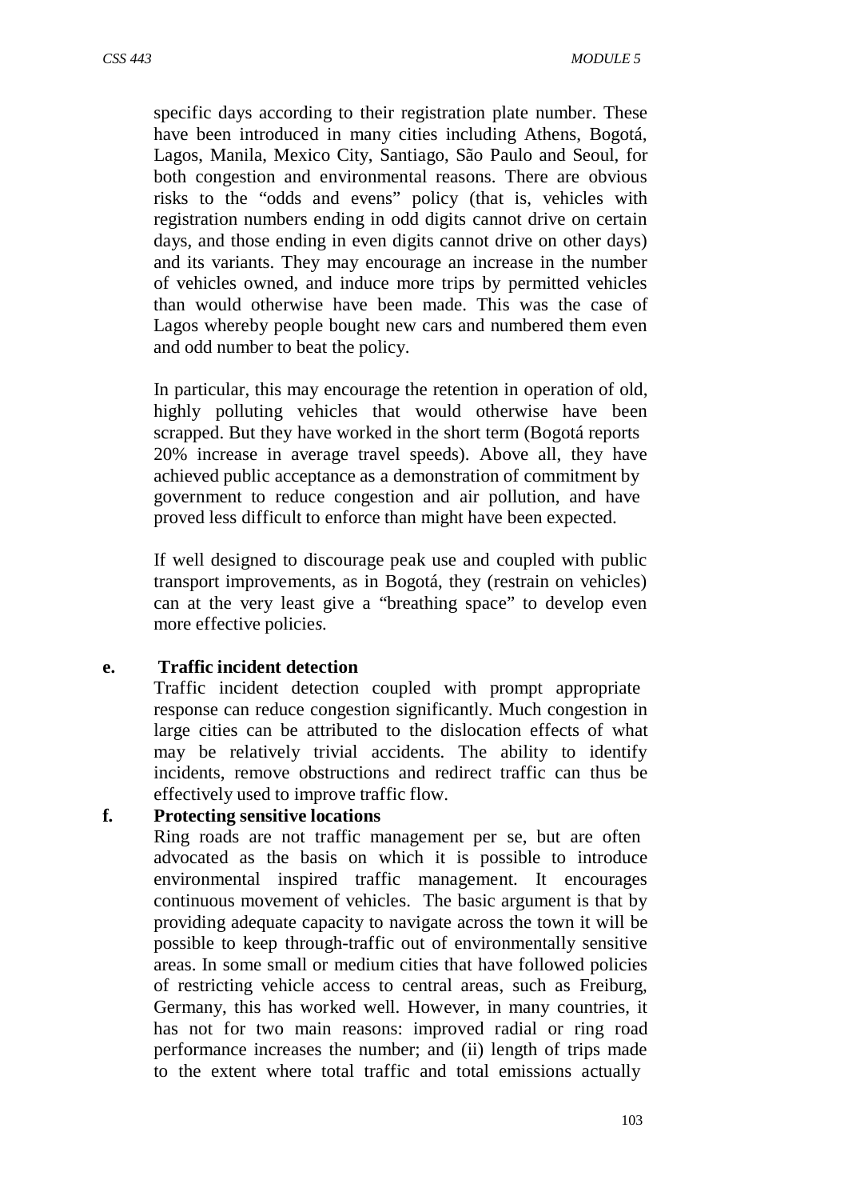specific days according to their registration plate number. These have been introduced in many cities including Athens, Bogotá, Lagos, Manila, Mexico City, Santiago, São Paulo and Seoul, for both congestion and environmental reasons. There are obvious risks to the "odds and evens" policy (that is, vehicles with registration numbers ending in odd digits cannot drive on certain days, and those ending in even digits cannot drive on other days) and its variants. They may encourage an increase in the number of vehicles owned, and induce more trips by permitted vehicles than would otherwise have been made. This was the case of Lagos whereby people bought new cars and numbered them even and odd number to beat the policy.

In particular, this may encourage the retention in operation of old, highly polluting vehicles that would otherwise have been scrapped. But they have worked in the short term (Bogotá reports 20% increase in average travel speeds). Above all, they have achieved public acceptance as a demonstration of commitment by government to reduce congestion and air pollution, and have proved less difficult to enforce than might have been expected.

If well designed to discourage peak use and coupled with public transport improvements, as in Bogotá, they (restrain on vehicles) can at the very least give a "breathing space" to develop even more effective policie*s*.

**e. Traffic incident detection**

Traffic incident detection coupled with prompt appropriate response can reduce congestion significantly. Much congestion in large cities can be attributed to the dislocation effects of what may be relatively trivial accidents. The ability to identify incidents, remove obstructions and redirect traffic can thus be effectively used to improve traffic flow.

**f. Protecting sensitive locations**

Ring roads are not traffic management per se, but are often advocated as the basis on which it is possible to introduce environmental inspired traffic management. It encourages continuous movement of vehicles. The basic argument is that by providing adequate capacity to navigate across the town it will be possible to keep through-traffic out of environmentally sensitive areas. In some small or medium cities that have followed policies of restricting vehicle access to central areas, such as Freiburg, Germany, this has worked well. However, in many countries, it has not for two main reasons: improved radial or ring road performance increases the number; and (ii) length of trips made to the extent where total traffic and total emissions actually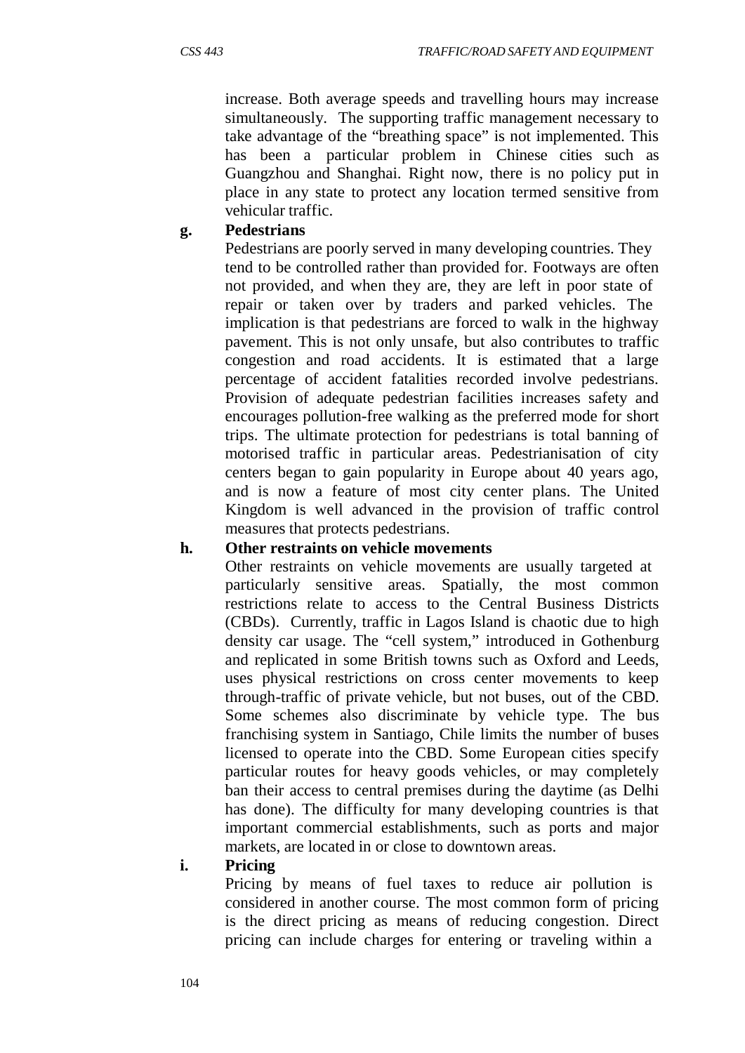increase. Both average speeds and travelling hours may increase simultaneously. The supporting traffic management necessary to take advantage of the "breathing space" is not implemented. This has been a particular problem in Chinese cities such as Guangzhou and Shanghai. Right now, there is no policy put in place in any state to protect any location termed sensitive from vehicular traffic.

**g. Pedestrians**

Pedestrians are poorly served in many developing countries. They tend to be controlled rather than provided for. Footways are often not provided, and when they are, they are left in poor state of repair or taken over by traders and parked vehicles. The implication is that pedestrians are forced to walk in the highway pavement. This is not only unsafe, but also contributes to traffic congestion and road accidents. It is estimated that a large percentage of accident fatalities recorded involve pedestrians. Provision of adequate pedestrian facilities increases safety and encourages pollution-free walking as the preferred mode for short trips. The ultimate protection for pedestrians is total banning of motorised traffic in particular areas. Pedestrianisation of city centers began to gain popularity in Europe about 40 years ago, and is now a feature of most city center plans. The United Kingdom is well advanced in the provision of traffic control measures that protects pedestrians.

**h. Other restraints on vehicle movements**

Other restraints on vehicle movements are usually targeted at particularly sensitive areas. Spatially, the most common restrictions relate to access to the Central Business Districts (CBDs). Currently, traffic in Lagos Island is chaotic due to high density car usage. The "cell system," introduced in Gothenburg and replicated in some British towns such as Oxford and Leeds, uses physical restrictions on cross center movements to keep through-traffic of private vehicle, but not buses, out of the CBD. Some schemes also discriminate by vehicle type. The bus franchising system in Santiago, Chile limits the number of buses licensed to operate into the CBD. Some European cities specify particular routes for heavy goods vehicles, or may completely ban their access to central premises during the daytime (as Delhi has done). The difficulty for many developing countries is that important commercial establishments, such as ports and major markets, are located in or close to downtown areas.

**i. Pricing**

Pricing by means of fuel taxes to reduce air pollution is considered in another course. The most common form of pricing is the direct pricing as means of reducing congestion. Direct pricing can include charges for entering or traveling within a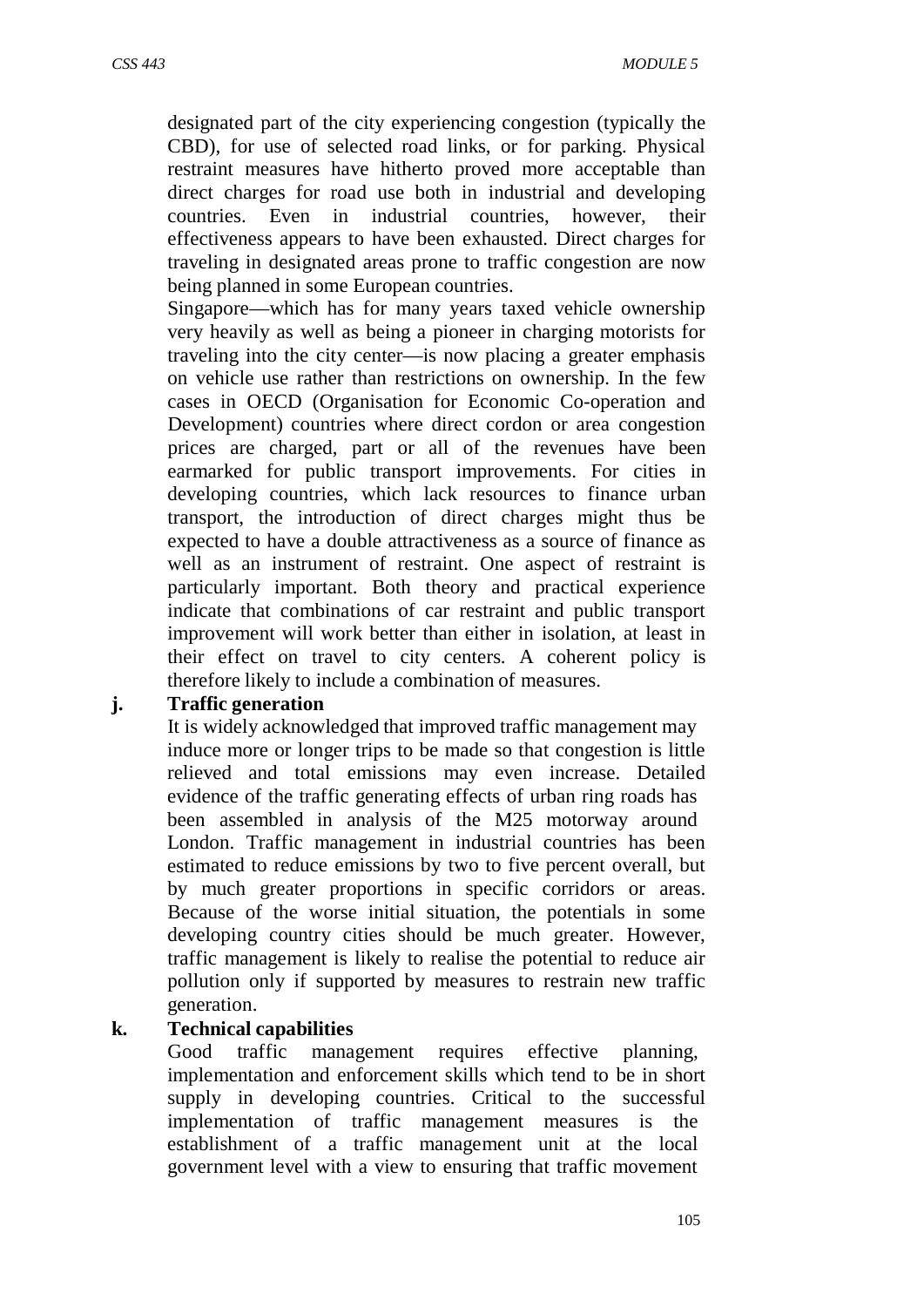designated part of the city experiencing congestion (typically the CBD), for use of selected road links, or for parking. Physical restraint measures have hitherto proved more acceptable than direct charges for road use both in industrial and developing countries. Even in industrial countries, however, their effectiveness appears to have been exhausted. Direct charges for traveling in designated areas prone to traffic congestion are now being planned in some European countries.

Singapore—which has for many years taxed vehicle ownership very heavily as well as being a pioneer in charging motorists for traveling into the city center—is now placing a greater emphasis on vehicle use rather than restrictions on ownership. In the few cases in OECD (Organisation for Economic Co-operation and Development) countries where direct cordon or area congestion prices are charged, part or all of the revenues have been earmarked for public transport improvements. For cities in developing countries, which lack resources to finance urban transport, the introduction of direct charges might thus be expected to have a double attractiveness as a source of finance as well as an instrument of restraint. One aspect of restraint is particularly important. Both theory and practical experience indicate that combinations of car restraint and public transport improvement will work better than either in isolation, at least in their effect on travel to city centers. A coherent policy is therefore likely to include a combination of measures.

**j. Traffic generation**

It is widely acknowledged that improved traffic management may induce more or longer trips to be made so that congestion is little relieved and total emissions may even increase. Detailed evidence of the traffic generating effects of urban ring roads has been assembled in analysis of the M25 motorway around London. Traffic management in industrial countries has been estimated to reduce emissions by two to five percent overall, but by much greater proportions in specific corridors or areas. Because of the worse initial situation, the potentials in some developing country cities should be much greater. However, traffic management is likely to realise the potential to reduce air pollution only if supported by measures to restrain new traffic generation.

**k. Technical capabilities**

Good traffic management requires effective planning, implementation and enforcement skills which tend to be in short supply in developing countries. Critical to the successful implementation of traffic management measures is the establishment of a traffic management unit at the local government level with a view to ensuring that traffic movement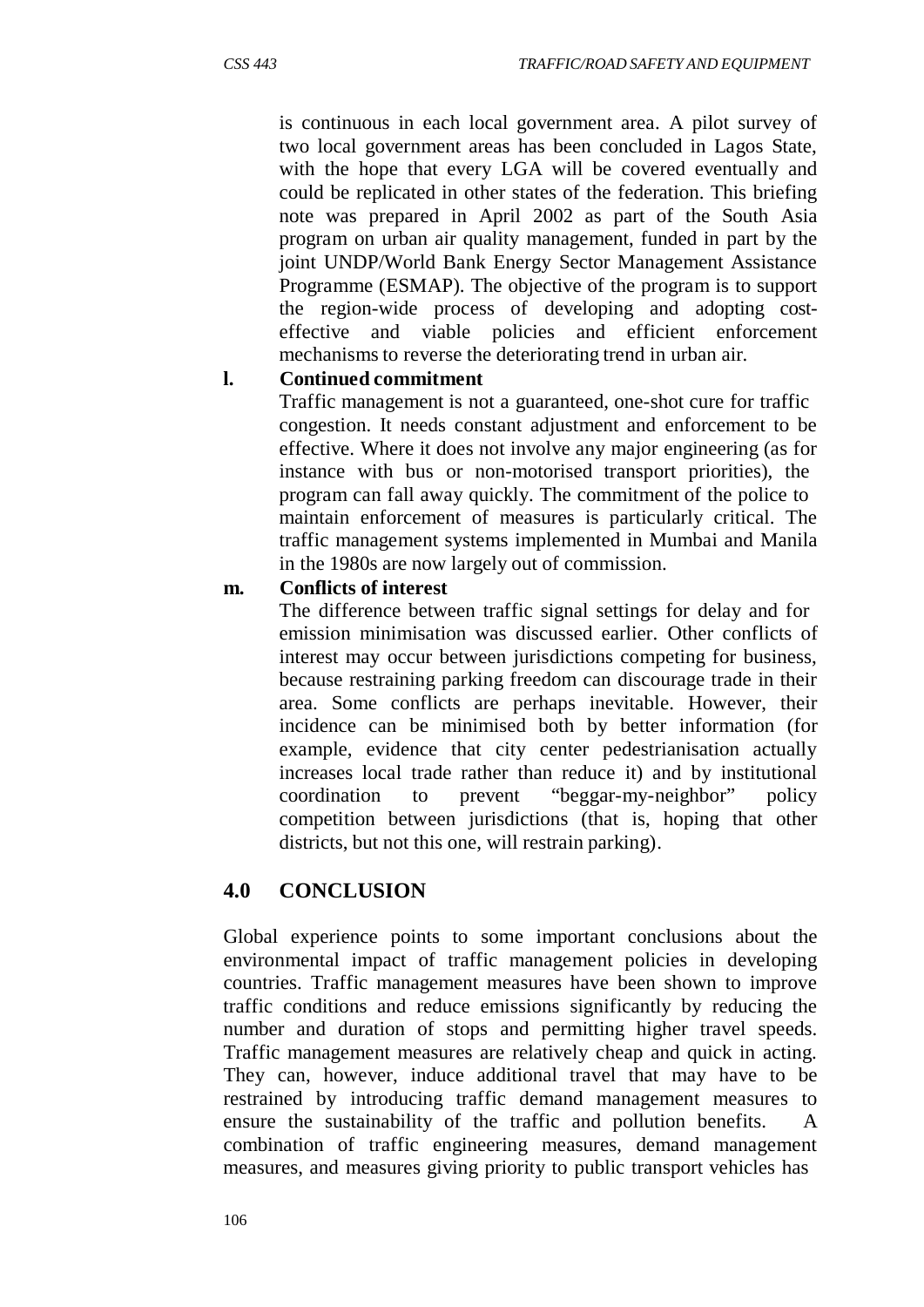is continuous in each local government area. A pilot survey of two local government areas has been concluded in Lagos State, with the hope that every LGA will be covered eventually and could be replicated in other states of the federation. This briefing note was prepared in April 2002 as part of the South Asia program on urban air quality management, funded in part by the joint UNDP/World Bank Energy Sector Management Assistance Programme (ESMAP). The objective of the program is to support the region-wide process of developing and adopting cost-effective and viable policies and efficient enforcement mechanisms to reverse the deteriorating trend in urban air.

**l. Continued commitment**

Traffic management is not a guaranteed, one-shot cure for traffic congestion. It needs constant adjustment and enforcement to be effective. Where it does not involve any major engineering (as for instance with bus or non-motorised transport priorities), the program can fall away quickly. The commitment of the police to maintain enforcement of measures is particularly critical. The traffic management systems implemented in Mumbai and Manila in the 1980s are now largely out of commission.

**m. Conflicts of interest**

The difference between traffic signal settings for delay and for emission minimisation was discussed earlier. Other conflicts of interest may occur between jurisdictions competing for business, because restraining parking freedom can discourage trade in their area. Some conflicts are perhaps inevitable. However, their incidence can be minimised both by better information (for example, evidence that city center pedestrianisation actually increases local trade rather than reduce it) and by institutional coordination to prevent "beggar-my-neighbor" policy competition between jurisdictions (that is, hoping that other districts, but not this one, will restrain parking).

## 4.0 CONCLUSION

Global experience points to some important conclusions about the environmental impact of traffic management policies in developing countries. Traffic management measures have been shown to improve traffic conditions and reduce emissions significantly by reducing the number and duration of stops and permitting higher travel speeds. Traffic management measures are relatively cheap and quick in acting. They can, however, induce additional travel that may have to be restrained by introducing traffic demand management measures to ensure the sustainability of the traffic and pollution benefits. A combination of traffic engineering measures, demand management measures, and measures giving priority to public transport vehicles has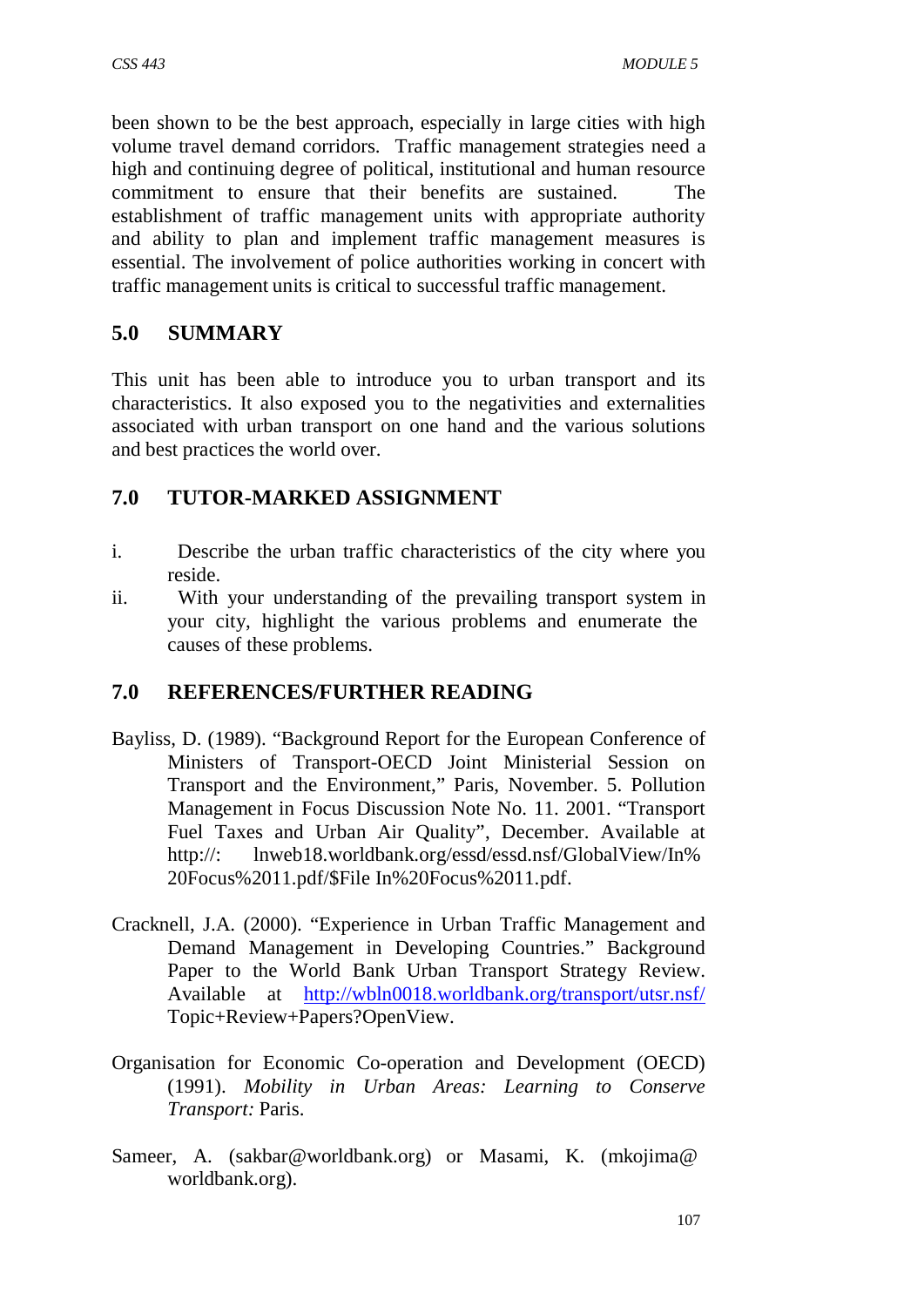been shown to be the best approach, especially in large cities with high volume travel demand corridors. Traffic management strategies need a high and continuing degree of political, institutional and human resource commitment to ensure that their benefits are sustained. The establishment of traffic management units with appropriate authority and ability to plan and implement traffic management measures is essential. The involvement of police authorities working in concert with traffic management units is critical to successful traffic management.

## 5.0 SUMMARY

This unit has been able to introduce you to urban transport and its characteristics. It also exposed you to the negativities and externalities associated with urban transport on one hand and the various solutions and best practices the world over.

## 7.0 TUTOR-MARKED ASSIGNMENT

i. Describe the urban traffic characteristics of the city where you reside.
ii. With your understanding of the prevailing transport system in your city, highlight the various problems and enumerate the causes of these problems.

## 7.0 REFERENCES/FURTHER READING

Bayliss, D. (1989). "Background Report for the European Conference of Ministers of Transport-OECD Joint Ministerial Session on Transport and the Environment," Paris, November. 5. Pollution Management in Focus Discussion Note No. 11. 2001. "Transport Fuel Taxes and Urban Air Quality", December. Available at http://: lnweb18.worldbank.org/essd/essd.nsf/GlobalView/In%20Focus%2011.pdf/$File In%20Focus%2011.pdf.

Cracknell, J.A. (2000). "Experience in Urban Traffic Management and Demand Management in Developing Countries." Background Paper to the World Bank Urban Transport Strategy Review. Available at http://wbln0018.worldbank.org/transport/utsr.nsf/Topic+Review+Papers?OpenView.

Organisation for Economic Co-operation and Development (OECD) (1991). *Mobility in Urban Areas: Learning to Conserve Transport:* Paris.

Sameer, A. (sakbar@worldbank.org) or Masami, K. (mkojima@worldbank.org).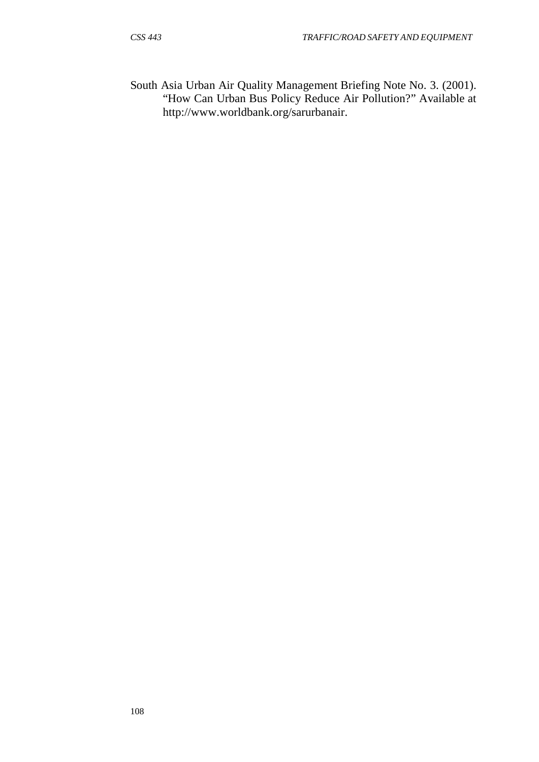South Asia Urban Air Quality Management Briefing Note No. 3. (2001). "How Can Urban Bus Policy Reduce Air Pollution?" Available at http://www.worldbank.org/sarurbanair.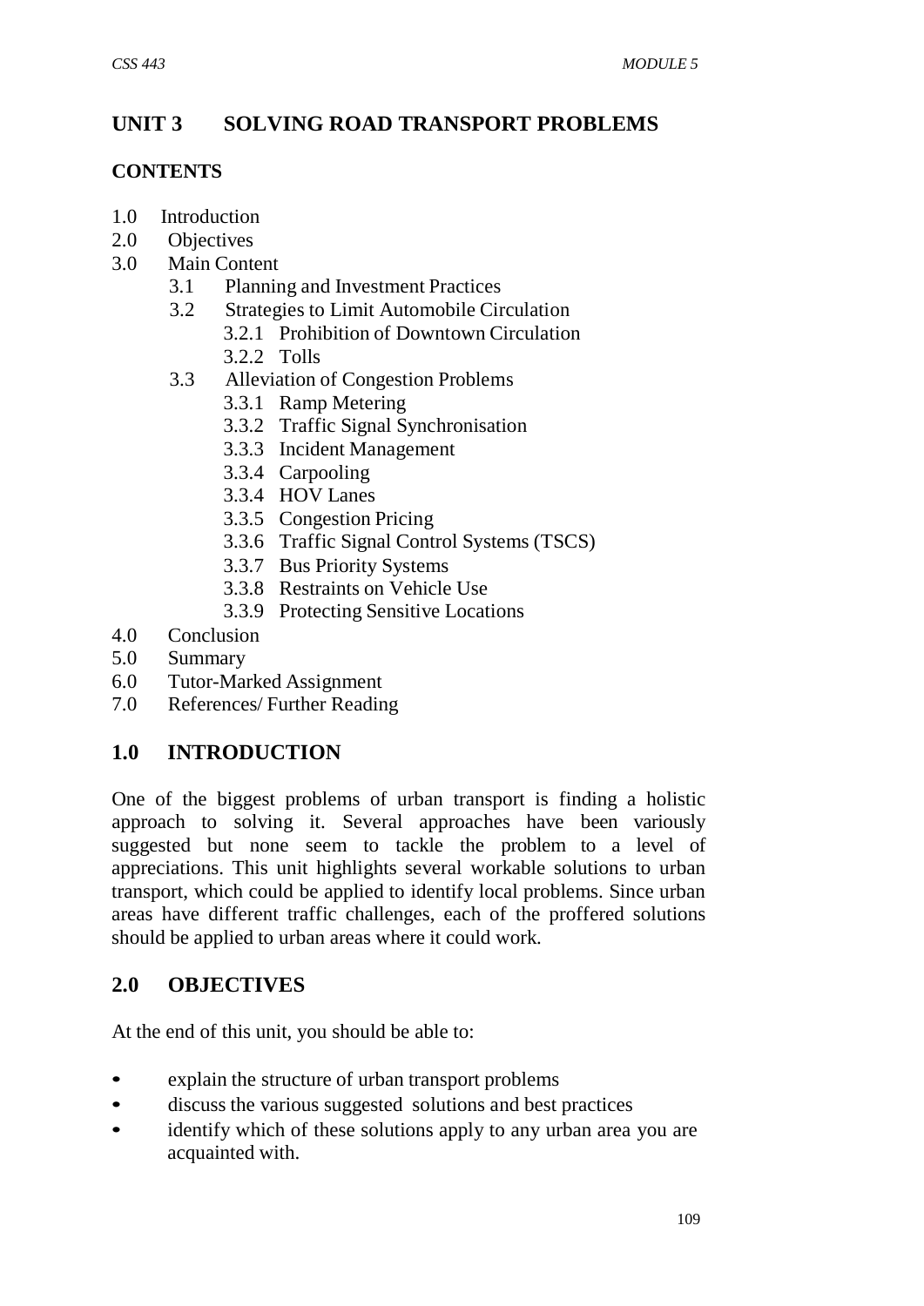# UNIT 3 SOLVING ROAD TRANSPORT PROBLEMS

## CONTENTS

- 1.0 Introduction
- 2.0 Objectives
- 3.0 Main Content
    - 3.1 Planning and Investment Practices
    - 3.2 Strategies to Limit Automobile Circulation
        - 3.2.1 Prohibition of Downtown Circulation
        - 3.2.2 Tolls
    - 3.3 Alleviation of Congestion Problems
        - 3.3.1 Ramp Metering
        - 3.3.2 Traffic Signal Synchronisation
        - 3.3.3 Incident Management
        - 3.3.4 Carpooling
        - 3.3.4 HOV Lanes
        - 3.3.5 Congestion Pricing
        - 3.3.6 Traffic Signal Control Systems (TSCS)
        - 3.3.7 Bus Priority Systems
        - 3.3.8 Restraints on Vehicle Use
        - 3.3.9 Protecting Sensitive Locations
- 4.0 Conclusion
- 5.0 Summary
- 6.0 Tutor-Marked Assignment
- 7.0 References/ Further Reading

## 1.0 INTRODUCTION

One of the biggest problems of urban transport is finding a holistic approach to solving it. Several approaches have been variously suggested but none seem to tackle the problem to a level of appreciations. This unit highlights several workable solutions to urban transport, which could be applied to identify local problems. Since urban areas have different traffic challenges, each of the proffered solutions should be applied to urban areas where it could work.

## 2.0 OBJECTIVES

At the end of this unit, you should be able to:

- explain the structure of urban transport problems
- discuss the various suggested solutions and best practices
- identify which of these solutions apply to any urban area you are acquainted with.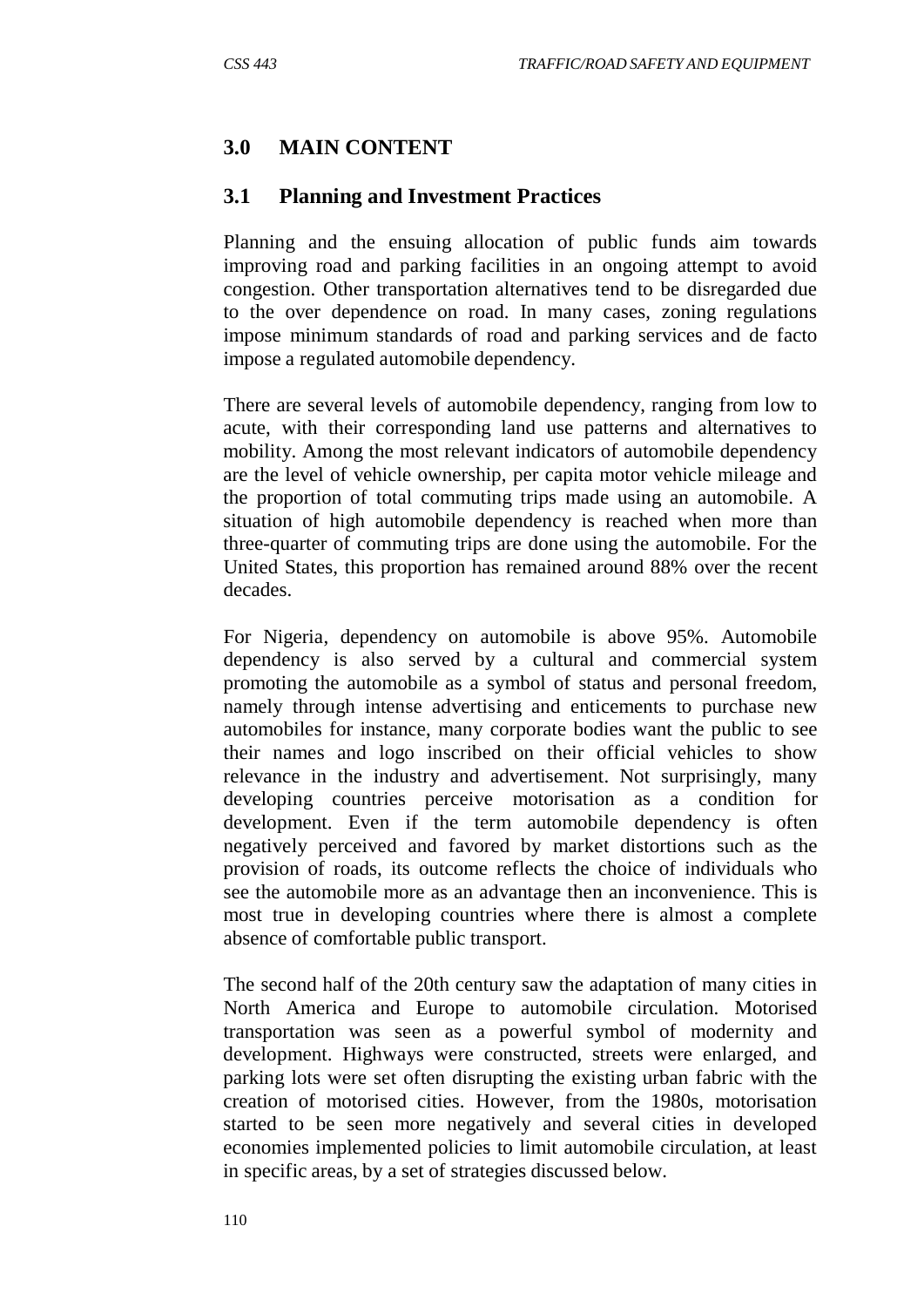## 3.0 MAIN CONTENT

### 3.1 Planning and Investment Practices

Planning and the ensuing allocation of public funds aim towards improving road and parking facilities in an ongoing attempt to avoid congestion. Other transportation alternatives tend to be disregarded due to the over dependence on road. In many cases, zoning regulations impose minimum standards of road and parking services and de facto impose a regulated automobile dependency.

There are several levels of automobile dependency, ranging from low to acute, with their corresponding land use patterns and alternatives to mobility. Among the most relevant indicators of automobile dependency are the level of vehicle ownership, per capita motor vehicle mileage and the proportion of total commuting trips made using an automobile. A situation of high automobile dependency is reached when more than three-quarter of commuting trips are done using the automobile. For the United States, this proportion has remained around 88% over the recent decades.

For Nigeria, dependency on automobile is above 95%. Automobile dependency is also served by a cultural and commercial system promoting the automobile as a symbol of status and personal freedom, namely through intense advertising and enticements to purchase new automobiles for instance, many corporate bodies want the public to see their names and logo inscribed on their official vehicles to show relevance in the industry and advertisement. Not surprisingly, many developing countries perceive motorisation as a condition for development. Even if the term automobile dependency is often negatively perceived and favored by market distortions such as the provision of roads, its outcome reflects the choice of individuals who see the automobile more as an advantage then an inconvenience. This is most true in developing countries where there is almost a complete absence of comfortable public transport.

The second half of the 20th century saw the adaptation of many cities in North America and Europe to automobile circulation. Motorised transportation was seen as a powerful symbol of modernity and development. Highways were constructed, streets were enlarged, and parking lots were set often disrupting the existing urban fabric with the creation of motorised cities. However, from the 1980s, motorisation started to be seen more negatively and several cities in developed economies implemented policies to limit automobile circulation, at least in specific areas, by a set of strategies discussed below.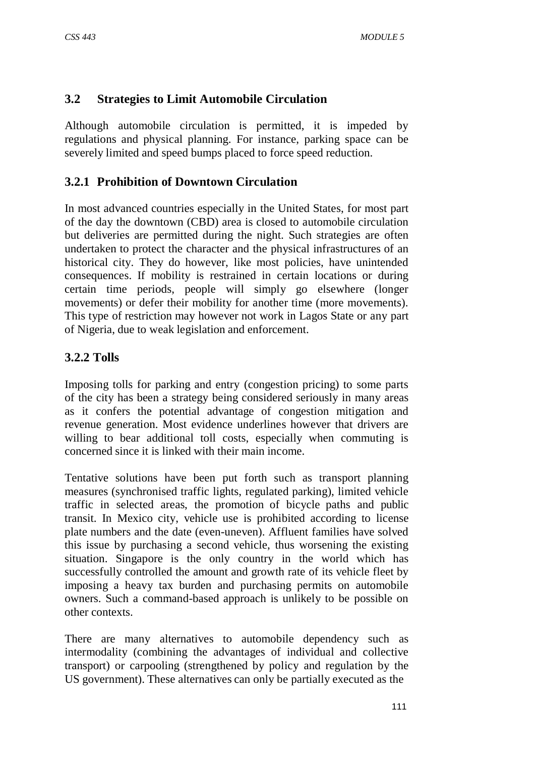### 3.2 Strategies to Limit Automobile Circulation

Although automobile circulation is permitted, it is impeded by regulations and physical planning. For instance, parking space can be severely limited and speed bumps placed to force speed reduction.

#### 3.2.1 Prohibition of Downtown Circulation

In most advanced countries especially in the United States, for most part of the day the downtown (CBD) area is closed to automobile circulation but deliveries are permitted during the night. Such strategies are often undertaken to protect the character and the physical infrastructures of an historical city. They do however, like most policies, have unintended consequences. If mobility is restrained in certain locations or during certain time periods, people will simply go elsewhere (longer movements) or defer their mobility for another time (more movements). This type of restriction may however not work in Lagos State or any part of Nigeria, due to weak legislation and enforcement.

#### 3.2.2 Tolls

Imposing tolls for parking and entry (congestion pricing) to some parts of the city has been a strategy being considered seriously in many areas as it confers the potential advantage of congestion mitigation and revenue generation. Most evidence underlines however that drivers are willing to bear additional toll costs, especially when commuting is concerned since it is linked with their main income.

Tentative solutions have been put forth such as transport planning measures (synchronised traffic lights, regulated parking), limited vehicle traffic in selected areas, the promotion of bicycle paths and public transit. In Mexico city, vehicle use is prohibited according to license plate numbers and the date (even-uneven). Affluent families have solved this issue by purchasing a second vehicle, thus worsening the existing situation. Singapore is the only country in the world which has successfully controlled the amount and growth rate of its vehicle fleet by imposing a heavy tax burden and purchasing permits on automobile owners. Such a command-based approach is unlikely to be possible on other contexts.

There are many alternatives to automobile dependency such as intermodality (combining the advantages of individual and collective transport) or carpooling (strengthened by policy and regulation by the US government). These alternatives can only be partially executed as the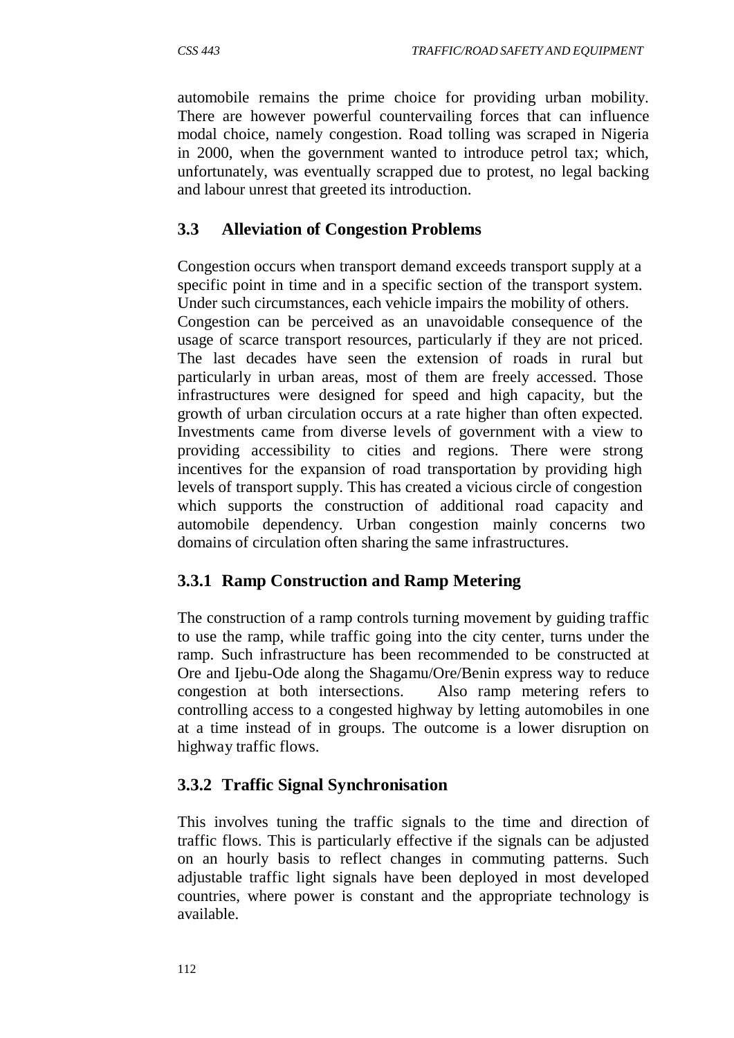automobile remains the prime choice for providing urban mobility. There are however powerful countervailing forces that can influence modal choice, namely congestion. Road tolling was scraped in Nigeria in 2000, when the government wanted to introduce petrol tax; which, unfortunately, was eventually scrapped due to protest, no legal backing and labour unrest that greeted its introduction.

## 3.3 Alleviation of Congestion Problems

Congestion occurs when transport demand exceeds transport supply at a specific point in time and in a specific section of the transport system. Under such circumstances, each vehicle impairs the mobility of others.
Congestion can be perceived as an unavoidable consequence of the usage of scarce transport resources, particularly if they are not priced. The last decades have seen the extension of roads in rural but particularly in urban areas, most of them are freely accessed. Those infrastructures were designed for speed and high capacity, but the growth of urban circulation occurs at a rate higher than often expected. Investments came from diverse levels of government with a view to providing accessibility to cities and regions. There were strong incentives for the expansion of road transportation by providing high levels of transport supply. This has created a vicious circle of congestion which supports the construction of additional road capacity and automobile dependency. Urban congestion mainly concerns two domains of circulation often sharing the same infrastructures.

### 3.3.1 Ramp Construction and Ramp Metering

The construction of a ramp controls turning movement by guiding traffic to use the ramp, while traffic going into the city center, turns under the ramp. Such infrastructure has been recommended to be constructed at Ore and Ijebu-Ode along the Shagamu/Ore/Benin express way to reduce congestion at both intersections. Also ramp metering refers to controlling access to a congested highway by letting automobiles in one at a time instead of in groups. The outcome is a lower disruption on highway traffic flows.

### 3.3.2 Traffic Signal Synchronisation

This involves tuning the traffic signals to the time and direction of traffic flows. This is particularly effective if the signals can be adjusted on an hourly basis to reflect changes in commuting patterns. Such adjustable traffic light signals have been deployed in most developed countries, where power is constant and the appropriate technology is available.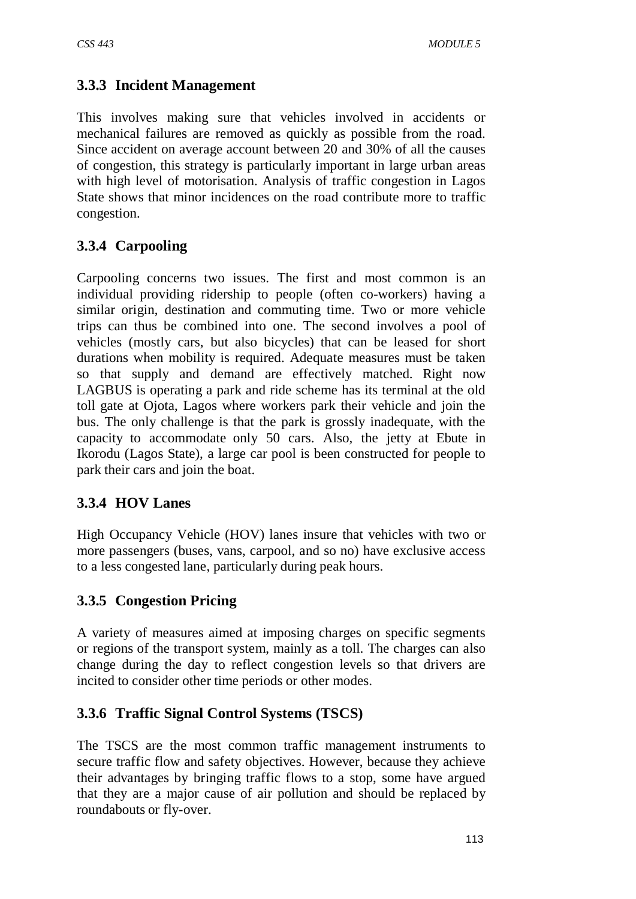### 3.3.3 Incident Management

This involves making sure that vehicles involved in accidents or mechanical failures are removed as quickly as possible from the road. Since accident on average account between 20 and 30% of all the causes of congestion, this strategy is particularly important in large urban areas with high level of motorisation. Analysis of traffic congestion in Lagos State shows that minor incidences on the road contribute more to traffic congestion.

### 3.3.4 Carpooling

Carpooling concerns two issues. The first and most common is an individual providing ridership to people (often co-workers) having a similar origin, destination and commuting time. Two or more vehicle trips can thus be combined into one. The second involves a pool of vehicles (mostly cars, but also bicycles) that can be leased for short durations when mobility is required. Adequate measures must be taken so that supply and demand are effectively matched. Right now LAGBUS is operating a park and ride scheme has its terminal at the old toll gate at Ojota, Lagos where workers park their vehicle and join the bus. The only challenge is that the park is grossly inadequate, with the capacity to accommodate only 50 cars. Also, the jetty at Ebute in Ikorodu (Lagos State), a large car pool is been constructed for people to park their cars and join the boat.

### 3.3.4 HOV Lanes

High Occupancy Vehicle (HOV) lanes insure that vehicles with two or more passengers (buses, vans, carpool, and so no) have exclusive access to a less congested lane, particularly during peak hours.

### 3.3.5 Congestion Pricing

A variety of measures aimed at imposing charges on specific segments or regions of the transport system, mainly as a toll. The charges can also change during the day to reflect congestion levels so that drivers are incited to consider other time periods or other modes.

### 3.3.6 Traffic Signal Control Systems (TSCS)

The TSCS are the most common traffic management instruments to secure traffic flow and safety objectives. However, because they achieve their advantages by bringing traffic flows to a stop, some have argued that they are a major cause of air pollution and should be replaced by roundabouts or fly-over.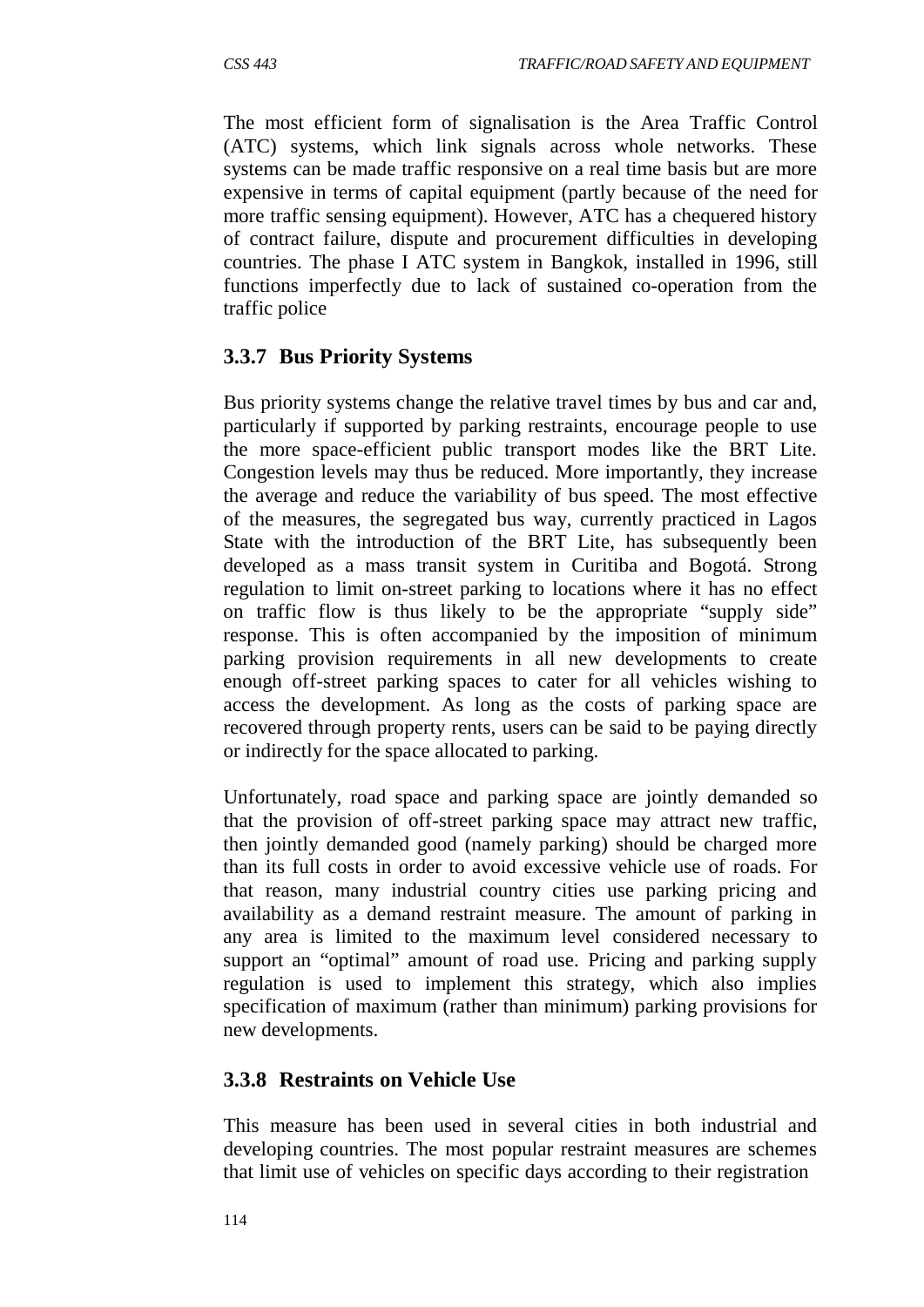The most efficient form of signalisation is the Area Traffic Control (ATC) systems, which link signals across whole networks. These systems can be made traffic responsive on a real time basis but are more expensive in terms of capital equipment (partly because of the need for more traffic sensing equipment). However, ATC has a chequered history of contract failure, dispute and procurement difficulties in developing countries. The phase I ATC system in Bangkok, installed in 1996, still functions imperfectly due to lack of sustained co-operation from the traffic police

### 3.3.7 Bus Priority Systems

Bus priority systems change the relative travel times by bus and car and, particularly if supported by parking restraints, encourage people to use the more space-efficient public transport modes like the BRT Lite. Congestion levels may thus be reduced. More importantly, they increase the average and reduce the variability of bus speed. The most effective of the measures, the segregated bus way, currently practiced in Lagos State with the introduction of the BRT Lite, has subsequently been developed as a mass transit system in Curitiba and Bogotá. Strong regulation to limit on-street parking to locations where it has no effect on traffic flow is thus likely to be the appropriate "supply side" response. This is often accompanied by the imposition of minimum parking provision requirements in all new developments to create enough off-street parking spaces to cater for all vehicles wishing to access the development. As long as the costs of parking space are recovered through property rents, users can be said to be paying directly or indirectly for the space allocated to parking.

Unfortunately, road space and parking space are jointly demanded so that the provision of off-street parking space may attract new traffic, then jointly demanded good (namely parking) should be charged more than its full costs in order to avoid excessive vehicle use of roads. For that reason, many industrial country cities use parking pricing and availability as a demand restraint measure. The amount of parking in any area is limited to the maximum level considered necessary to support an "optimal" amount of road use. Pricing and parking supply regulation is used to implement this strategy, which also implies specification of maximum (rather than minimum) parking provisions for new developments.

### 3.3.8 Restraints on Vehicle Use

This measure has been used in several cities in both industrial and developing countries. The most popular restraint measures are schemes that limit use of vehicles on specific days according to their registration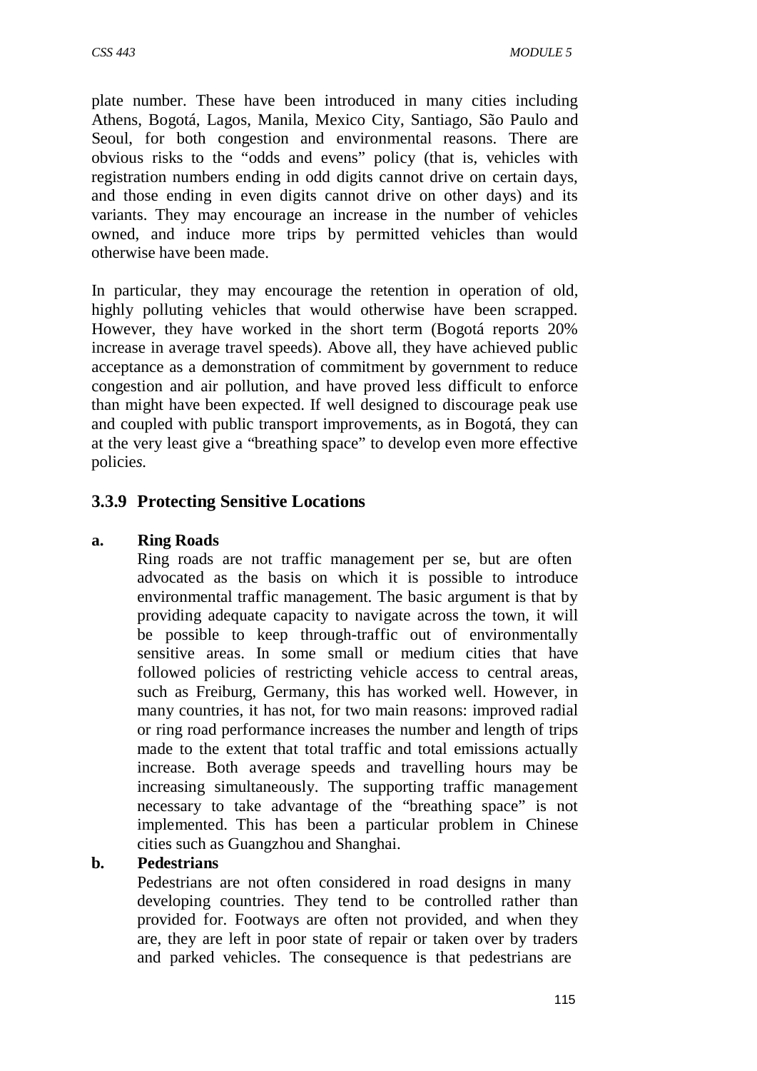plate number. These have been introduced in many cities including Athens, Bogotá, Lagos, Manila, Mexico City, Santiago, São Paulo and Seoul, for both congestion and environmental reasons. There are obvious risks to the "odds and evens" policy (that is, vehicles with registration numbers ending in odd digits cannot drive on certain days, and those ending in even digits cannot drive on other days) and its variants. They may encourage an increase in the number of vehicles owned, and induce more trips by permitted vehicles than would otherwise have been made.

In particular, they may encourage the retention in operation of old, highly polluting vehicles that would otherwise have been scrapped. However, they have worked in the short term (Bogotá reports 20% increase in average travel speeds). Above all, they have achieved public acceptance as a demonstration of commitment by government to reduce congestion and air pollution, and have proved less difficult to enforce than might have been expected. If well designed to discourage peak use and coupled with public transport improvements, as in Bogotá, they can at the very least give a "breathing space" to develop even more effective policies.

### 3.3.9 Protecting Sensitive Locations

**a. Ring Roads**

Ring roads are not traffic management per se, but are often advocated as the basis on which it is possible to introduce environmental traffic management. The basic argument is that by providing adequate capacity to navigate across the town, it will be possible to keep through-traffic out of environmentally sensitive areas. In some small or medium cities that have followed policies of restricting vehicle access to central areas, such as Freiburg, Germany, this has worked well. However, in many countries, it has not, for two main reasons: improved radial or ring road performance increases the number and length of trips made to the extent that total traffic and total emissions actually increase. Both average speeds and travelling hours may be increasing simultaneously. The supporting traffic management necessary to take advantage of the "breathing space" is not implemented. This has been a particular problem in Chinese cities such as Guangzhou and Shanghai.

**b. Pedestrians**

Pedestrians are not often considered in road designs in many developing countries. They tend to be controlled rather than provided for. Footways are often not provided, and when they are, they are left in poor state of repair or taken over by traders and parked vehicles. The consequence is that pedestrians are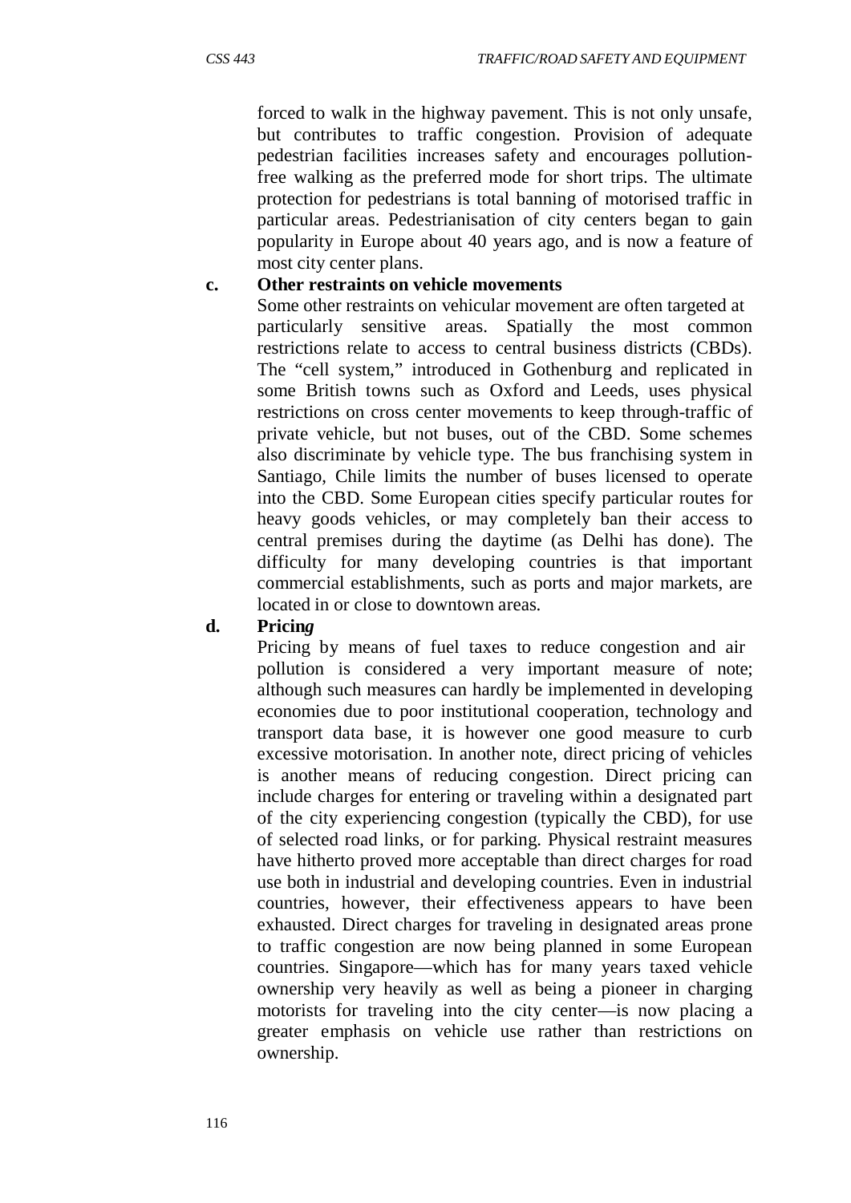forced to walk in the highway pavement. This is not only unsafe, but contributes to traffic congestion. Provision of adequate pedestrian facilities increases safety and encourages pollution-free walking as the preferred mode for short trips. The ultimate protection for pedestrians is total banning of motorised traffic in particular areas. Pedestrianisation of city centers began to gain popularity in Europe about 40 years ago, and is now a feature of most city center plans.

**c. Other restraints on vehicle movements**

Some other restraints on vehicular movement are often targeted at particularly sensitive areas. Spatially the most common restrictions relate to access to central business districts (CBDs). The "cell system," introduced in Gothenburg and replicated in some British towns such as Oxford and Leeds, uses physical restrictions on cross center movements to keep through-traffic of private vehicle, but not buses, out of the CBD. Some schemes also discriminate by vehicle type. The bus franchising system in Santiago, Chile limits the number of buses licensed to operate into the CBD. Some European cities specify particular routes for heavy goods vehicles, or may completely ban their access to central premises during the daytime (as Delhi has done). The difficulty for many developing countries is that important commercial establishments, such as ports and major markets, are located in or close to downtown areas.

**d. Pricing**

Pricing by means of fuel taxes to reduce congestion and air pollution is considered a very important measure of note; although such measures can hardly be implemented in developing economies due to poor institutional cooperation, technology and transport data base, it is however one good measure to curb excessive motorisation. In another note, direct pricing of vehicles is another means of reducing congestion. Direct pricing can include charges for entering or traveling within a designated part of the city experiencing congestion (typically the CBD), for use of selected road links, or for parking. Physical restraint measures have hitherto proved more acceptable than direct charges for road use both in industrial and developing countries. Even in industrial countries, however, their effectiveness appears to have been exhausted. Direct charges for traveling in designated areas prone to traffic congestion are now being planned in some European countries. Singapore—which has for many years taxed vehicle ownership very heavily as well as being a pioneer in charging motorists for traveling into the city center—is now placing a greater emphasis on vehicle use rather than restrictions on ownership.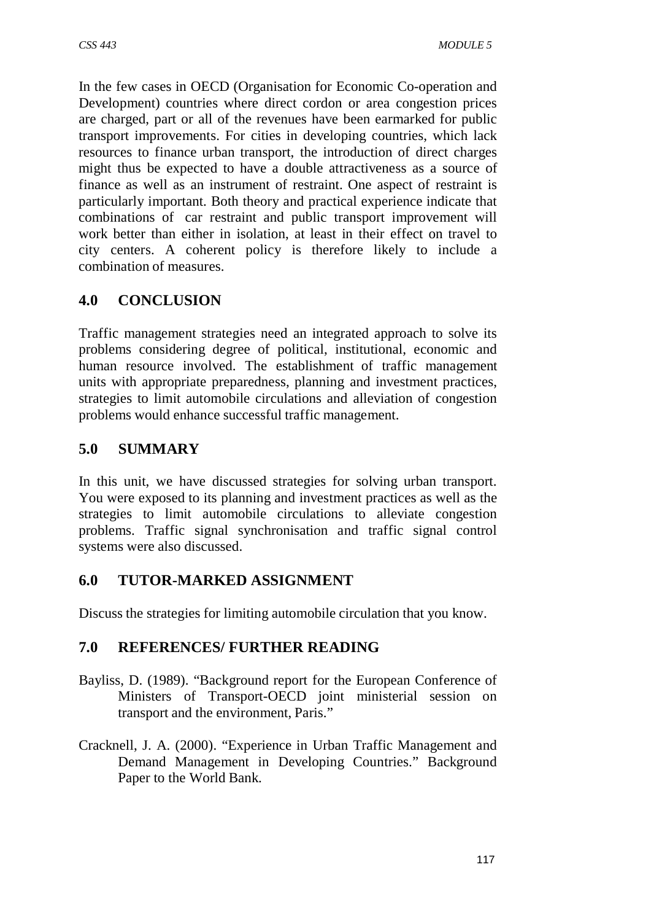In the few cases in OECD (Organisation for Economic Co-operation and Development) countries where direct cordon or area congestion prices are charged, part or all of the revenues have been earmarked for public transport improvements. For cities in developing countries, which lack resources to finance urban transport, the introduction of direct charges might thus be expected to have a double attractiveness as a source of finance as well as an instrument of restraint. One aspect of restraint is particularly important. Both theory and practical experience indicate that combinations of car restraint and public transport improvement will work better than either in isolation, at least in their effect on travel to city centers. A coherent policy is therefore likely to include a combination of measures.

## 4.0 CONCLUSION

Traffic management strategies need an integrated approach to solve its problems considering degree of political, institutional, economic and human resource involved. The establishment of traffic management units with appropriate preparedness, planning and investment practices, strategies to limit automobile circulations and alleviation of congestion problems would enhance successful traffic management.

## 5.0 SUMMARY

In this unit, we have discussed strategies for solving urban transport. You were exposed to its planning and investment practices as well as the strategies to limit automobile circulations to alleviate congestion problems. Traffic signal synchronisation and traffic signal control systems were also discussed.

## 6.0 TUTOR-MARKED ASSIGNMENT

Discuss the strategies for limiting automobile circulation that you know.

## 7.0 REFERENCES/ FURTHER READING

Bayliss, D. (1989). "Background report for the European Conference of Ministers of Transport-OECD joint ministerial session on transport and the environment, Paris."

Cracknell, J. A. (2000). "Experience in Urban Traffic Management and Demand Management in Developing Countries." Background Paper to the World Bank.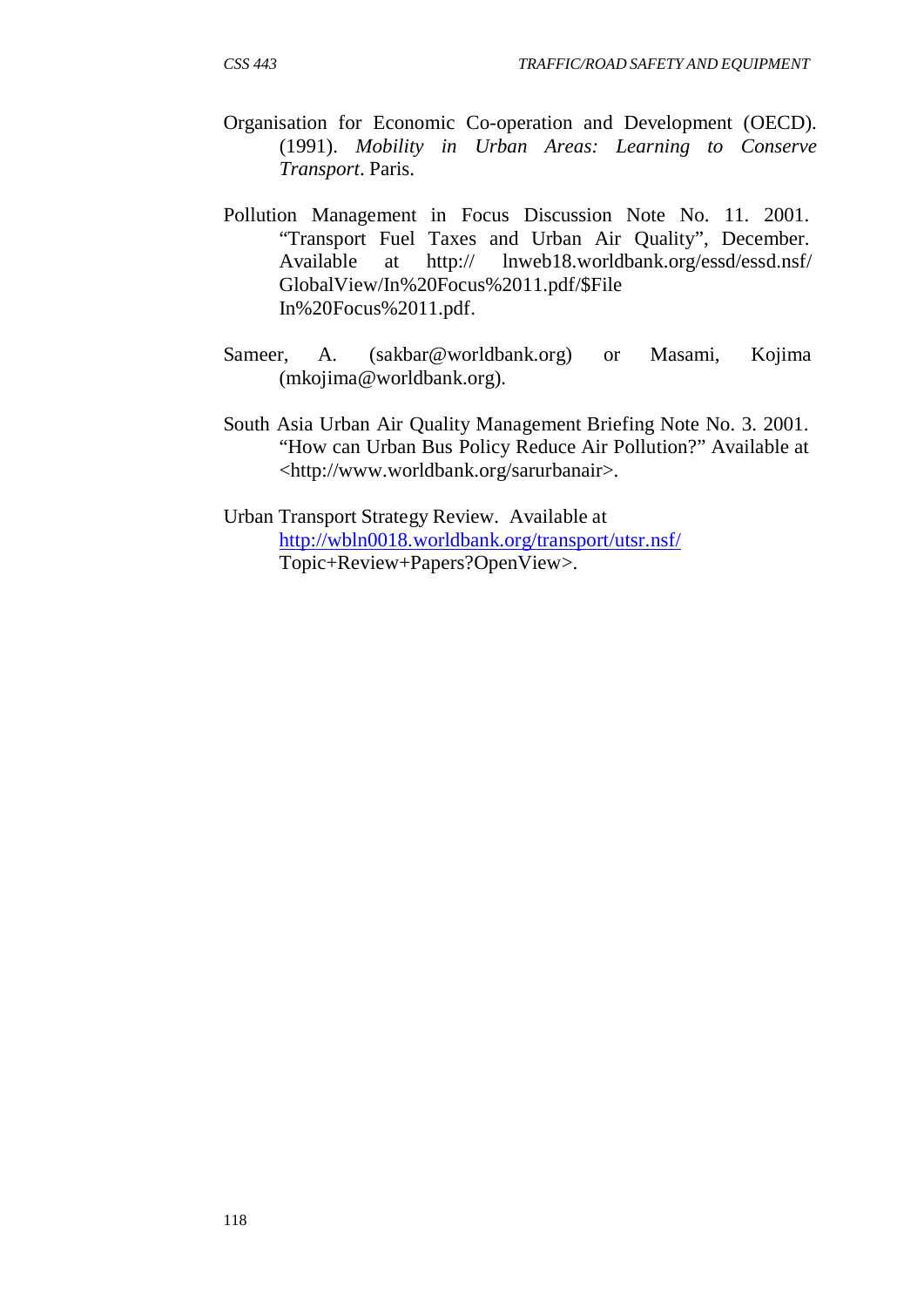Organisation for Economic Co-operation and Development (OECD). (1991). *Mobility in Urban Areas: Learning to Conserve Transport*. Paris.

Pollution Management in Focus Discussion Note No. 11. 2001. "Transport Fuel Taxes and Urban Air Quality", December. Available at http:// lnweb18.worldbank.org/essd/essd.nsf/ GlobalView/In%20Focus%2011.pdf/$File In%20Focus%2011.pdf.

Sameer, A. (sakbar@worldbank.org) or Masami, Kojima (mkojima@worldbank.org).

South Asia Urban Air Quality Management Briefing Note No. 3. 2001. "How can Urban Bus Policy Reduce Air Pollution?" Available at <http://www.worldbank.org/sarurbanair>.

Urban Transport Strategy Review. Available at http://wbln0018.worldbank.org/transport/utsr.nsf/ Topic+Review+Papers?OpenView>.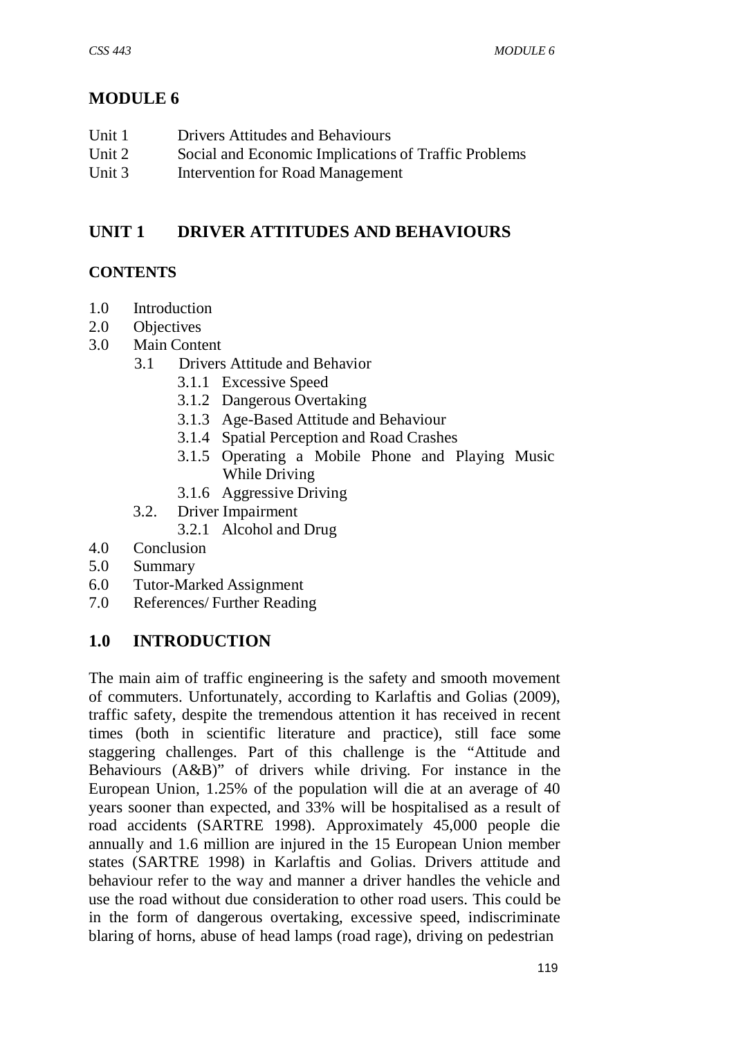# MODULE 6

Unit 1 Drivers Attitudes and Behaviours
Unit 2 Social and Economic Implications of Traffic Problems
Unit 3 Intervention for Road Management

## UNIT 1 DRIVER ATTITUDES AND BEHAVIOURS

### CONTENTS

- 1.0 Introduction
- 2.0 Objectives
- 3.0 Main Content
  - 3.1 Drivers Attitude and Behavior
    - 3.1.1 Excessive Speed
    - 3.1.2 Dangerous Overtaking
    - 3.1.3 Age-Based Attitude and Behaviour
    - 3.1.4 Spatial Perception and Road Crashes
    - 3.1.5 Operating a Mobile Phone and Playing Music While Driving
    - 3.1.6 Aggressive Driving
  - 3.2. Driver Impairment
    - 3.2.1 Alcohol and Drug
- 4.0 Conclusion
- 5.0 Summary
- 6.0 Tutor-Marked Assignment
- 7.0 References/ Further Reading

## 1.0 INTRODUCTION

The main aim of traffic engineering is the safety and smooth movement of commuters. Unfortunately, according to Karlaftis and Golias (2009), traffic safety, despite the tremendous attention it has received in recent times (both in scientific literature and practice), still face some staggering challenges. Part of this challenge is the "Attitude and Behaviours (A&B)" of drivers while driving. For instance in the European Union, 1.25% of the population will die at an average of 40 years sooner than expected, and 33% will be hospitalised as a result of road accidents (SARTRE 1998). Approximately 45,000 people die annually and 1.6 million are injured in the 15 European Union member states (SARTRE 1998) in Karlaftis and Golias. Drivers attitude and behaviour refer to the way and manner a driver handles the vehicle and use the road without due consideration to other road users. This could be in the form of dangerous overtaking, excessive speed, indiscriminate blaring of horns, abuse of head lamps (road rage), driving on pedestrian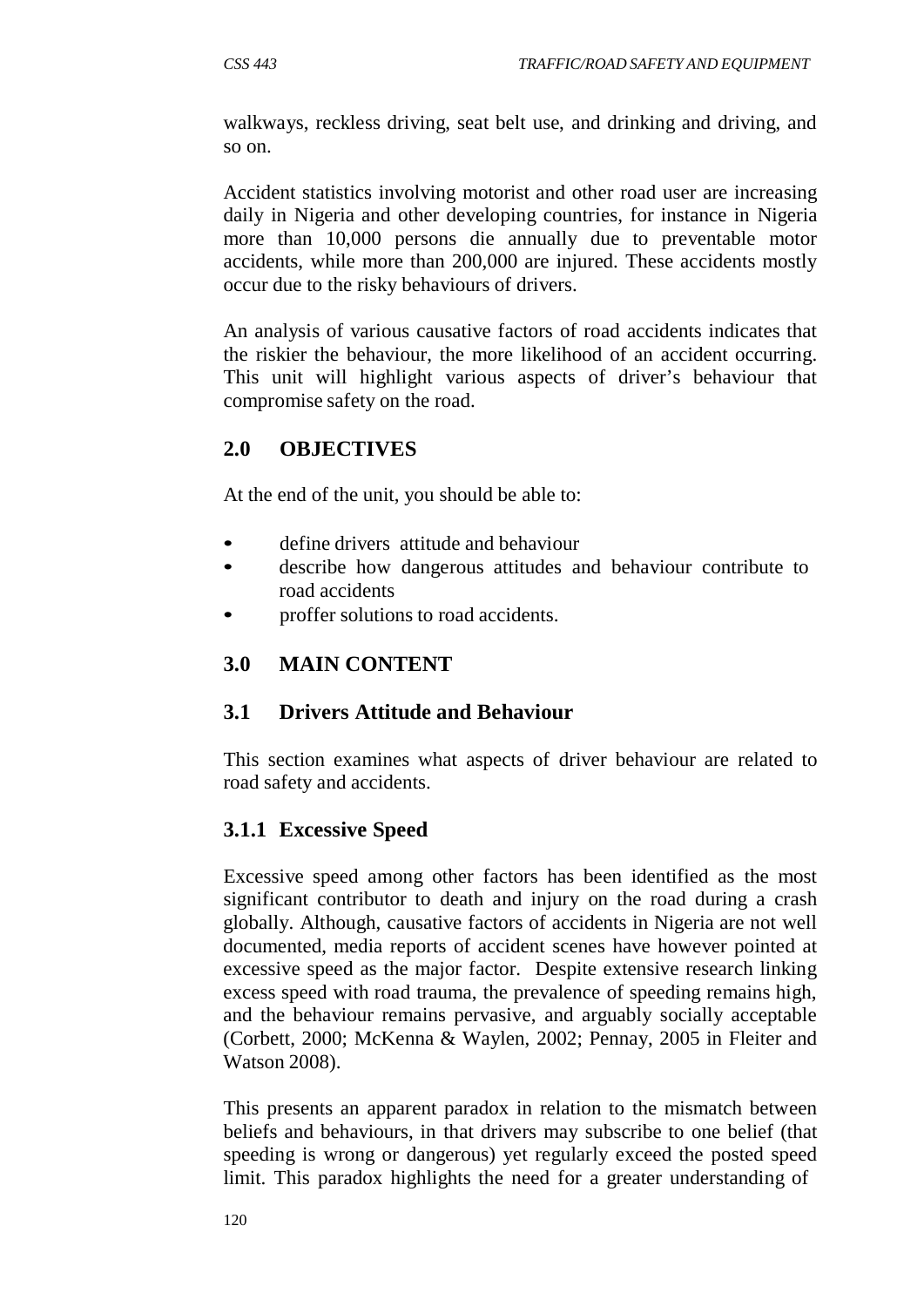walkways, reckless driving, seat belt use, and drinking and driving, and so on.

Accident statistics involving motorist and other road user are increasing daily in Nigeria and other developing countries, for instance in Nigeria more than 10,000 persons die annually due to preventable motor accidents, while more than 200,000 are injured. These accidents mostly occur due to the risky behaviours of drivers.

An analysis of various causative factors of road accidents indicates that the riskier the behaviour, the more likelihood of an accident occurring. This unit will highlight various aspects of driver's behaviour that compromise safety on the road.

## 2.0 OBJECTIVES

At the end of the unit, you should be able to:

- define drivers attitude and behaviour
- describe how dangerous attitudes and behaviour contribute to road accidents
- proffer solutions to road accidents.

## 3.0 MAIN CONTENT

### 3.1 Drivers Attitude and Behaviour

This section examines what aspects of driver behaviour are related to road safety and accidents.

#### 3.1.1 Excessive Speed

Excessive speed among other factors has been identified as the most significant contributor to death and injury on the road during a crash globally. Although, causative factors of accidents in Nigeria are not well documented, media reports of accident scenes have however pointed at excessive speed as the major factor. Despite extensive research linking excess speed with road trauma, the prevalence of speeding remains high, and the behaviour remains pervasive, and arguably socially acceptable (Corbett, 2000; McKenna & Waylen, 2002; Pennay, 2005 in Fleiter and Watson 2008).

This presents an apparent paradox in relation to the mismatch between beliefs and behaviours, in that drivers may subscribe to one belief (that speeding is wrong or dangerous) yet regularly exceed the posted speed limit. This paradox highlights the need for a greater understanding of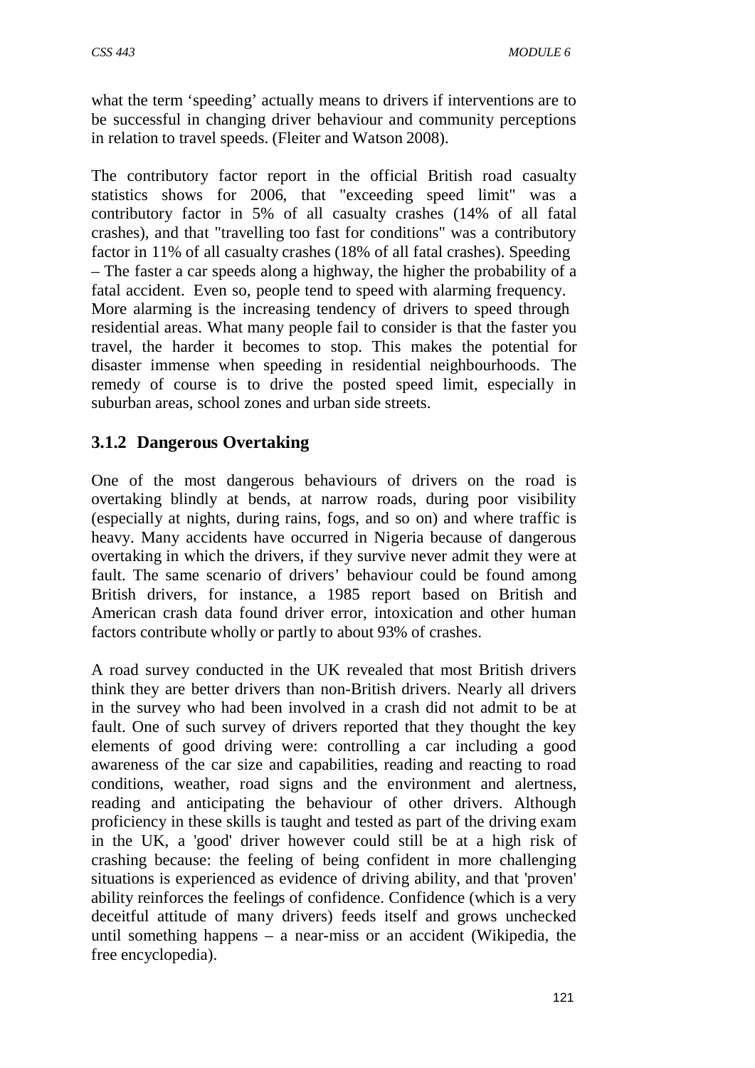what the term 'speeding' actually means to drivers if interventions are to be successful in changing driver behaviour and community perceptions in relation to travel speeds. (Fleiter and Watson 2008).

The contributory factor report in the official British road casualty statistics shows for 2006, that "exceeding speed limit" was a contributory factor in 5% of all casualty crashes (14% of all fatal crashes), and that "travelling too fast for conditions" was a contributory factor in 11% of all casualty crashes (18% of all fatal crashes). Speeding – The faster a car speeds along a highway, the higher the probability of a fatal accident. Even so, people tend to speed with alarming frequency. More alarming is the increasing tendency of drivers to speed through residential areas. What many people fail to consider is that the faster you travel, the harder it becomes to stop. This makes the potential for disaster immense when speeding in residential neighbourhoods. The remedy of course is to drive the posted speed limit, especially in suburban areas, school zones and urban side streets.

### 3.1.2 Dangerous Overtaking

One of the most dangerous behaviours of drivers on the road is overtaking blindly at bends, at narrow roads, during poor visibility (especially at nights, during rains, fogs, and so on) and where traffic is heavy. Many accidents have occurred in Nigeria because of dangerous overtaking in which the drivers, if they survive never admit they were at fault. The same scenario of drivers' behaviour could be found among British drivers, for instance, a 1985 report based on British and American crash data found driver error, intoxication and other human factors contribute wholly or partly to about 93% of crashes.

A road survey conducted in the UK revealed that most British drivers think they are better drivers than non-British drivers. Nearly all drivers in the survey who had been involved in a crash did not admit to be at fault. One of such survey of drivers reported that they thought the key elements of good driving were: controlling a car including a good awareness of the car size and capabilities, reading and reacting to road conditions, weather, road signs and the environment and alertness, reading and anticipating the behaviour of other drivers. Although proficiency in these skills is taught and tested as part of the driving exam in the UK, a 'good' driver however could still be at a high risk of crashing because: the feeling of being confident in more challenging situations is experienced as evidence of driving ability, and that 'proven' ability reinforces the feelings of confidence. Confidence (which is a very deceitful attitude of many drivers) feeds itself and grows unchecked until something happens – a near-miss or an accident (Wikipedia, the free encyclopedia).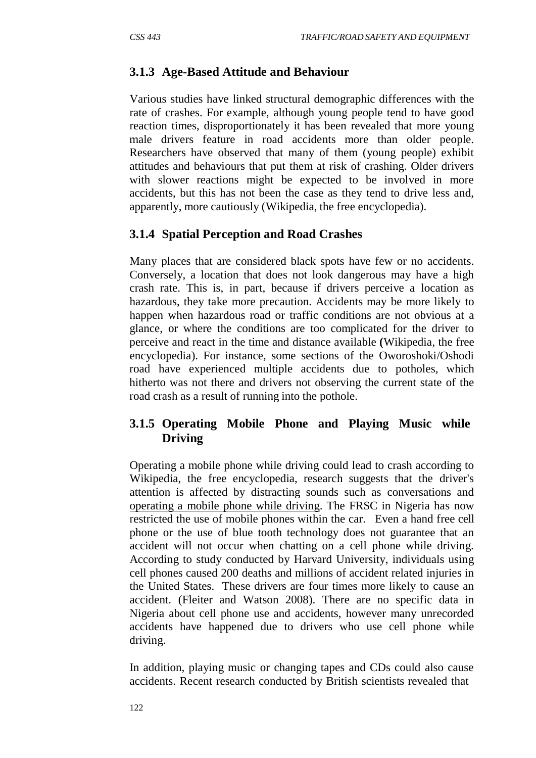### 3.1.3 Age-Based Attitude and Behaviour

Various studies have linked structural demographic differences with the rate of crashes. For example, although young people tend to have good reaction times, disproportionately it has been revealed that more young male drivers feature in road accidents more than older people. Researchers have observed that many of them (young people) exhibit attitudes and behaviours that put them at risk of crashing. Older drivers with slower reactions might be expected to be involved in more accidents, but this has not been the case as they tend to drive less and, apparently, more cautiously (Wikipedia, the free encyclopedia).

### 3.1.4 Spatial Perception and Road Crashes

Many places that are considered black spots have few or no accidents. Conversely, a location that does not look dangerous may have a high crash rate. This is, in part, because if drivers perceive a location as hazardous, they take more precaution. Accidents may be more likely to happen when hazardous road or traffic conditions are not obvious at a glance, or where the conditions are too complicated for the driver to perceive and react in the time and distance available **(**Wikipedia, the free encyclopedia). For instance, some sections of the Oworoshoki/Oshodi road have experienced multiple accidents due to potholes, which hitherto was not there and drivers not observing the current state of the road crash as a result of running into the pothole.

### 3.1.5 Operating Mobile Phone and Playing Music while Driving

Operating a mobile phone while driving could lead to crash according to Wikipedia, the free encyclopedia, research suggests that the driver's attention is affected by distracting sounds such as conversations and operating a mobile phone while driving. The FRSC in Nigeria has now restricted the use of mobile phones within the car. Even a hand free cell phone or the use of blue tooth technology does not guarantee that an accident will not occur when chatting on a cell phone while driving. According to study conducted by Harvard University, individuals using cell phones caused 200 deaths and millions of accident related injuries in the United States. These drivers are four times more likely to cause an accident. (Fleiter and Watson 2008). There are no specific data in Nigeria about cell phone use and accidents, however many unrecorded accidents have happened due to drivers who use cell phone while driving.

In addition, playing music or changing tapes and CDs could also cause accidents. Recent research conducted by British scientists revealed that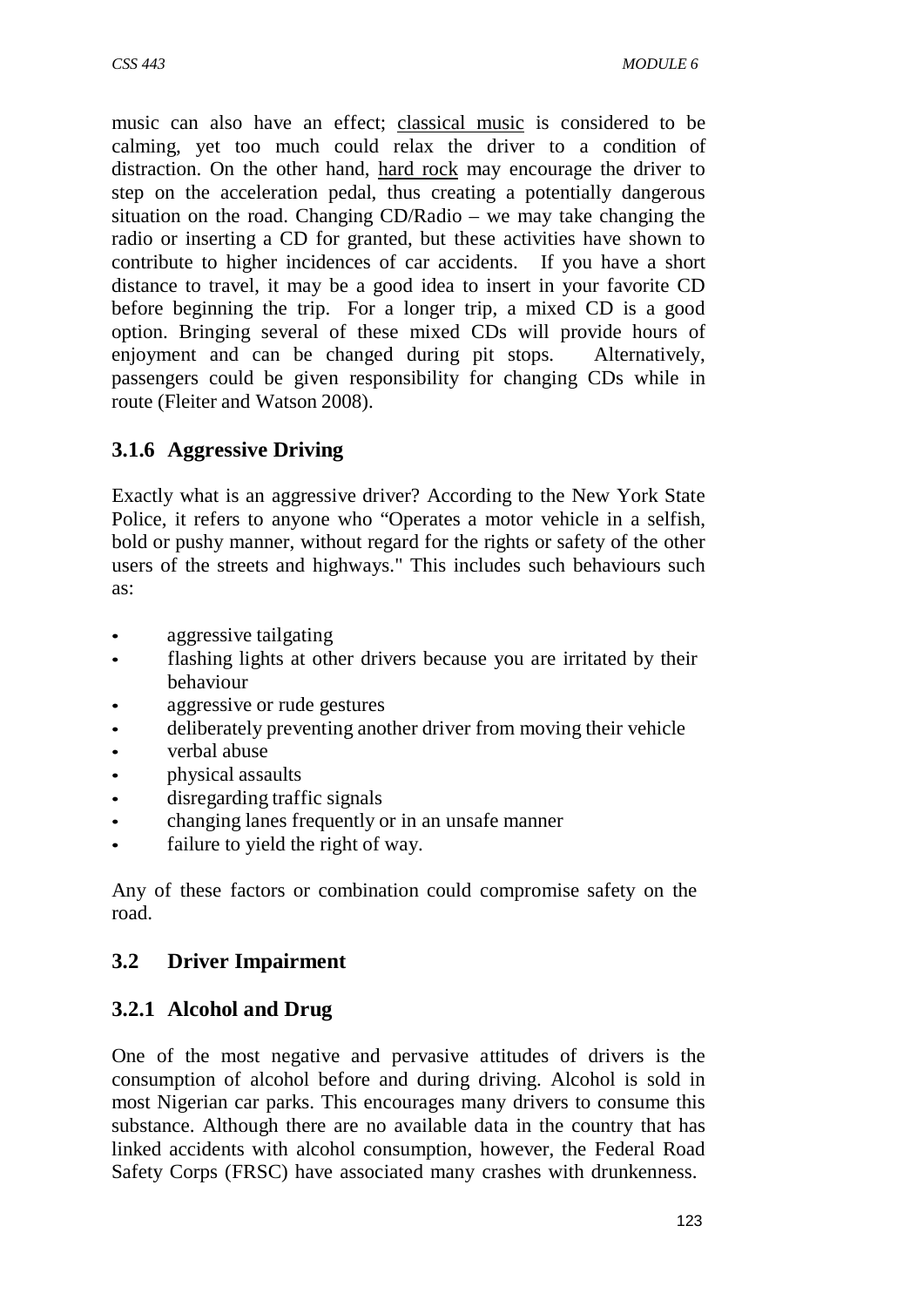music can also have an effect; classical music is considered to be calming, yet too much could relax the driver to a condition of distraction. On the other hand, hard rock may encourage the driver to step on the acceleration pedal, thus creating a potentially dangerous situation on the road. Changing CD/Radio – we may take changing the radio or inserting a CD for granted, but these activities have shown to contribute to higher incidences of car accidents. If you have a short distance to travel, it may be a good idea to insert in your favorite CD before beginning the trip. For a longer trip, a mixed CD is a good option. Bringing several of these mixed CDs will provide hours of enjoyment and can be changed during pit stops. Alternatively, passengers could be given responsibility for changing CDs while in route (Fleiter and Watson 2008).

### 3.1.6 Aggressive Driving

Exactly what is an aggressive driver? According to the New York State Police, it refers to anyone who "Operates a motor vehicle in a selfish, bold or pushy manner, without regard for the rights or safety of the other users of the streets and highways." This includes such behaviours such as:

- aggressive tailgating
- flashing lights at other drivers because you are irritated by their behaviour
- aggressive or rude gestures
- deliberately preventing another driver from moving their vehicle
- verbal abuse
- physical assaults
- disregarding traffic signals
- changing lanes frequently or in an unsafe manner
- failure to yield the right of way.

Any of these factors or combination could compromise safety on the road.

## 3.2 Driver Impairment

### 3.2.1 Alcohol and Drug

One of the most negative and pervasive attitudes of drivers is the consumption of alcohol before and during driving. Alcohol is sold in most Nigerian car parks. This encourages many drivers to consume this substance. Although there are no available data in the country that has linked accidents with alcohol consumption, however, the Federal Road Safety Corps (FRSC) have associated many crashes with drunkenness.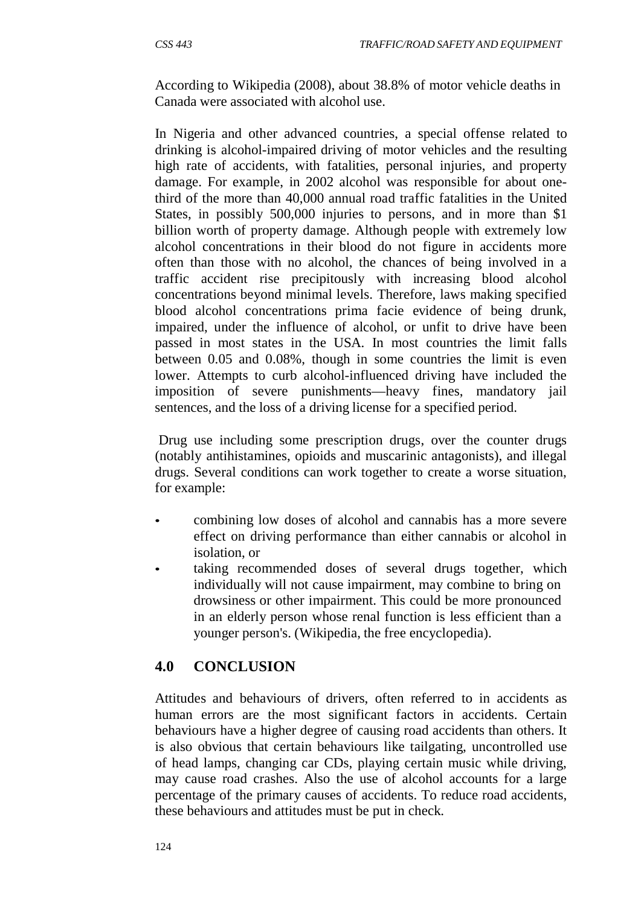According to Wikipedia (2008), about 38.8% of motor vehicle deaths in Canada were associated with alcohol use.

In Nigeria and other advanced countries, a special offense related to drinking is alcohol-impaired driving of motor vehicles and the resulting high rate of accidents, with fatalities, personal injuries, and property damage. For example, in 2002 alcohol was responsible for about one-third of the more than 40,000 annual road traffic fatalities in the United States, in possibly 500,000 injuries to persons, and in more than $1 billion worth of property damage. Although people with extremely low alcohol concentrations in their blood do not figure in accidents more often than those with no alcohol, the chances of being involved in a traffic accident rise precipitously with increasing blood alcohol concentrations beyond minimal levels. Therefore, laws making specified blood alcohol concentrations prima facie evidence of being drunk, impaired, under the influence of alcohol, or unfit to drive have been passed in most states in the USA. In most countries the limit falls between 0.05 and 0.08%, though in some countries the limit is even lower. Attempts to curb alcohol-influenced driving have included the imposition of severe punishments—heavy fines, mandatory jail sentences, and the loss of a driving license for a specified period.

Drug use including some prescription drugs, over the counter drugs (notably antihistamines, opioids and muscarinic antagonists), and illegal drugs. Several conditions can work together to create a worse situation, for example:

- combining low doses of alcohol and cannabis has a more severe effect on driving performance than either cannabis or alcohol in isolation, or
- taking recommended doses of several drugs together, which individually will not cause impairment, may combine to bring on drowsiness or other impairment. This could be more pronounced in an elderly person whose renal function is less efficient than a younger person's. (Wikipedia, the free encyclopedia).

## 4.0 CONCLUSION

Attitudes and behaviours of drivers, often referred to in accidents as human errors are the most significant factors in accidents. Certain behaviours have a higher degree of causing road accidents than others. It is also obvious that certain behaviours like tailgating, uncontrolled use of head lamps, changing car CDs, playing certain music while driving, may cause road crashes. Also the use of alcohol accounts for a large percentage of the primary causes of accidents. To reduce road accidents, these behaviours and attitudes must be put in check.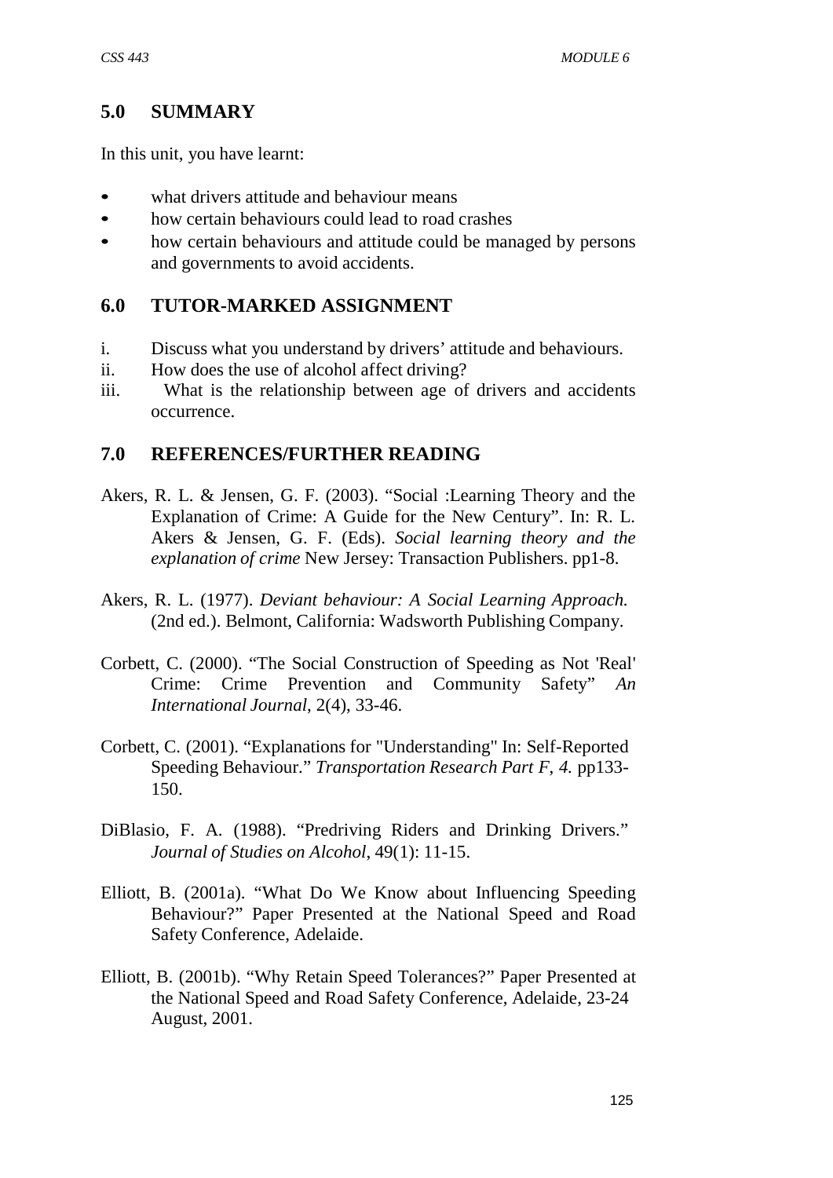## 5.0 SUMMARY

In this unit, you have learnt:

- what drivers attitude and behaviour means
- how certain behaviours could lead to road crashes
- how certain behaviours and attitude could be managed by persons and governments to avoid accidents.

## 6.0 TUTOR-MARKED ASSIGNMENT

i. Discuss what you understand by drivers' attitude and behaviours.
ii. How does the use of alcohol affect driving?
iii. What is the relationship between age of drivers and accidents occurrence.

## 7.0 REFERENCES/FURTHER READING

Akers, R. L. & Jensen, G. F. (2003). "Social :Learning Theory and the Explanation of Crime: A Guide for the New Century". In: R. L. Akers & Jensen, G. F. (Eds). *Social learning theory and the explanation of crime* New Jersey: Transaction Publishers. pp1-8.

Akers, R. L. (1977). *Deviant behaviour: A Social Learning Approach.* (2nd ed.). Belmont, California: Wadsworth Publishing Company.

Corbett, C. (2000). "The Social Construction of Speeding as Not 'Real' Crime: Crime Prevention and Community Safety" *An International Journal*, 2(4), 33-46.

Corbett, C. (2001). "Explanations for "Understanding" In: Self-Reported Speeding Behaviour." *Transportation Research Part F, 4.* pp133-150.

DiBlasio, F. A. (1988). "Predriving Riders and Drinking Drivers." *Journal of Studies on Alcohol*, 49(1): 11-15.

Elliott, B. (2001a). "What Do We Know about Influencing Speeding Behaviour?" Paper Presented at the National Speed and Road Safety Conference, Adelaide.

Elliott, B. (2001b). "Why Retain Speed Tolerances?" Paper Presented at the National Speed and Road Safety Conference, Adelaide, 23-24 August, 2001.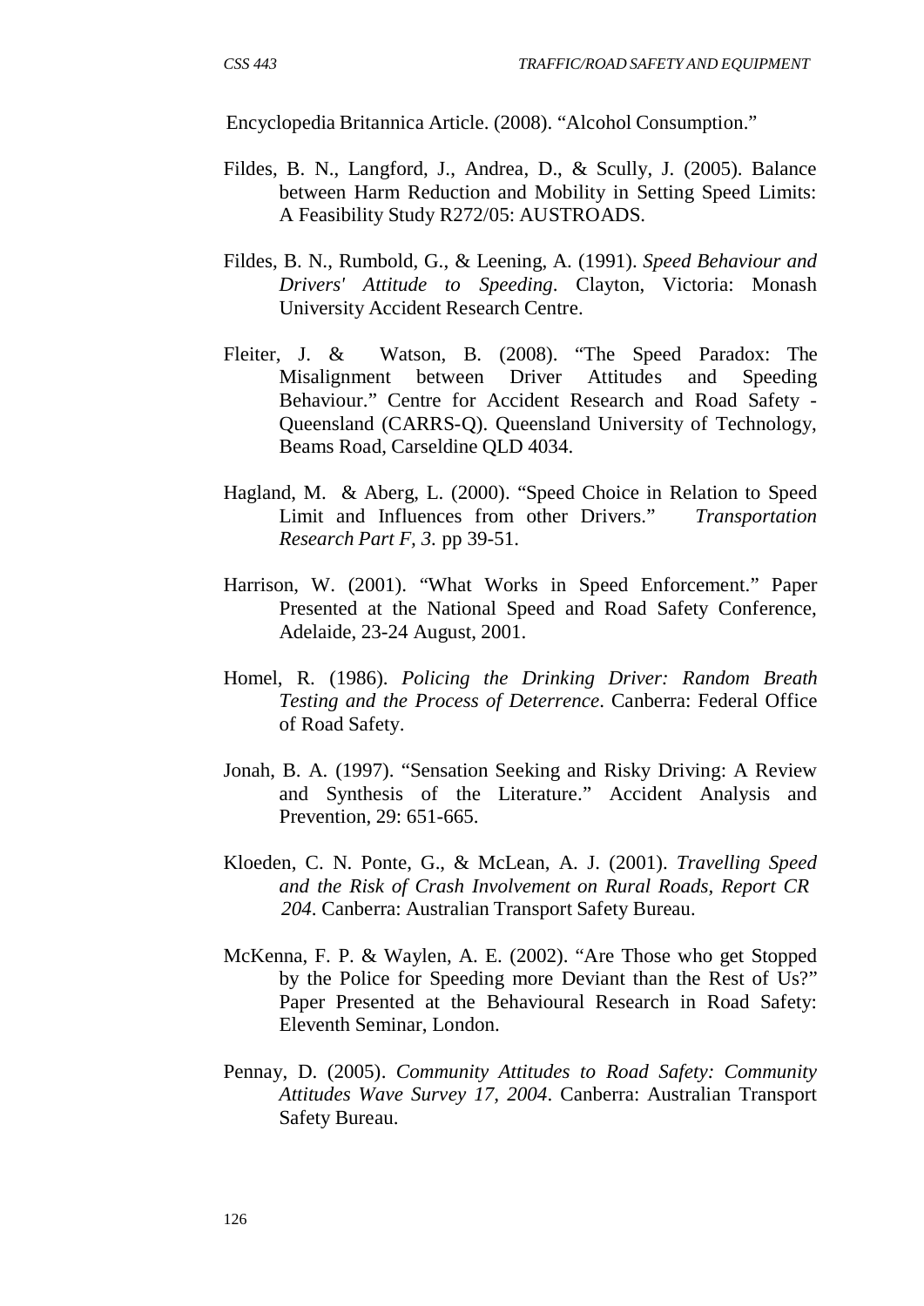Encyclopedia Britannica Article. (2008). “Alcohol Consumption.”

Fildes, B. N., Langford, J., Andrea, D., & Scully, J. (2005). Balance between Harm Reduction and Mobility in Setting Speed Limits: A Feasibility Study R272/05: AUSTROADS.

Fildes, B. N., Rumbold, G., & Leening, A. (1991). *Speed Behaviour and Drivers' Attitude to Speeding*. Clayton, Victoria: Monash University Accident Research Centre.

Fleiter, J. & Watson, B. (2008). “The Speed Paradox: The Misalignment between Driver Attitudes and Speeding Behaviour.” Centre for Accident Research and Road Safety - Queensland (CARRS-Q). Queensland University of Technology, Beams Road, Carseldine QLD 4034.

Hagland, M. & Aberg, L. (2000). “Speed Choice in Relation to Speed Limit and Influences from other Drivers.” *Transportation Research Part F, 3.* pp 39-51.

Harrison, W. (2001). “What Works in Speed Enforcement.” Paper Presented at the National Speed and Road Safety Conference, Adelaide, 23-24 August, 2001.

Homel, R. (1986). *Policing the Drinking Driver: Random Breath Testing and the Process of Deterrence*. Canberra: Federal Office of Road Safety.

Jonah, B. A. (1997). “Sensation Seeking and Risky Driving: A Review and Synthesis of the Literature.” Accident Analysis and Prevention, 29: 651-665.

Kloeden, C. N. Ponte, G., & McLean, A. J. (2001). *Travelling Speed and the Risk of Crash Involvement on Rural Roads, Report CR 204*. Canberra: Australian Transport Safety Bureau.

McKenna, F. P. & Waylen, A. E. (2002). “Are Those who get Stopped by the Police for Speeding more Deviant than the Rest of Us?” Paper Presented at the Behavioural Research in Road Safety: Eleventh Seminar, London.

Pennay, D. (2005). *Community Attitudes to Road Safety: Community Attitudes Wave Survey 17, 2004*. Canberra: Australian Transport Safety Bureau.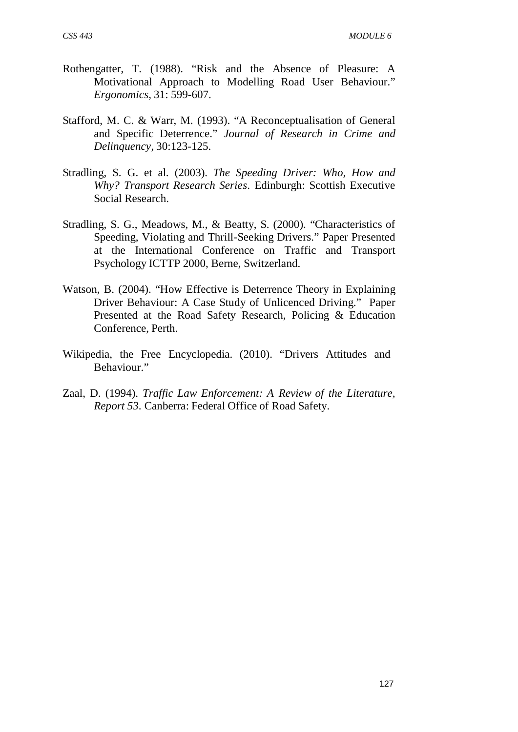Rothengatter, T. (1988). "Risk and the Absence of Pleasure: A Motivational Approach to Modelling Road User Behaviour." *Ergonomics*, 31: 599-607.

Stafford, M. C. & Warr, M. (1993). "A Reconceptualisation of General and Specific Deterrence." *Journal of Research in Crime and Delinquency*, 30:123-125.

Stradling, S. G. et al. (2003). *The Speeding Driver: Who, How and Why? Transport Research Series*. Edinburgh: Scottish Executive Social Research.

Stradling, S. G., Meadows, M., & Beatty, S. (2000). "Characteristics of Speeding, Violating and Thrill-Seeking Drivers." Paper Presented at the International Conference on Traffic and Transport Psychology ICTTP 2000, Berne, Switzerland.

Watson, B. (2004). "How Effective is Deterrence Theory in Explaining Driver Behaviour: A Case Study of Unlicenced Driving." Paper Presented at the Road Safety Research, Policing & Education Conference, Perth.

Wikipedia, the Free Encyclopedia. (2010). "Drivers Attitudes and Behaviour."

Zaal, D. (1994). *Traffic Law Enforcement: A Review of the Literature, Report 53*. Canberra: Federal Office of Road Safety.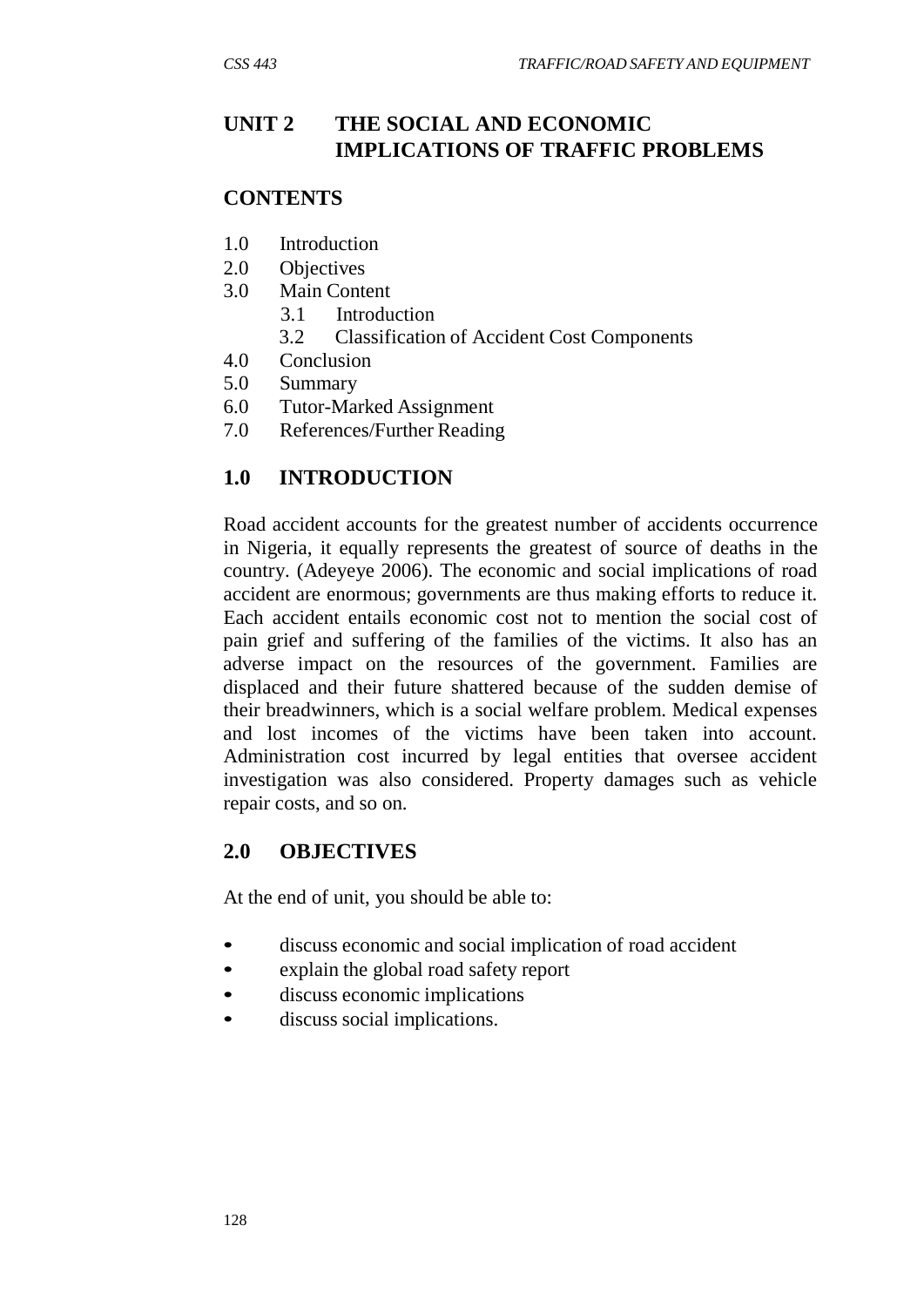# UNIT 2 THE SOCIAL AND ECONOMIC IMPLICATIONS OF TRAFFIC PROBLEMS

## CONTENTS

1.0 Introduction
2.0 Objectives
3.0 Main Content
  3.1 Introduction
  3.2 Classification of Accident Cost Components
4.0 Conclusion
5.0 Summary
6.0 Tutor-Marked Assignment
7.0 References/Further Reading

## 1.0 INTRODUCTION

Road accident accounts for the greatest number of accidents occurrence in Nigeria, it equally represents the greatest of source of deaths in the country. (Adeyeye 2006). The economic and social implications of road accident are enormous; governments are thus making efforts to reduce it. Each accident entails economic cost not to mention the social cost of pain grief and suffering of the families of the victims. It also has an adverse impact on the resources of the government. Families are displaced and their future shattered because of the sudden demise of their breadwinners, which is a social welfare problem. Medical expenses and lost incomes of the victims have been taken into account. Administration cost incurred by legal entities that oversee accident investigation was also considered. Property damages such as vehicle repair costs, and so on.

## 2.0 OBJECTIVES

At the end of unit, you should be able to:

- discuss economic and social implication of road accident
- explain the global road safety report
- discuss economic implications
- discuss social implications.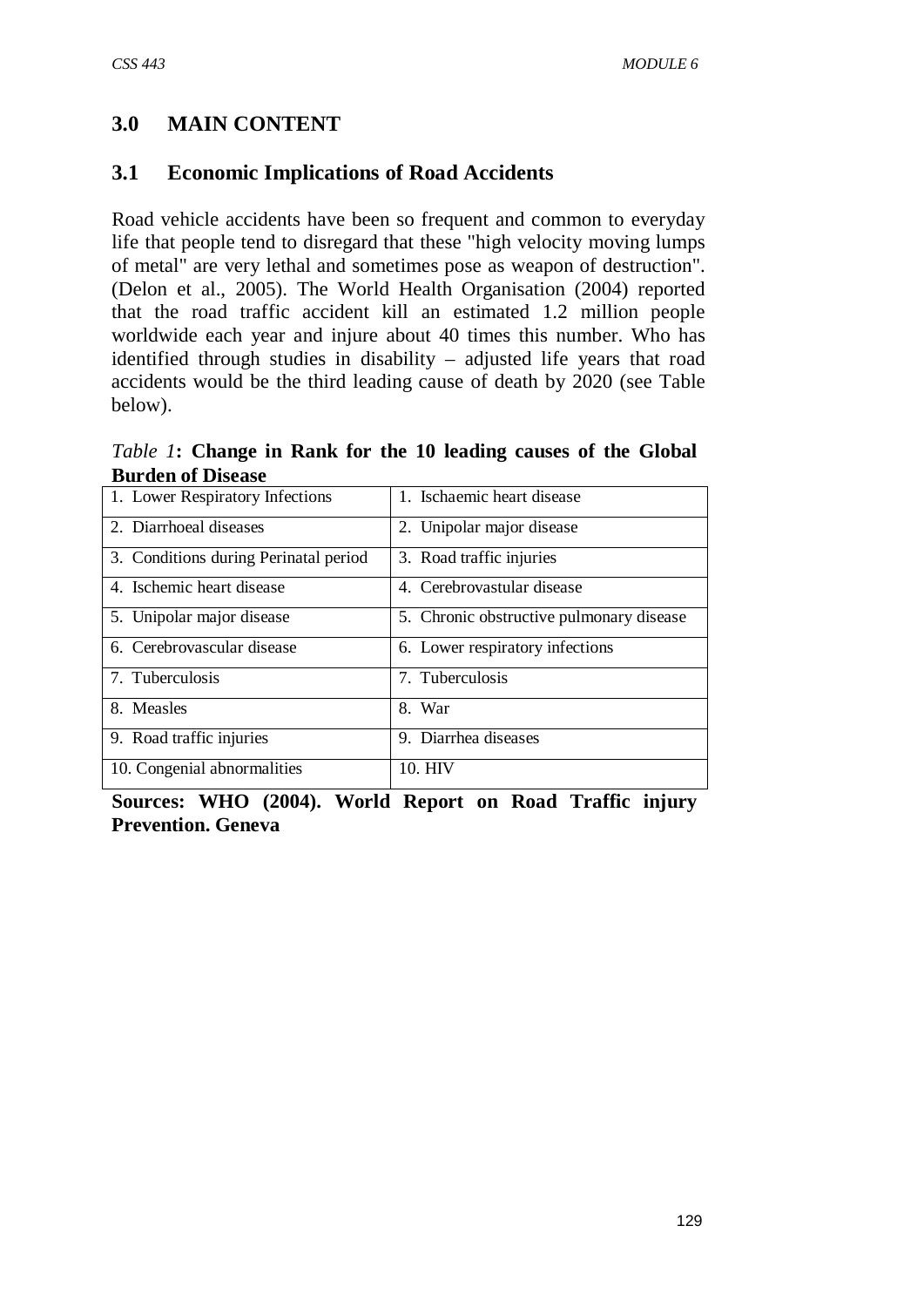## 3.0 MAIN CONTENT

### 3.1 Economic Implications of Road Accidents

Road vehicle accidents have been so frequent and common to everyday life that people tend to disregard that these "high velocity moving lumps of metal" are very lethal and sometimes pose as weapon of destruction". (Delon et al., 2005). The World Health Organisation (2004) reported that the road traffic accident kill an estimated 1.2 million people worldwide each year and injure about 40 times this number. Who has identified through studies in disability – adjusted life years that road accidents would be the third leading cause of death by 2020 (see Table below).

*Table 1*: **Change in Rank for the 10 leading causes of the Global Burden of Disease**

| | |
|---|---|
| 1. Lower Respiratory Infections | 1. Ischaemic heart disease |
| 2. Diarrhoeal diseases | 2. Unipolar major disease |
| 3. Conditions during Perinatal period | 3. Road traffic injuries |
| 4. Ischemic heart disease | 4. Cerebrovastular disease |
| 5. Unipolar major disease | 5. Chronic obstructive pulmonary disease |
| 6. Cerebrovascular disease | 6. Lower respiratory infections |
| 7. Tuberculosis | 7. Tuberculosis |
| 8. Measles | 8. War |
| 9. Road traffic injuries | 9. Diarrhea diseases |
| 10. Congenial abnormalities | 10. HIV |

**Sources: WHO (2004). World Report on Road Traffic injury Prevention. Geneva**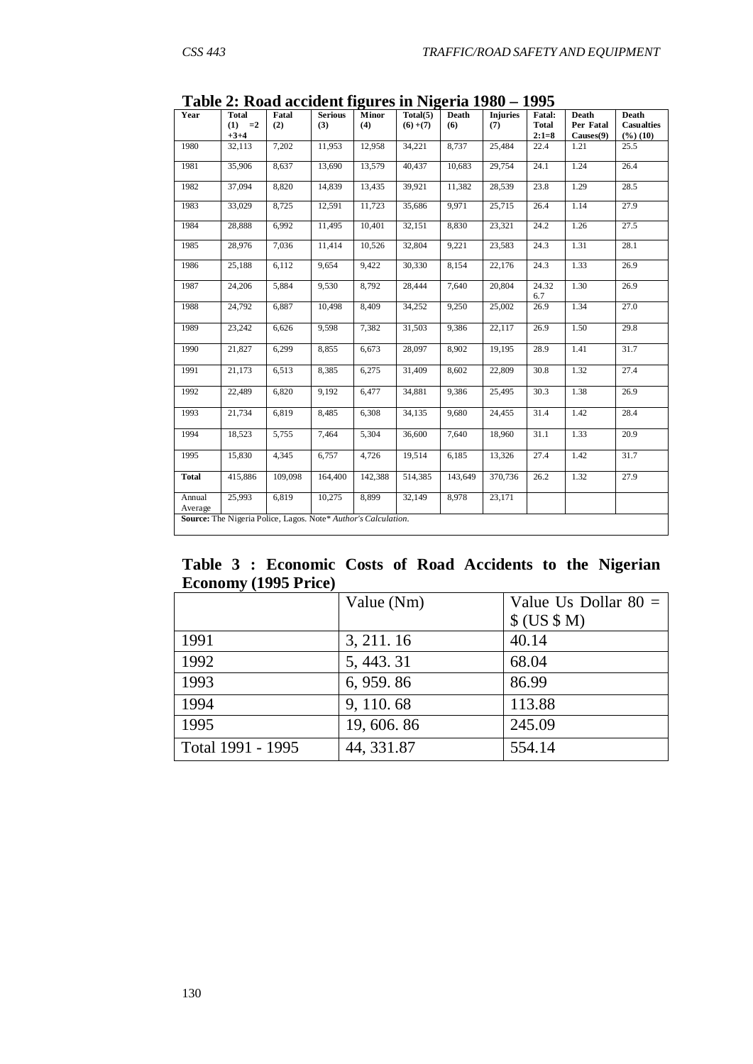**Table 2: Road accident figures in Nigeria 1980 – 1995**

| Year | Total (1) =2 +3+4 | Fatal (2) | Serious (3) | Minor (4) | Total(5) (6) +(7) | Death (6) | Injuries (7) | Fatal: Total 2:1=8 | Death Per Fatal Causes(9) | Death Casualties (%) (10) |
|---|---|---|---|---|---|---|---|---|---|---|
| 1980 | 32,113 | 7,202 | 11,953 | 12,958 | 34,221 | 8,737 | 25,484 | 22.4 | 1.21 | 25.5 |
| 1981 | 35,906 | 8,637 | 13,690 | 13,579 | 40,437 | 10,683 | 29,754 | 24.1 | 1.24 | 26.4 |
| 1982 | 37,094 | 8,820 | 14,839 | 13,435 | 39,921 | 11,382 | 28,539 | 23.8 | 1.29 | 28.5 |
| 1983 | 33,029 | 8,725 | 12,591 | 11,723 | 35,686 | 9,971 | 25,715 | 26.4 | 1.14 | 27.9 |
| 1984 | 28,888 | 6,992 | 11,495 | 10,401 | 32,151 | 8,830 | 23,321 | 24.2 | 1.26 | 27.5 |
| 1985 | 28,976 | 7,036 | 11,414 | 10,526 | 32,804 | 9,221 | 23,583 | 24.3 | 1.31 | 28.1 |
| 1986 | 25,188 | 6,112 | 9,654 | 9,422 | 30,330 | 8,154 | 22,176 | 24.3 | 1.33 | 26.9 |
| 1987 | 24,206 | 5,884 | 9,530 | 8,792 | 28,444 | 7,640 | 20,804 | 24.32 6.7 | 1.30 | 26.9 |
| 1988 | 24,792 | 6,887 | 10,498 | 8,409 | 34,252 | 9,250 | 25,002 | 26.9 | 1.34 | 27.0 |
| 1989 | 23,242 | 6,626 | 9,598 | 7,382 | 31,503 | 9,386 | 22,117 | 26.9 | 1.50 | 29.8 |
| 1990 | 21,827 | 6,299 | 8,855 | 6,673 | 28,097 | 8,902 | 19,195 | 28.9 | 1.41 | 31.7 |
| 1991 | 21,173 | 6,513 | 8,385 | 6,275 | 31,409 | 8,602 | 22,809 | 30.8 | 1.32 | 27.4 |
| 1992 | 22,489 | 6,820 | 9,192 | 6,477 | 34,881 | 9,386 | 25,495 | 30.3 | 1.38 | 26.9 |
| 1993 | 21,734 | 6,819 | 8,485 | 6,308 | 34,135 | 9,680 | 24,455 | 31.4 | 1.42 | 28.4 |
| 1994 | 18,523 | 5,755 | 7,464 | 5,304 | 36,600 | 7,640 | 18,960 | 31.1 | 1.33 | 20.9 |
| 1995 | 15,830 | 4,345 | 6,757 | 4,726 | 19,514 | 6,185 | 13,326 | 27.4 | 1.42 | 31.7 |
| **Total** | 415,886 | 109,098 | 164,400 | 142,388 | 514,385 | 143,649 | 370,736 | 26.2 | 1.32 | 27.9 |
| Annual Average | 25,993 | 6,819 | 10,275 | 8,899 | 32,149 | 8,978 | 23,171 | | | |

**Source:** The Nigeria Police, Lagos. Note* *Author's Calculation.*

**Table 3 : Economic Costs of Road Accidents to the Nigerian Economy (1995 Price)**

| | Value (Nm) | Value Us Dollar 80 = $ (US $ M) |
|---|---|---|
| 1991 | 3, 211. 16 | 40.14 |
| 1992 | 5, 443. 31 | 68.04 |
| 1993 | 6, 959. 86 | 86.99 |
| 1994 | 9, 110. 68 | 113.88 |
| 1995 | 19, 606. 86 | 245.09 |
| Total 1991 - 1995 | 44, 331.87 | 554.14 |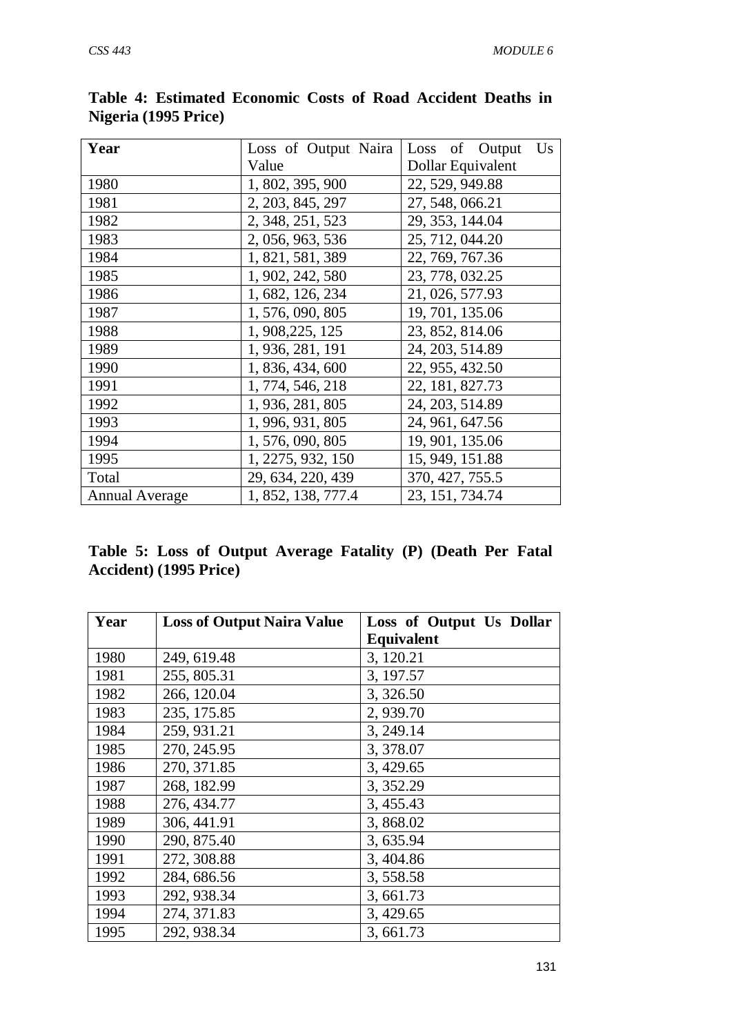**Table 4: Estimated Economic Costs of Road Accident Deaths in Nigeria (1995 Price)**

| Year | Loss of Output Naira Value | Loss of Output Us Dollar Equivalent |
|---|---|---|
| 1980 | 1, 802, 395, 900 | 22, 529, 949.88 |
| 1981 | 2, 203, 845, 297 | 27, 548, 066.21 |
| 1982 | 2, 348, 251, 523 | 29, 353, 144.04 |
| 1983 | 2, 056, 963, 536 | 25, 712, 044.20 |
| 1984 | 1, 821, 581, 389 | 22, 769, 767.36 |
| 1985 | 1, 902, 242, 580 | 23, 778, 032.25 |
| 1986 | 1, 682, 126, 234 | 21, 026, 577.93 |
| 1987 | 1, 576, 090, 805 | 19, 701, 135.06 |
| 1988 | 1, 908,225, 125 | 23, 852, 814.06 |
| 1989 | 1, 936, 281, 191 | 24, 203, 514.89 |
| 1990 | 1, 836, 434, 600 | 22, 955, 432.50 |
| 1991 | 1, 774, 546, 218 | 22, 181, 827.73 |
| 1992 | 1, 936, 281, 805 | 24, 203, 514.89 |
| 1993 | 1, 996, 931, 805 | 24, 961, 647.56 |
| 1994 | 1, 576, 090, 805 | 19, 901, 135.06 |
| 1995 | 1, 2275, 932, 150 | 15, 949, 151.88 |
| Total | 29, 634, 220, 439 | 370, 427, 755.5 |
| Annual Average | 1, 852, 138, 777.4 | 23, 151, 734.74 |

**Table 5: Loss of Output Average Fatality (P) (Death Per Fatal Accident) (1995 Price)**

| Year | Loss of Output Naira Value | Loss of Output Us Dollar Equivalent |
|---|---|---|
| 1980 | 249, 619.48 | 3, 120.21 |
| 1981 | 255, 805.31 | 3, 197.57 |
| 1982 | 266, 120.04 | 3, 326.50 |
| 1983 | 235, 175.85 | 2, 939.70 |
| 1984 | 259, 931.21 | 3, 249.14 |
| 1985 | 270, 245.95 | 3, 378.07 |
| 1986 | 270, 371.85 | 3, 429.65 |
| 1987 | 268, 182.99 | 3, 352.29 |
| 1988 | 276, 434.77 | 3, 455.43 |
| 1989 | 306, 441.91 | 3, 868.02 |
| 1990 | 290, 875.40 | 3, 635.94 |
| 1991 | 272, 308.88 | 3, 404.86 |
| 1992 | 284, 686.56 | 3, 558.58 |
| 1993 | 292, 938.34 | 3, 661.73 |
| 1994 | 274, 371.83 | 3, 429.65 |
| 1995 | 292, 938.34 | 3, 661.73 |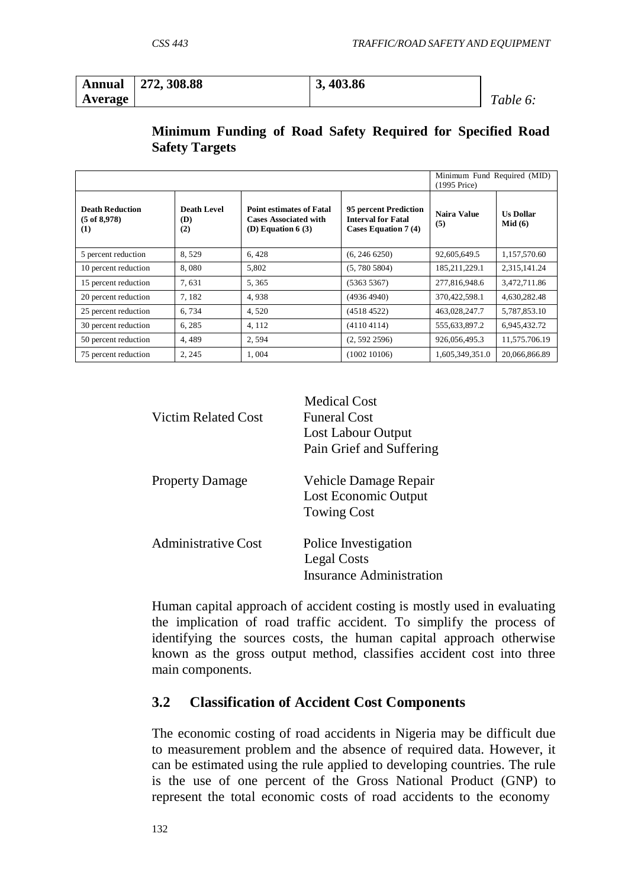| **Annual Average** | **272, 308.88** | **3, 403.86** |
|---|---|---|

*Table 6:*

**Minimum Funding of Road Safety Required for Specified Road Safety Targets**

| | | | | Minimum Fund Required (MID) (1995 Price) | |
|---|---|---|---|---|---|
| **Death Reduction (5 of 8,978) (1)** | **Death Level (D) (2)** | **Point estimates of Fatal Cases Associated with (D) Equation 6 (3)** | **95 percent Prediction Interval for Fatal Cases Equation 7 (4)** | **Naira Value (5)** | **Us Dollar Mid (6)** |
| 5 percent reduction | 8, 529 | 6, 428 | (6, 246 6250) | 92,605,649.5 | 1,157,570.60 |
| 10 percent reduction | 8, 080 | 5,802 | (5, 780 5804) | 185,211,229.1 | 2,315,141.24 |
| 15 percent reduction | 7, 631 | 5, 365 | (5363 5367) | 277,816,948.6 | 3,472,711.86 |
| 20 percent reduction | 7, 182 | 4, 938 | (4936 4940) | 370,422,598.1 | 4,630,282.48 |
| 25 percent reduction | 6, 734 | 4, 520 | (4518 4522) | 463,028,247.7 | 5,787,853.10 |
| 30 percent reduction | 6, 285 | 4, 112 | (4110 4114) | 555,633,897.2 | 6,945,432.72 |
| 50 percent reduction | 4, 489 | 2, 594 | (2, 592 2596) | 926,056,495.3 | 11,575.706.19 |
| 75 percent reduction | 2, 245 | 1, 004 | (1002 10106) | 1,605,349,351.0 | 20,066,866.89 |

| | |
|---|---|
| Victim Related Cost | Medical Cost<br>Funeral Cost<br>Lost Labour Output<br>Pain Grief and Suffering |
| Property Damage | Vehicle Damage Repair<br>Lost Economic Output<br>Towing Cost |
| Administrative Cost | Police Investigation<br>Legal Costs<br>Insurance Administration |

Human capital approach of accident costing is mostly used in evaluating the implication of road traffic accident. To simplify the process of identifying the sources costs, the human capital approach otherwise known as the gross output method, classifies accident cost into three main components.

## 3.2 Classification of Accident Cost Components

The economic costing of road accidents in Nigeria may be difficult due to measurement problem and the absence of required data. However, it can be estimated using the rule applied to developing countries. The rule is the use of one percent of the Gross National Product (GNP) to represent the total economic costs of road accidents to the economy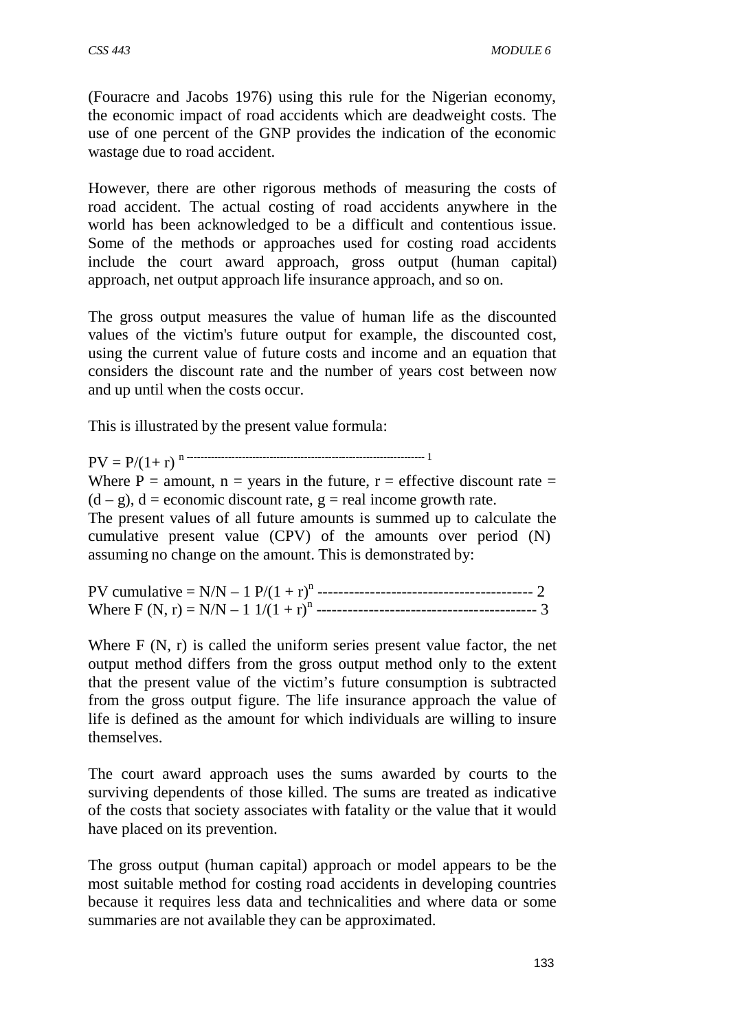(Fouracre and Jacobs 1976) using this rule for the Nigerian economy, the economic impact of road accidents which are deadweight costs. The use of one percent of the GNP provides the indication of the economic wastage due to road accident.

However, there are other rigorous methods of measuring the costs of road accident. The actual costing of road accidents anywhere in the world has been acknowledged to be a difficult and contentious issue. Some of the methods or approaches used for costing road accidents include the court award approach, gross output (human capital) approach, net output approach life insurance approach, and so on.

The gross output measures the value of human life as the discounted values of the victim's future output for example, the discounted cost, using the current value of future costs and income and an equation that considers the discount rate and the number of years cost between now and up until when the costs occur.

This is illustrated by the present value formula:

$$PV = P/(1+r)^n \text{ ----------------------------------- } 1$$

Where P = amount, n = years in the future, r = effective discount rate = (d – g), d = economic discount rate, g = real income growth rate.
The present values of all future amounts is summed up to calculate the cumulative present value (CPV) of the amounts over period (N) assuming no change on the amount. This is demonstrated by:

$$PV\ cumulative = N/N - 1\ P/(1+r)^n \text{ ----------------------------------------- } 2$$
$$Where\ F(N, r) = N/N - 1\ 1/(1+r)^n \text{ ----------------------------------------- } 3$$

Where F (N, r) is called the uniform series present value factor, the net output method differs from the gross output method only to the extent that the present value of the victim's future consumption is subtracted from the gross output figure. The life insurance approach the value of life is defined as the amount for which individuals are willing to insure themselves.

The court award approach uses the sums awarded by courts to the surviving dependents of those killed. The sums are treated as indicative of the costs that society associates with fatality or the value that it would have placed on its prevention.

The gross output (human capital) approach or model appears to be the most suitable method for costing road accidents in developing countries because it requires less data and technicalities and where data or some summaries are not available they can be approximated.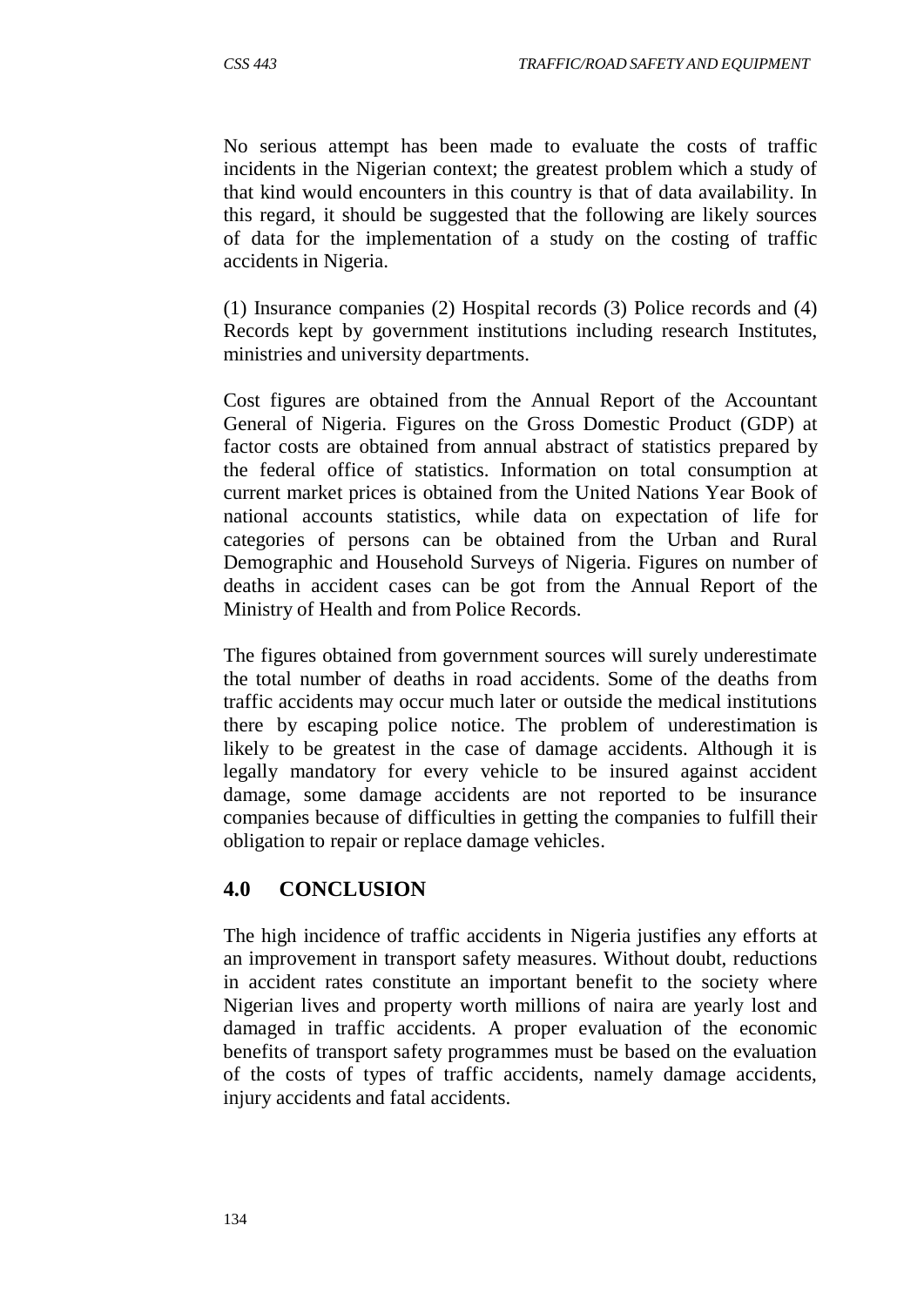No serious attempt has been made to evaluate the costs of traffic incidents in the Nigerian context; the greatest problem which a study of that kind would encounters in this country is that of data availability. In this regard, it should be suggested that the following are likely sources of data for the implementation of a study on the costing of traffic accidents in Nigeria.

(1) Insurance companies (2) Hospital records (3) Police records and (4) Records kept by government institutions including research Institutes, ministries and university departments.

Cost figures are obtained from the Annual Report of the Accountant General of Nigeria. Figures on the Gross Domestic Product (GDP) at factor costs are obtained from annual abstract of statistics prepared by the federal office of statistics. Information on total consumption at current market prices is obtained from the United Nations Year Book of national accounts statistics, while data on expectation of life for categories of persons can be obtained from the Urban and Rural Demographic and Household Surveys of Nigeria. Figures on number of deaths in accident cases can be got from the Annual Report of the Ministry of Health and from Police Records.

The figures obtained from government sources will surely underestimate the total number of deaths in road accidents. Some of the deaths from traffic accidents may occur much later or outside the medical institutions there by escaping police notice. The problem of underestimation is likely to be greatest in the case of damage accidents. Although it is legally mandatory for every vehicle to be insured against accident damage, some damage accidents are not reported to be insurance companies because of difficulties in getting the companies to fulfill their obligation to repair or replace damage vehicles.

## 4.0 CONCLUSION

The high incidence of traffic accidents in Nigeria justifies any efforts at an improvement in transport safety measures. Without doubt, reductions in accident rates constitute an important benefit to the society where Nigerian lives and property worth millions of naira are yearly lost and damaged in traffic accidents. A proper evaluation of the economic benefits of transport safety programmes must be based on the evaluation of the costs of types of traffic accidents, namely damage accidents, injury accidents and fatal accidents.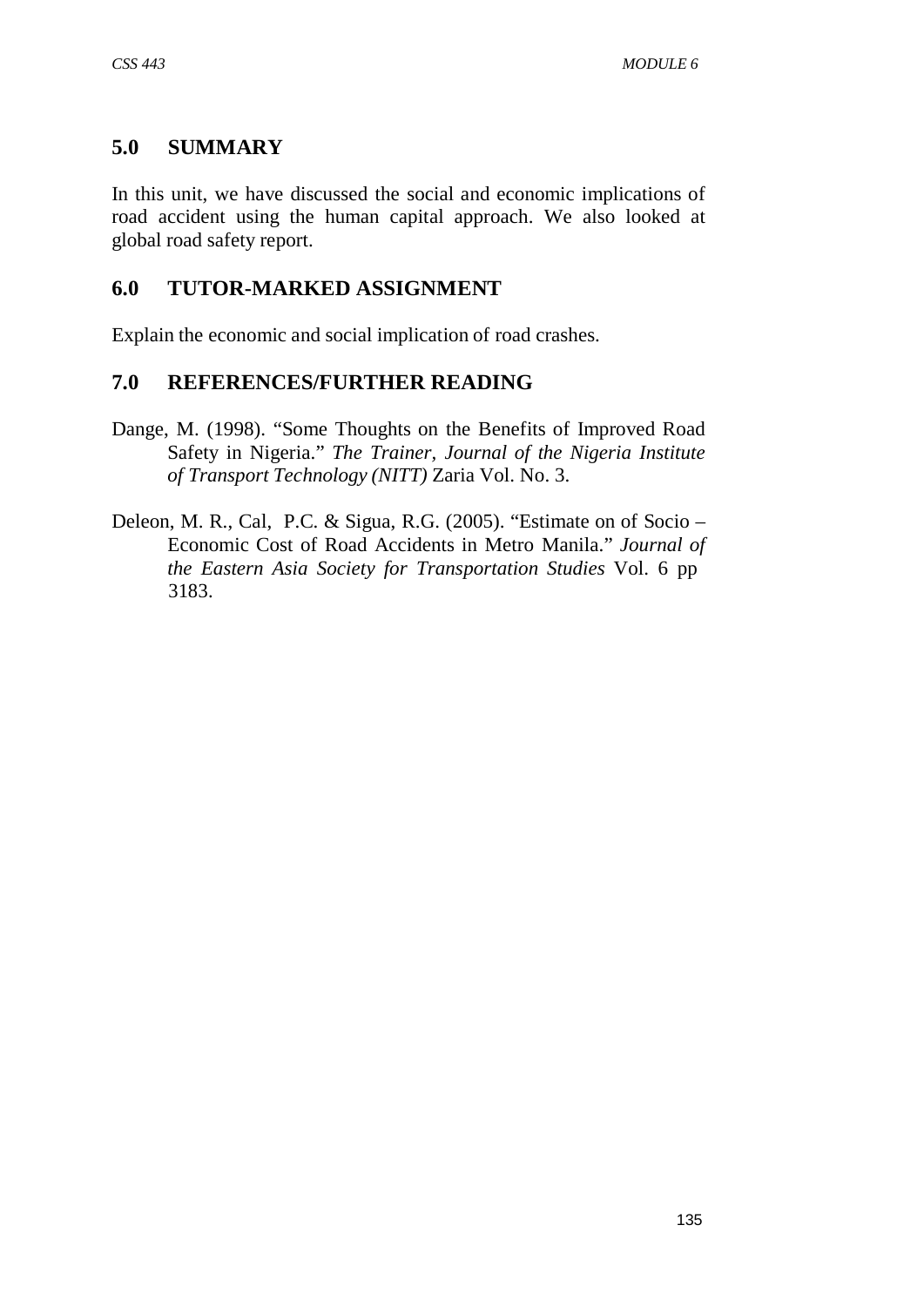## 5.0 SUMMARY

In this unit, we have discussed the social and economic implications of road accident using the human capital approach. We also looked at global road safety report.

## 6.0 TUTOR-MARKED ASSIGNMENT

Explain the economic and social implication of road crashes.

## 7.0 REFERENCES/FURTHER READING

Dange, M. (1998). "Some Thoughts on the Benefits of Improved Road Safety in Nigeria." *The Trainer, Journal of the Nigeria Institute of Transport Technology (NITT)* Zaria Vol. No. 3.

Deleon, M. R., Cal, P.C. & Sigua, R.G. (2005). "Estimate on of Socio – Economic Cost of Road Accidents in Metro Manila." *Journal of the Eastern Asia Society for Transportation Studies* Vol. 6 pp 3183.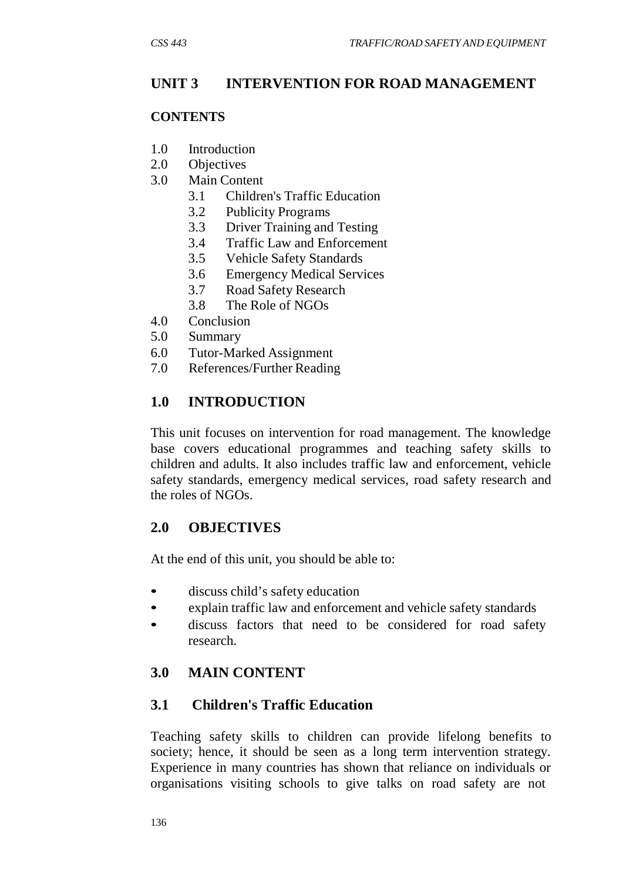## UNIT 3 INTERVENTION FOR ROAD MANAGEMENT

### CONTENTS

1.0 Introduction
2.0 Objectives
3.0 Main Content
    3.1 Children's Traffic Education
    3.2 Publicity Programs
    3.3 Driver Training and Testing
    3.4 Traffic Law and Enforcement
    3.5 Vehicle Safety Standards
    3.6 Emergency Medical Services
    3.7 Road Safety Research
    3.8 The Role of NGOs
4.0 Conclusion
5.0 Summary
6.0 Tutor-Marked Assignment
7.0 References/Further Reading

### 1.0 INTRODUCTION

This unit focuses on intervention for road management. The knowledge base covers educational programmes and teaching safety skills to children and adults. It also includes traffic law and enforcement, vehicle safety standards, emergency medical services, road safety research and the roles of NGOs.

### 2.0 OBJECTIVES

At the end of this unit, you should be able to:

- discuss child's safety education
- explain traffic law and enforcement and vehicle safety standards
- discuss factors that need to be considered for road safety research.

### 3.0 MAIN CONTENT

### 3.1 Children's Traffic Education

Teaching safety skills to children can provide lifelong benefits to society; hence, it should be seen as a long term intervention strategy. Experience in many countries has shown that reliance on individuals or organisations visiting schools to give talks on road safety are not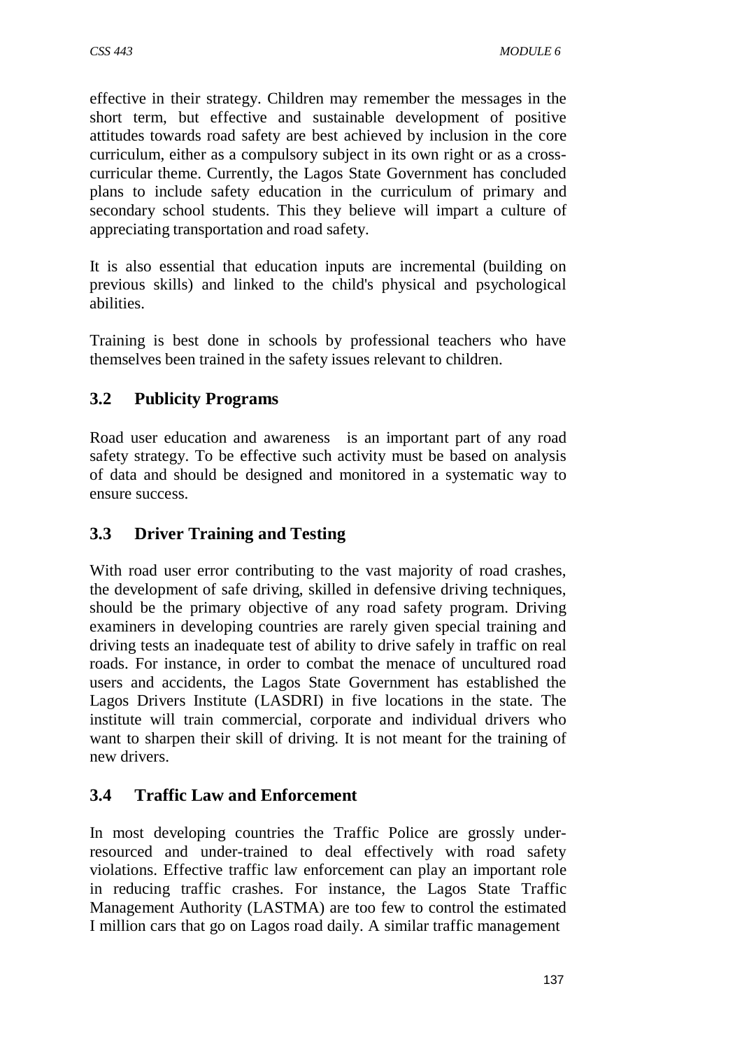effective in their strategy. Children may remember the messages in the short term, but effective and sustainable development of positive attitudes towards road safety are best achieved by inclusion in the core curriculum, either as a compulsory subject in its own right or as a cross-curricular theme. Currently, the Lagos State Government has concluded plans to include safety education in the curriculum of primary and secondary school students. This they believe will impart a culture of appreciating transportation and road safety.

It is also essential that education inputs are incremental (building on previous skills) and linked to the child's physical and psychological abilities.

Training is best done in schools by professional teachers who have themselves been trained in the safety issues relevant to children.

## 3.2 Publicity Programs

Road user education and awareness is an important part of any road safety strategy. To be effective such activity must be based on analysis of data and should be designed and monitored in a systematic way to ensure success.

## 3.3 Driver Training and Testing

With road user error contributing to the vast majority of road crashes, the development of safe driving, skilled in defensive driving techniques, should be the primary objective of any road safety program. Driving examiners in developing countries are rarely given special training and driving tests an inadequate test of ability to drive safely in traffic on real roads. For instance, in order to combat the menace of uncultured road users and accidents, the Lagos State Government has established the Lagos Drivers Institute (LASDRI) in five locations in the state. The institute will train commercial, corporate and individual drivers who want to sharpen their skill of driving. It is not meant for the training of new drivers.

## 3.4 Traffic Law and Enforcement

In most developing countries the Traffic Police are grossly under-resourced and under-trained to deal effectively with road safety violations. Effective traffic law enforcement can play an important role in reducing traffic crashes. For instance, the Lagos State Traffic Management Authority (LASTMA) are too few to control the estimated I million cars that go on Lagos road daily. A similar traffic management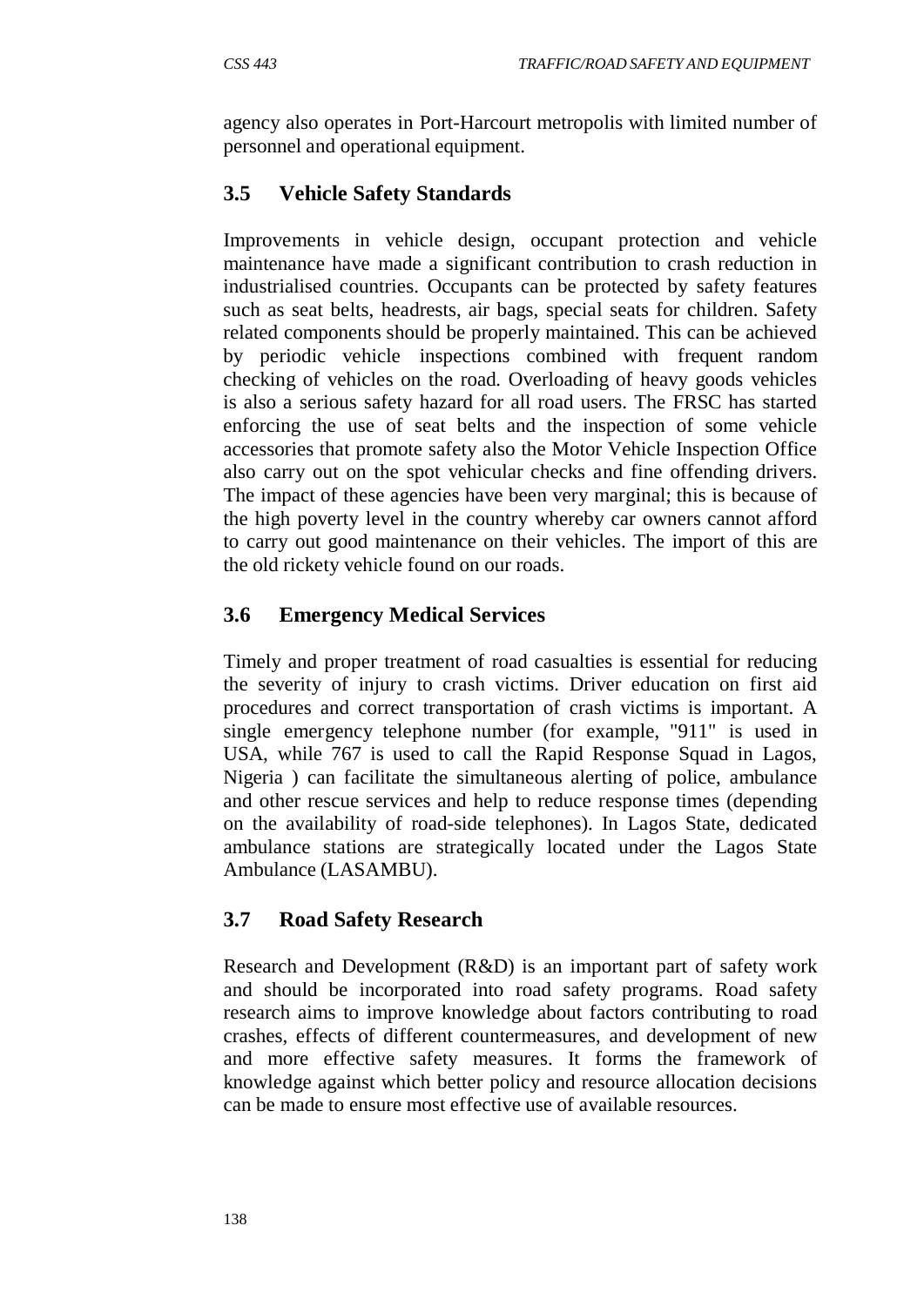agency also operates in Port-Harcourt metropolis with limited number of personnel and operational equipment.

## 3.5 Vehicle Safety Standards

Improvements in vehicle design, occupant protection and vehicle maintenance have made a significant contribution to crash reduction in industrialised countries. Occupants can be protected by safety features such as seat belts, headrests, air bags, special seats for children. Safety related components should be properly maintained. This can be achieved by periodic vehicle inspections combined with frequent random checking of vehicles on the road. Overloading of heavy goods vehicles is also a serious safety hazard for all road users. The FRSC has started enforcing the use of seat belts and the inspection of some vehicle accessories that promote safety also the Motor Vehicle Inspection Office also carry out on the spot vehicular checks and fine offending drivers. The impact of these agencies have been very marginal; this is because of the high poverty level in the country whereby car owners cannot afford to carry out good maintenance on their vehicles. The import of this are the old rickety vehicle found on our roads.

## 3.6 Emergency Medical Services

Timely and proper treatment of road casualties is essential for reducing the severity of injury to crash victims. Driver education on first aid procedures and correct transportation of crash victims is important. A single emergency telephone number (for example, "911" is used in USA, while 767 is used to call the Rapid Response Squad in Lagos, Nigeria ) can facilitate the simultaneous alerting of police, ambulance and other rescue services and help to reduce response times (depending on the availability of road-side telephones). In Lagos State, dedicated ambulance stations are strategically located under the Lagos State Ambulance (LASAMBU).

## 3.7 Road Safety Research

Research and Development (R&D) is an important part of safety work and should be incorporated into road safety programs. Road safety research aims to improve knowledge about factors contributing to road crashes, effects of different countermeasures, and development of new and more effective safety measures. It forms the framework of knowledge against which better policy and resource allocation decisions can be made to ensure most effective use of available resources.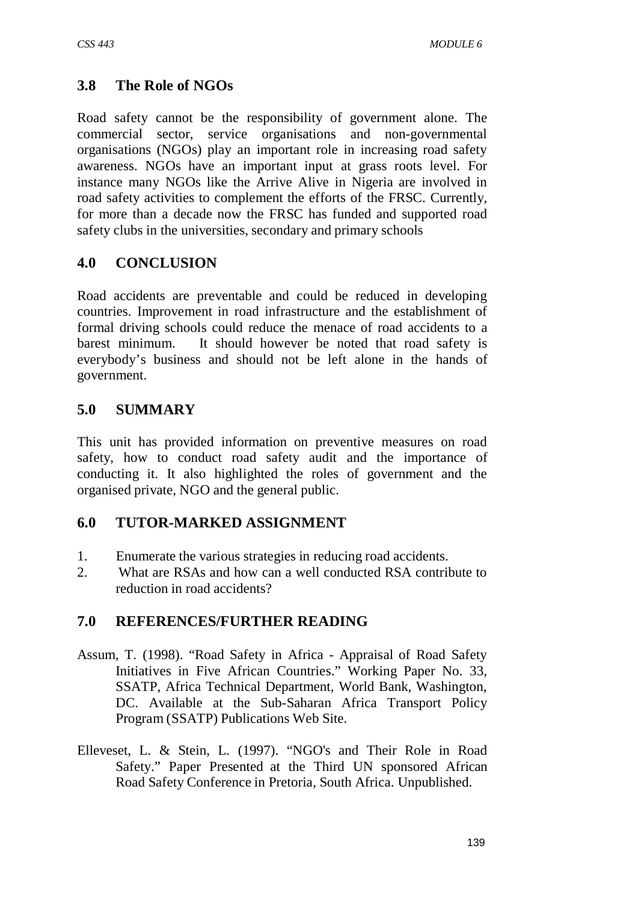## 3.8 The Role of NGOs

Road safety cannot be the responsibility of government alone. The commercial sector, service organisations and non-governmental organisations (NGOs) play an important role in increasing road safety awareness. NGOs have an important input at grass roots level. For instance many NGOs like the Arrive Alive in Nigeria are involved in road safety activities to complement the efforts of the FRSC. Currently, for more than a decade now the FRSC has funded and supported road safety clubs in the universities, secondary and primary schools

## 4.0 CONCLUSION

Road accidents are preventable and could be reduced in developing countries. Improvement in road infrastructure and the establishment of formal driving schools could reduce the menace of road accidents to a barest minimum. It should however be noted that road safety is everybody's business and should not be left alone in the hands of government.

## 5.0 SUMMARY

This unit has provided information on preventive measures on road safety, how to conduct road safety audit and the importance of conducting it. It also highlighted the roles of government and the organised private, NGO and the general public.

## 6.0 TUTOR-MARKED ASSIGNMENT

1. Enumerate the various strategies in reducing road accidents.
2. What are RSAs and how can a well conducted RSA contribute to reduction in road accidents?

## 7.0 REFERENCES/FURTHER READING

Assum, T. (1998). "Road Safety in Africa - Appraisal of Road Safety Initiatives in Five African Countries." Working Paper No. 33, SSATP, Africa Technical Department, World Bank, Washington, DC. Available at the Sub-Saharan Africa Transport Policy Program (SSATP) Publications Web Site.

Elleveset, L. & Stein, L. (1997). "NGO's and Their Role in Road Safety." Paper Presented at the Third UN sponsored African Road Safety Conference in Pretoria, South Africa. Unpublished.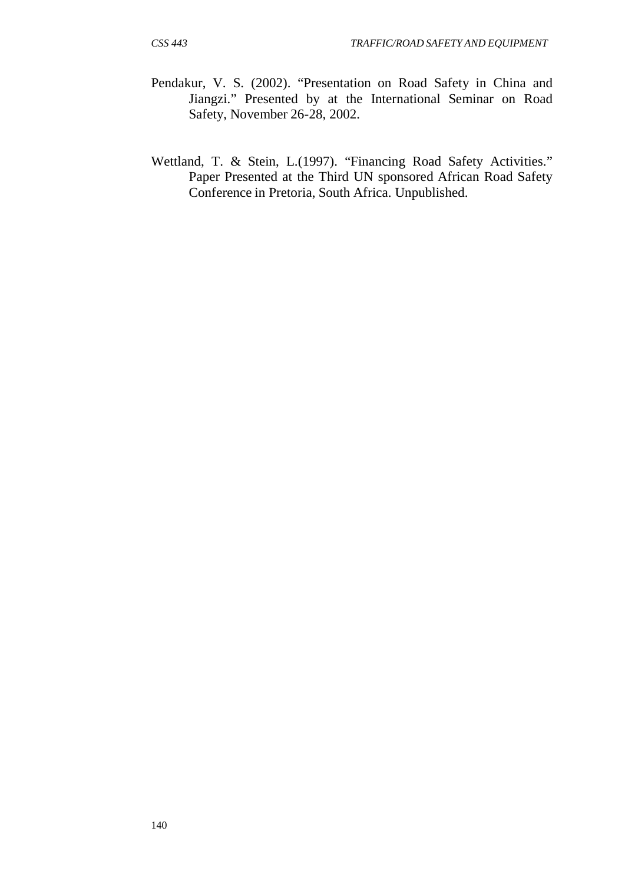Pendakur, V. S. (2002). "Presentation on Road Safety in China and Jiangzi." Presented by at the International Seminar on Road Safety, November 26-28, 2002.

Wettland, T. & Stein, L.(1997). "Financing Road Safety Activities." Paper Presented at the Third UN sponsored African Road Safety Conference in Pretoria, South Africa. Unpublished.